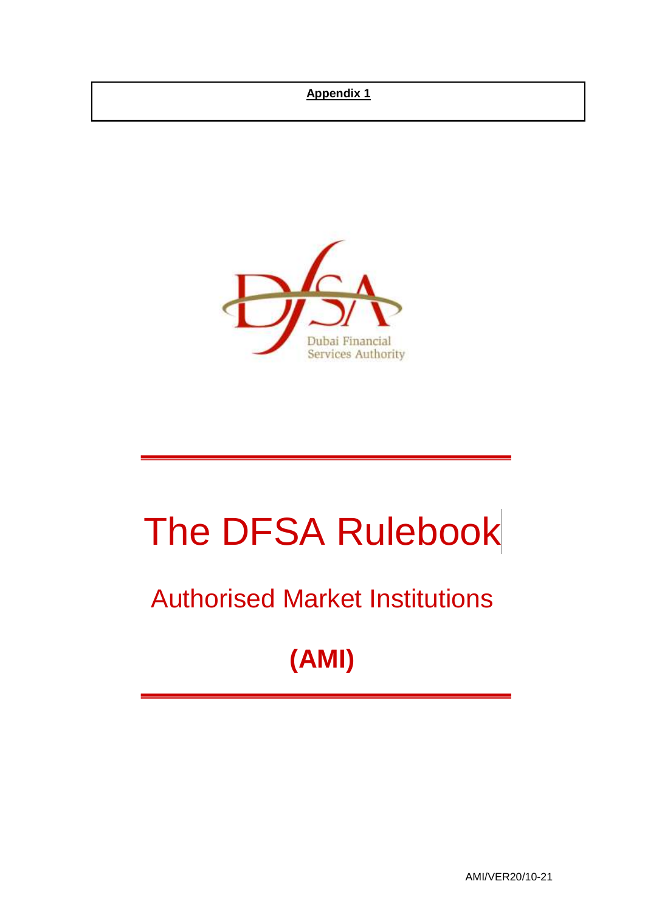**Appendix 1**

Dubai Financial Services Authority

# The DFSA Rulebook

## Authorised Market Institutions

## **(AMI)**

AMI/VER20/10-21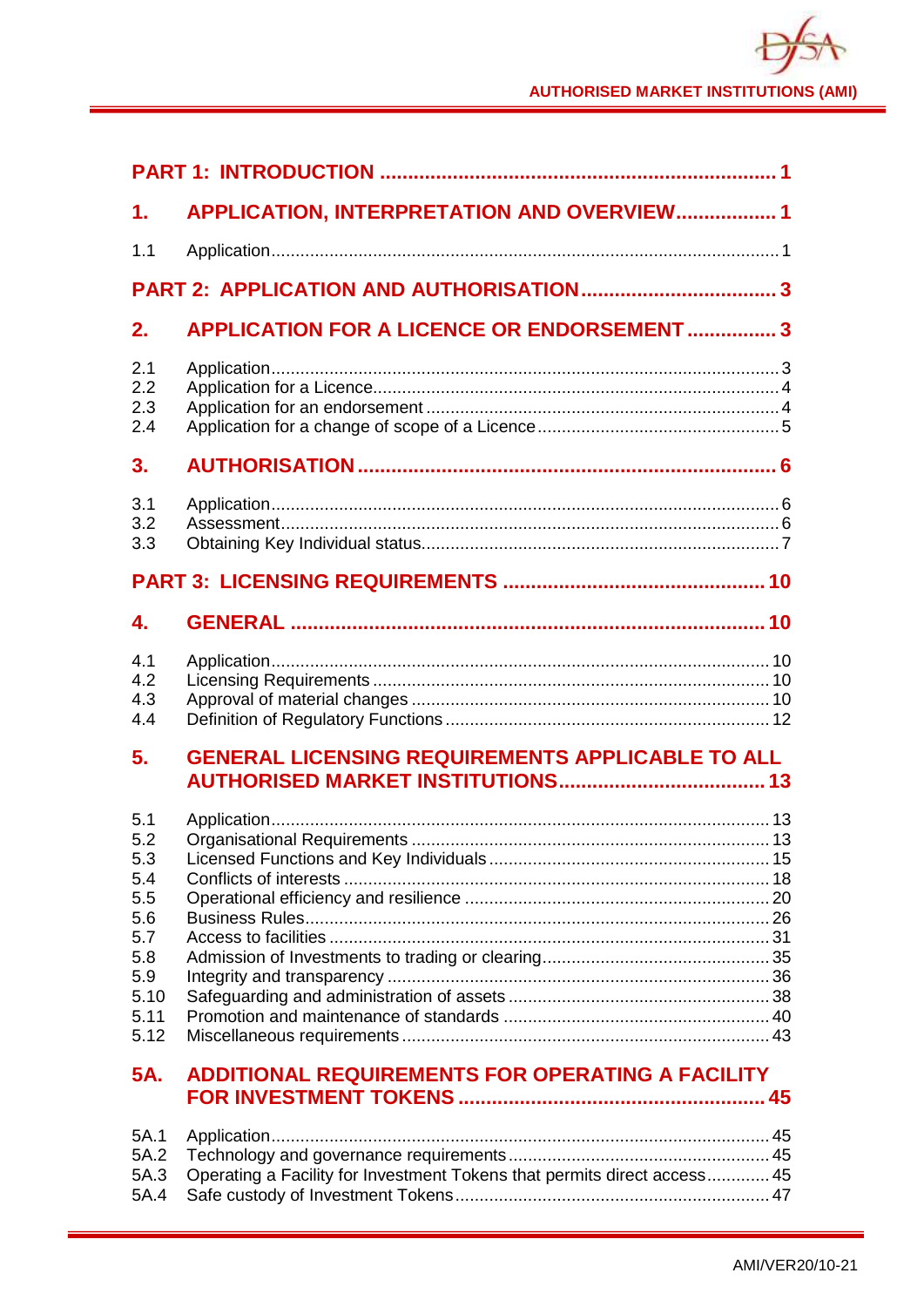**PART 1: INTRODUCTION** ........................................................................ 1

**1. APPLICATION, INTERPRETATION AND OVERVIEW** .................. 1

1.1 Application ........................................................................................................ 1

**PART 2: APPLICATION AND AUTHORISATION** .................................... 3

**2. APPLICATION FOR A LICENCE OR ENDORSEMENT** ................ 3

2.1 Application ........................................................................................................ 3
2.2 Application for a Licence .................................................................................... 4
2.3 Application for an endorsement ......................................................................... 4
2.4 Application for a change of scope of a Licence .................................................. 5

**3. AUTHORISATION** ........................................................................... 6

3.1 Application ........................................................................................................ 6
3.2 Assessment ...................................................................................................... 6
3.3 Obtaining Key Individual status .......................................................................... 7

**PART 3: LICENSING REQUIREMENTS** ............................................... 10

**4. GENERAL** ...................................................................................... 10

4.1 Application ...................................................................................................... 10
4.2 Licensing Requirements .................................................................................. 10
4.3 Approval of material changes .......................................................................... 10
4.4 Definition of Regulatory Functions ................................................................... 12

**5. GENERAL LICENSING REQUIREMENTS APPLICABLE TO ALL AUTHORISED MARKET INSTITUTIONS** ..................................... 13

5.1 Application ...................................................................................................... 13
5.2 Organisational Requirements .......................................................................... 13
5.3 Licensed Functions and Key Individuals .......................................................... 15
5.4 Conflicts of interests ....................................................................................... 18
5.5 Operational efficiency and resilience ............................................................... 20
5.6 Business Rules ................................................................................................ 26
5.7 Access to facilities .......................................................................................... 31
5.8 Admission of Investments to trading or clearing ............................................... 35
5.9 Integrity and transparency ............................................................................... 36
5.10 Safeguarding and administration of assets ...................................................... 38
5.11 Promotion and maintenance of standards ....................................................... 40
5.12 Miscellaneous requirements ............................................................................ 43

**5A. ADDITIONAL REQUIREMENTS FOR OPERATING A FACILITY FOR INVESTMENT TOKENS** ....................................................... 45

5A.1 Application ...................................................................................................... 45
5A.2 Technology and governance requirements ...................................................... 45
5A.3 Operating a Facility for Investment Tokens that permits direct access ............. 45
5A.4 Safe custody of Investment Tokens ................................................................. 47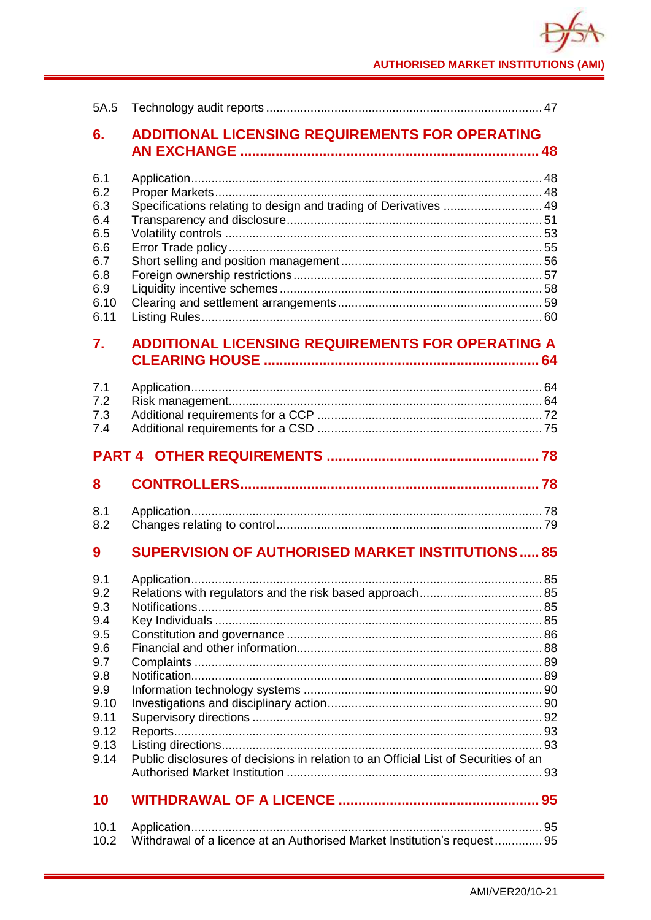| | | |
|---|---|---|
| 5A.5 | Technology audit reports | 47 |

**6. ADDITIONAL LICENSING REQUIREMENTS FOR OPERATING AN EXCHANGE .......... 48**

| | | |
|---|---|---|
| 6.1 | Application | 48 |
| 6.2 | Proper Markets | 48 |
| 6.3 | Specifications relating to design and trading of Derivatives | 49 |
| 6.4 | Transparency and disclosure | 51 |
| 6.5 | Volatility controls | 53 |
| 6.6 | Error Trade policy | 55 |
| 6.7 | Short selling and position management | 56 |
| 6.8 | Foreign ownership restrictions | 57 |
| 6.9 | Liquidity incentive schemes | 58 |
| 6.10 | Clearing and settlement arrangements | 59 |
| 6.11 | Listing Rules | 60 |

**7. ADDITIONAL LICENSING REQUIREMENTS FOR OPERATING A CLEARING HOUSE .......... 64**

| | | |
|---|---|---|
| 7.1 | Application | 64 |
| 7.2 | Risk management | 64 |
| 7.3 | Additional requirements for a CCP | 72 |
| 7.4 | Additional requirements for a CSD | 75 |

**PART 4 OTHER REQUIREMENTS .......... 78**

**8 CONTROLLERS .......... 78**

| | | |
|---|---|---|
| 8.1 | Application | 78 |
| 8.2 | Changes relating to control | 79 |

**9 SUPERVISION OF AUTHORISED MARKET INSTITUTIONS .......... 85**

| | | |
|---|---|---|
| 9.1 | Application | 85 |
| 9.2 | Relations with regulators and the risk based approach | 85 |
| 9.3 | Notifications | 85 |
| 9.4 | Key Individuals | 85 |
| 9.5 | Constitution and governance | 86 |
| 9.6 | Financial and other information | 88 |
| 9.7 | Complaints | 89 |
| 9.8 | Notification | 89 |
| 9.9 | Information technology systems | 90 |
| 9.10 | Investigations and disciplinary action | 90 |
| 9.11 | Supervisory directions | 92 |
| 9.12 | Reports | 93 |
| 9.13 | Listing directions | 93 |
| 9.14 | Public disclosures of decisions in relation to an Official List of Securities of an Authorised Market Institution | 93 |

**10 WITHDRAWAL OF A LICENCE .......... 95**

| | | |
|---|---|---|
| 10.1 | Application | 95 |
| 10.2 | Withdrawal of a licence at an Authorised Market Institution's request | 95 |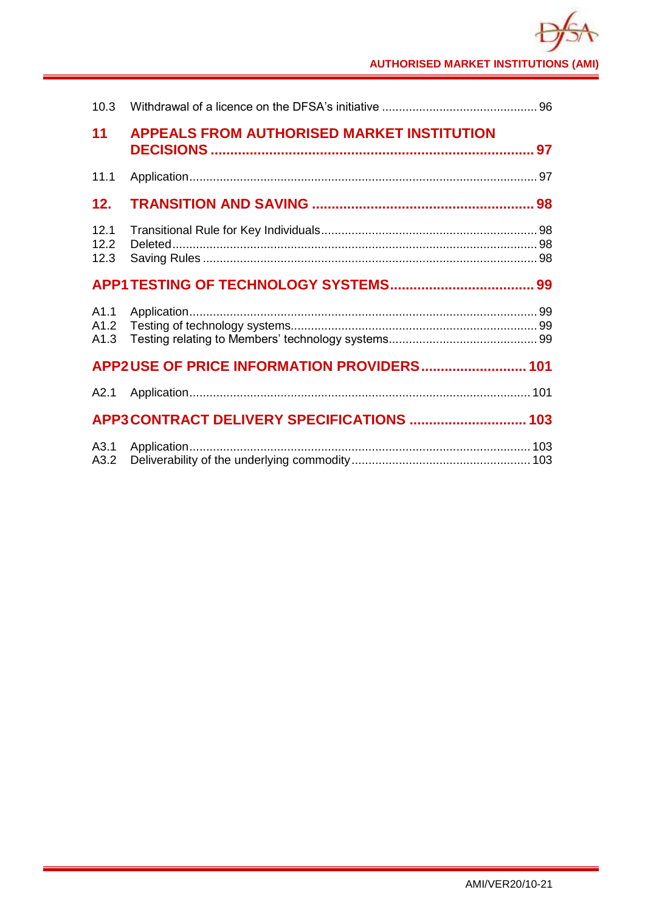10.3 Withdrawal of a licence on the DFSA's initiative ............................................ 96

**11 APPEALS FROM AUTHORISED MARKET INSTITUTION DECISIONS ........................................................................... 97**

11.1 Application...................................................................................................... 97

**12. TRANSITION AND SAVING ........................................................ 98**

12.1 Transitional Rule for Key Individuals............................................................... 98
12.2 Deleted........................................................................................................... 98
12.3 Saving Rules .................................................................................................. 98

**APP1 TESTING OF TECHNOLOGY SYSTEMS.................................... 99**

A1.1 Application...................................................................................................... 99
A1.2 Testing of technology systems........................................................................ 99
A1.3 Testing relating to Members' technology systems........................................... 99

**APP2 USE OF PRICE INFORMATION PROVIDERS........................... 101**

A2.1 Application.................................................................................................... 101

**APP3 CONTRACT DELIVERY SPECIFICATIONS ............................. 103**

A3.1 Application.................................................................................................... 103
A3.2 Deliverability of the underlying commodity.................................................... 103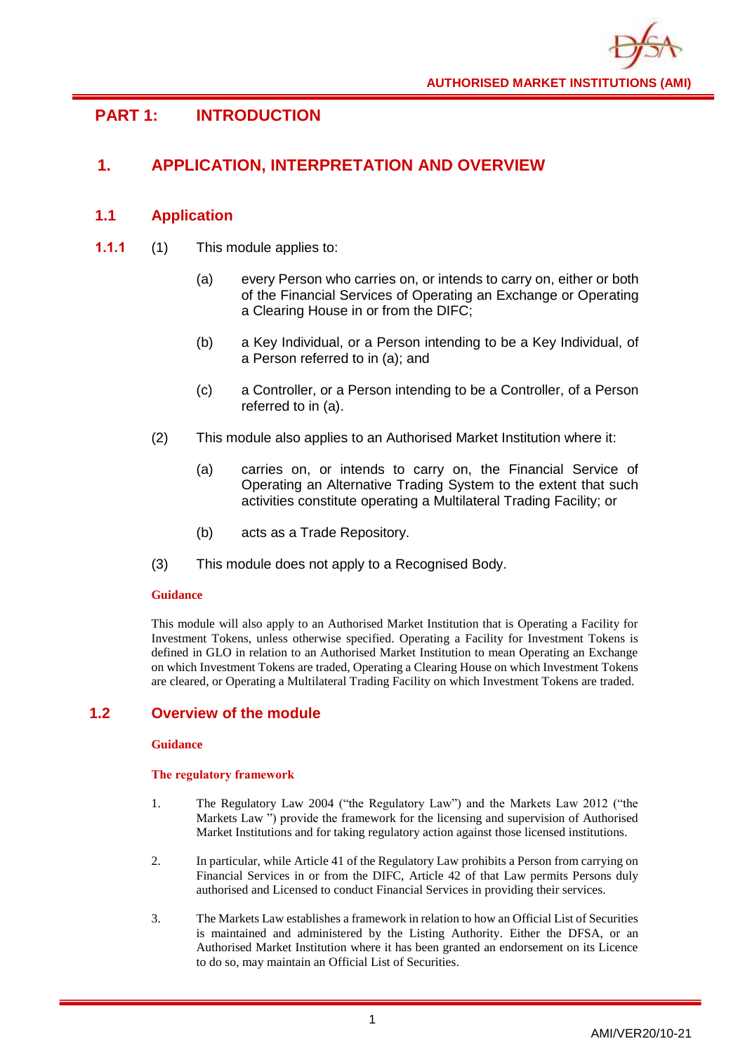# PART 1: INTRODUCTION

## 1. APPLICATION, INTERPRETATION AND OVERVIEW

### 1.1 Application

**1.1.1** (1) This module applies to:

(a) every Person who carries on, or intends to carry on, either or both of the Financial Services of Operating an Exchange or Operating a Clearing House in or from the DIFC;

(b) a Key Individual, or a Person intending to be a Key Individual, of a Person referred to in (a); and

(c) a Controller, or a Person intending to be a Controller, of a Person referred to in (a).

(2) This module also applies to an Authorised Market Institution where it:

(a) carries on, or intends to carry on, the Financial Service of Operating an Alternative Trading System to the extent that such activities constitute operating a Multilateral Trading Facility; or

(b) acts as a Trade Repository.

(3) This module does not apply to a Recognised Body.

**Guidance**

This module will also apply to an Authorised Market Institution that is Operating a Facility for Investment Tokens, unless otherwise specified. Operating a Facility for Investment Tokens is defined in GLO in relation to an Authorised Market Institution to mean Operating an Exchange on which Investment Tokens are traded, Operating a Clearing House on which Investment Tokens are cleared, or Operating a Multilateral Trading Facility on which Investment Tokens are traded.

### 1.2 Overview of the module

**Guidance**

**The regulatory framework**

1. The Regulatory Law 2004 ("the Regulatory Law") and the Markets Law 2012 ("the Markets Law ") provide the framework for the licensing and supervision of Authorised Market Institutions and for taking regulatory action against those licensed institutions.

2. In particular, while Article 41 of the Regulatory Law prohibits a Person from carrying on Financial Services in or from the DIFC, Article 42 of that Law permits Persons duly authorised and Licensed to conduct Financial Services in providing their services.

3. The Markets Law establishes a framework in relation to how an Official List of Securities is maintained and administered by the Listing Authority. Either the DFSA, or an Authorised Market Institution where it has been granted an endorsement on its Licence to do so, may maintain an Official List of Securities.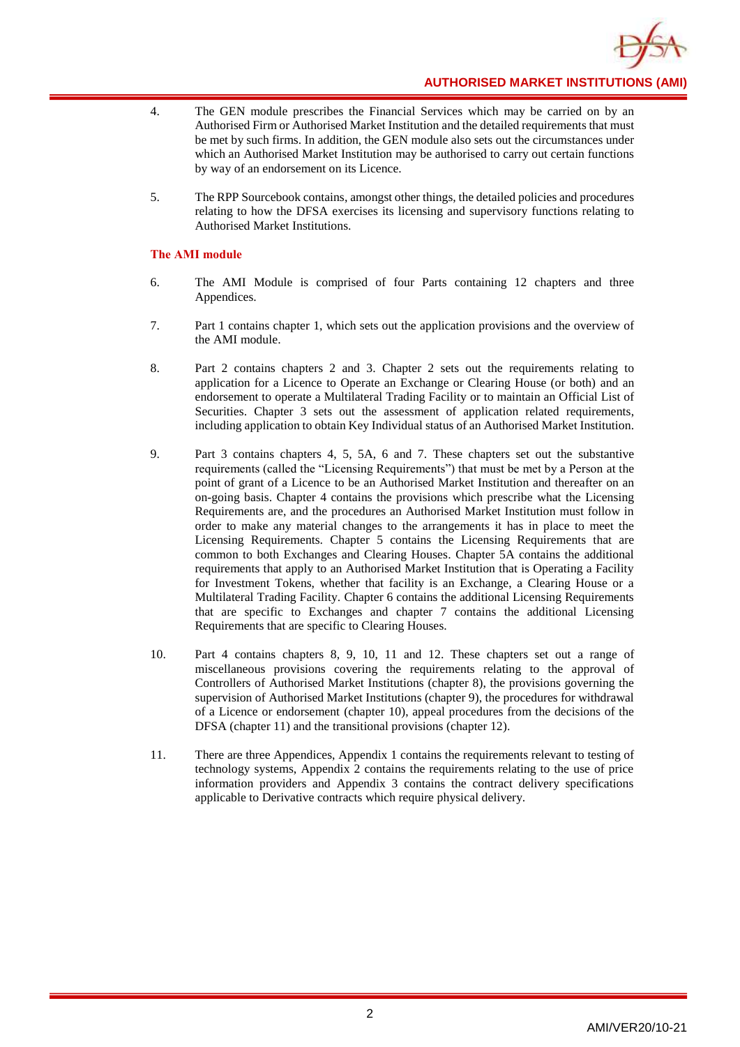4. The GEN module prescribes the Financial Services which may be carried on by an Authorised Firm or Authorised Market Institution and the detailed requirements that must be met by such firms. In addition, the GEN module also sets out the circumstances under which an Authorised Market Institution may be authorised to carry out certain functions by way of an endorsement on its Licence.

5. The RPP Sourcebook contains, amongst other things, the detailed policies and procedures relating to how the DFSA exercises its licensing and supervisory functions relating to Authorised Market Institutions.

### The AMI module

6. The AMI Module is comprised of four Parts containing 12 chapters and three Appendices.

7. Part 1 contains chapter 1, which sets out the application provisions and the overview of the AMI module.

8. Part 2 contains chapters 2 and 3. Chapter 2 sets out the requirements relating to application for a Licence to Operate an Exchange or Clearing House (or both) and an endorsement to operate a Multilateral Trading Facility or to maintain an Official List of Securities. Chapter 3 sets out the assessment of application related requirements, including application to obtain Key Individual status of an Authorised Market Institution.

9. Part 3 contains chapters 4, 5, 5A, 6 and 7. These chapters set out the substantive requirements (called the "Licensing Requirements") that must be met by a Person at the point of grant of a Licence to be an Authorised Market Institution and thereafter on an on-going basis. Chapter 4 contains the provisions which prescribe what the Licensing Requirements are, and the procedures an Authorised Market Institution must follow in order to make any material changes to the arrangements it has in place to meet the Licensing Requirements. Chapter 5 contains the Licensing Requirements that are common to both Exchanges and Clearing Houses. Chapter 5A contains the additional requirements that apply to an Authorised Market Institution that is Operating a Facility for Investment Tokens, whether that facility is an Exchange, a Clearing House or a Multilateral Trading Facility. Chapter 6 contains the additional Licensing Requirements that are specific to Exchanges and chapter 7 contains the additional Licensing Requirements that are specific to Clearing Houses.

10. Part 4 contains chapters 8, 9, 10, 11 and 12. These chapters set out a range of miscellaneous provisions covering the requirements relating to the approval of Controllers of Authorised Market Institutions (chapter 8), the provisions governing the supervision of Authorised Market Institutions (chapter 9), the procedures for withdrawal of a Licence or endorsement (chapter 10), appeal procedures from the decisions of the DFSA (chapter 11) and the transitional provisions (chapter 12).

11. There are three Appendices, Appendix 1 contains the requirements relevant to testing of technology systems, Appendix 2 contains the requirements relating to the use of price information providers and Appendix 3 contains the contract delivery specifications applicable to Derivative contracts which require physical delivery.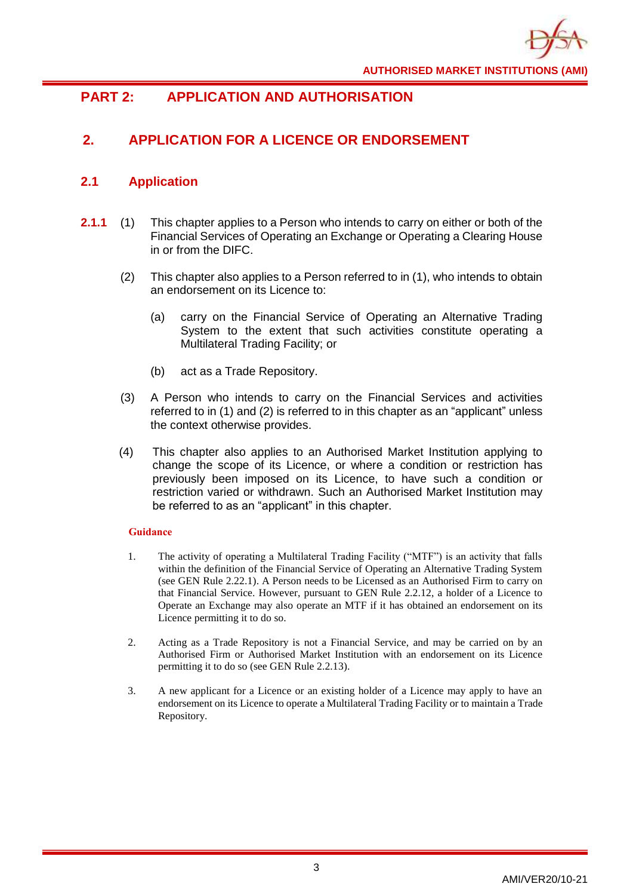# PART 2: APPLICATION AND AUTHORISATION

## 2. APPLICATION FOR A LICENCE OR ENDORSEMENT

### 2.1 Application

**2.1.1** (1) This chapter applies to a Person who intends to carry on either or both of the Financial Services of Operating an Exchange or Operating a Clearing House in or from the DIFC.

(2) This chapter also applies to a Person referred to in (1), who intends to obtain an endorsement on its Licence to:

(a) carry on the Financial Service of Operating an Alternative Trading System to the extent that such activities constitute operating a Multilateral Trading Facility; or

(b) act as a Trade Repository.

(3) A Person who intends to carry on the Financial Services and activities referred to in (1) and (2) is referred to in this chapter as an "applicant" unless the context otherwise provides.

(4) This chapter also applies to an Authorised Market Institution applying to change the scope of its Licence, or where a condition or restriction has previously been imposed on its Licence, to have such a condition or restriction varied or withdrawn. Such an Authorised Market Institution may be referred to as an "applicant" in this chapter.

**Guidance**

1. The activity of operating a Multilateral Trading Facility ("MTF") is an activity that falls within the definition of the Financial Service of Operating an Alternative Trading System (see GEN Rule 2.22.1). A Person needs to be Licensed as an Authorised Firm to carry on that Financial Service. However, pursuant to GEN Rule 2.2.12, a holder of a Licence to Operate an Exchange may also operate an MTF if it has obtained an endorsement on its Licence permitting it to do so.

2. Acting as a Trade Repository is not a Financial Service, and may be carried on by an Authorised Firm or Authorised Market Institution with an endorsement on its Licence permitting it to do so (see GEN Rule 2.2.13).

3. A new applicant for a Licence or an existing holder of a Licence may apply to have an endorsement on its Licence to operate a Multilateral Trading Facility or to maintain a Trade Repository.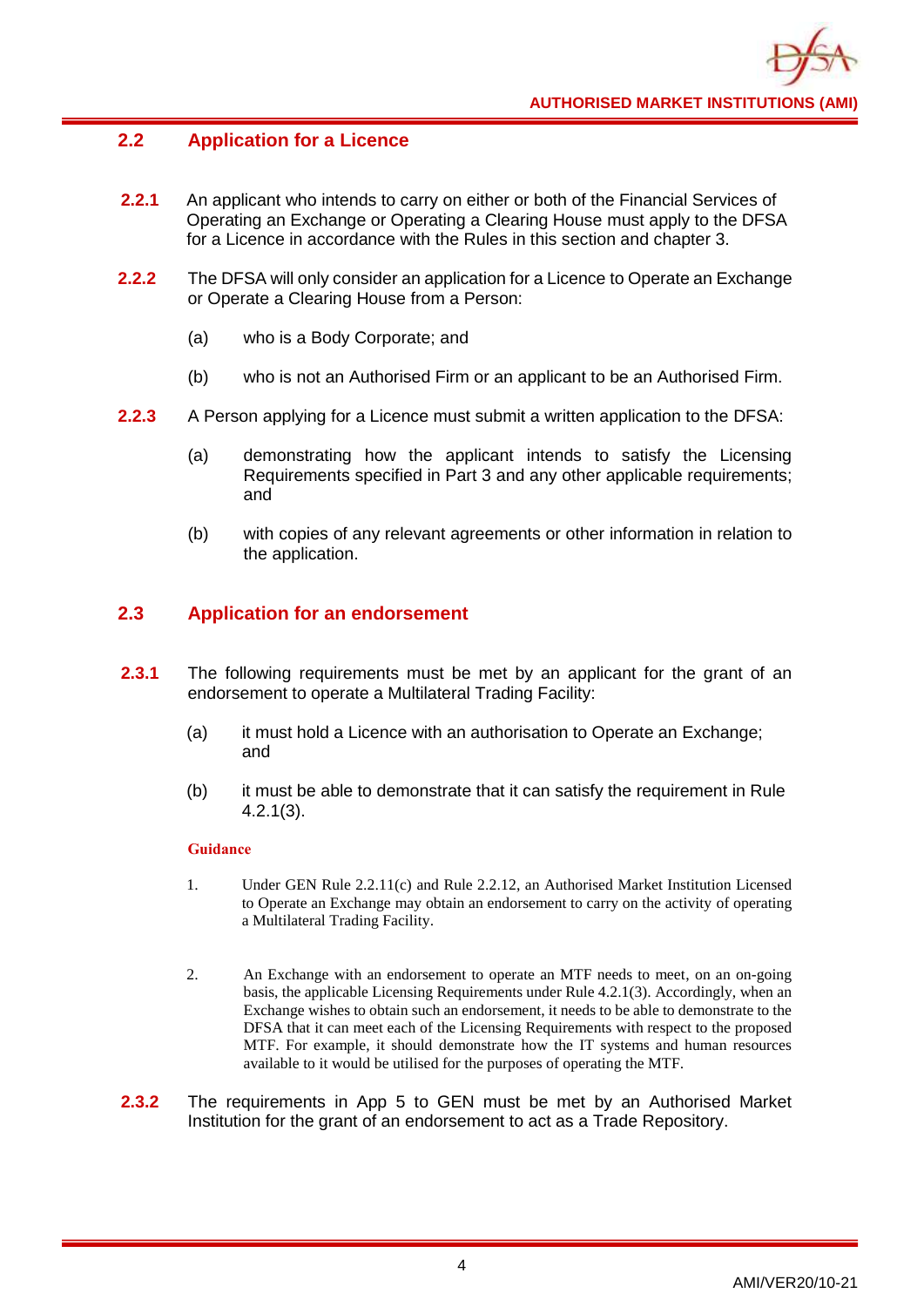## 2.2 Application for a Licence

**2.2.1** An applicant who intends to carry on either or both of the Financial Services of Operating an Exchange or Operating a Clearing House must apply to the DFSA for a Licence in accordance with the Rules in this section and chapter 3.

**2.2.2** The DFSA will only consider an application for a Licence to Operate an Exchange or Operate a Clearing House from a Person:

(a) who is a Body Corporate; and

(b) who is not an Authorised Firm or an applicant to be an Authorised Firm.

**2.2.3** A Person applying for a Licence must submit a written application to the DFSA:

(a) demonstrating how the applicant intends to satisfy the Licensing Requirements specified in Part 3 and any other applicable requirements; and

(b) with copies of any relevant agreements or other information in relation to the application.

## 2.3 Application for an endorsement

**2.3.1** The following requirements must be met by an applicant for the grant of an endorsement to operate a Multilateral Trading Facility:

(a) it must hold a Licence with an authorisation to Operate an Exchange; and

(b) it must be able to demonstrate that it can satisfy the requirement in Rule 4.2.1(3).

**Guidance**

1. Under GEN Rule 2.2.11(c) and Rule 2.2.12, an Authorised Market Institution Licensed to Operate an Exchange may obtain an endorsement to carry on the activity of operating a Multilateral Trading Facility.

2. An Exchange with an endorsement to operate an MTF needs to meet, on an on-going basis, the applicable Licensing Requirements under Rule 4.2.1(3). Accordingly, when an Exchange wishes to obtain such an endorsement, it needs to be able to demonstrate to the DFSA that it can meet each of the Licensing Requirements with respect to the proposed MTF. For example, it should demonstrate how the IT systems and human resources available to it would be utilised for the purposes of operating the MTF.

**2.3.2** The requirements in App 5 to GEN must be met by an Authorised Market Institution for the grant of an endorsement to act as a Trade Repository.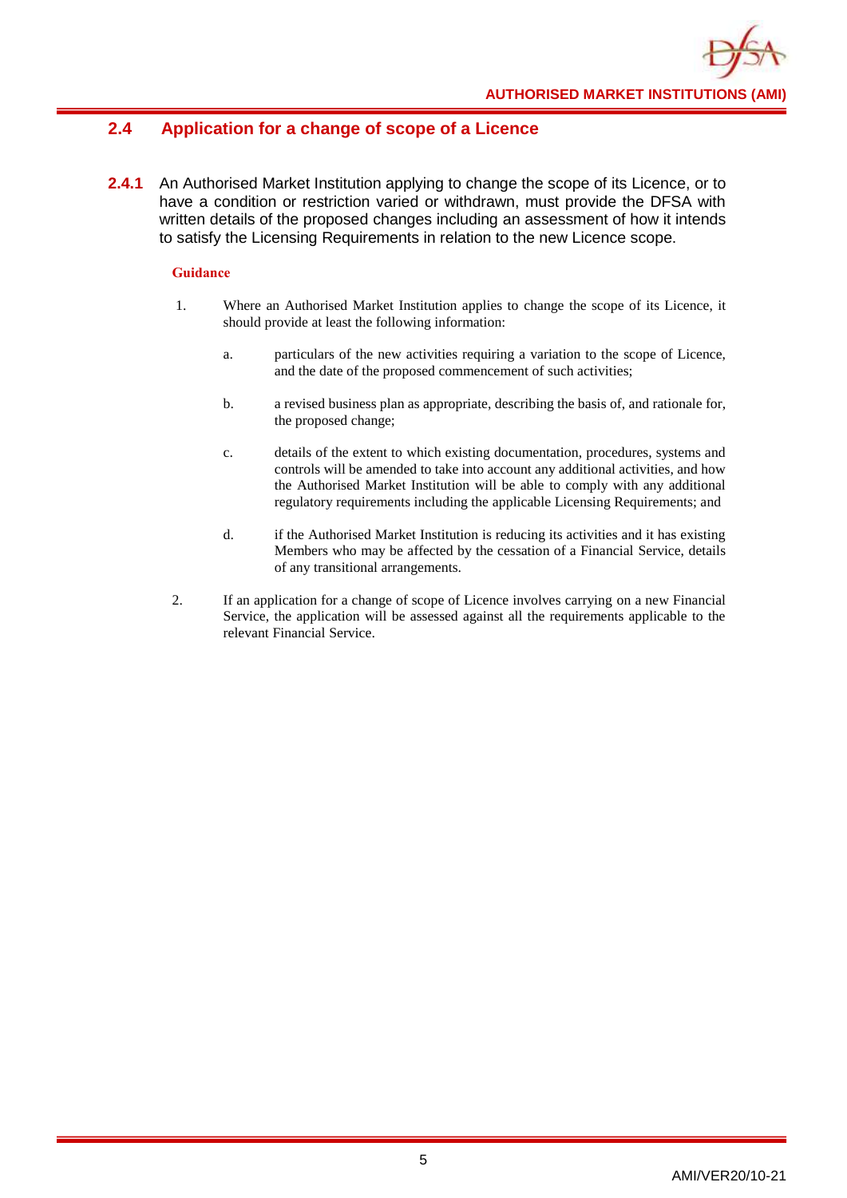## 2.4 Application for a change of scope of a Licence

**2.4.1** An Authorised Market Institution applying to change the scope of its Licence, or to have a condition or restriction varied or withdrawn, must provide the DFSA with written details of the proposed changes including an assessment of how it intends to satisfy the Licensing Requirements in relation to the new Licence scope.

**Guidance**

1. Where an Authorised Market Institution applies to change the scope of its Licence, it should provide at least the following information:

   a. particulars of the new activities requiring a variation to the scope of Licence, and the date of the proposed commencement of such activities;

   b. a revised business plan as appropriate, describing the basis of, and rationale for, the proposed change;

   c. details of the extent to which existing documentation, procedures, systems and controls will be amended to take into account any additional activities, and how the Authorised Market Institution will be able to comply with any additional regulatory requirements including the applicable Licensing Requirements; and

   d. if the Authorised Market Institution is reducing its activities and it has existing Members who may be affected by the cessation of a Financial Service, details of any transitional arrangements.

2. If an application for a change of scope of Licence involves carrying on a new Financial Service, the application will be assessed against all the requirements applicable to the relevant Financial Service.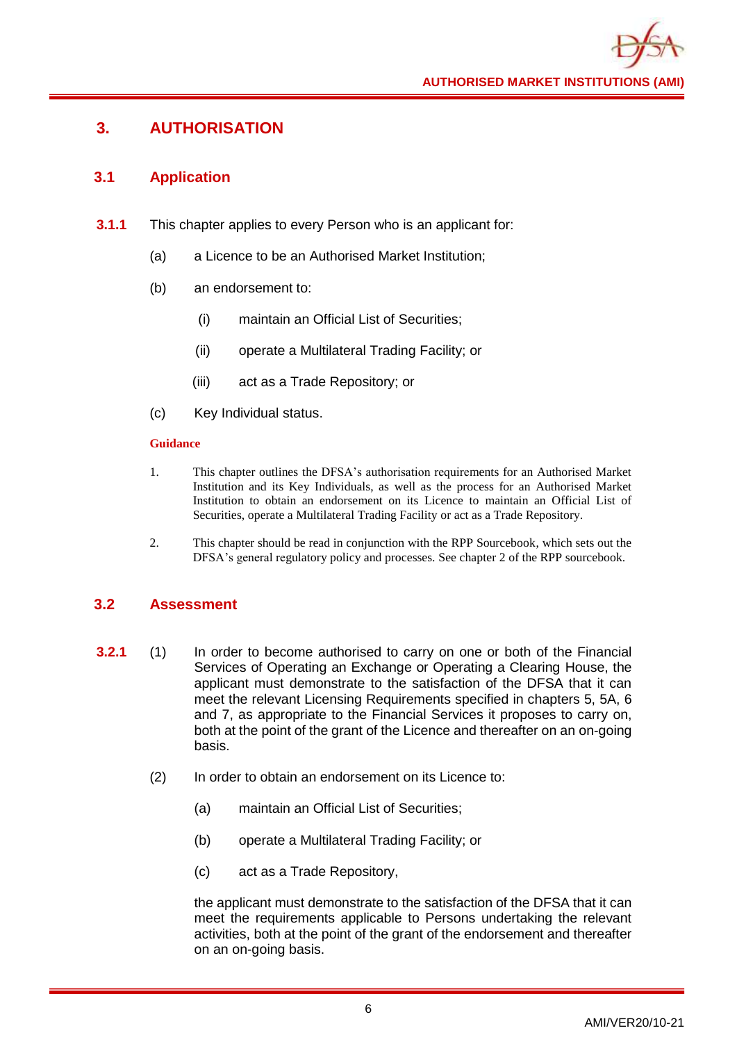# 3. AUTHORISATION

## 3.1 Application

**3.1.1** This chapter applies to every Person who is an applicant for:

(a) a Licence to be an Authorised Market Institution;

(b) an endorsement to:

  (i) maintain an Official List of Securities;

  (ii) operate a Multilateral Trading Facility; or

  (iii) act as a Trade Repository; or

(c) Key Individual status.

**Guidance**

1. This chapter outlines the DFSA's authorisation requirements for an Authorised Market Institution and its Key Individuals, as well as the process for an Authorised Market Institution to obtain an endorsement on its Licence to maintain an Official List of Securities, operate a Multilateral Trading Facility or act as a Trade Repository.

2. This chapter should be read in conjunction with the RPP Sourcebook, which sets out the DFSA's general regulatory policy and processes. See chapter 2 of the RPP sourcebook.

## 3.2 Assessment

**3.2.1** (1) In order to become authorised to carry on one or both of the Financial Services of Operating an Exchange or Operating a Clearing House, the applicant must demonstrate to the satisfaction of the DFSA that it can meet the relevant Licensing Requirements specified in chapters 5, 5A, 6 and 7, as appropriate to the Financial Services it proposes to carry on, both at the point of the grant of the Licence and thereafter on an on-going basis.

(2) In order to obtain an endorsement on its Licence to:

  (a) maintain an Official List of Securities;

  (b) operate a Multilateral Trading Facility; or

  (c) act as a Trade Repository,

the applicant must demonstrate to the satisfaction of the DFSA that it can meet the requirements applicable to Persons undertaking the relevant activities, both at the point of the grant of the endorsement and thereafter on an on-going basis.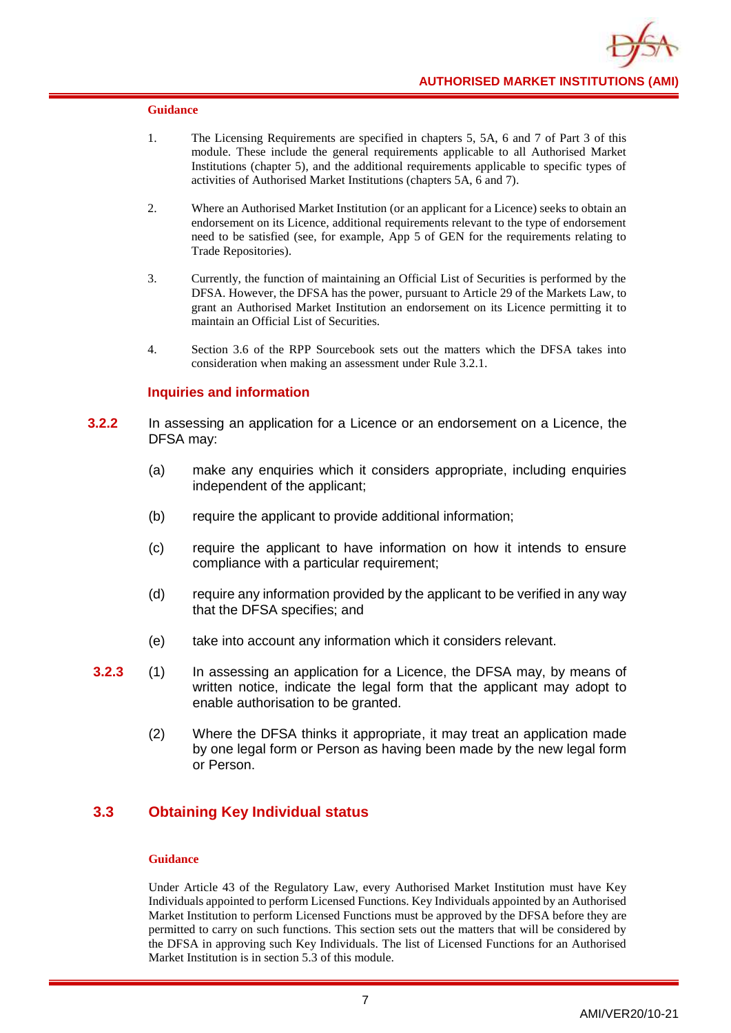**Guidance**

1. The Licensing Requirements are specified in chapters 5, 5A, 6 and 7 of Part 3 of this module. These include the general requirements applicable to all Authorised Market Institutions (chapter 5), and the additional requirements applicable to specific types of activities of Authorised Market Institutions (chapters 5A, 6 and 7).

2. Where an Authorised Market Institution (or an applicant for a Licence) seeks to obtain an endorsement on its Licence, additional requirements relevant to the type of endorsement need to be satisfied (see, for example, App 5 of GEN for the requirements relating to Trade Repositories).

3. Currently, the function of maintaining an Official List of Securities is performed by the DFSA. However, the DFSA has the power, pursuant to Article 29 of the Markets Law, to grant an Authorised Market Institution an endorsement on its Licence permitting it to maintain an Official List of Securities.

4. Section 3.6 of the RPP Sourcebook sets out the matters which the DFSA takes into consideration when making an assessment under Rule 3.2.1.

### Inquiries and information

**3.2.2** In assessing an application for a Licence or an endorsement on a Licence, the DFSA may:

(a) make any enquiries which it considers appropriate, including enquiries independent of the applicant;

(b) require the applicant to provide additional information;

(c) require the applicant to have information on how it intends to ensure compliance with a particular requirement;

(d) require any information provided by the applicant to be verified in any way that the DFSA specifies; and

(e) take into account any information which it considers relevant.

**3.2.3** (1) In assessing an application for a Licence, the DFSA may, by means of written notice, indicate the legal form that the applicant may adopt to enable authorisation to be granted.

(2) Where the DFSA thinks it appropriate, it may treat an application made by one legal form or Person as having been made by the new legal form or Person.

## 3.3 Obtaining Key Individual status

**Guidance**

Under Article 43 of the Regulatory Law, every Authorised Market Institution must have Key Individuals appointed to perform Licensed Functions. Key Individuals appointed by an Authorised Market Institution to perform Licensed Functions must be approved by the DFSA before they are permitted to carry on such functions. This section sets out the matters that will be considered by the DFSA in approving such Key Individuals. The list of Licensed Functions for an Authorised Market Institution is in section 5.3 of this module.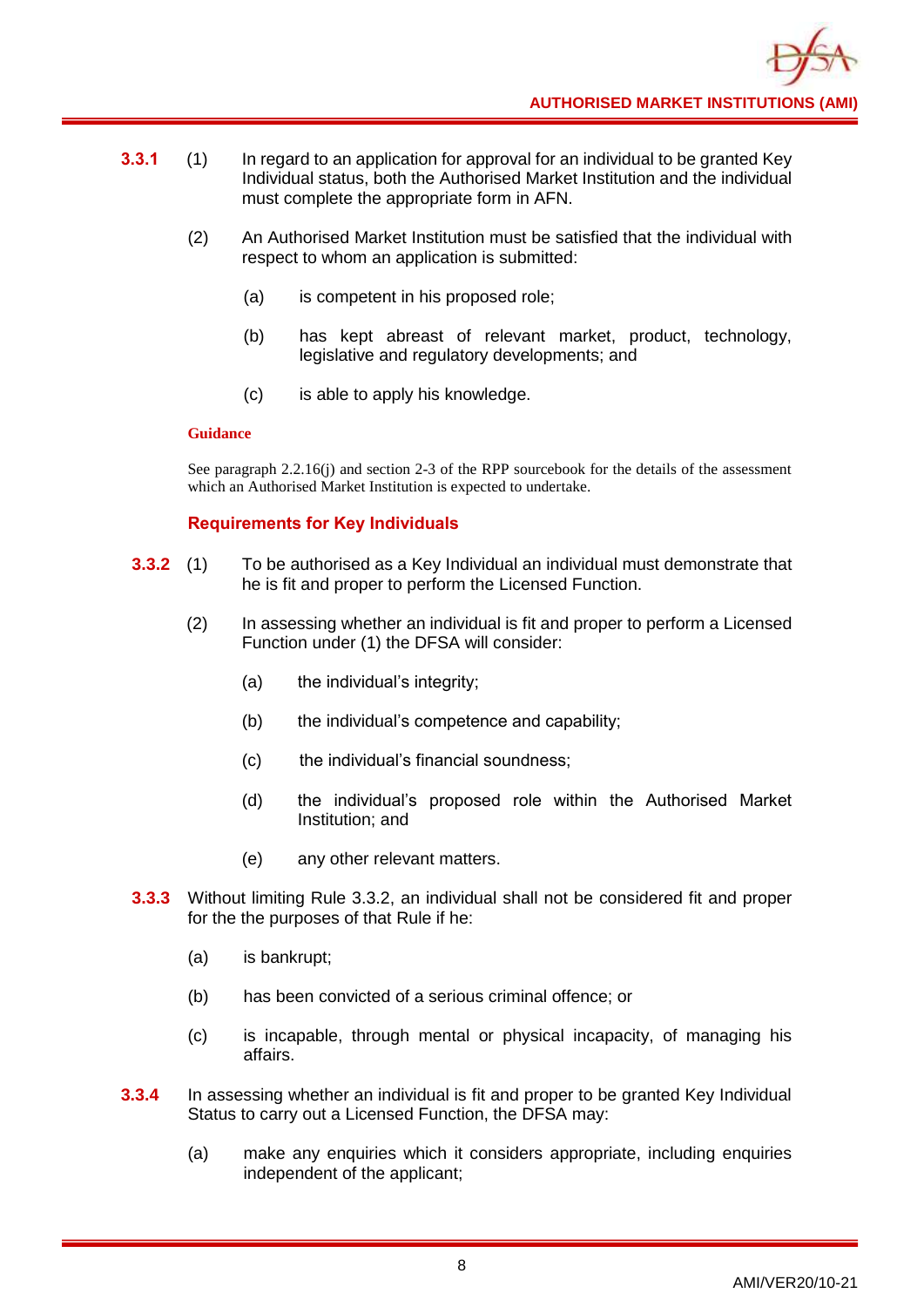**3.3.1** (1) In regard to an application for approval for an individual to be granted Key Individual status, both the Authorised Market Institution and the individual must complete the appropriate form in AFN.

(2) An Authorised Market Institution must be satisfied that the individual with respect to whom an application is submitted:

(a) is competent in his proposed role;

(b) has kept abreast of relevant market, product, technology, legislative and regulatory developments; and

(c) is able to apply his knowledge.

**Guidance**

See paragraph 2.2.16(j) and section 2-3 of the RPP sourcebook for the details of the assessment which an Authorised Market Institution is expected to undertake.

### Requirements for Key Individuals

**3.3.2** (1) To be authorised as a Key Individual an individual must demonstrate that he is fit and proper to perform the Licensed Function.

(2) In assessing whether an individual is fit and proper to perform a Licensed Function under (1) the DFSA will consider:

(a) the individual's integrity;

(b) the individual's competence and capability;

(c) the individual's financial soundness;

(d) the individual's proposed role within the Authorised Market Institution; and

(e) any other relevant matters.

**3.3.3** Without limiting Rule 3.3.2, an individual shall not be considered fit and proper for the the purposes of that Rule if he:

(a) is bankrupt;

(b) has been convicted of a serious criminal offence; or

(c) is incapable, through mental or physical incapacity, of managing his affairs.

**3.3.4** In assessing whether an individual is fit and proper to be granted Key Individual Status to carry out a Licensed Function, the DFSA may:

(a) make any enquiries which it considers appropriate, including enquiries independent of the applicant;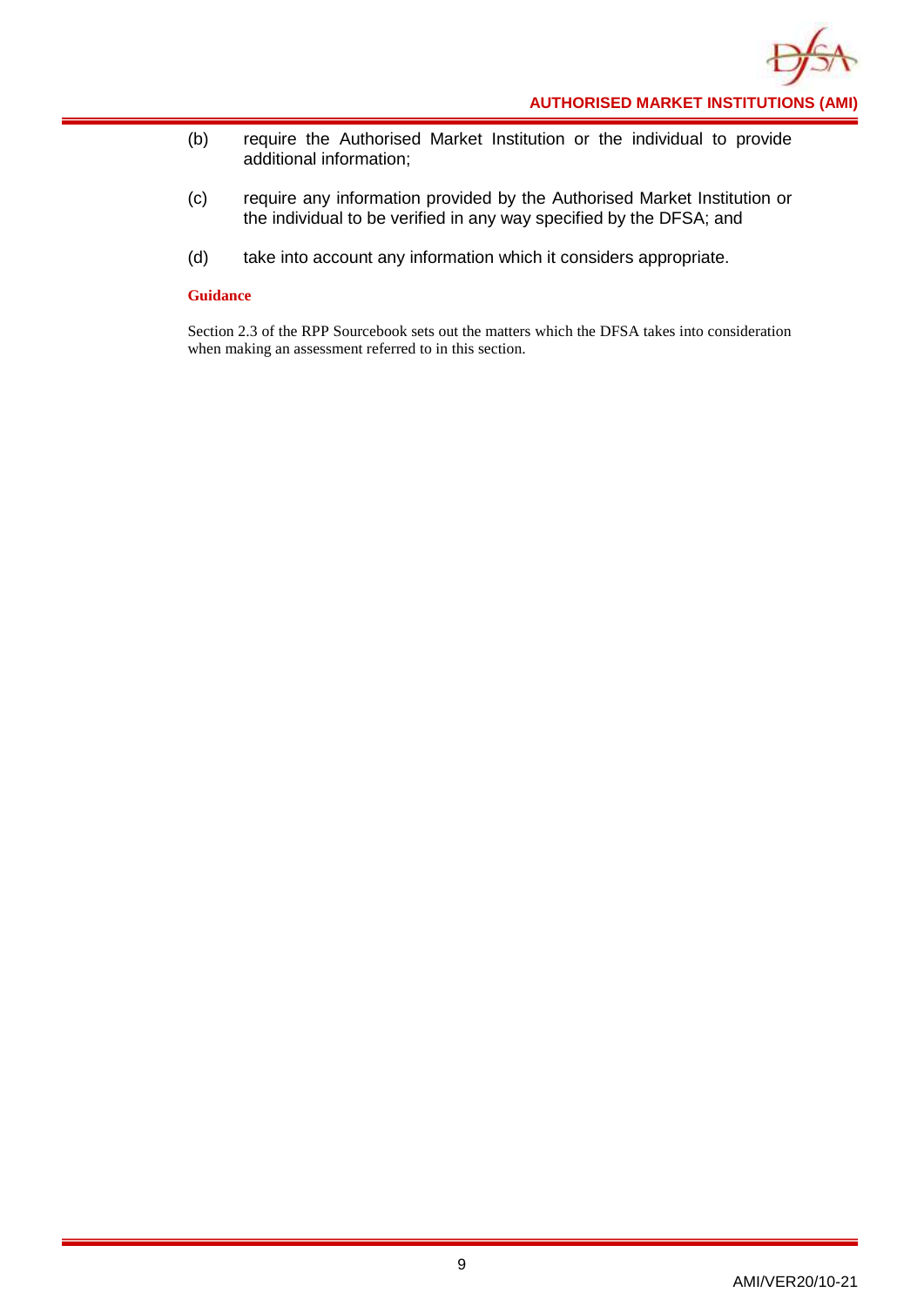(b) require the Authorised Market Institution or the individual to provide additional information;

(c) require any information provided by the Authorised Market Institution or the individual to be verified in any way specified by the DFSA; and

(d) take into account any information which it considers appropriate.

**Guidance**

Section 2.3 of the RPP Sourcebook sets out the matters which the DFSA takes into consideration when making an assessment referred to in this section.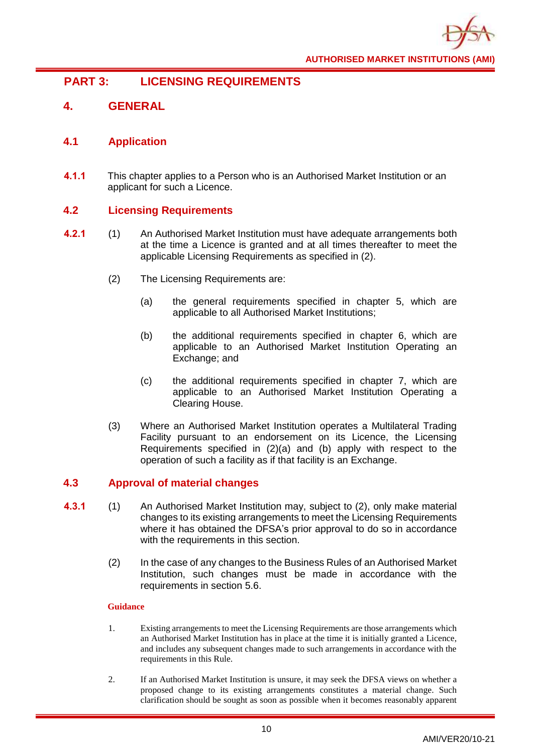# PART 3: LICENSING REQUIREMENTS

## 4. GENERAL

### 4.1 Application

**4.1.1** This chapter applies to a Person who is an Authorised Market Institution or an applicant for such a Licence.

### 4.2 Licensing Requirements

**4.2.1** (1) An Authorised Market Institution must have adequate arrangements both at the time a Licence is granted and at all times thereafter to meet the applicable Licensing Requirements as specified in (2).

(2) The Licensing Requirements are:

(a) the general requirements specified in chapter 5, which are applicable to all Authorised Market Institutions;

(b) the additional requirements specified in chapter 6, which are applicable to an Authorised Market Institution Operating an Exchange; and

(c) the additional requirements specified in chapter 7, which are applicable to an Authorised Market Institution Operating a Clearing House.

(3) Where an Authorised Market Institution operates a Multilateral Trading Facility pursuant to an endorsement on its Licence, the Licensing Requirements specified in (2)(a) and (b) apply with respect to the operation of such a facility as if that facility is an Exchange.

### 4.3 Approval of material changes

**4.3.1** (1) An Authorised Market Institution may, subject to (2), only make material changes to its existing arrangements to meet the Licensing Requirements where it has obtained the DFSA's prior approval to do so in accordance with the requirements in this section.

(2) In the case of any changes to the Business Rules of an Authorised Market Institution, such changes must be made in accordance with the requirements in section 5.6.

**Guidance**

1. Existing arrangements to meet the Licensing Requirements are those arrangements which an Authorised Market Institution has in place at the time it is initially granted a Licence, and includes any subsequent changes made to such arrangements in accordance with the requirements in this Rule.

2. If an Authorised Market Institution is unsure, it may seek the DFSA views on whether a proposed change to its existing arrangements constitutes a material change. Such clarification should be sought as soon as possible when it becomes reasonably apparent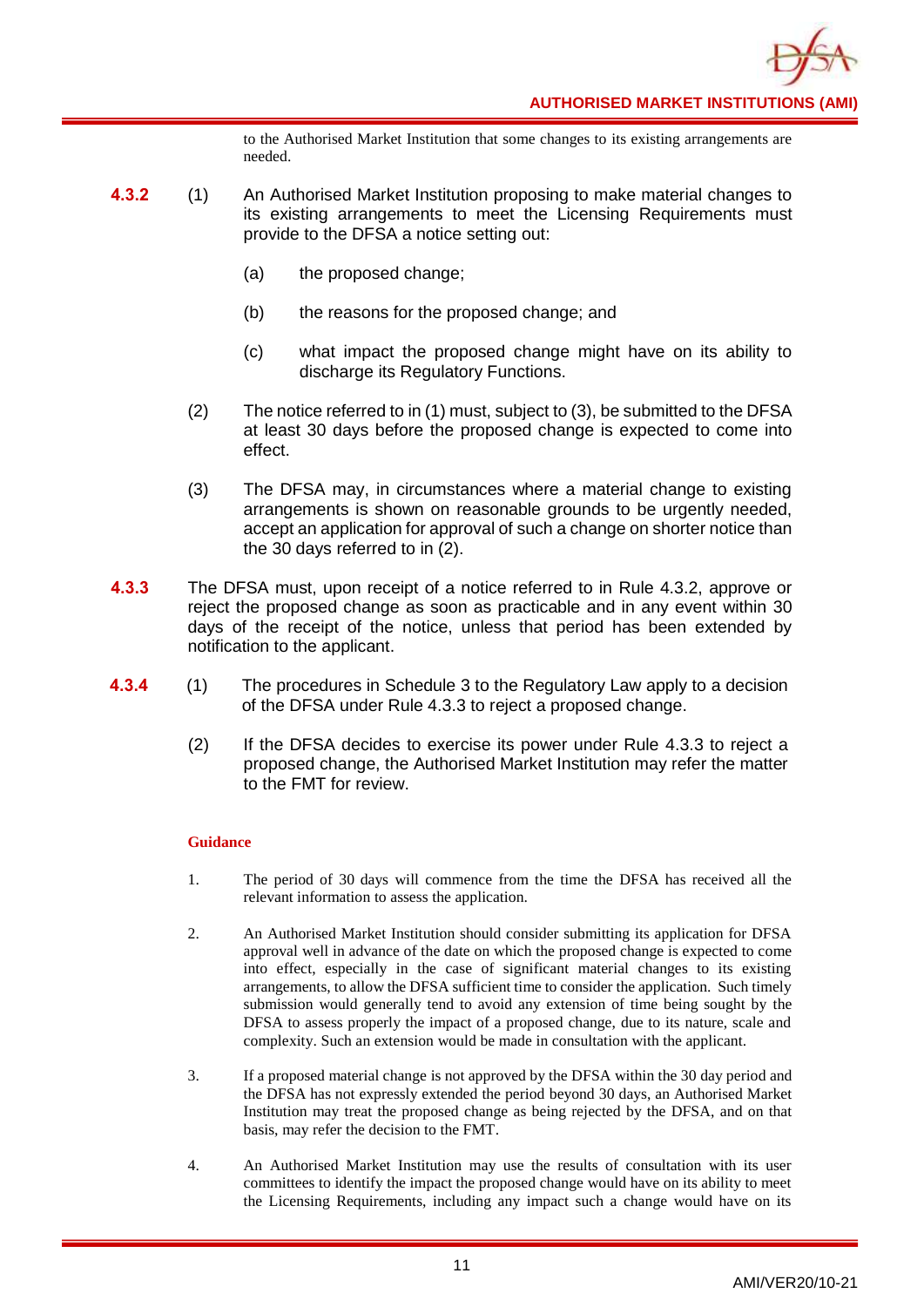to the Authorised Market Institution that some changes to its existing arrangements are needed.

**4.3.2** (1) An Authorised Market Institution proposing to make material changes to its existing arrangements to meet the Licensing Requirements must provide to the DFSA a notice setting out:

(a) the proposed change;

(b) the reasons for the proposed change; and

(c) what impact the proposed change might have on its ability to discharge its Regulatory Functions.

(2) The notice referred to in (1) must, subject to (3), be submitted to the DFSA at least 30 days before the proposed change is expected to come into effect.

(3) The DFSA may, in circumstances where a material change to existing arrangements is shown on reasonable grounds to be urgently needed, accept an application for approval of such a change on shorter notice than the 30 days referred to in (2).

**4.3.3** The DFSA must, upon receipt of a notice referred to in Rule 4.3.2, approve or reject the proposed change as soon as practicable and in any event within 30 days of the receipt of the notice, unless that period has been extended by notification to the applicant.

**4.3.4** (1) The procedures in Schedule 3 to the Regulatory Law apply to a decision of the DFSA under Rule 4.3.3 to reject a proposed change.

(2) If the DFSA decides to exercise its power under Rule 4.3.3 to reject a proposed change, the Authorised Market Institution may refer the matter to the FMT for review.

**Guidance**

1. The period of 30 days will commence from the time the DFSA has received all the relevant information to assess the application.

2. An Authorised Market Institution should consider submitting its application for DFSA approval well in advance of the date on which the proposed change is expected to come into effect, especially in the case of significant material changes to its existing arrangements, to allow the DFSA sufficient time to consider the application. Such timely submission would generally tend to avoid any extension of time being sought by the DFSA to assess properly the impact of a proposed change, due to its nature, scale and complexity. Such an extension would be made in consultation with the applicant.

3. If a proposed material change is not approved by the DFSA within the 30 day period and the DFSA has not expressly extended the period beyond 30 days, an Authorised Market Institution may treat the proposed change as being rejected by the DFSA, and on that basis, may refer the decision to the FMT.

4. An Authorised Market Institution may use the results of consultation with its user committees to identify the impact the proposed change would have on its ability to meet the Licensing Requirements, including any impact such a change would have on its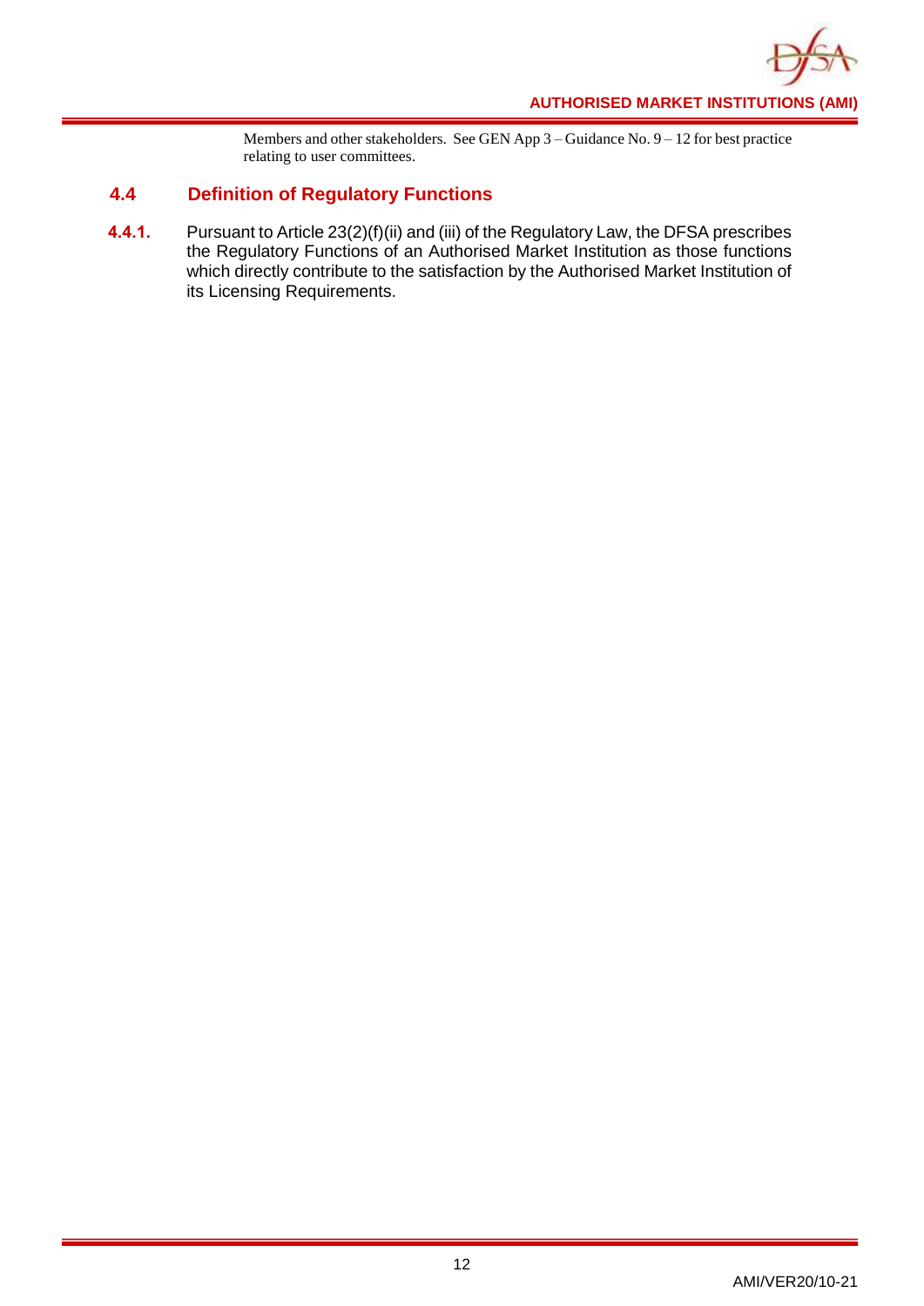Members and other stakeholders. See GEN App 3 – Guidance No. 9 – 12 for best practice relating to user committees.

## 4.4 Definition of Regulatory Functions

**4.4.1.** Pursuant to Article 23(2)(f)(ii) and (iii) of the Regulatory Law, the DFSA prescribes the Regulatory Functions of an Authorised Market Institution as those functions which directly contribute to the satisfaction by the Authorised Market Institution of its Licensing Requirements.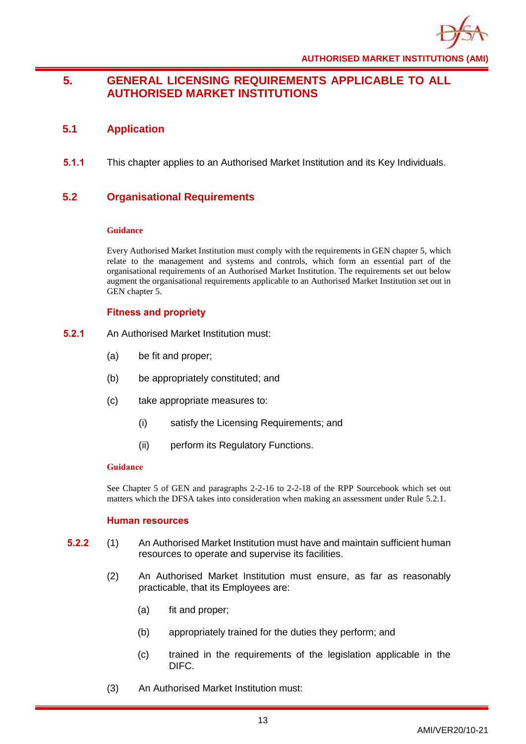# 5. GENERAL LICENSING REQUIREMENTS APPLICABLE TO ALL AUTHORISED MARKET INSTITUTIONS

## 5.1 Application

**5.1.1** This chapter applies to an Authorised Market Institution and its Key Individuals.

## 5.2 Organisational Requirements

**Guidance**

Every Authorised Market Institution must comply with the requirements in GEN chapter 5, which relate to the management and systems and controls, which form an essential part of the organisational requirements of an Authorised Market Institution. The requirements set out below augment the organisational requirements applicable to an Authorised Market Institution set out in GEN chapter 5.

### Fitness and propriety

**5.2.1** An Authorised Market Institution must:

(a) be fit and proper;

(b) be appropriately constituted; and

(c) take appropriate measures to:

(i) satisfy the Licensing Requirements; and

(ii) perform its Regulatory Functions.

**Guidance**

See Chapter 5 of GEN and paragraphs 2-2-16 to 2-2-18 of the RPP Sourcebook which set out matters which the DFSA takes into consideration when making an assessment under Rule 5.2.1.

### Human resources

**5.2.2** (1) An Authorised Market Institution must have and maintain sufficient human resources to operate and supervise its facilities.

(2) An Authorised Market Institution must ensure, as far as reasonably practicable, that its Employees are:

(a) fit and proper;

(b) appropriately trained for the duties they perform; and

(c) trained in the requirements of the legislation applicable in the DIFC.

(3) An Authorised Market Institution must: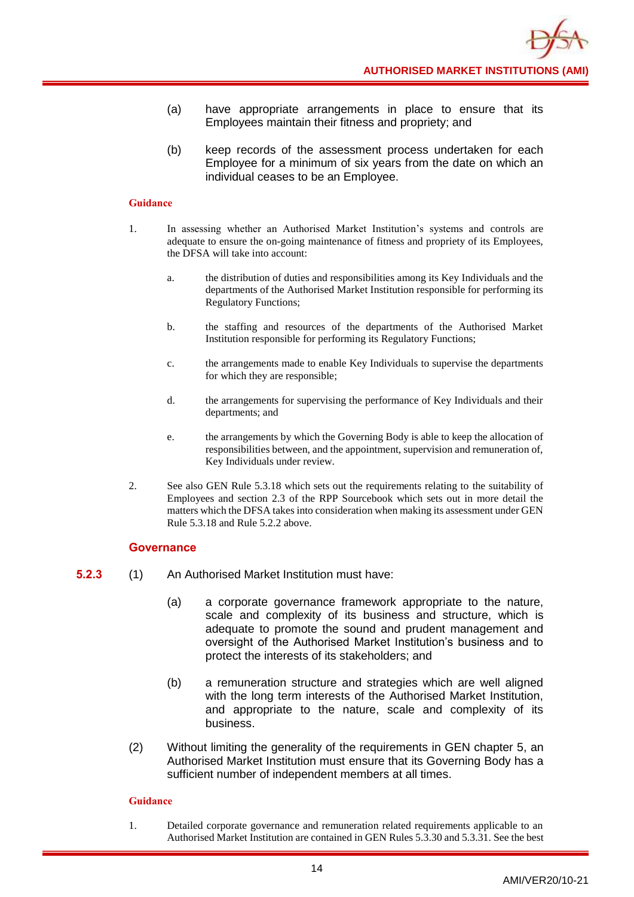(a) have appropriate arrangements in place to ensure that its Employees maintain their fitness and propriety; and

(b) keep records of the assessment process undertaken for each Employee for a minimum of six years from the date on which an individual ceases to be an Employee.

**Guidance**

1. In assessing whether an Authorised Market Institution's systems and controls are adequate to ensure the on-going maintenance of fitness and propriety of its Employees, the DFSA will take into account:

   a. the distribution of duties and responsibilities among its Key Individuals and the departments of the Authorised Market Institution responsible for performing its Regulatory Functions;

   b. the staffing and resources of the departments of the Authorised Market Institution responsible for performing its Regulatory Functions;

   c. the arrangements made to enable Key Individuals to supervise the departments for which they are responsible;

   d. the arrangements for supervising the performance of Key Individuals and their departments; and

   e. the arrangements by which the Governing Body is able to keep the allocation of responsibilities between, and the appointment, supervision and remuneration of, Key Individuals under review.

2. See also GEN Rule 5.3.18 which sets out the requirements relating to the suitability of Employees and section 2.3 of the RPP Sourcebook which sets out in more detail the matters which the DFSA takes into consideration when making its assessment under GEN Rule 5.3.18 and Rule 5.2.2 above.

### Governance

**5.2.3** (1) An Authorised Market Institution must have:

(a) a corporate governance framework appropriate to the nature, scale and complexity of its business and structure, which is adequate to promote the sound and prudent management and oversight of the Authorised Market Institution's business and to protect the interests of its stakeholders; and

(b) a remuneration structure and strategies which are well aligned with the long term interests of the Authorised Market Institution, and appropriate to the nature, scale and complexity of its business.

(2) Without limiting the generality of the requirements in GEN chapter 5, an Authorised Market Institution must ensure that its Governing Body has a sufficient number of independent members at all times.

**Guidance**

1. Detailed corporate governance and remuneration related requirements applicable to an Authorised Market Institution are contained in GEN Rules 5.3.30 and 5.3.31. See the best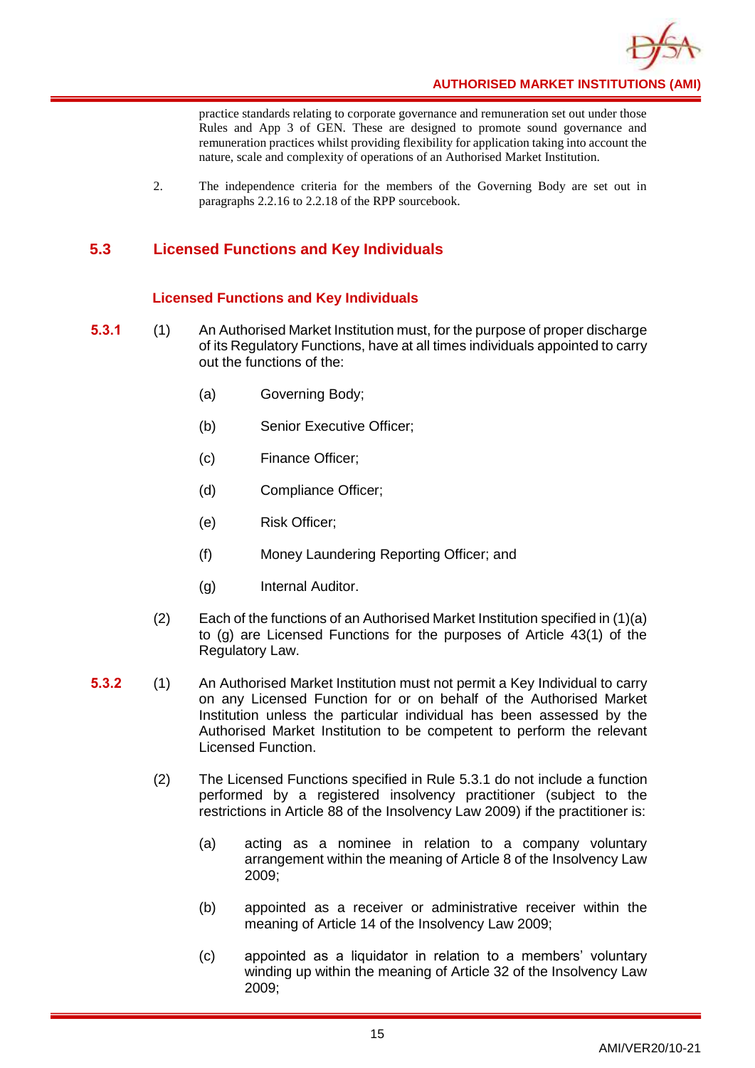practice standards relating to corporate governance and remuneration set out under those Rules and App 3 of GEN. These are designed to promote sound governance and remuneration practices whilst providing flexibility for application taking into account the nature, scale and complexity of operations of an Authorised Market Institution.

2. The independence criteria for the members of the Governing Body are set out in paragraphs 2.2.16 to 2.2.18 of the RPP sourcebook.

## 5.3 Licensed Functions and Key Individuals

### Licensed Functions and Key Individuals

**5.3.1** (1) An Authorised Market Institution must, for the purpose of proper discharge of its Regulatory Functions, have at all times individuals appointed to carry out the functions of the:

(a) Governing Body;

(b) Senior Executive Officer;

(c) Finance Officer;

(d) Compliance Officer;

(e) Risk Officer;

(f) Money Laundering Reporting Officer; and

(g) Internal Auditor.

(2) Each of the functions of an Authorised Market Institution specified in (1)(a) to (g) are Licensed Functions for the purposes of Article 43(1) of the Regulatory Law.

**5.3.2** (1) An Authorised Market Institution must not permit a Key Individual to carry on any Licensed Function for or on behalf of the Authorised Market Institution unless the particular individual has been assessed by the Authorised Market Institution to be competent to perform the relevant Licensed Function.

(2) The Licensed Functions specified in Rule 5.3.1 do not include a function performed by a registered insolvency practitioner (subject to the restrictions in Article 88 of the Insolvency Law 2009) if the practitioner is:

(a) acting as a nominee in relation to a company voluntary arrangement within the meaning of Article 8 of the Insolvency Law 2009;

(b) appointed as a receiver or administrative receiver within the meaning of Article 14 of the Insolvency Law 2009;

(c) appointed as a liquidator in relation to a members' voluntary winding up within the meaning of Article 32 of the Insolvency Law 2009;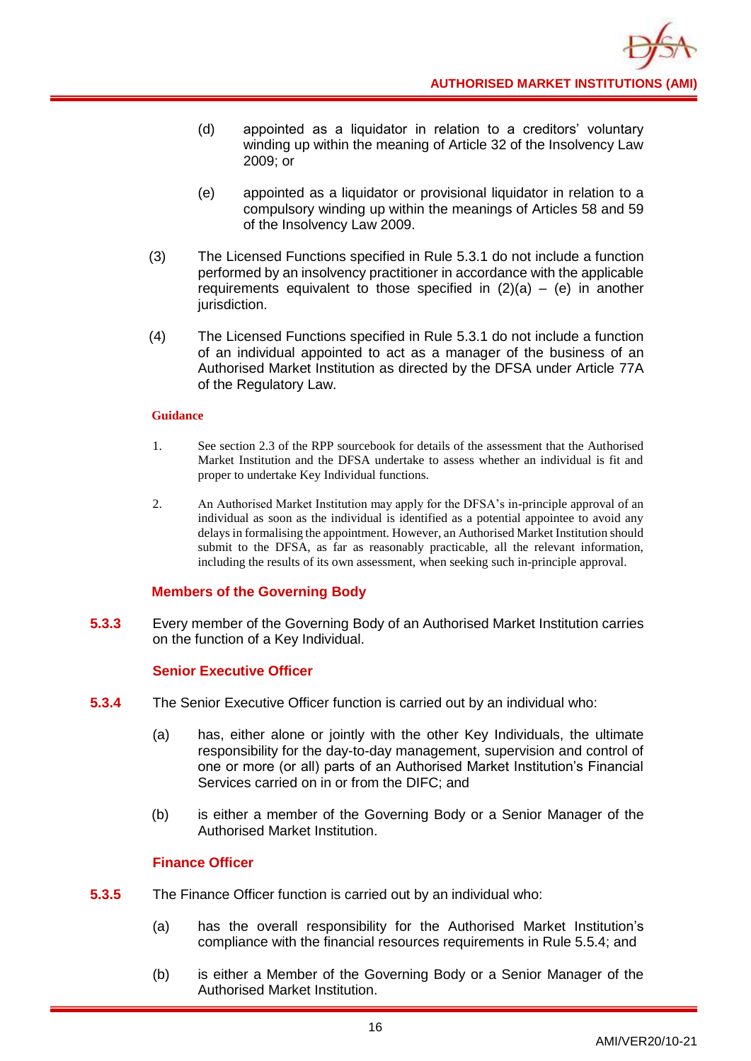(d) appointed as a liquidator in relation to a creditors' voluntary winding up within the meaning of Article 32 of the Insolvency Law 2009; or

(e) appointed as a liquidator or provisional liquidator in relation to a compulsory winding up within the meanings of Articles 58 and 59 of the Insolvency Law 2009.

(3) The Licensed Functions specified in Rule 5.3.1 do not include a function performed by an insolvency practitioner in accordance with the applicable requirements equivalent to those specified in (2)(a) – (e) in another jurisdiction.

(4) The Licensed Functions specified in Rule 5.3.1 do not include a function of an individual appointed to act as a manager of the business of an Authorised Market Institution as directed by the DFSA under Article 77A of the Regulatory Law.

**Guidance**

1. See section 2.3 of the RPP sourcebook for details of the assessment that the Authorised Market Institution and the DFSA undertake to assess whether an individual is fit and proper to undertake Key Individual functions.

2. An Authorised Market Institution may apply for the DFSA's in-principle approval of an individual as soon as the individual is identified as a potential appointee to avoid any delays in formalising the appointment. However, an Authorised Market Institution should submit to the DFSA, as far as reasonably practicable, all the relevant information, including the results of its own assessment, when seeking such in-principle approval.

### Members of the Governing Body

**5.3.3** Every member of the Governing Body of an Authorised Market Institution carries on the function of a Key Individual.

### Senior Executive Officer

**5.3.4** The Senior Executive Officer function is carried out by an individual who:

(a) has, either alone or jointly with the other Key Individuals, the ultimate responsibility for the day-to-day management, supervision and control of one or more (or all) parts of an Authorised Market Institution's Financial Services carried on in or from the DIFC; and

(b) is either a member of the Governing Body or a Senior Manager of the Authorised Market Institution.

### Finance Officer

**5.3.5** The Finance Officer function is carried out by an individual who:

(a) has the overall responsibility for the Authorised Market Institution's compliance with the financial resources requirements in Rule 5.5.4; and

(b) is either a Member of the Governing Body or a Senior Manager of the Authorised Market Institution.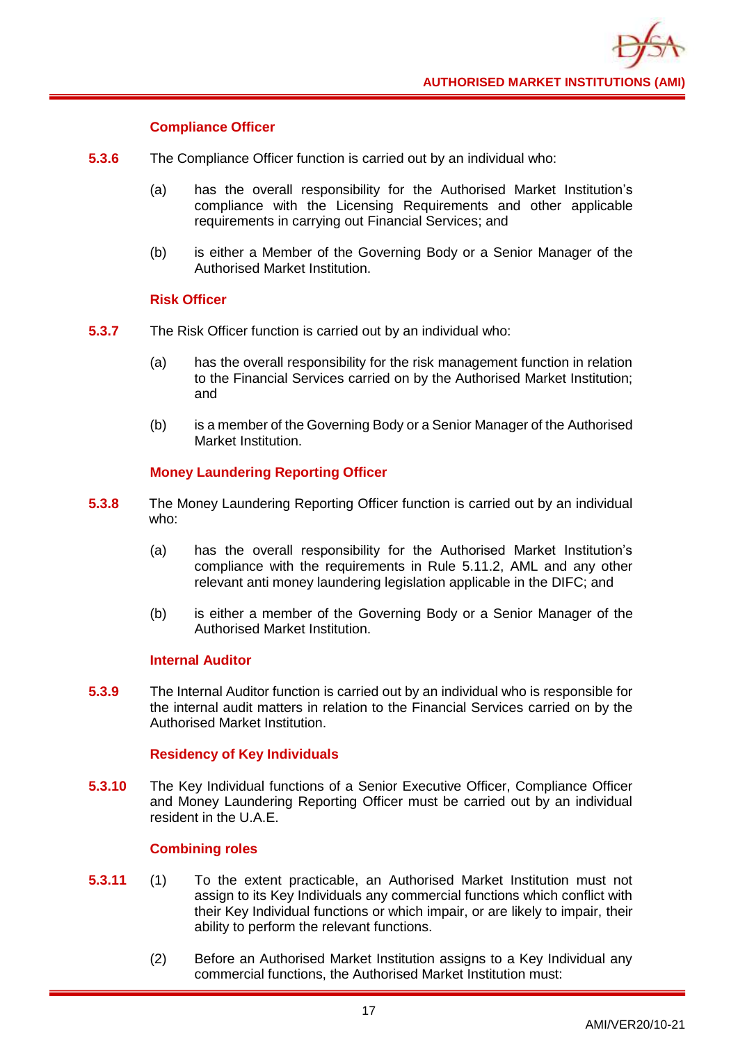### Compliance Officer

**5.3.6** The Compliance Officer function is carried out by an individual who:

(a) has the overall responsibility for the Authorised Market Institution's compliance with the Licensing Requirements and other applicable requirements in carrying out Financial Services; and

(b) is either a Member of the Governing Body or a Senior Manager of the Authorised Market Institution.

### Risk Officer

**5.3.7** The Risk Officer function is carried out by an individual who:

(a) has the overall responsibility for the risk management function in relation to the Financial Services carried on by the Authorised Market Institution; and

(b) is a member of the Governing Body or a Senior Manager of the Authorised Market Institution.

### Money Laundering Reporting Officer

**5.3.8** The Money Laundering Reporting Officer function is carried out by an individual who:

(a) has the overall responsibility for the Authorised Market Institution's compliance with the requirements in Rule 5.11.2, AML and any other relevant anti money laundering legislation applicable in the DIFC; and

(b) is either a member of the Governing Body or a Senior Manager of the Authorised Market Institution.

### Internal Auditor

**5.3.9** The Internal Auditor function is carried out by an individual who is responsible for the internal audit matters in relation to the Financial Services carried on by the Authorised Market Institution.

### Residency of Key Individuals

**5.3.10** The Key Individual functions of a Senior Executive Officer, Compliance Officer and Money Laundering Reporting Officer must be carried out by an individual resident in the U.A.E.

### Combining roles

**5.3.11** (1) To the extent practicable, an Authorised Market Institution must not assign to its Key Individuals any commercial functions which conflict with their Key Individual functions or which impair, or are likely to impair, their ability to perform the relevant functions.

(2) Before an Authorised Market Institution assigns to a Key Individual any commercial functions, the Authorised Market Institution must: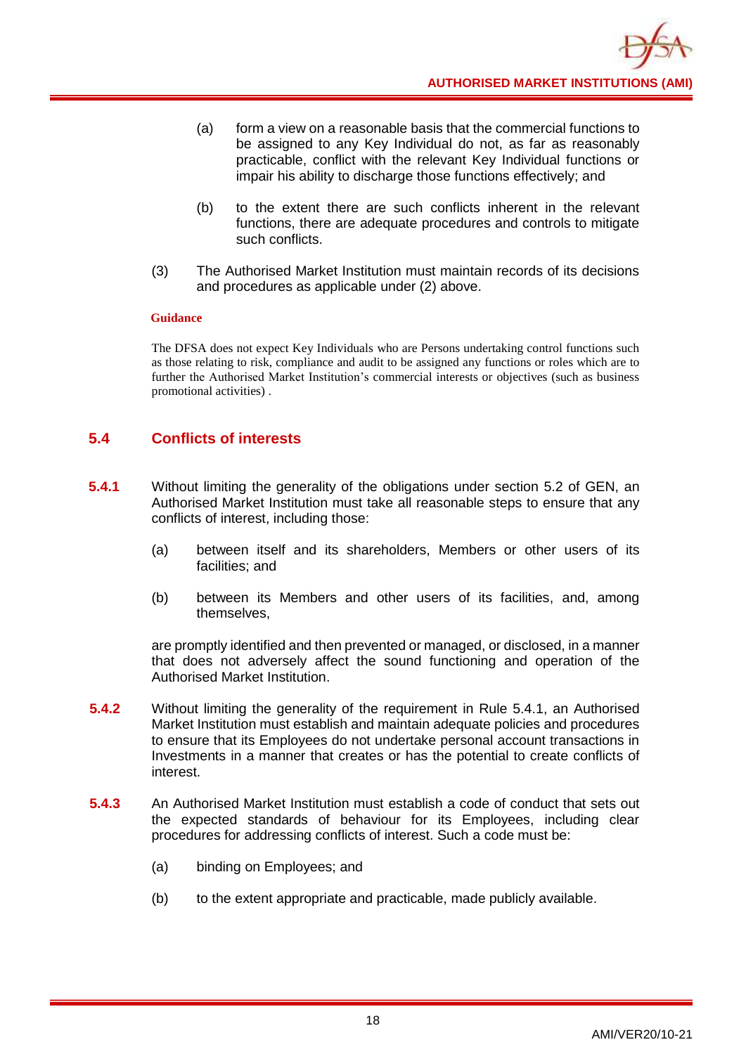(a) form a view on a reasonable basis that the commercial functions to be assigned to any Key Individual do not, as far as reasonably practicable, conflict with the relevant Key Individual functions or impair his ability to discharge those functions effectively; and

(b) to the extent there are such conflicts inherent in the relevant functions, there are adequate procedures and controls to mitigate such conflicts.

(3) The Authorised Market Institution must maintain records of its decisions and procedures as applicable under (2) above.

**Guidance**

The DFSA does not expect Key Individuals who are Persons undertaking control functions such as those relating to risk, compliance and audit to be assigned any functions or roles which are to further the Authorised Market Institution's commercial interests or objectives (such as business promotional activities) .

## 5.4 Conflicts of interests

**5.4.1** Without limiting the generality of the obligations under section 5.2 of GEN, an Authorised Market Institution must take all reasonable steps to ensure that any conflicts of interest, including those:

(a) between itself and its shareholders, Members or other users of its facilities; and

(b) between its Members and other users of its facilities, and, among themselves,

are promptly identified and then prevented or managed, or disclosed, in a manner that does not adversely affect the sound functioning and operation of the Authorised Market Institution.

**5.4.2** Without limiting the generality of the requirement in Rule 5.4.1, an Authorised Market Institution must establish and maintain adequate policies and procedures to ensure that its Employees do not undertake personal account transactions in Investments in a manner that creates or has the potential to create conflicts of interest.

**5.4.3** An Authorised Market Institution must establish a code of conduct that sets out the expected standards of behaviour for its Employees, including clear procedures for addressing conflicts of interest. Such a code must be:

(a) binding on Employees; and

(b) to the extent appropriate and practicable, made publicly available.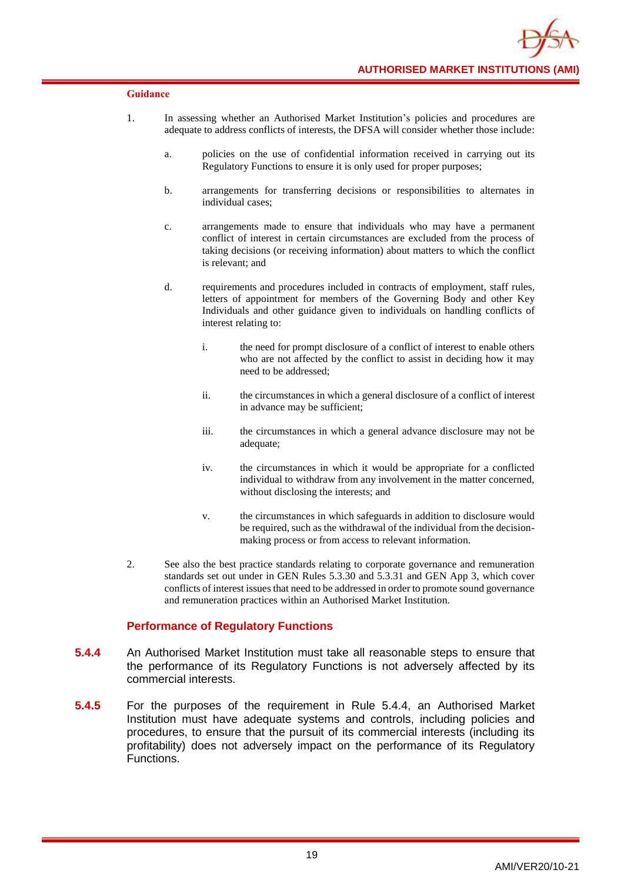**Guidance**

1. In assessing whether an Authorised Market Institution's policies and procedures are adequate to address conflicts of interests, the DFSA will consider whether those include:

   a. policies on the use of confidential information received in carrying out its Regulatory Functions to ensure it is only used for proper purposes;

   b. arrangements for transferring decisions or responsibilities to alternates in individual cases;

   c. arrangements made to ensure that individuals who may have a permanent conflict of interest in certain circumstances are excluded from the process of taking decisions (or receiving information) about matters to which the conflict is relevant; and

   d. requirements and procedures included in contracts of employment, staff rules, letters of appointment for members of the Governing Body and other Key Individuals and other guidance given to individuals on handling conflicts of interest relating to:

      i. the need for prompt disclosure of a conflict of interest to enable others who are not affected by the conflict to assist in deciding how it may need to be addressed;

      ii. the circumstances in which a general disclosure of a conflict of interest in advance may be sufficient;

      iii. the circumstances in which a general advance disclosure may not be adequate;

      iv. the circumstances in which it would be appropriate for a conflicted individual to withdraw from any involvement in the matter concerned, without disclosing the interests; and

      v. the circumstances in which safeguards in addition to disclosure would be required, such as the withdrawal of the individual from the decision-making process or from access to relevant information.

2. See also the best practice standards relating to corporate governance and remuneration standards set out under in GEN Rules 5.3.30 and 5.3.31 and GEN App 3, which cover conflicts of interest issues that need to be addressed in order to promote sound governance and remuneration practices within an Authorised Market Institution.

### Performance of Regulatory Functions

**5.4.4** An Authorised Market Institution must take all reasonable steps to ensure that the performance of its Regulatory Functions is not adversely affected by its commercial interests.

**5.4.5** For the purposes of the requirement in Rule 5.4.4, an Authorised Market Institution must have adequate systems and controls, including policies and procedures, to ensure that the pursuit of its commercial interests (including its profitability) does not adversely impact on the performance of its Regulatory Functions.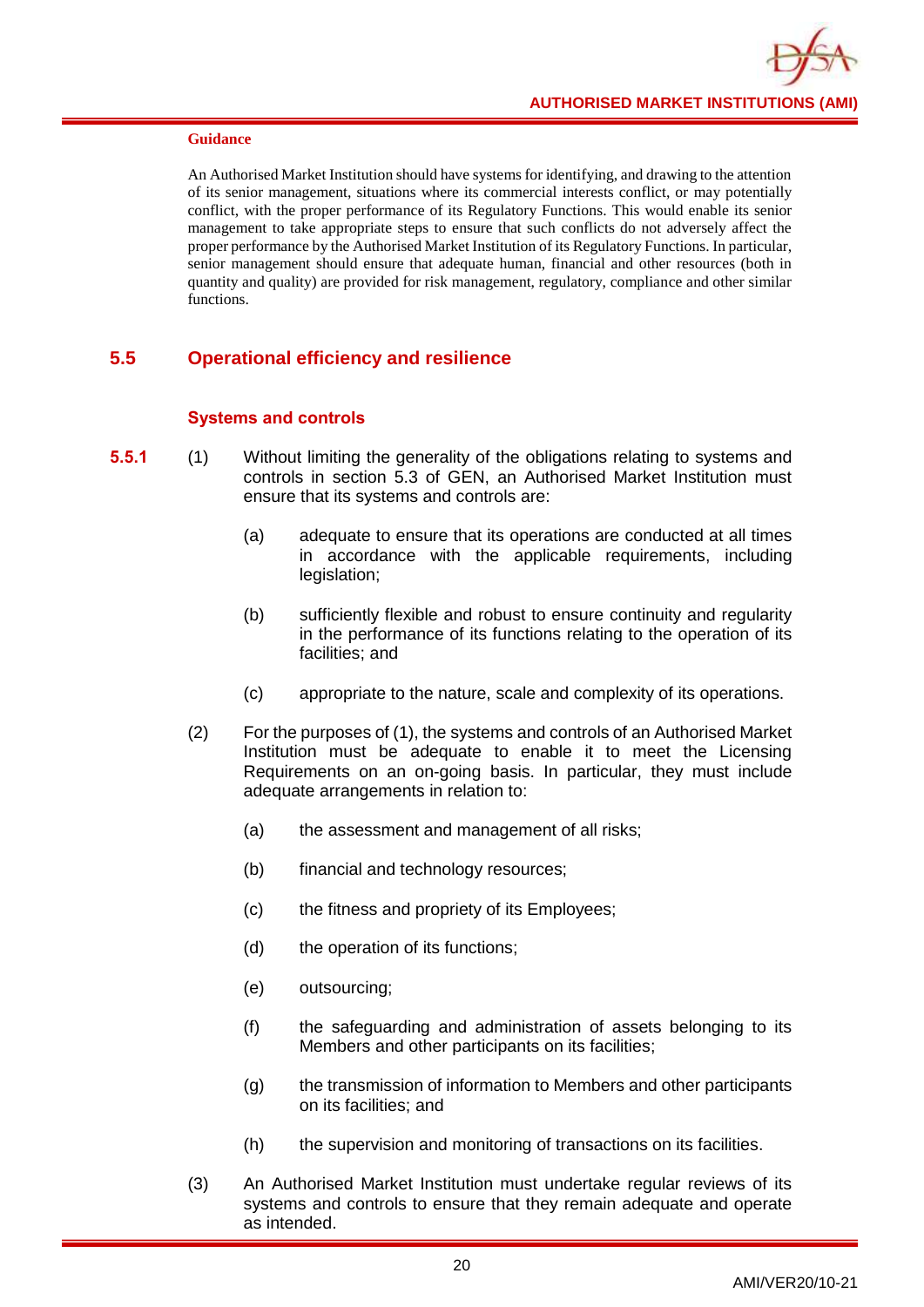**Guidance**

An Authorised Market Institution should have systems for identifying, and drawing to the attention of its senior management, situations where its commercial interests conflict, or may potentially conflict, with the proper performance of its Regulatory Functions. This would enable its senior management to take appropriate steps to ensure that such conflicts do not adversely affect the proper performance by the Authorised Market Institution of its Regulatory Functions. In particular, senior management should ensure that adequate human, financial and other resources (both in quantity and quality) are provided for risk management, regulatory, compliance and other similar functions.

## 5.5 Operational efficiency and resilience

### Systems and controls

**5.5.1** (1) Without limiting the generality of the obligations relating to systems and controls in section 5.3 of GEN, an Authorised Market Institution must ensure that its systems and controls are:

(a) adequate to ensure that its operations are conducted at all times in accordance with the applicable requirements, including legislation;

(b) sufficiently flexible and robust to ensure continuity and regularity in the performance of its functions relating to the operation of its facilities; and

(c) appropriate to the nature, scale and complexity of its operations.

(2) For the purposes of (1), the systems and controls of an Authorised Market Institution must be adequate to enable it to meet the Licensing Requirements on an on-going basis. In particular, they must include adequate arrangements in relation to:

(a) the assessment and management of all risks;

(b) financial and technology resources;

(c) the fitness and propriety of its Employees;

(d) the operation of its functions;

(e) outsourcing;

(f) the safeguarding and administration of assets belonging to its Members and other participants on its facilities;

(g) the transmission of information to Members and other participants on its facilities; and

(h) the supervision and monitoring of transactions on its facilities.

(3) An Authorised Market Institution must undertake regular reviews of its systems and controls to ensure that they remain adequate and operate as intended.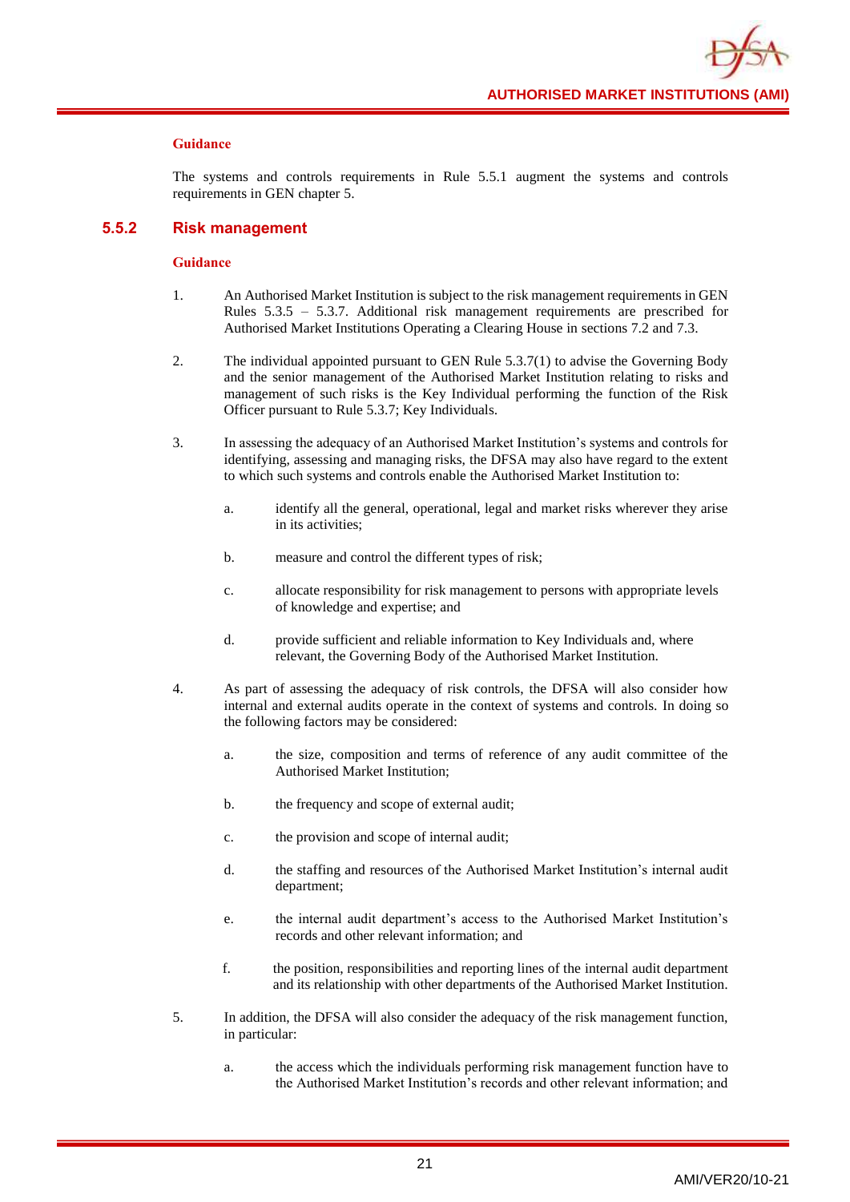**Guidance**

The systems and controls requirements in Rule 5.5.1 augment the systems and controls requirements in GEN chapter 5.

## 5.5.2 Risk management

**Guidance**

1. An Authorised Market Institution is subject to the risk management requirements in GEN Rules 5.3.5 – 5.3.7. Additional risk management requirements are prescribed for Authorised Market Institutions Operating a Clearing House in sections 7.2 and 7.3.

2. The individual appointed pursuant to GEN Rule 5.3.7(1) to advise the Governing Body and the senior management of the Authorised Market Institution relating to risks and management of such risks is the Key Individual performing the function of the Risk Officer pursuant to Rule 5.3.7; Key Individuals.

3. In assessing the adequacy of an Authorised Market Institution's systems and controls for identifying, assessing and managing risks, the DFSA may also have regard to the extent to which such systems and controls enable the Authorised Market Institution to:

   a. identify all the general, operational, legal and market risks wherever they arise in its activities;

   b. measure and control the different types of risk;

   c. allocate responsibility for risk management to persons with appropriate levels of knowledge and expertise; and

   d. provide sufficient and reliable information to Key Individuals and, where relevant, the Governing Body of the Authorised Market Institution.

4. As part of assessing the adequacy of risk controls, the DFSA will also consider how internal and external audits operate in the context of systems and controls. In doing so the following factors may be considered:

   a. the size, composition and terms of reference of any audit committee of the Authorised Market Institution;

   b. the frequency and scope of external audit;

   c. the provision and scope of internal audit;

   d. the staffing and resources of the Authorised Market Institution's internal audit department;

   e. the internal audit department's access to the Authorised Market Institution's records and other relevant information; and

   f. the position, responsibilities and reporting lines of the internal audit department and its relationship with other departments of the Authorised Market Institution.

5. In addition, the DFSA will also consider the adequacy of the risk management function, in particular:

   a. the access which the individuals performing risk management function have to the Authorised Market Institution's records and other relevant information; and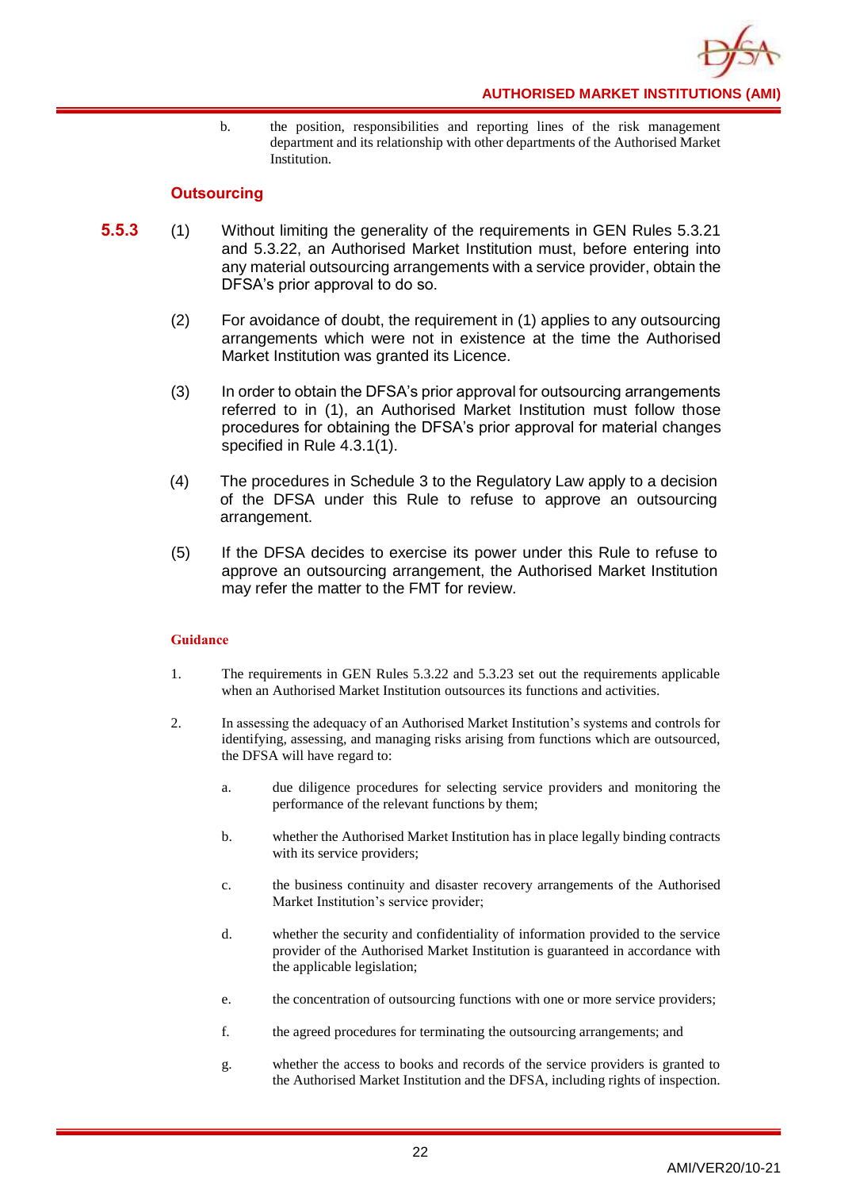b. the position, responsibilities and reporting lines of the risk management department and its relationship with other departments of the Authorised Market Institution.

### Outsourcing

**5.5.3** (1) Without limiting the generality of the requirements in GEN Rules 5.3.21 and 5.3.22, an Authorised Market Institution must, before entering into any material outsourcing arrangements with a service provider, obtain the DFSA's prior approval to do so.

(2) For avoidance of doubt, the requirement in (1) applies to any outsourcing arrangements which were not in existence at the time the Authorised Market Institution was granted its Licence.

(3) In order to obtain the DFSA's prior approval for outsourcing arrangements referred to in (1), an Authorised Market Institution must follow those procedures for obtaining the DFSA's prior approval for material changes specified in Rule 4.3.1(1).

(4) The procedures in Schedule 3 to the Regulatory Law apply to a decision of the DFSA under this Rule to refuse to approve an outsourcing arrangement.

(5) If the DFSA decides to exercise its power under this Rule to refuse to approve an outsourcing arrangement, the Authorised Market Institution may refer the matter to the FMT for review.

#### Guidance

1. The requirements in GEN Rules 5.3.22 and 5.3.23 set out the requirements applicable when an Authorised Market Institution outsources its functions and activities.

2. In assessing the adequacy of an Authorised Market Institution's systems and controls for identifying, assessing, and managing risks arising from functions which are outsourced, the DFSA will have regard to:

   a. due diligence procedures for selecting service providers and monitoring the performance of the relevant functions by them;

   b. whether the Authorised Market Institution has in place legally binding contracts with its service providers;

   c. the business continuity and disaster recovery arrangements of the Authorised Market Institution's service provider;

   d. whether the security and confidentiality of information provided to the service provider of the Authorised Market Institution is guaranteed in accordance with the applicable legislation;

   e. the concentration of outsourcing functions with one or more service providers;

   f. the agreed procedures for terminating the outsourcing arrangements; and

   g. whether the access to books and records of the service providers is granted to the Authorised Market Institution and the DFSA, including rights of inspection.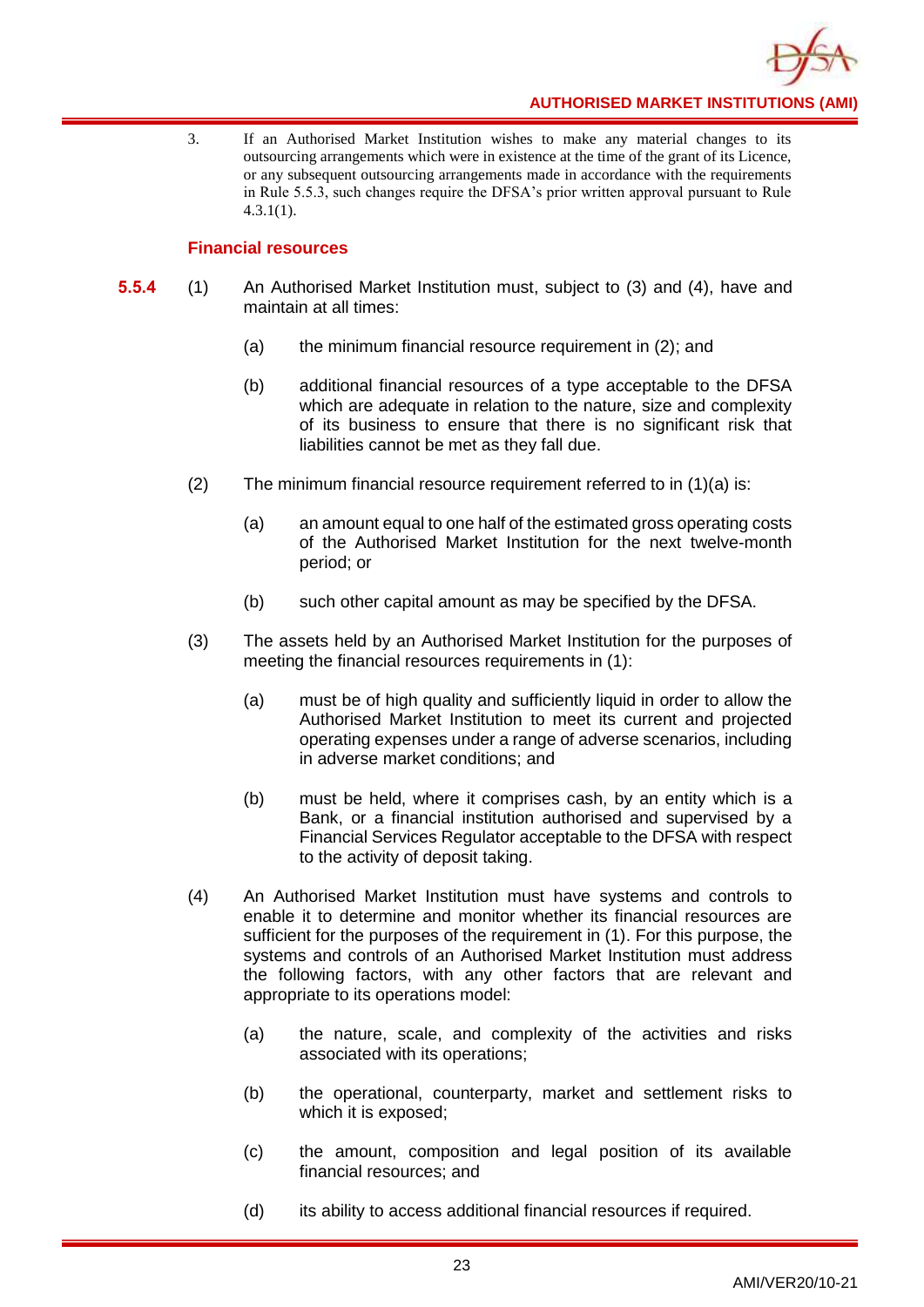3. If an Authorised Market Institution wishes to make any material changes to its outsourcing arrangements which were in existence at the time of the grant of its Licence, or any subsequent outsourcing arrangements made in accordance with the requirements in Rule 5.5.3, such changes require the DFSA's prior written approval pursuant to Rule 4.3.1(1).

### Financial resources

**5.5.4** (1) An Authorised Market Institution must, subject to (3) and (4), have and maintain at all times:

(a) the minimum financial resource requirement in (2); and

(b) additional financial resources of a type acceptable to the DFSA which are adequate in relation to the nature, size and complexity of its business to ensure that there is no significant risk that liabilities cannot be met as they fall due.

(2) The minimum financial resource requirement referred to in (1)(a) is:

(a) an amount equal to one half of the estimated gross operating costs of the Authorised Market Institution for the next twelve-month period; or

(b) such other capital amount as may be specified by the DFSA.

(3) The assets held by an Authorised Market Institution for the purposes of meeting the financial resources requirements in (1):

(a) must be of high quality and sufficiently liquid in order to allow the Authorised Market Institution to meet its current and projected operating expenses under a range of adverse scenarios, including in adverse market conditions; and

(b) must be held, where it comprises cash, by an entity which is a Bank, or a financial institution authorised and supervised by a Financial Services Regulator acceptable to the DFSA with respect to the activity of deposit taking.

(4) An Authorised Market Institution must have systems and controls to enable it to determine and monitor whether its financial resources are sufficient for the purposes of the requirement in (1). For this purpose, the systems and controls of an Authorised Market Institution must address the following factors, with any other factors that are relevant and appropriate to its operations model:

(a) the nature, scale, and complexity of the activities and risks associated with its operations;

(b) the operational, counterparty, market and settlement risks to which it is exposed;

(c) the amount, composition and legal position of its available financial resources; and

(d) its ability to access additional financial resources if required.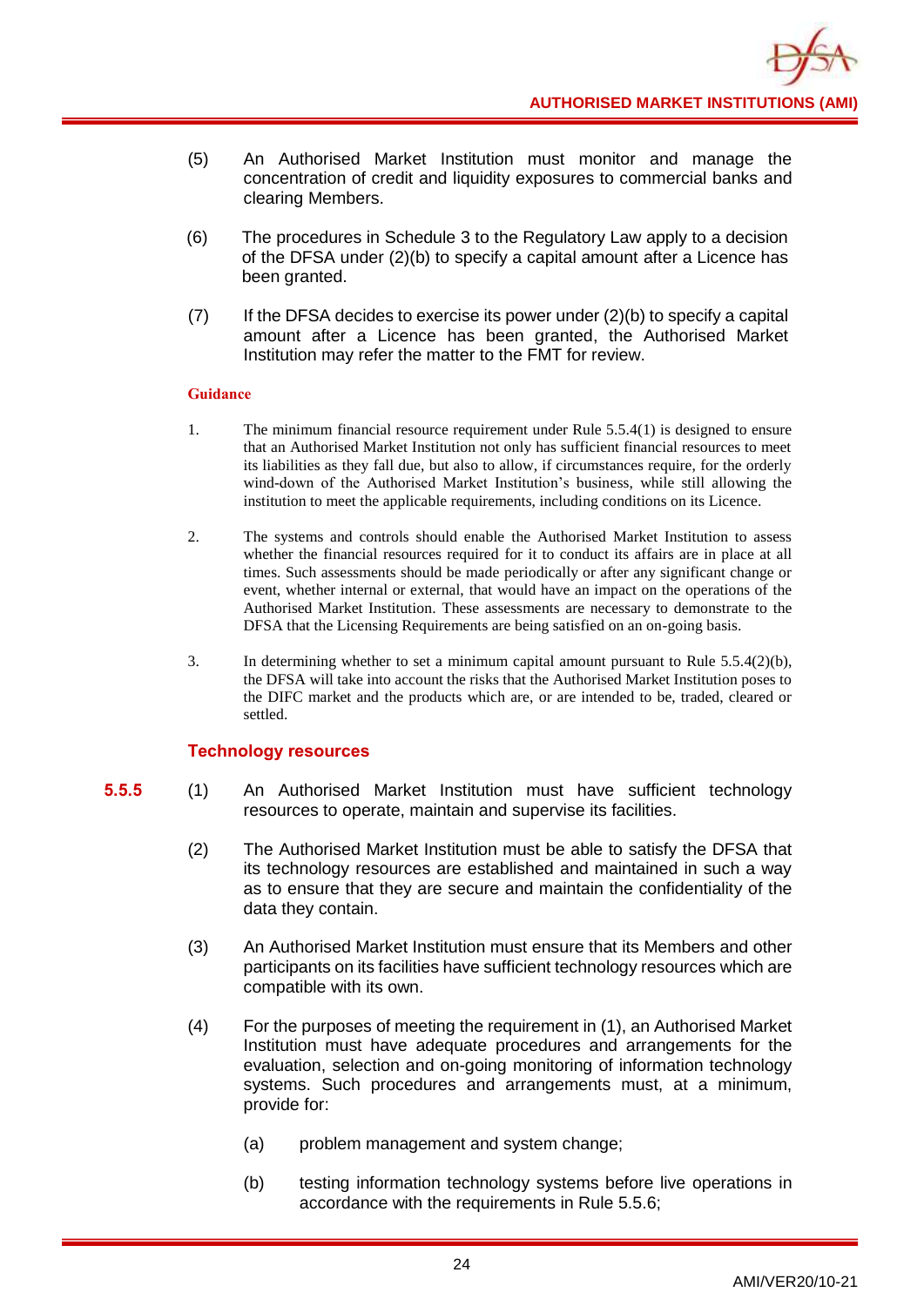(5) An Authorised Market Institution must monitor and manage the concentration of credit and liquidity exposures to commercial banks and clearing Members.

(6) The procedures in Schedule 3 to the Regulatory Law apply to a decision of the DFSA under (2)(b) to specify a capital amount after a Licence has been granted.

(7) If the DFSA decides to exercise its power under (2)(b) to specify a capital amount after a Licence has been granted, the Authorised Market Institution may refer the matter to the FMT for review.

**Guidance**

1. The minimum financial resource requirement under Rule 5.5.4(1) is designed to ensure that an Authorised Market Institution not only has sufficient financial resources to meet its liabilities as they fall due, but also to allow, if circumstances require, for the orderly wind-down of the Authorised Market Institution's business, while still allowing the institution to meet the applicable requirements, including conditions on its Licence.

2. The systems and controls should enable the Authorised Market Institution to assess whether the financial resources required for it to conduct its affairs are in place at all times. Such assessments should be made periodically or after any significant change or event, whether internal or external, that would have an impact on the operations of the Authorised Market Institution. These assessments are necessary to demonstrate to the DFSA that the Licensing Requirements are being satisfied on an on-going basis.

3. In determining whether to set a minimum capital amount pursuant to Rule 5.5.4(2)(b), the DFSA will take into account the risks that the Authorised Market Institution poses to the DIFC market and the products which are, or are intended to be, traded, cleared or settled.

### Technology resources

**5.5.5** (1) An Authorised Market Institution must have sufficient technology resources to operate, maintain and supervise its facilities.

(2) The Authorised Market Institution must be able to satisfy the DFSA that its technology resources are established and maintained in such a way as to ensure that they are secure and maintain the confidentiality of the data they contain.

(3) An Authorised Market Institution must ensure that its Members and other participants on its facilities have sufficient technology resources which are compatible with its own.

(4) For the purposes of meeting the requirement in (1), an Authorised Market Institution must have adequate procedures and arrangements for the evaluation, selection and on-going monitoring of information technology systems. Such procedures and arrangements must, at a minimum, provide for:

(a) problem management and system change;

(b) testing information technology systems before live operations in accordance with the requirements in Rule 5.5.6;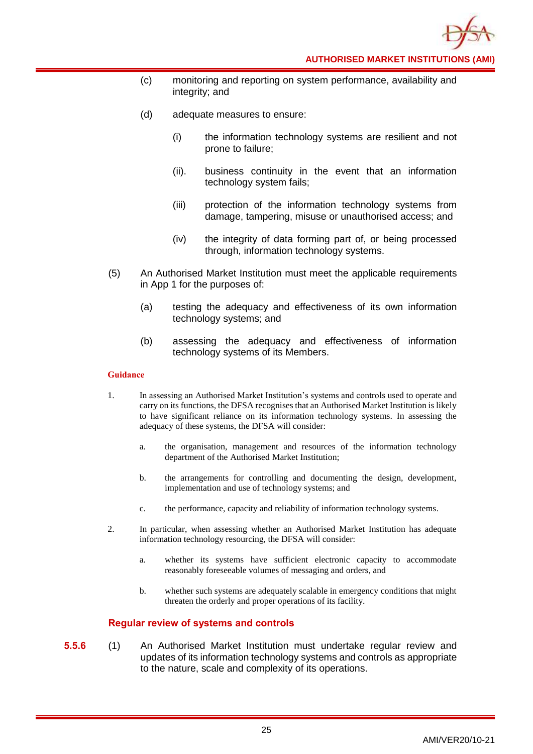(c) monitoring and reporting on system performance, availability and integrity; and

(d) adequate measures to ensure:

(i) the information technology systems are resilient and not prone to failure;

(ii). business continuity in the event that an information technology system fails;

(iii) protection of the information technology systems from damage, tampering, misuse or unauthorised access; and

(iv) the integrity of data forming part of, or being processed through, information technology systems.

(5) An Authorised Market Institution must meet the applicable requirements in App 1 for the purposes of:

(a) testing the adequacy and effectiveness of its own information technology systems; and

(b) assessing the adequacy and effectiveness of information technology systems of its Members.

**Guidance**

1. In assessing an Authorised Market Institution's systems and controls used to operate and carry on its functions, the DFSA recognises that an Authorised Market Institution is likely to have significant reliance on its information technology systems. In assessing the adequacy of these systems, the DFSA will consider:

   a. the organisation, management and resources of the information technology department of the Authorised Market Institution;

   b. the arrangements for controlling and documenting the design, development, implementation and use of technology systems; and

   c. the performance, capacity and reliability of information technology systems.

2. In particular, when assessing whether an Authorised Market Institution has adequate information technology resourcing, the DFSA will consider:

   a. whether its systems have sufficient electronic capacity to accommodate reasonably foreseeable volumes of messaging and orders, and

   b. whether such systems are adequately scalable in emergency conditions that might threaten the orderly and proper operations of its facility.

### Regular review of systems and controls

**5.5.6** (1) An Authorised Market Institution must undertake regular review and updates of its information technology systems and controls as appropriate to the nature, scale and complexity of its operations.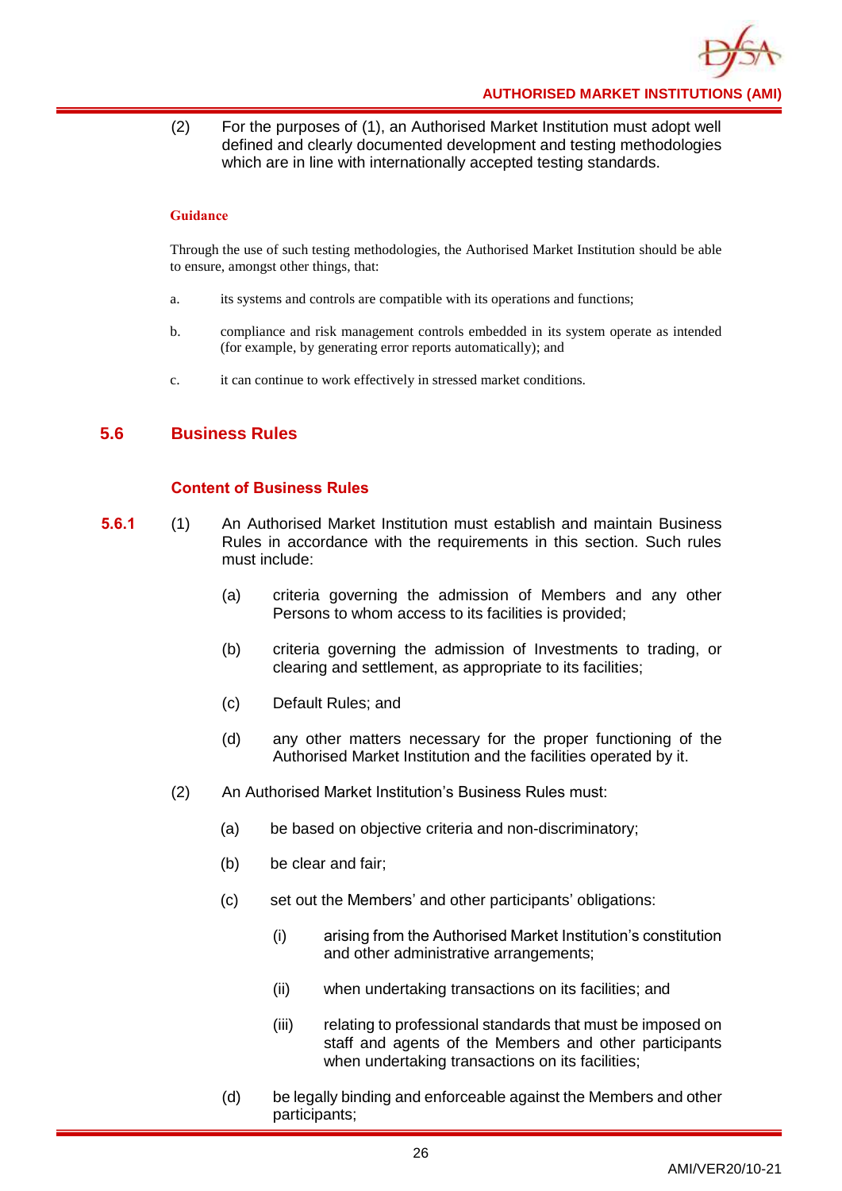(2) For the purposes of (1), an Authorised Market Institution must adopt well defined and clearly documented development and testing methodologies which are in line with internationally accepted testing standards.

**Guidance**

Through the use of such testing methodologies, the Authorised Market Institution should be able to ensure, amongst other things, that:

a. its systems and controls are compatible with its operations and functions;

b. compliance and risk management controls embedded in its system operate as intended (for example, by generating error reports automatically); and

c. it can continue to work effectively in stressed market conditions.

## 5.6 Business Rules

### Content of Business Rules

**5.6.1** (1) An Authorised Market Institution must establish and maintain Business Rules in accordance with the requirements in this section. Such rules must include:

(a) criteria governing the admission of Members and any other Persons to whom access to its facilities is provided;

(b) criteria governing the admission of Investments to trading, or clearing and settlement, as appropriate to its facilities;

(c) Default Rules; and

(d) any other matters necessary for the proper functioning of the Authorised Market Institution and the facilities operated by it.

(2) An Authorised Market Institution's Business Rules must:

(a) be based on objective criteria and non-discriminatory;

(b) be clear and fair;

(c) set out the Members' and other participants' obligations:

(i) arising from the Authorised Market Institution's constitution and other administrative arrangements;

(ii) when undertaking transactions on its facilities; and

(iii) relating to professional standards that must be imposed on staff and agents of the Members and other participants when undertaking transactions on its facilities;

(d) be legally binding and enforceable against the Members and other participants;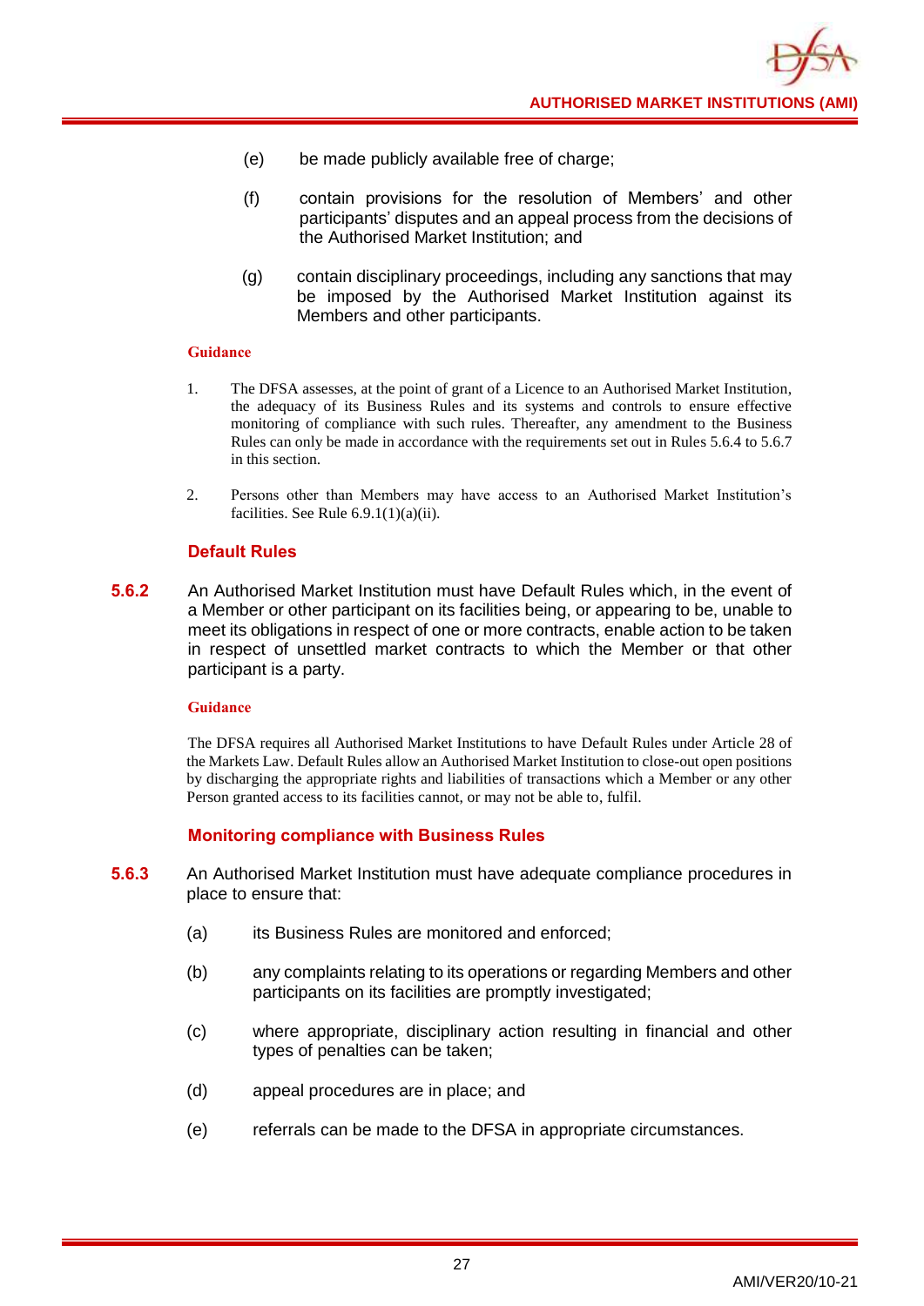(e) be made publicly available free of charge;

(f) contain provisions for the resolution of Members' and other participants' disputes and an appeal process from the decisions of the Authorised Market Institution; and

(g) contain disciplinary proceedings, including any sanctions that may be imposed by the Authorised Market Institution against its Members and other participants.

**Guidance**

1. The DFSA assesses, at the point of grant of a Licence to an Authorised Market Institution, the adequacy of its Business Rules and its systems and controls to ensure effective monitoring of compliance with such rules. Thereafter, any amendment to the Business Rules can only be made in accordance with the requirements set out in Rules 5.6.4 to 5.6.7 in this section.

2. Persons other than Members may have access to an Authorised Market Institution's facilities. See Rule 6.9.1(1)(a)(ii).

### Default Rules

**5.6.2** An Authorised Market Institution must have Default Rules which, in the event of a Member or other participant on its facilities being, or appearing to be, unable to meet its obligations in respect of one or more contracts, enable action to be taken in respect of unsettled market contracts to which the Member or that other participant is a party.

**Guidance**

The DFSA requires all Authorised Market Institutions to have Default Rules under Article 28 of the Markets Law. Default Rules allow an Authorised Market Institution to close-out open positions by discharging the appropriate rights and liabilities of transactions which a Member or any other Person granted access to its facilities cannot, or may not be able to, fulfil.

### Monitoring compliance with Business Rules

**5.6.3** An Authorised Market Institution must have adequate compliance procedures in place to ensure that:

(a) its Business Rules are monitored and enforced;

(b) any complaints relating to its operations or regarding Members and other participants on its facilities are promptly investigated;

(c) where appropriate, disciplinary action resulting in financial and other types of penalties can be taken;

(d) appeal procedures are in place; and

(e) referrals can be made to the DFSA in appropriate circumstances.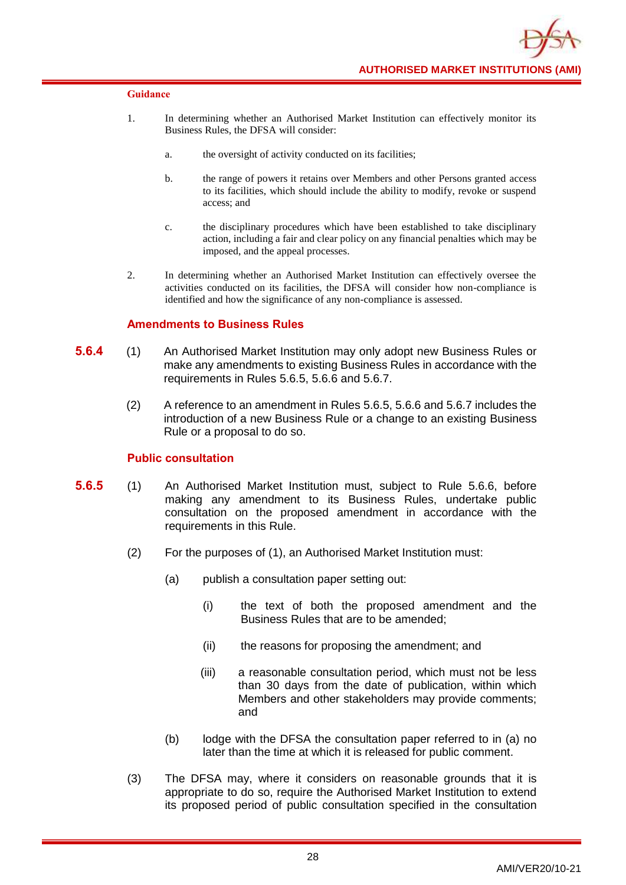#### Guidance

1. In determining whether an Authorised Market Institution can effectively monitor its Business Rules, the DFSA will consider:

   a. the oversight of activity conducted on its facilities;

   b. the range of powers it retains over Members and other Persons granted access to its facilities, which should include the ability to modify, revoke or suspend access; and

   c. the disciplinary procedures which have been established to take disciplinary action, including a fair and clear policy on any financial penalties which may be imposed, and the appeal processes.

2. In determining whether an Authorised Market Institution can effectively oversee the activities conducted on its facilities, the DFSA will consider how non-compliance is identified and how the significance of any non-compliance is assessed.

### Amendments to Business Rules

**5.6.4** (1) An Authorised Market Institution may only adopt new Business Rules or make any amendments to existing Business Rules in accordance with the requirements in Rules 5.6.5, 5.6.6 and 5.6.7.

(2) A reference to an amendment in Rules 5.6.5, 5.6.6 and 5.6.7 includes the introduction of a new Business Rule or a change to an existing Business Rule or a proposal to do so.

### Public consultation

**5.6.5** (1) An Authorised Market Institution must, subject to Rule 5.6.6, before making any amendment to its Business Rules, undertake public consultation on the proposed amendment in accordance with the requirements in this Rule.

(2) For the purposes of (1), an Authorised Market Institution must:

(a) publish a consultation paper setting out:

(i) the text of both the proposed amendment and the Business Rules that are to be amended;

(ii) the reasons for proposing the amendment; and

(iii) a reasonable consultation period, which must not be less than 30 days from the date of publication, within which Members and other stakeholders may provide comments; and

(b) lodge with the DFSA the consultation paper referred to in (a) no later than the time at which it is released for public comment.

(3) The DFSA may, where it considers on reasonable grounds that it is appropriate to do so, require the Authorised Market Institution to extend its proposed period of public consultation specified in the consultation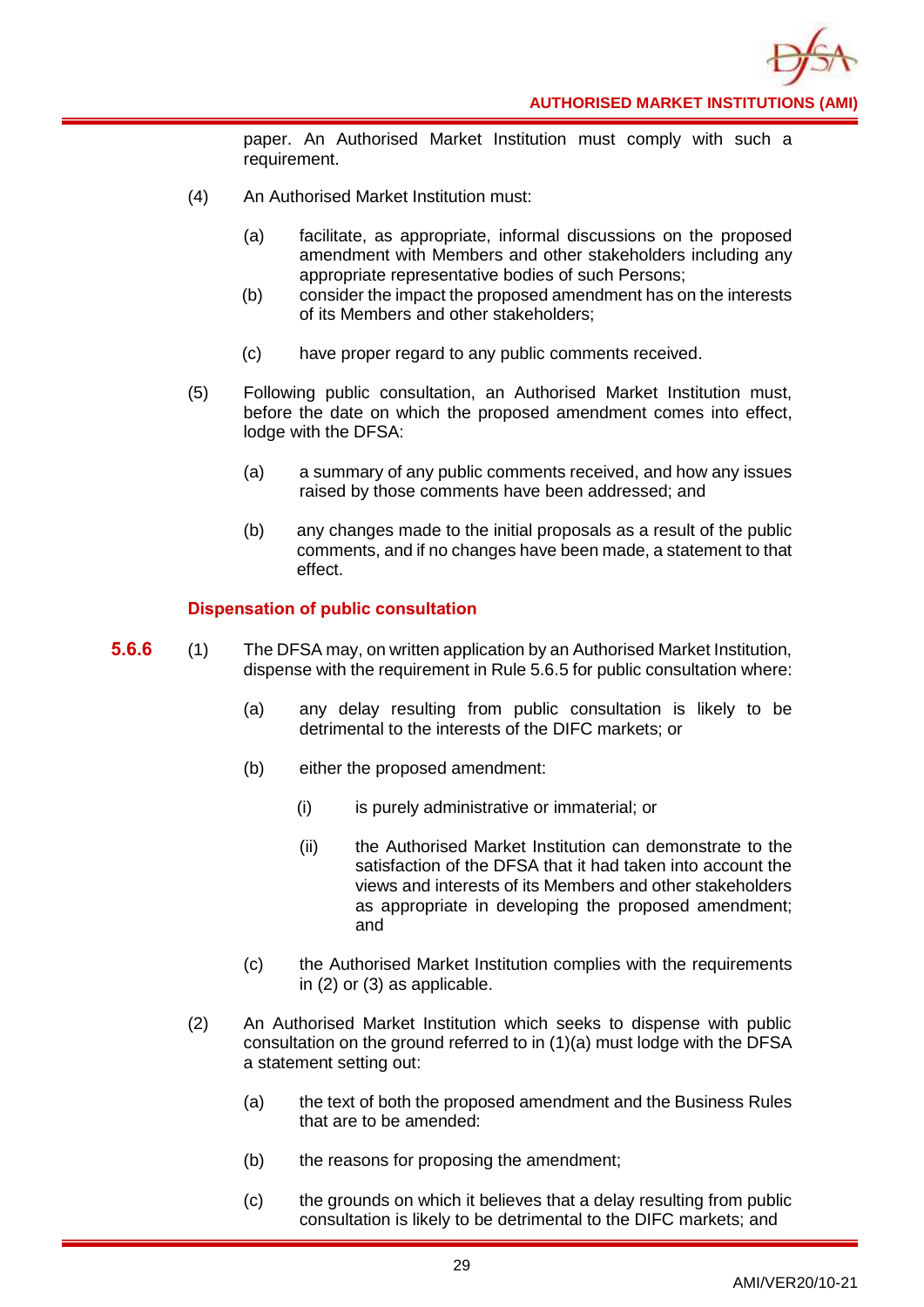paper. An Authorised Market Institution must comply with such a requirement.

(4) An Authorised Market Institution must:

(a) facilitate, as appropriate, informal discussions on the proposed amendment with Members and other stakeholders including any appropriate representative bodies of such Persons;

(b) consider the impact the proposed amendment has on the interests of its Members and other stakeholders;

(c) have proper regard to any public comments received.

(5) Following public consultation, an Authorised Market Institution must, before the date on which the proposed amendment comes into effect, lodge with the DFSA:

(a) a summary of any public comments received, and how any issues raised by those comments have been addressed; and

(b) any changes made to the initial proposals as a result of the public comments, and if no changes have been made, a statement to that effect.

### Dispensation of public consultation

**5.6.6** (1) The DFSA may, on written application by an Authorised Market Institution, dispense with the requirement in Rule 5.6.5 for public consultation where:

(a) any delay resulting from public consultation is likely to be detrimental to the interests of the DIFC markets; or

(b) either the proposed amendment:

(i) is purely administrative or immaterial; or

(ii) the Authorised Market Institution can demonstrate to the satisfaction of the DFSA that it had taken into account the views and interests of its Members and other stakeholders as appropriate in developing the proposed amendment; and

(c) the Authorised Market Institution complies with the requirements in (2) or (3) as applicable.

(2) An Authorised Market Institution which seeks to dispense with public consultation on the ground referred to in (1)(a) must lodge with the DFSA a statement setting out:

(a) the text of both the proposed amendment and the Business Rules that are to be amended:

(b) the reasons for proposing the amendment;

(c) the grounds on which it believes that a delay resulting from public consultation is likely to be detrimental to the DIFC markets; and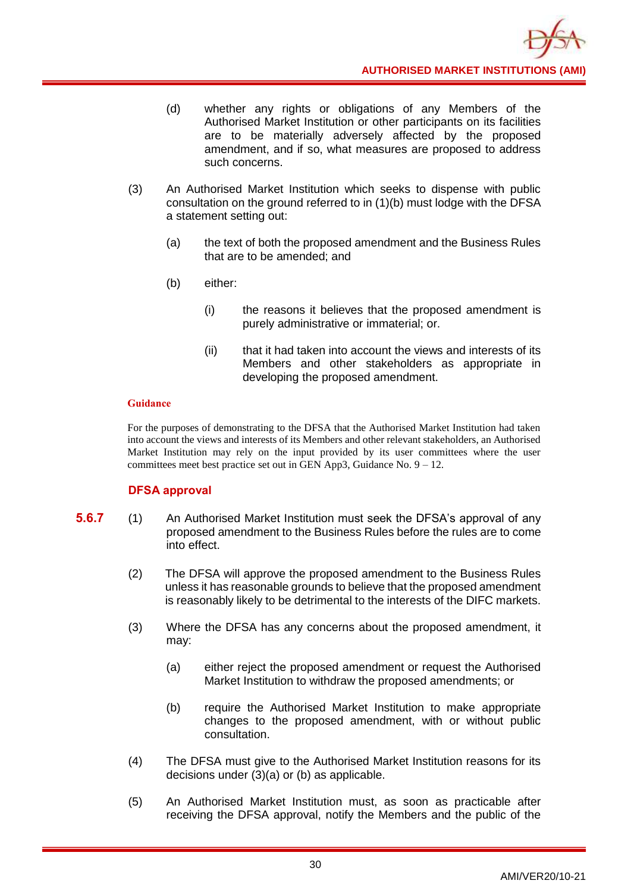(d) whether any rights or obligations of any Members of the Authorised Market Institution or other participants on its facilities are to be materially adversely affected by the proposed amendment, and if so, what measures are proposed to address such concerns.

(3) An Authorised Market Institution which seeks to dispense with public consultation on the ground referred to in (1)(b) must lodge with the DFSA a statement setting out:

(a) the text of both the proposed amendment and the Business Rules that are to be amended; and

(b) either:

(i) the reasons it believes that the proposed amendment is purely administrative or immaterial; or.

(ii) that it had taken into account the views and interests of its Members and other stakeholders as appropriate in developing the proposed amendment.

**Guidance**

For the purposes of demonstrating to the DFSA that the Authorised Market Institution had taken into account the views and interests of its Members and other relevant stakeholders, an Authorised Market Institution may rely on the input provided by its user committees where the user committees meet best practice set out in GEN App3, Guidance No. 9 – 12.

### DFSA approval

**5.6.7** (1) An Authorised Market Institution must seek the DFSA's approval of any proposed amendment to the Business Rules before the rules are to come into effect.

(2) The DFSA will approve the proposed amendment to the Business Rules unless it has reasonable grounds to believe that the proposed amendment is reasonably likely to be detrimental to the interests of the DIFC markets.

(3) Where the DFSA has any concerns about the proposed amendment, it may:

(a) either reject the proposed amendment or request the Authorised Market Institution to withdraw the proposed amendments; or

(b) require the Authorised Market Institution to make appropriate changes to the proposed amendment, with or without public consultation.

(4) The DFSA must give to the Authorised Market Institution reasons for its decisions under (3)(a) or (b) as applicable.

(5) An Authorised Market Institution must, as soon as practicable after receiving the DFSA approval, notify the Members and the public of the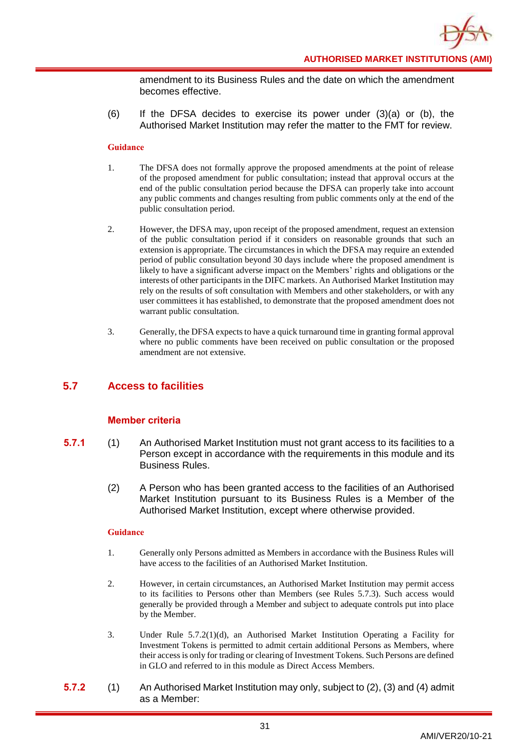amendment to its Business Rules and the date on which the amendment becomes effective.

(6) If the DFSA decides to exercise its power under (3)(a) or (b), the Authorised Market Institution may refer the matter to the FMT for review.

**Guidance**

1. The DFSA does not formally approve the proposed amendments at the point of release of the proposed amendment for public consultation; instead that approval occurs at the end of the public consultation period because the DFSA can properly take into account any public comments and changes resulting from public comments only at the end of the public consultation period.

2. However, the DFSA may, upon receipt of the proposed amendment, request an extension of the public consultation period if it considers on reasonable grounds that such an extension is appropriate. The circumstances in which the DFSA may require an extended period of public consultation beyond 30 days include where the proposed amendment is likely to have a significant adverse impact on the Members' rights and obligations or the interests of other participants in the DIFC markets. An Authorised Market Institution may rely on the results of soft consultation with Members and other stakeholders, or with any user committees it has established, to demonstrate that the proposed amendment does not warrant public consultation.

3. Generally, the DFSA expects to have a quick turnaround time in granting formal approval where no public comments have been received on public consultation or the proposed amendment are not extensive.

## 5.7 Access to facilities

### Member criteria

**5.7.1** (1) An Authorised Market Institution must not grant access to its facilities to a Person except in accordance with the requirements in this module and its Business Rules.

(2) A Person who has been granted access to the facilities of an Authorised Market Institution pursuant to its Business Rules is a Member of the Authorised Market Institution, except where otherwise provided.

**Guidance**

1. Generally only Persons admitted as Members in accordance with the Business Rules will have access to the facilities of an Authorised Market Institution.

2. However, in certain circumstances, an Authorised Market Institution may permit access to its facilities to Persons other than Members (see Rules 5.7.3). Such access would generally be provided through a Member and subject to adequate controls put into place by the Member.

3. Under Rule 5.7.2(1)(d), an Authorised Market Institution Operating a Facility for Investment Tokens is permitted to admit certain additional Persons as Members, where their access is only for trading or clearing of Investment Tokens. Such Persons are defined in GLO and referred to in this module as Direct Access Members.

**5.7.2** (1) An Authorised Market Institution may only, subject to (2), (3) and (4) admit as a Member: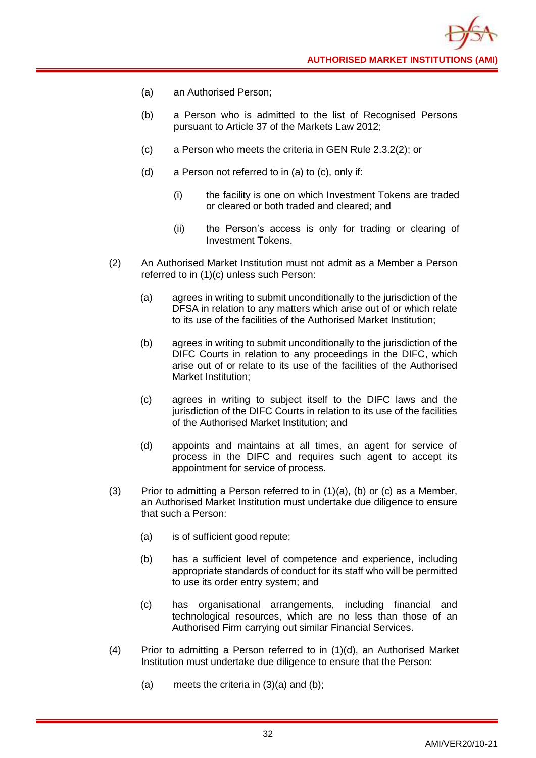(a) an Authorised Person;

(b) a Person who is admitted to the list of Recognised Persons pursuant to Article 37 of the Markets Law 2012;

(c) a Person who meets the criteria in GEN Rule 2.3.2(2); or

(d) a Person not referred to in (a) to (c), only if:

   (i) the facility is one on which Investment Tokens are traded or cleared or both traded and cleared; and

   (ii) the Person's access is only for trading or clearing of Investment Tokens.

(2) An Authorised Market Institution must not admit as a Member a Person referred to in (1)(c) unless such Person:

   (a) agrees in writing to submit unconditionally to the jurisdiction of the DFSA in relation to any matters which arise out of or which relate to its use of the facilities of the Authorised Market Institution;

   (b) agrees in writing to submit unconditionally to the jurisdiction of the DIFC Courts in relation to any proceedings in the DIFC, which arise out of or relate to its use of the facilities of the Authorised Market Institution;

   (c) agrees in writing to subject itself to the DIFC laws and the jurisdiction of the DIFC Courts in relation to its use of the facilities of the Authorised Market Institution; and

   (d) appoints and maintains at all times, an agent for service of process in the DIFC and requires such agent to accept its appointment for service of process.

(3) Prior to admitting a Person referred to in (1)(a), (b) or (c) as a Member, an Authorised Market Institution must undertake due diligence to ensure that such a Person:

   (a) is of sufficient good repute;

   (b) has a sufficient level of competence and experience, including appropriate standards of conduct for its staff who will be permitted to use its order entry system; and

   (c) has organisational arrangements, including financial and technological resources, which are no less than those of an Authorised Firm carrying out similar Financial Services.

(4) Prior to admitting a Person referred to in (1)(d), an Authorised Market Institution must undertake due diligence to ensure that the Person:

   (a) meets the criteria in (3)(a) and (b);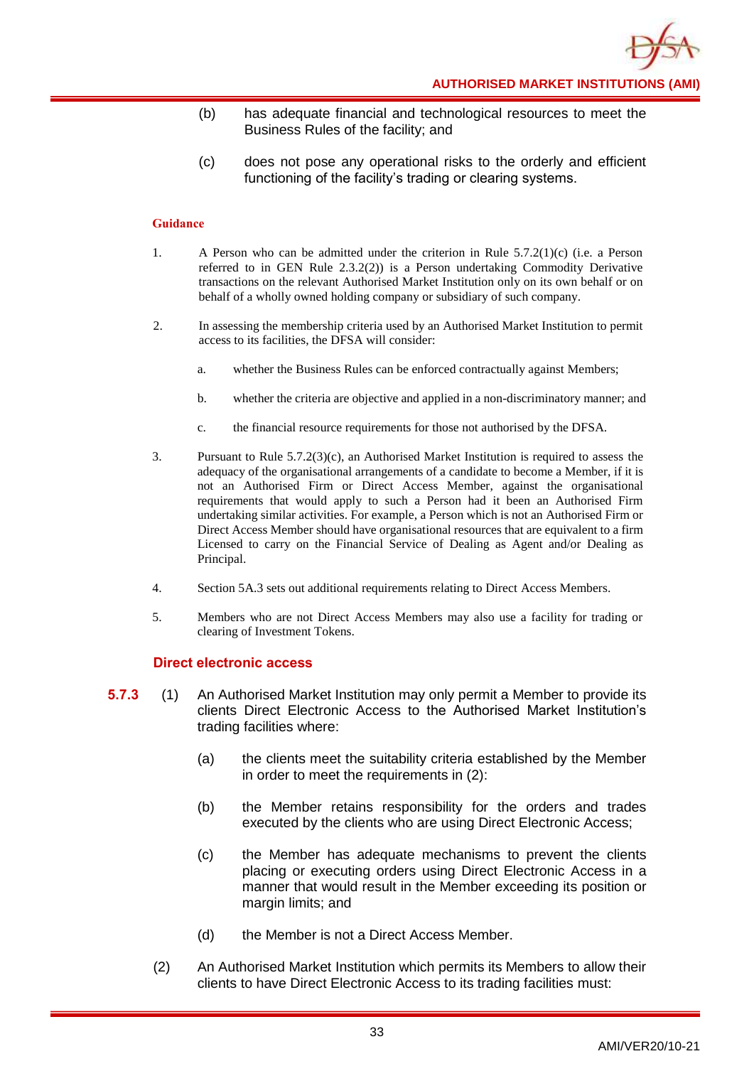(b) has adequate financial and technological resources to meet the Business Rules of the facility; and

(c) does not pose any operational risks to the orderly and efficient functioning of the facility's trading or clearing systems.

**Guidance**

1. A Person who can be admitted under the criterion in Rule 5.7.2(1)(c) (i.e. a Person referred to in GEN Rule 2.3.2(2)) is a Person undertaking Commodity Derivative transactions on the relevant Authorised Market Institution only on its own behalf or on behalf of a wholly owned holding company or subsidiary of such company.

2. In assessing the membership criteria used by an Authorised Market Institution to permit access to its facilities, the DFSA will consider:

   a. whether the Business Rules can be enforced contractually against Members;

   b. whether the criteria are objective and applied in a non-discriminatory manner; and

   c. the financial resource requirements for those not authorised by the DFSA.

3. Pursuant to Rule 5.7.2(3)(c), an Authorised Market Institution is required to assess the adequacy of the organisational arrangements of a candidate to become a Member, if it is not an Authorised Firm or Direct Access Member, against the organisational requirements that would apply to such a Person had it been an Authorised Firm undertaking similar activities. For example, a Person which is not an Authorised Firm or Direct Access Member should have organisational resources that are equivalent to a firm Licensed to carry on the Financial Service of Dealing as Agent and/or Dealing as Principal.

4. Section 5A.3 sets out additional requirements relating to Direct Access Members.

5. Members who are not Direct Access Members may also use a facility for trading or clearing of Investment Tokens.

### Direct electronic access

**5.7.3** (1) An Authorised Market Institution may only permit a Member to provide its clients Direct Electronic Access to the Authorised Market Institution's trading facilities where:

(a) the clients meet the suitability criteria established by the Member in order to meet the requirements in (2):

(b) the Member retains responsibility for the orders and trades executed by the clients who are using Direct Electronic Access;

(c) the Member has adequate mechanisms to prevent the clients placing or executing orders using Direct Electronic Access in a manner that would result in the Member exceeding its position or margin limits; and

(d) the Member is not a Direct Access Member.

(2) An Authorised Market Institution which permits its Members to allow their clients to have Direct Electronic Access to its trading facilities must: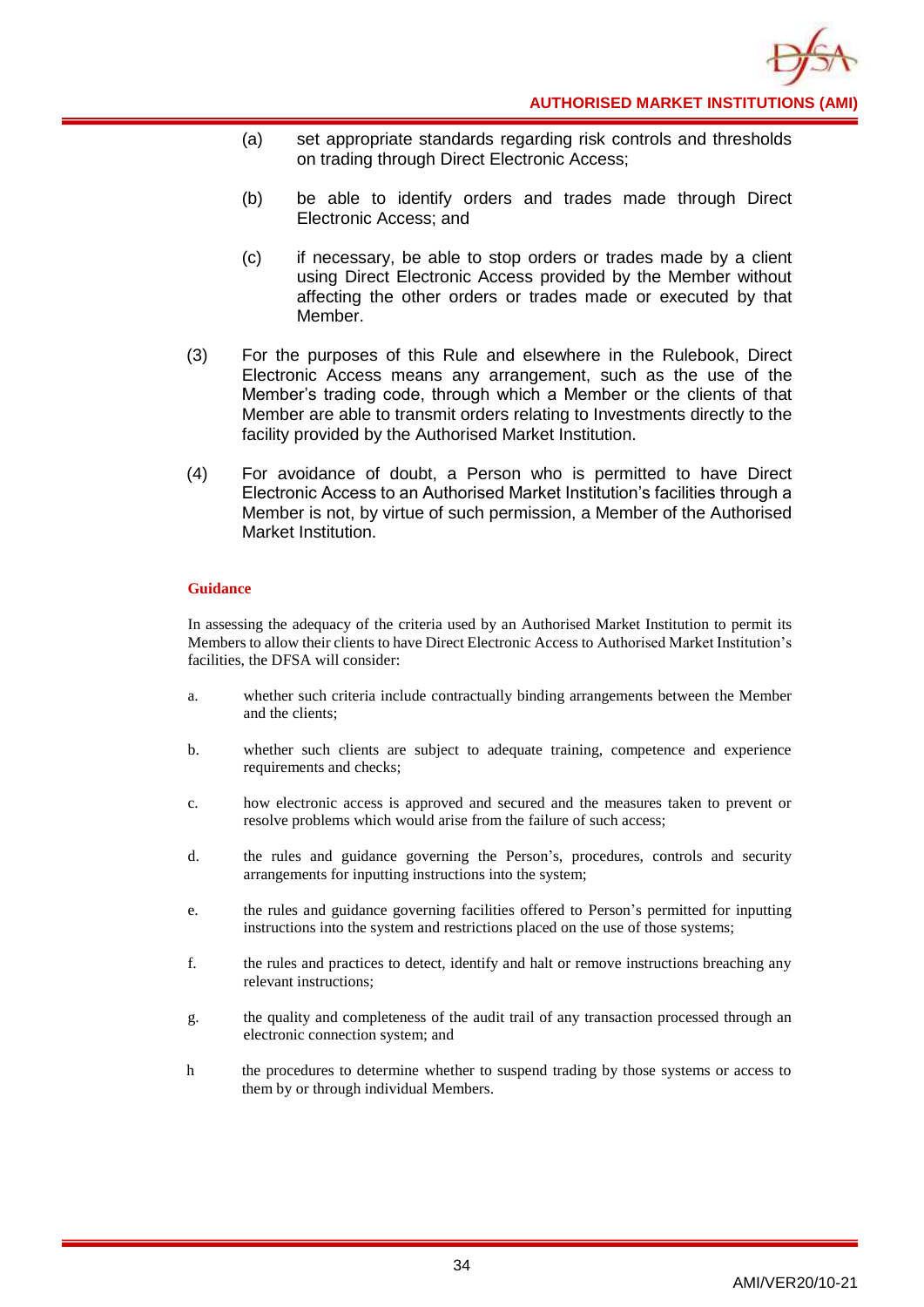(a) set appropriate standards regarding risk controls and thresholds on trading through Direct Electronic Access;

(b) be able to identify orders and trades made through Direct Electronic Access; and

(c) if necessary, be able to stop orders or trades made by a client using Direct Electronic Access provided by the Member without affecting the other orders or trades made or executed by that Member.

(3) For the purposes of this Rule and elsewhere in the Rulebook, Direct Electronic Access means any arrangement, such as the use of the Member's trading code, through which a Member or the clients of that Member are able to transmit orders relating to Investments directly to the facility provided by the Authorised Market Institution.

(4) For avoidance of doubt, a Person who is permitted to have Direct Electronic Access to an Authorised Market Institution's facilities through a Member is not, by virtue of such permission, a Member of the Authorised Market Institution.

**Guidance**

In assessing the adequacy of the criteria used by an Authorised Market Institution to permit its Members to allow their clients to have Direct Electronic Access to Authorised Market Institution's facilities, the DFSA will consider:

a. whether such criteria include contractually binding arrangements between the Member and the clients;

b. whether such clients are subject to adequate training, competence and experience requirements and checks;

c. how electronic access is approved and secured and the measures taken to prevent or resolve problems which would arise from the failure of such access;

d. the rules and guidance governing the Person's, procedures, controls and security arrangements for inputting instructions into the system;

e. the rules and guidance governing facilities offered to Person's permitted for inputting instructions into the system and restrictions placed on the use of those systems;

f. the rules and practices to detect, identify and halt or remove instructions breaching any relevant instructions;

g. the quality and completeness of the audit trail of any transaction processed through an electronic connection system; and

h the procedures to determine whether to suspend trading by those systems or access to them by or through individual Members.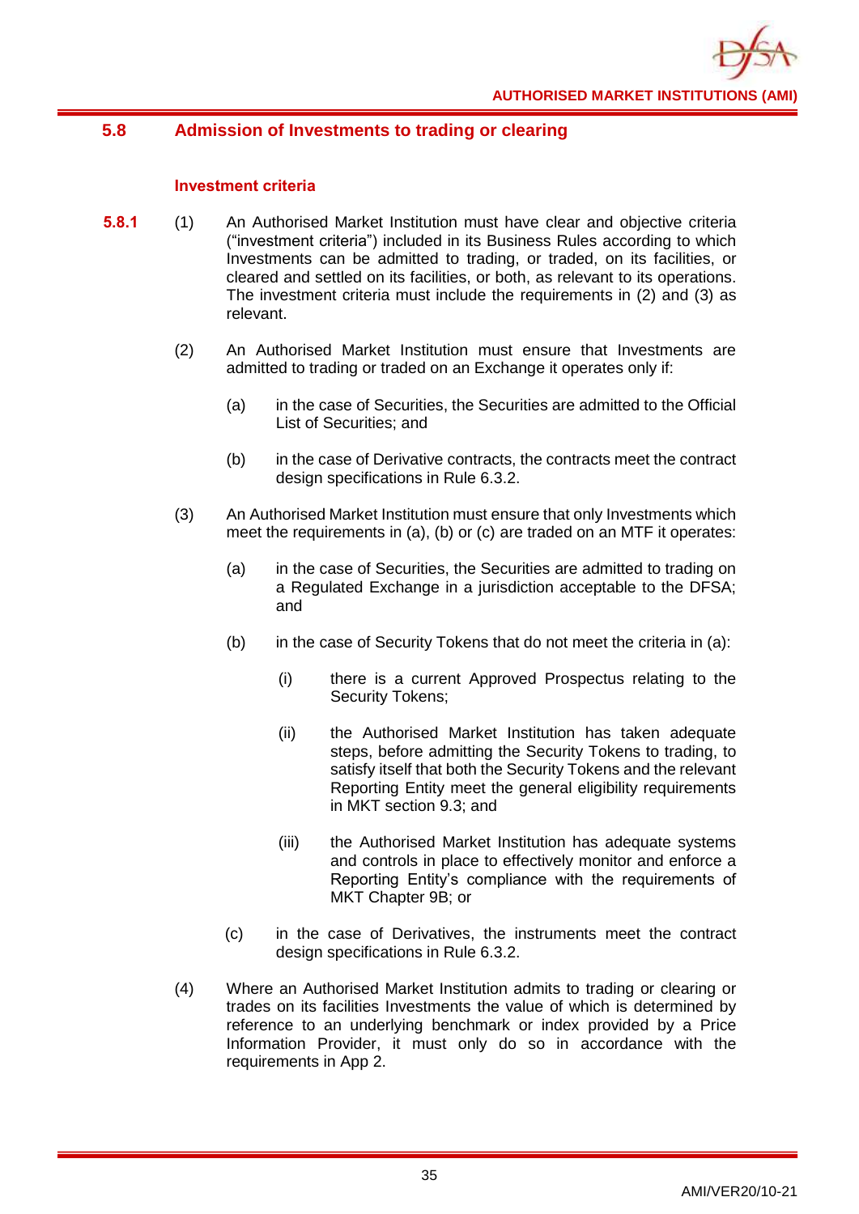## 5.8 Admission of Investments to trading or clearing

### Investment criteria

**5.8.1** (1) An Authorised Market Institution must have clear and objective criteria ("investment criteria") included in its Business Rules according to which Investments can be admitted to trading, or traded, on its facilities, or cleared and settled on its facilities, or both, as relevant to its operations. The investment criteria must include the requirements in (2) and (3) as relevant.

(2) An Authorised Market Institution must ensure that Investments are admitted to trading or traded on an Exchange it operates only if:

- (a) in the case of Securities, the Securities are admitted to the Official List of Securities; and
- (b) in the case of Derivative contracts, the contracts meet the contract design specifications in Rule 6.3.2.

(3) An Authorised Market Institution must ensure that only Investments which meet the requirements in (a), (b) or (c) are traded on an MTF it operates:

- (a) in the case of Securities, the Securities are admitted to trading on a Regulated Exchange in a jurisdiction acceptable to the DFSA; and
- (b) in the case of Security Tokens that do not meet the criteria in (a):
  - (i) there is a current Approved Prospectus relating to the Security Tokens;
  - (ii) the Authorised Market Institution has taken adequate steps, before admitting the Security Tokens to trading, to satisfy itself that both the Security Tokens and the relevant Reporting Entity meet the general eligibility requirements in MKT section 9.3; and
  - (iii) the Authorised Market Institution has adequate systems and controls in place to effectively monitor and enforce a Reporting Entity's compliance with the requirements of MKT Chapter 9B; or
- (c) in the case of Derivatives, the instruments meet the contract design specifications in Rule 6.3.2.

(4) Where an Authorised Market Institution admits to trading or clearing or trades on its facilities Investments the value of which is determined by reference to an underlying benchmark or index provided by a Price Information Provider, it must only do so in accordance with the requirements in App 2.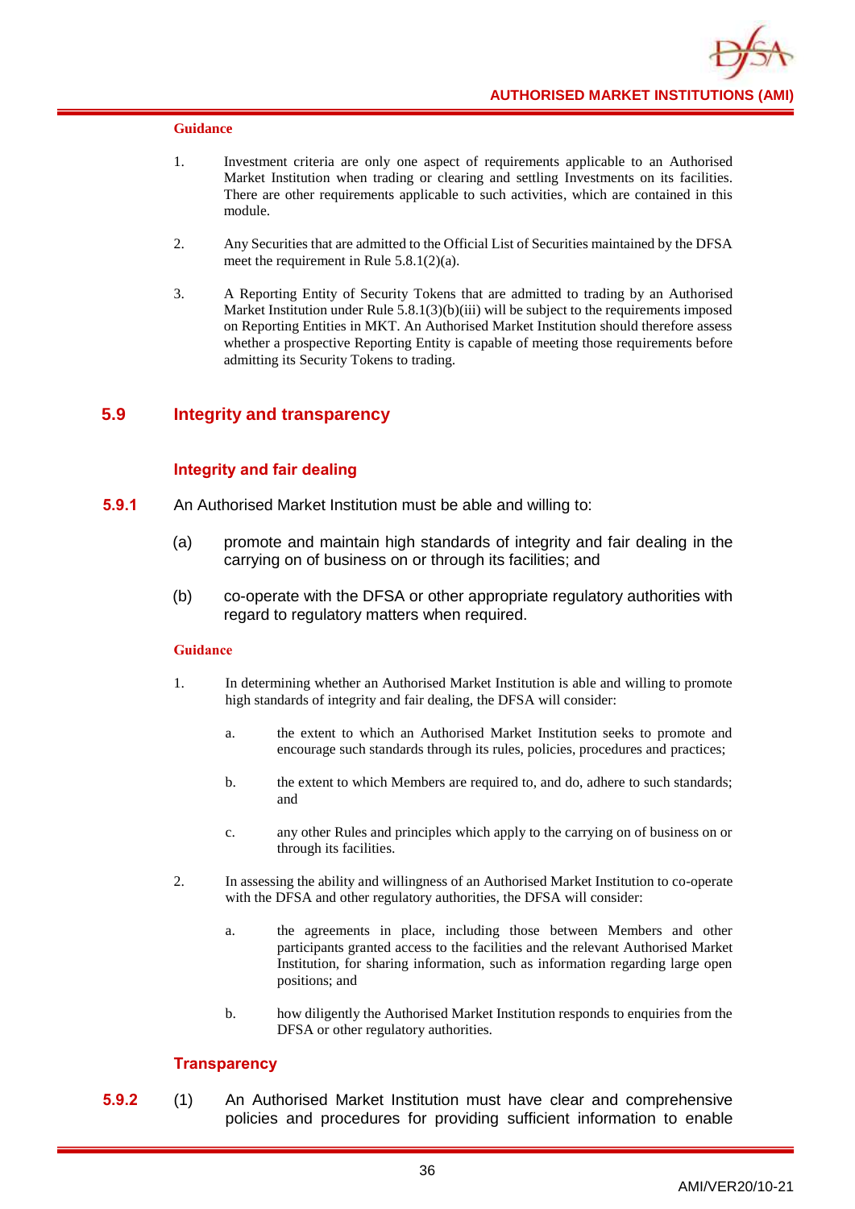**Guidance**

1. Investment criteria are only one aspect of requirements applicable to an Authorised Market Institution when trading or clearing and settling Investments on its facilities. There are other requirements applicable to such activities, which are contained in this module.

2. Any Securities that are admitted to the Official List of Securities maintained by the DFSA meet the requirement in Rule 5.8.1(2)(a).

3. A Reporting Entity of Security Tokens that are admitted to trading by an Authorised Market Institution under Rule 5.8.1(3)(b)(iii) will be subject to the requirements imposed on Reporting Entities in MKT. An Authorised Market Institution should therefore assess whether a prospective Reporting Entity is capable of meeting those requirements before admitting its Security Tokens to trading.

## 5.9 Integrity and transparency

### Integrity and fair dealing

**5.9.1** An Authorised Market Institution must be able and willing to:

(a) promote and maintain high standards of integrity and fair dealing in the carrying on of business on or through its facilities; and

(b) co-operate with the DFSA or other appropriate regulatory authorities with regard to regulatory matters when required.

**Guidance**

1. In determining whether an Authorised Market Institution is able and willing to promote high standards of integrity and fair dealing, the DFSA will consider:

   a. the extent to which an Authorised Market Institution seeks to promote and encourage such standards through its rules, policies, procedures and practices;

   b. the extent to which Members are required to, and do, adhere to such standards; and

   c. any other Rules and principles which apply to the carrying on of business on or through its facilities.

2. In assessing the ability and willingness of an Authorised Market Institution to co-operate with the DFSA and other regulatory authorities, the DFSA will consider:

   a. the agreements in place, including those between Members and other participants granted access to the facilities and the relevant Authorised Market Institution, for sharing information, such as information regarding large open positions; and

   b. how diligently the Authorised Market Institution responds to enquiries from the DFSA or other regulatory authorities.

### Transparency

**5.9.2** (1) An Authorised Market Institution must have clear and comprehensive policies and procedures for providing sufficient information to enable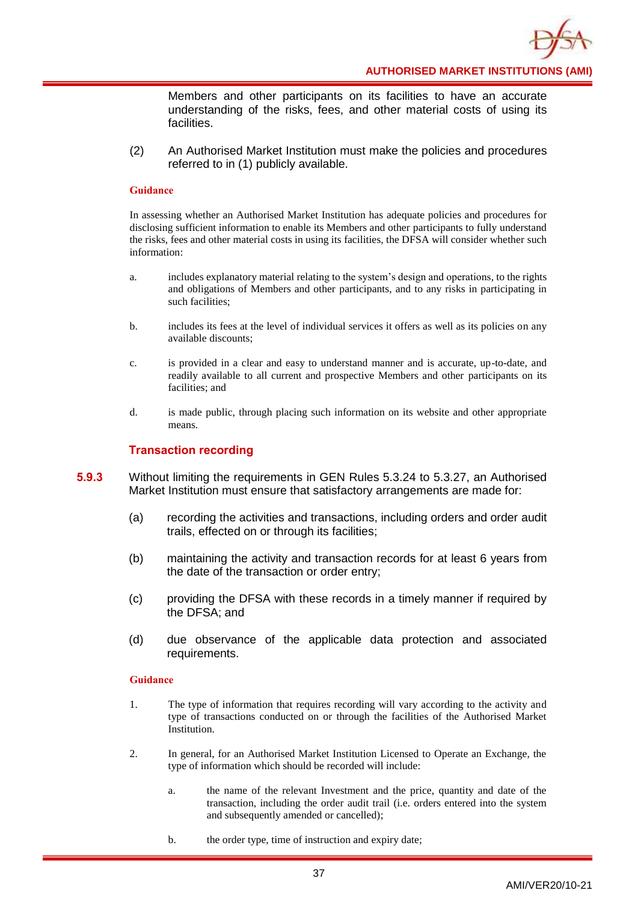Members and other participants on its facilities to have an accurate understanding of the risks, fees, and other material costs of using its facilities.

(2) An Authorised Market Institution must make the policies and procedures referred to in (1) publicly available.

**Guidance**

In assessing whether an Authorised Market Institution has adequate policies and procedures for disclosing sufficient information to enable its Members and other participants to fully understand the risks, fees and other material costs in using its facilities, the DFSA will consider whether such information:

a. includes explanatory material relating to the system's design and operations, to the rights and obligations of Members and other participants, and to any risks in participating in such facilities;

b. includes its fees at the level of individual services it offers as well as its policies on any available discounts;

c. is provided in a clear and easy to understand manner and is accurate, up-to-date, and readily available to all current and prospective Members and other participants on its facilities; and

d. is made public, through placing such information on its website and other appropriate means.

### Transaction recording

**5.9.3** Without limiting the requirements in GEN Rules 5.3.24 to 5.3.27, an Authorised Market Institution must ensure that satisfactory arrangements are made for:

(a) recording the activities and transactions, including orders and order audit trails, effected on or through its facilities;

(b) maintaining the activity and transaction records for at least 6 years from the date of the transaction or order entry;

(c) providing the DFSA with these records in a timely manner if required by the DFSA; and

(d) due observance of the applicable data protection and associated requirements.

**Guidance**

1. The type of information that requires recording will vary according to the activity and type of transactions conducted on or through the facilities of the Authorised Market Institution.

2. In general, for an Authorised Market Institution Licensed to Operate an Exchange, the type of information which should be recorded will include:

   a. the name of the relevant Investment and the price, quantity and date of the transaction, including the order audit trail (i.e. orders entered into the system and subsequently amended or cancelled);

   b. the order type, time of instruction and expiry date;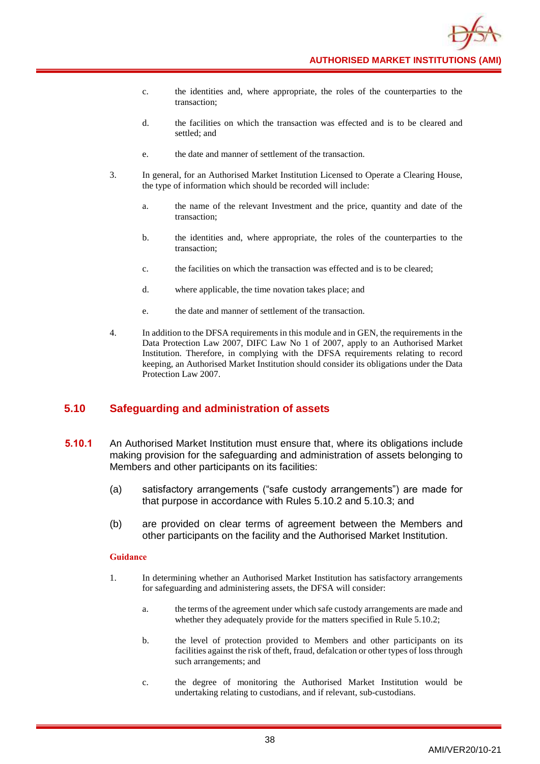c. the identities and, where appropriate, the roles of the counterparties to the transaction;

d. the facilities on which the transaction was effected and is to be cleared and settled; and

e. the date and manner of settlement of the transaction.

3. In general, for an Authorised Market Institution Licensed to Operate a Clearing House, the type of information which should be recorded will include:

   a. the name of the relevant Investment and the price, quantity and date of the transaction;

   b. the identities and, where appropriate, the roles of the counterparties to the transaction;

   c. the facilities on which the transaction was effected and is to be cleared;

   d. where applicable, the time novation takes place; and

   e. the date and manner of settlement of the transaction.

4. In addition to the DFSA requirements in this module and in GEN, the requirements in the Data Protection Law 2007, DIFC Law No 1 of 2007, apply to an Authorised Market Institution. Therefore, in complying with the DFSA requirements relating to record keeping, an Authorised Market Institution should consider its obligations under the Data Protection Law 2007.

## 5.10 Safeguarding and administration of assets

**5.10.1** An Authorised Market Institution must ensure that, where its obligations include making provision for the safeguarding and administration of assets belonging to Members and other participants on its facilities:

(a) satisfactory arrangements ("safe custody arrangements") are made for that purpose in accordance with Rules 5.10.2 and 5.10.3; and

(b) are provided on clear terms of agreement between the Members and other participants on the facility and the Authorised Market Institution.

**Guidance**

1. In determining whether an Authorised Market Institution has satisfactory arrangements for safeguarding and administering assets, the DFSA will consider:

   a. the terms of the agreement under which safe custody arrangements are made and whether they adequately provide for the matters specified in Rule 5.10.2;

   b. the level of protection provided to Members and other participants on its facilities against the risk of theft, fraud, defalcation or other types of loss through such arrangements; and

   c. the degree of monitoring the Authorised Market Institution would be undertaking relating to custodians, and if relevant, sub-custodians.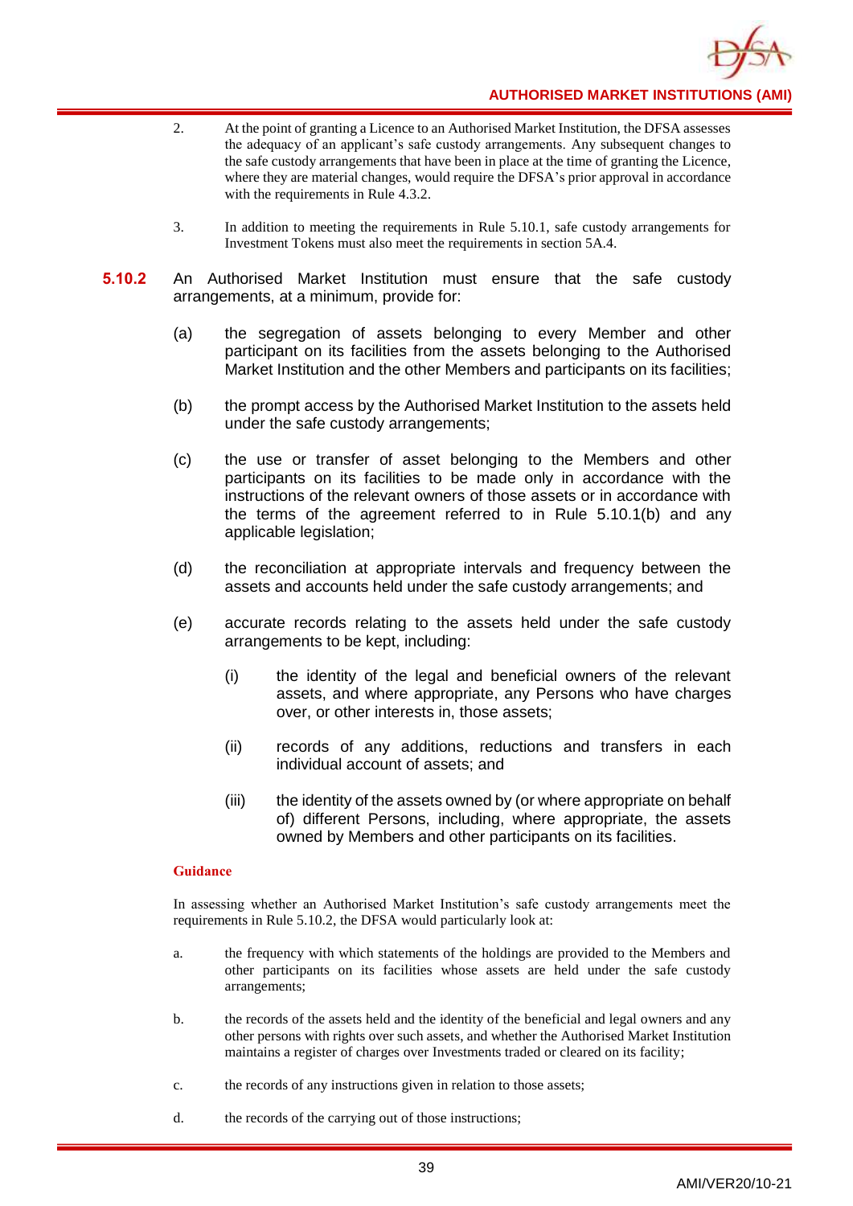2. At the point of granting a Licence to an Authorised Market Institution, the DFSA assesses the adequacy of an applicant's safe custody arrangements. Any subsequent changes to the safe custody arrangements that have been in place at the time of granting the Licence, where they are material changes, would require the DFSA's prior approval in accordance with the requirements in Rule 4.3.2.

3. In addition to meeting the requirements in Rule 5.10.1, safe custody arrangements for Investment Tokens must also meet the requirements in section 5A.4.

**5.10.2** An Authorised Market Institution must ensure that the safe custody arrangements, at a minimum, provide for:

(a) the segregation of assets belonging to every Member and other participant on its facilities from the assets belonging to the Authorised Market Institution and the other Members and participants on its facilities;

(b) the prompt access by the Authorised Market Institution to the assets held under the safe custody arrangements;

(c) the use or transfer of asset belonging to the Members and other participants on its facilities to be made only in accordance with the instructions of the relevant owners of those assets or in accordance with the terms of the agreement referred to in Rule 5.10.1(b) and any applicable legislation;

(d) the reconciliation at appropriate intervals and frequency between the assets and accounts held under the safe custody arrangements; and

(e) accurate records relating to the assets held under the safe custody arrangements to be kept, including:

(i) the identity of the legal and beneficial owners of the relevant assets, and where appropriate, any Persons who have charges over, or other interests in, those assets;

(ii) records of any additions, reductions and transfers in each individual account of assets; and

(iii) the identity of the assets owned by (or where appropriate on behalf of) different Persons, including, where appropriate, the assets owned by Members and other participants on its facilities.

**Guidance**

In assessing whether an Authorised Market Institution's safe custody arrangements meet the requirements in Rule 5.10.2, the DFSA would particularly look at:

a. the frequency with which statements of the holdings are provided to the Members and other participants on its facilities whose assets are held under the safe custody arrangements;

b. the records of the assets held and the identity of the beneficial and legal owners and any other persons with rights over such assets, and whether the Authorised Market Institution maintains a register of charges over Investments traded or cleared on its facility;

c. the records of any instructions given in relation to those assets;

d. the records of the carrying out of those instructions;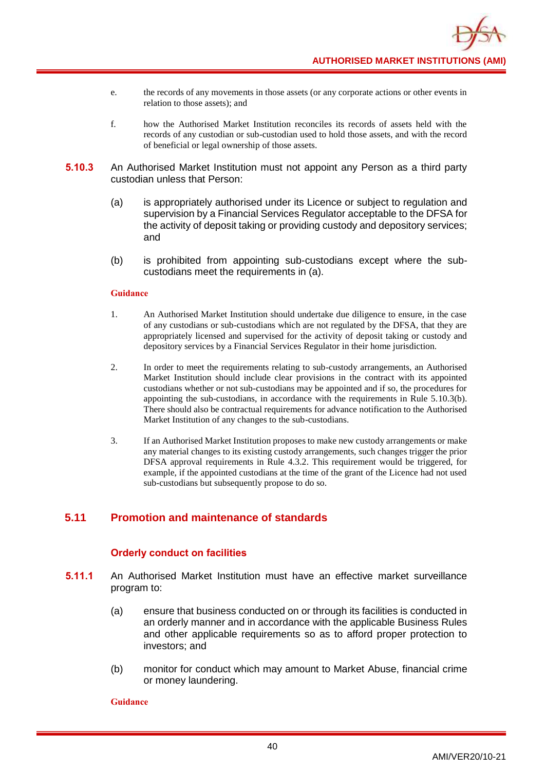e. the records of any movements in those assets (or any corporate actions or other events in relation to those assets); and

f. how the Authorised Market Institution reconciles its records of assets held with the records of any custodian or sub-custodian used to hold those assets, and with the record of beneficial or legal ownership of those assets.

**5.10.3** An Authorised Market Institution must not appoint any Person as a third party custodian unless that Person:

(a) is appropriately authorised under its Licence or subject to regulation and supervision by a Financial Services Regulator acceptable to the DFSA for the activity of deposit taking or providing custody and depository services; and

(b) is prohibited from appointing sub-custodians except where the sub-custodians meet the requirements in (a).

**Guidance**

1. An Authorised Market Institution should undertake due diligence to ensure, in the case of any custodians or sub-custodians which are not regulated by the DFSA, that they are appropriately licensed and supervised for the activity of deposit taking or custody and depository services by a Financial Services Regulator in their home jurisdiction.

2. In order to meet the requirements relating to sub-custody arrangements, an Authorised Market Institution should include clear provisions in the contract with its appointed custodians whether or not sub-custodians may be appointed and if so, the procedures for appointing the sub-custodians, in accordance with the requirements in Rule 5.10.3(b). There should also be contractual requirements for advance notification to the Authorised Market Institution of any changes to the sub-custodians.

3. If an Authorised Market Institution proposes to make new custody arrangements or make any material changes to its existing custody arrangements, such changes trigger the prior DFSA approval requirements in Rule 4.3.2. This requirement would be triggered, for example, if the appointed custodians at the time of the grant of the Licence had not used sub-custodians but subsequently propose to do so.

## 5.11 Promotion and maintenance of standards

### Orderly conduct on facilities

**5.11.1** An Authorised Market Institution must have an effective market surveillance program to:

(a) ensure that business conducted on or through its facilities is conducted in an orderly manner and in accordance with the applicable Business Rules and other applicable requirements so as to afford proper protection to investors; and

(b) monitor for conduct which may amount to Market Abuse, financial crime or money laundering.

**Guidance**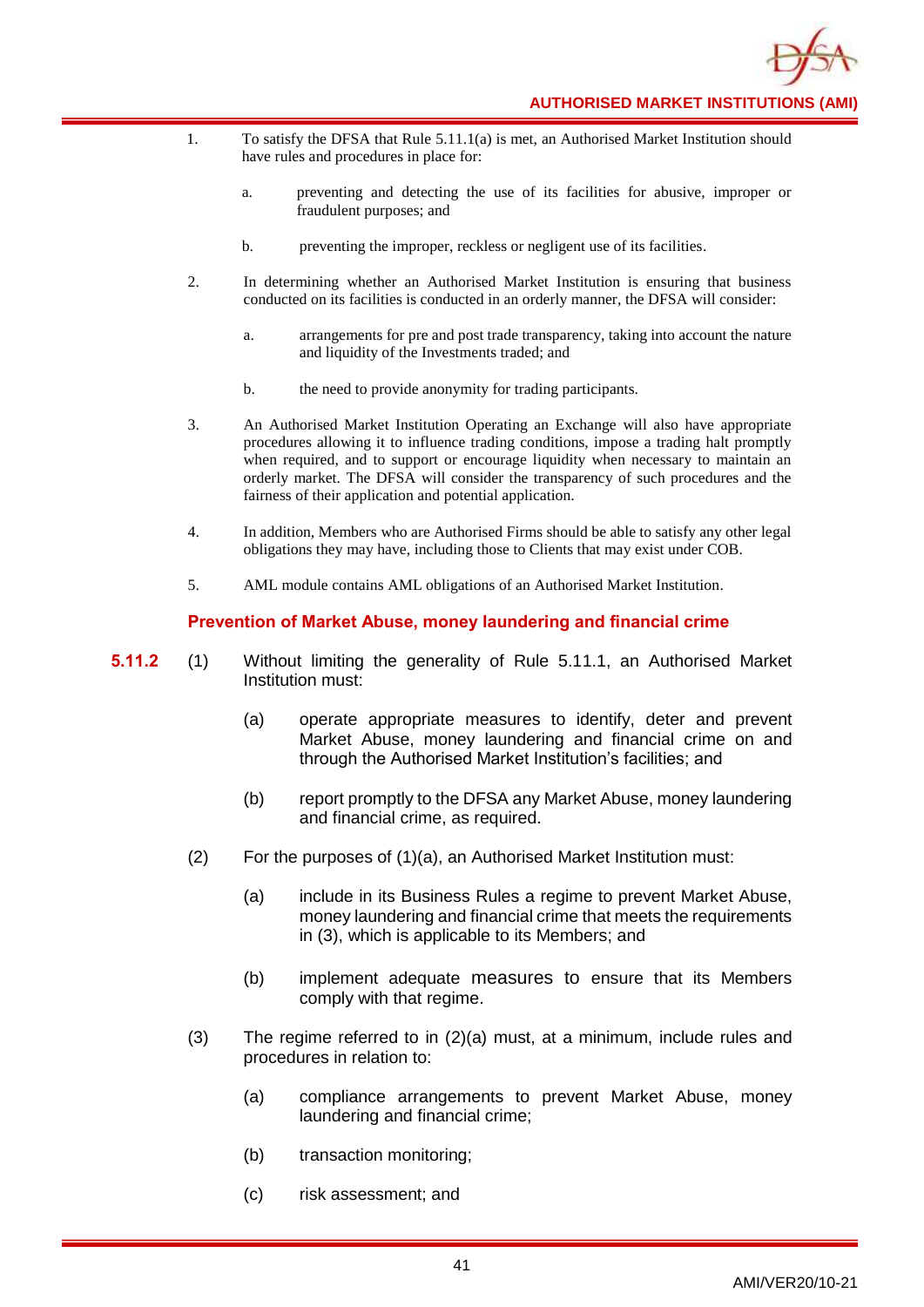1. To satisfy the DFSA that Rule 5.11.1(a) is met, an Authorised Market Institution should have rules and procedures in place for:

   a. preventing and detecting the use of its facilities for abusive, improper or fraudulent purposes; and

   b. preventing the improper, reckless or negligent use of its facilities.

2. In determining whether an Authorised Market Institution is ensuring that business conducted on its facilities is conducted in an orderly manner, the DFSA will consider:

   a. arrangements for pre and post trade transparency, taking into account the nature and liquidity of the Investments traded; and

   b. the need to provide anonymity for trading participants.

3. An Authorised Market Institution Operating an Exchange will also have appropriate procedures allowing it to influence trading conditions, impose a trading halt promptly when required, and to support or encourage liquidity when necessary to maintain an orderly market. The DFSA will consider the transparency of such procedures and the fairness of their application and potential application.

4. In addition, Members who are Authorised Firms should be able to satisfy any other legal obligations they may have, including those to Clients that may exist under COB.

5. AML module contains AML obligations of an Authorised Market Institution.

### Prevention of Market Abuse, money laundering and financial crime

**5.11.2** (1) Without limiting the generality of Rule 5.11.1, an Authorised Market Institution must:

(a) operate appropriate measures to identify, deter and prevent Market Abuse, money laundering and financial crime on and through the Authorised Market Institution's facilities; and

(b) report promptly to the DFSA any Market Abuse, money laundering and financial crime, as required.

(2) For the purposes of (1)(a), an Authorised Market Institution must:

(a) include in its Business Rules a regime to prevent Market Abuse, money laundering and financial crime that meets the requirements in (3), which is applicable to its Members; and

(b) implement adequate measures to ensure that its Members comply with that regime.

(3) The regime referred to in (2)(a) must, at a minimum, include rules and procedures in relation to:

(a) compliance arrangements to prevent Market Abuse, money laundering and financial crime;

(b) transaction monitoring;

(c) risk assessment; and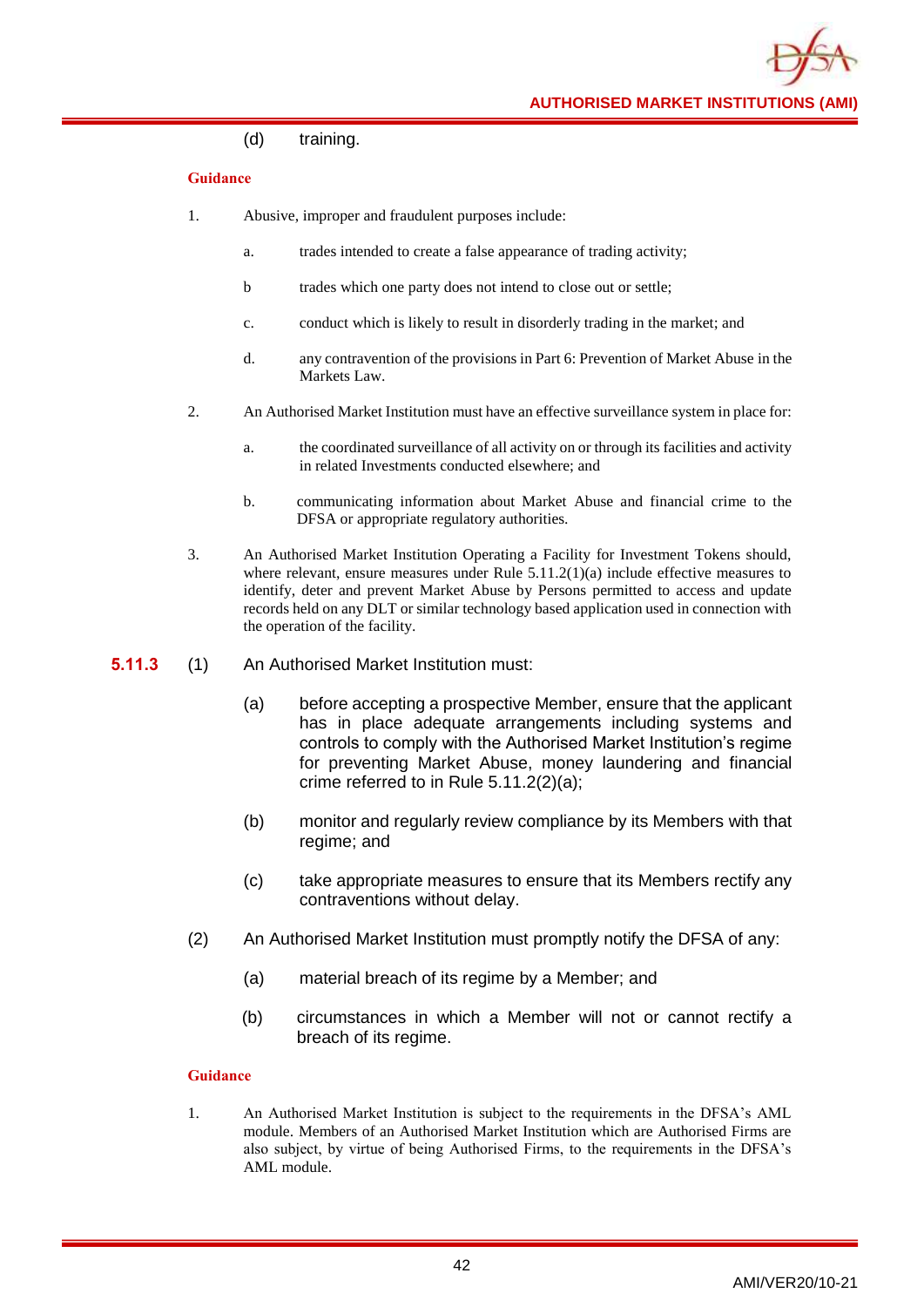(d) training.

**Guidance**

1. Abusive, improper and fraudulent purposes include:

    a. trades intended to create a false appearance of trading activity;

    b trades which one party does not intend to close out or settle;

    c. conduct which is likely to result in disorderly trading in the market; and

    d. any contravention of the provisions in Part 6: Prevention of Market Abuse in the Markets Law.

2. An Authorised Market Institution must have an effective surveillance system in place for:

    a. the coordinated surveillance of all activity on or through its facilities and activity in related Investments conducted elsewhere; and

    b. communicating information about Market Abuse and financial crime to the DFSA or appropriate regulatory authorities.

3. An Authorised Market Institution Operating a Facility for Investment Tokens should, where relevant, ensure measures under Rule 5.11.2(1)(a) include effective measures to identify, deter and prevent Market Abuse by Persons permitted to access and update records held on any DLT or similar technology based application used in connection with the operation of the facility.

**5.11.3** (1) An Authorised Market Institution must:

(a) before accepting a prospective Member, ensure that the applicant has in place adequate arrangements including systems and controls to comply with the Authorised Market Institution's regime for preventing Market Abuse, money laundering and financial crime referred to in Rule 5.11.2(2)(a);

(b) monitor and regularly review compliance by its Members with that regime; and

(c) take appropriate measures to ensure that its Members rectify any contraventions without delay.

(2) An Authorised Market Institution must promptly notify the DFSA of any:

(a) material breach of its regime by a Member; and

(b) circumstances in which a Member will not or cannot rectify a breach of its regime.

**Guidance**

1. An Authorised Market Institution is subject to the requirements in the DFSA's AML module. Members of an Authorised Market Institution which are Authorised Firms are also subject, by virtue of being Authorised Firms, to the requirements in the DFSA's AML module.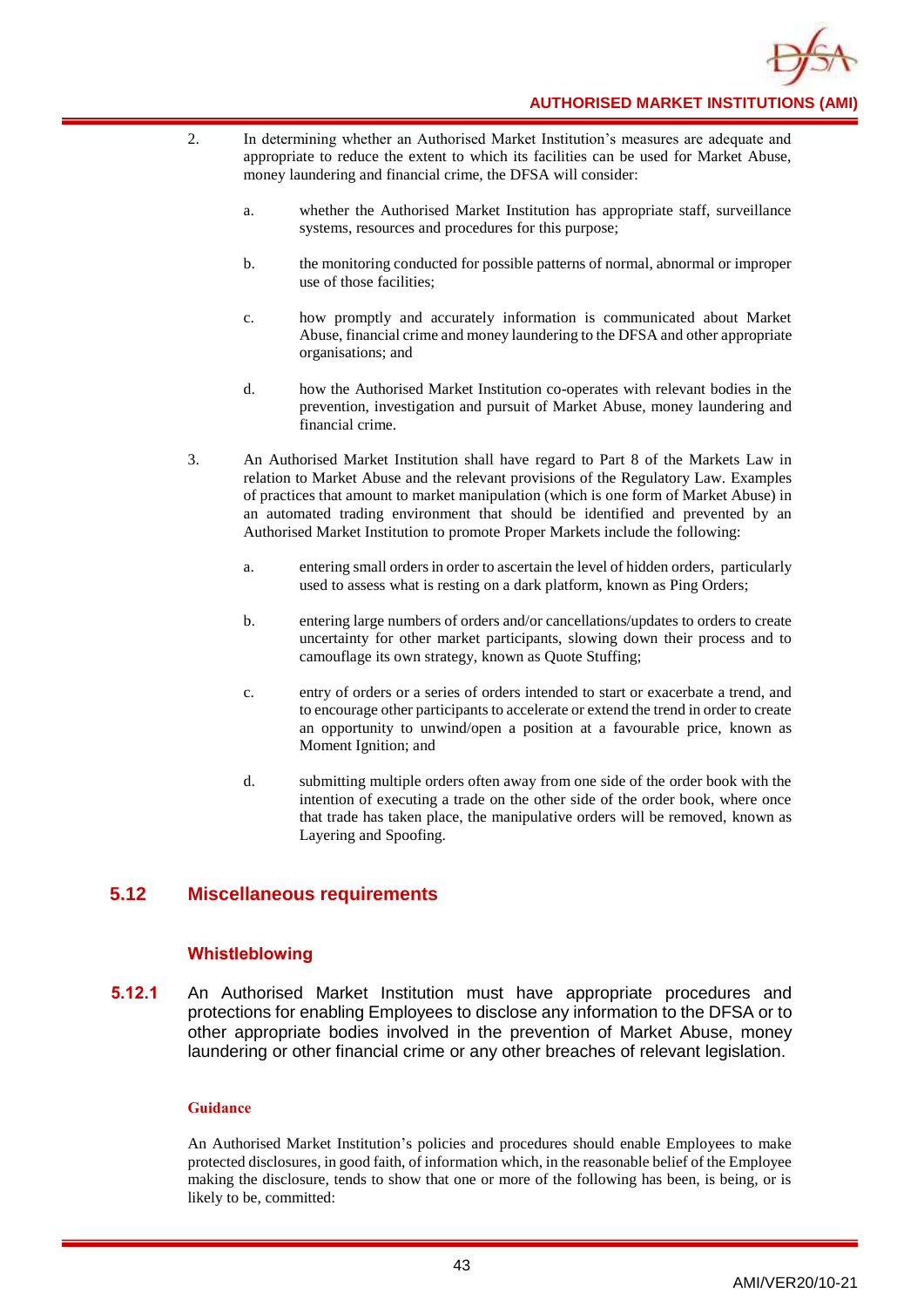2. In determining whether an Authorised Market Institution's measures are adequate and appropriate to reduce the extent to which its facilities can be used for Market Abuse, money laundering and financial crime, the DFSA will consider:

   a. whether the Authorised Market Institution has appropriate staff, surveillance systems, resources and procedures for this purpose;

   b. the monitoring conducted for possible patterns of normal, abnormal or improper use of those facilities;

   c. how promptly and accurately information is communicated about Market Abuse, financial crime and money laundering to the DFSA and other appropriate organisations; and

   d. how the Authorised Market Institution co-operates with relevant bodies in the prevention, investigation and pursuit of Market Abuse, money laundering and financial crime.

3. An Authorised Market Institution shall have regard to Part 8 of the Markets Law in relation to Market Abuse and the relevant provisions of the Regulatory Law. Examples of practices that amount to market manipulation (which is one form of Market Abuse) in an automated trading environment that should be identified and prevented by an Authorised Market Institution to promote Proper Markets include the following:

   a. entering small orders in order to ascertain the level of hidden orders, particularly used to assess what is resting on a dark platform, known as Ping Orders;

   b. entering large numbers of orders and/or cancellations/updates to orders to create uncertainty for other market participants, slowing down their process and to camouflage its own strategy, known as Quote Stuffing;

   c. entry of orders or a series of orders intended to start or exacerbate a trend, and to encourage other participants to accelerate or extend the trend in order to create an opportunity to unwind/open a position at a favourable price, known as Moment Ignition; and

   d. submitting multiple orders often away from one side of the order book with the intention of executing a trade on the other side of the order book, where once that trade has taken place, the manipulative orders will be removed, known as Layering and Spoofing.

## 5.12 Miscellaneous requirements

### Whistleblowing

**5.12.1** An Authorised Market Institution must have appropriate procedures and protections for enabling Employees to disclose any information to the DFSA or to other appropriate bodies involved in the prevention of Market Abuse, money laundering or other financial crime or any other breaches of relevant legislation.

#### Guidance

An Authorised Market Institution's policies and procedures should enable Employees to make protected disclosures, in good faith, of information which, in the reasonable belief of the Employee making the disclosure, tends to show that one or more of the following has been, is being, or is likely to be, committed: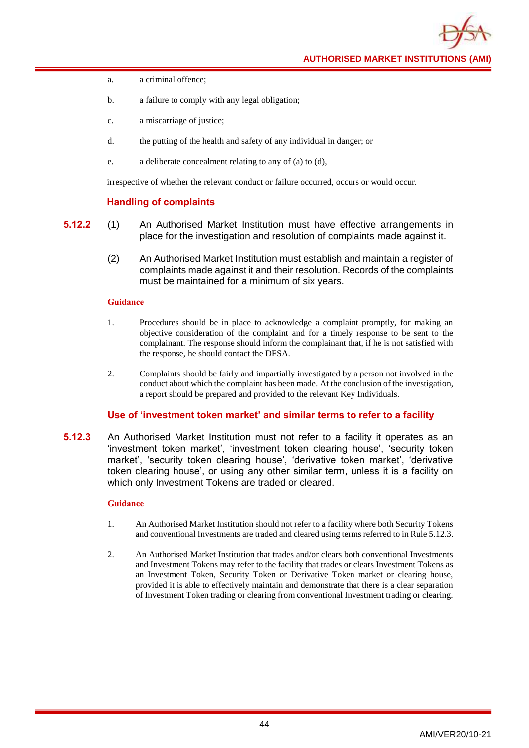a. a criminal offence;

b. a failure to comply with any legal obligation;

c. a miscarriage of justice;

d. the putting of the health and safety of any individual in danger; or

e. a deliberate concealment relating to any of (a) to (d),

irrespective of whether the relevant conduct or failure occurred, occurs or would occur.

### Handling of complaints

**5.12.2** (1) An Authorised Market Institution must have effective arrangements in place for the investigation and resolution of complaints made against it.

(2) An Authorised Market Institution must establish and maintain a register of complaints made against it and their resolution. Records of the complaints must be maintained for a minimum of six years.

**Guidance**

1. Procedures should be in place to acknowledge a complaint promptly, for making an objective consideration of the complaint and for a timely response to be sent to the complainant. The response should inform the complainant that, if he is not satisfied with the response, he should contact the DFSA.

2. Complaints should be fairly and impartially investigated by a person not involved in the conduct about which the complaint has been made. At the conclusion of the investigation, a report should be prepared and provided to the relevant Key Individuals.

### Use of 'investment token market' and similar terms to refer to a facility

**5.12.3** An Authorised Market Institution must not refer to a facility it operates as an 'investment token market', 'investment token clearing house', 'security token market', 'security token clearing house', 'derivative token market', 'derivative token clearing house', or using any other similar term, unless it is a facility on which only Investment Tokens are traded or cleared.

**Guidance**

1. An Authorised Market Institution should not refer to a facility where both Security Tokens and conventional Investments are traded and cleared using terms referred to in Rule 5.12.3.

2. An Authorised Market Institution that trades and/or clears both conventional Investments and Investment Tokens may refer to the facility that trades or clears Investment Tokens as an Investment Token, Security Token or Derivative Token market or clearing house, provided it is able to effectively maintain and demonstrate that there is a clear separation of Investment Token trading or clearing from conventional Investment trading or clearing.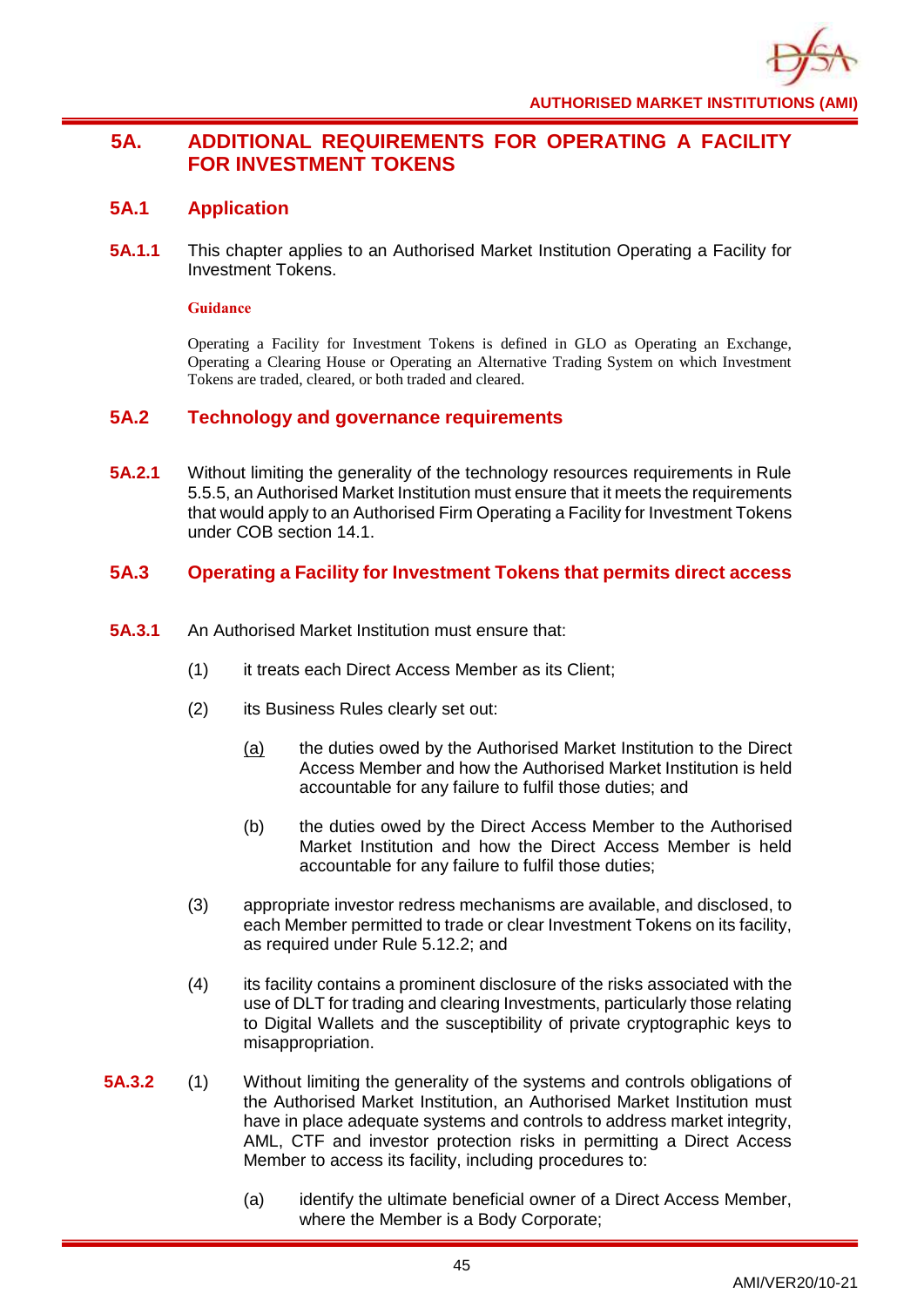# 5A. ADDITIONAL REQUIREMENTS FOR OPERATING A FACILITY FOR INVESTMENT TOKENS

## 5A.1 Application

**5A.1.1** This chapter applies to an Authorised Market Institution Operating a Facility for Investment Tokens.

**Guidance**

Operating a Facility for Investment Tokens is defined in GLO as Operating an Exchange, Operating a Clearing House or Operating an Alternative Trading System on which Investment Tokens are traded, cleared, or both traded and cleared.

## 5A.2 Technology and governance requirements

**5A.2.1** Without limiting the generality of the technology resources requirements in Rule 5.5.5, an Authorised Market Institution must ensure that it meets the requirements that would apply to an Authorised Firm Operating a Facility for Investment Tokens under COB section 14.1.

## 5A.3 Operating a Facility for Investment Tokens that permits direct access

**5A.3.1** An Authorised Market Institution must ensure that:

(1) it treats each Direct Access Member as its Client;

(2) its Business Rules clearly set out:

(a) the duties owed by the Authorised Market Institution to the Direct Access Member and how the Authorised Market Institution is held accountable for any failure to fulfil those duties; and

(b) the duties owed by the Direct Access Member to the Authorised Market Institution and how the Direct Access Member is held accountable for any failure to fulfil those duties;

(3) appropriate investor redress mechanisms are available, and disclosed, to each Member permitted to trade or clear Investment Tokens on its facility, as required under Rule 5.12.2; and

(4) its facility contains a prominent disclosure of the risks associated with the use of DLT for trading and clearing Investments, particularly those relating to Digital Wallets and the susceptibility of private cryptographic keys to misappropriation.

**5A.3.2** (1) Without limiting the generality of the systems and controls obligations of the Authorised Market Institution, an Authorised Market Institution must have in place adequate systems and controls to address market integrity, AML, CTF and investor protection risks in permitting a Direct Access Member to access its facility, including procedures to:

(a) identify the ultimate beneficial owner of a Direct Access Member, where the Member is a Body Corporate;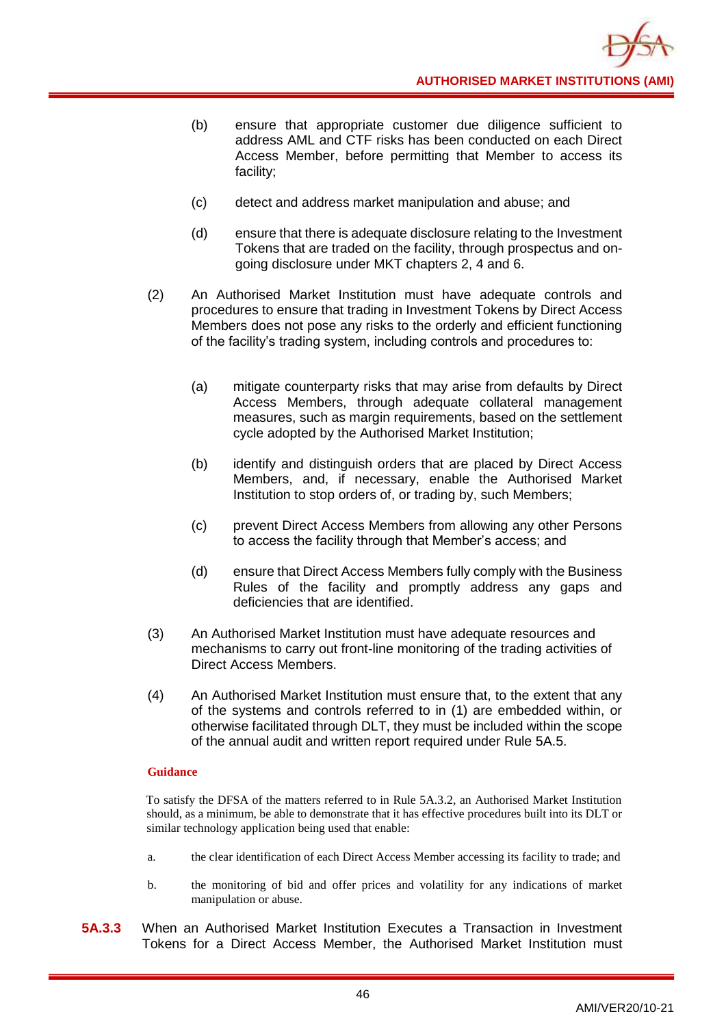(b) ensure that appropriate customer due diligence sufficient to address AML and CTF risks has been conducted on each Direct Access Member, before permitting that Member to access its facility;

(c) detect and address market manipulation and abuse; and

(d) ensure that there is adequate disclosure relating to the Investment Tokens that are traded on the facility, through prospectus and on-going disclosure under MKT chapters 2, 4 and 6.

(2) An Authorised Market Institution must have adequate controls and procedures to ensure that trading in Investment Tokens by Direct Access Members does not pose any risks to the orderly and efficient functioning of the facility's trading system, including controls and procedures to:

(a) mitigate counterparty risks that may arise from defaults by Direct Access Members, through adequate collateral management measures, such as margin requirements, based on the settlement cycle adopted by the Authorised Market Institution;

(b) identify and distinguish orders that are placed by Direct Access Members, and, if necessary, enable the Authorised Market Institution to stop orders of, or trading by, such Members;

(c) prevent Direct Access Members from allowing any other Persons to access the facility through that Member's access; and

(d) ensure that Direct Access Members fully comply with the Business Rules of the facility and promptly address any gaps and deficiencies that are identified.

(3) An Authorised Market Institution must have adequate resources and mechanisms to carry out front-line monitoring of the trading activities of Direct Access Members.

(4) An Authorised Market Institution must ensure that, to the extent that any of the systems and controls referred to in (1) are embedded within, or otherwise facilitated through DLT, they must be included within the scope of the annual audit and written report required under Rule 5A.5.

**Guidance**

To satisfy the DFSA of the matters referred to in Rule 5A.3.2, an Authorised Market Institution should, as a minimum, be able to demonstrate that it has effective procedures built into its DLT or similar technology application being used that enable:

a. the clear identification of each Direct Access Member accessing its facility to trade; and

b. the monitoring of bid and offer prices and volatility for any indications of market manipulation or abuse.

**5A.3.3** When an Authorised Market Institution Executes a Transaction in Investment Tokens for a Direct Access Member, the Authorised Market Institution must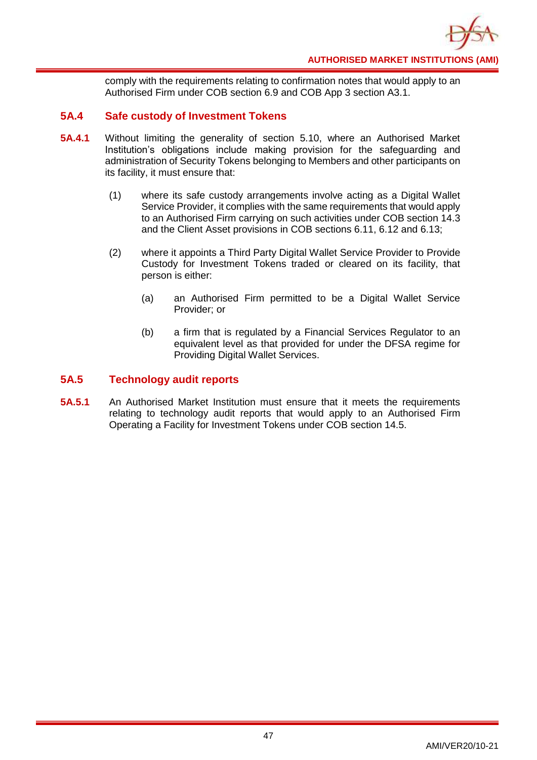comply with the requirements relating to confirmation notes that would apply to an Authorised Firm under COB section 6.9 and COB App 3 section A3.1.

## 5A.4 Safe custody of Investment Tokens

**5A.4.1** Without limiting the generality of section 5.10, where an Authorised Market Institution's obligations include making provision for the safeguarding and administration of Security Tokens belonging to Members and other participants on its facility, it must ensure that:

(1) where its safe custody arrangements involve acting as a Digital Wallet Service Provider, it complies with the same requirements that would apply to an Authorised Firm carrying on such activities under COB section 14.3 and the Client Asset provisions in COB sections 6.11, 6.12 and 6.13;

(2) where it appoints a Third Party Digital Wallet Service Provider to Provide Custody for Investment Tokens traded or cleared on its facility, that person is either:

(a) an Authorised Firm permitted to be a Digital Wallet Service Provider; or

(b) a firm that is regulated by a Financial Services Regulator to an equivalent level as that provided for under the DFSA regime for Providing Digital Wallet Services.

## 5A.5 Technology audit reports

**5A.5.1** An Authorised Market Institution must ensure that it meets the requirements relating to technology audit reports that would apply to an Authorised Firm Operating a Facility for Investment Tokens under COB section 14.5.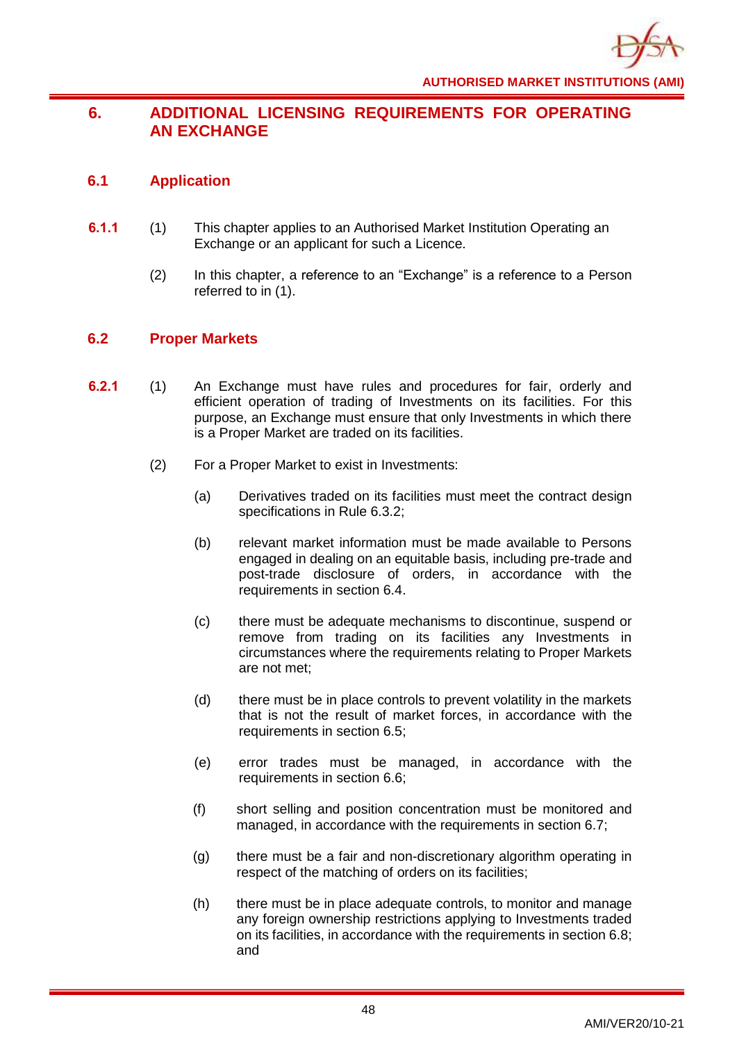## 6. ADDITIONAL LICENSING REQUIREMENTS FOR OPERATING AN EXCHANGE

### 6.1 Application

**6.1.1** (1) This chapter applies to an Authorised Market Institution Operating an Exchange or an applicant for such a Licence.

(2) In this chapter, a reference to an "Exchange" is a reference to a Person referred to in (1).

### 6.2 Proper Markets

**6.2.1** (1) An Exchange must have rules and procedures for fair, orderly and efficient operation of trading of Investments on its facilities. For this purpose, an Exchange must ensure that only Investments in which there is a Proper Market are traded on its facilities.

(2) For a Proper Market to exist in Investments:

(a) Derivatives traded on its facilities must meet the contract design specifications in Rule 6.3.2;

(b) relevant market information must be made available to Persons engaged in dealing on an equitable basis, including pre-trade and post-trade disclosure of orders, in accordance with the requirements in section 6.4.

(c) there must be adequate mechanisms to discontinue, suspend or remove from trading on its facilities any Investments in circumstances where the requirements relating to Proper Markets are not met;

(d) there must be in place controls to prevent volatility in the markets that is not the result of market forces, in accordance with the requirements in section 6.5;

(e) error trades must be managed, in accordance with the requirements in section 6.6;

(f) short selling and position concentration must be monitored and managed, in accordance with the requirements in section 6.7;

(g) there must be a fair and non-discretionary algorithm operating in respect of the matching of orders on its facilities;

(h) there must be in place adequate controls, to monitor and manage any foreign ownership restrictions applying to Investments traded on its facilities, in accordance with the requirements in section 6.8; and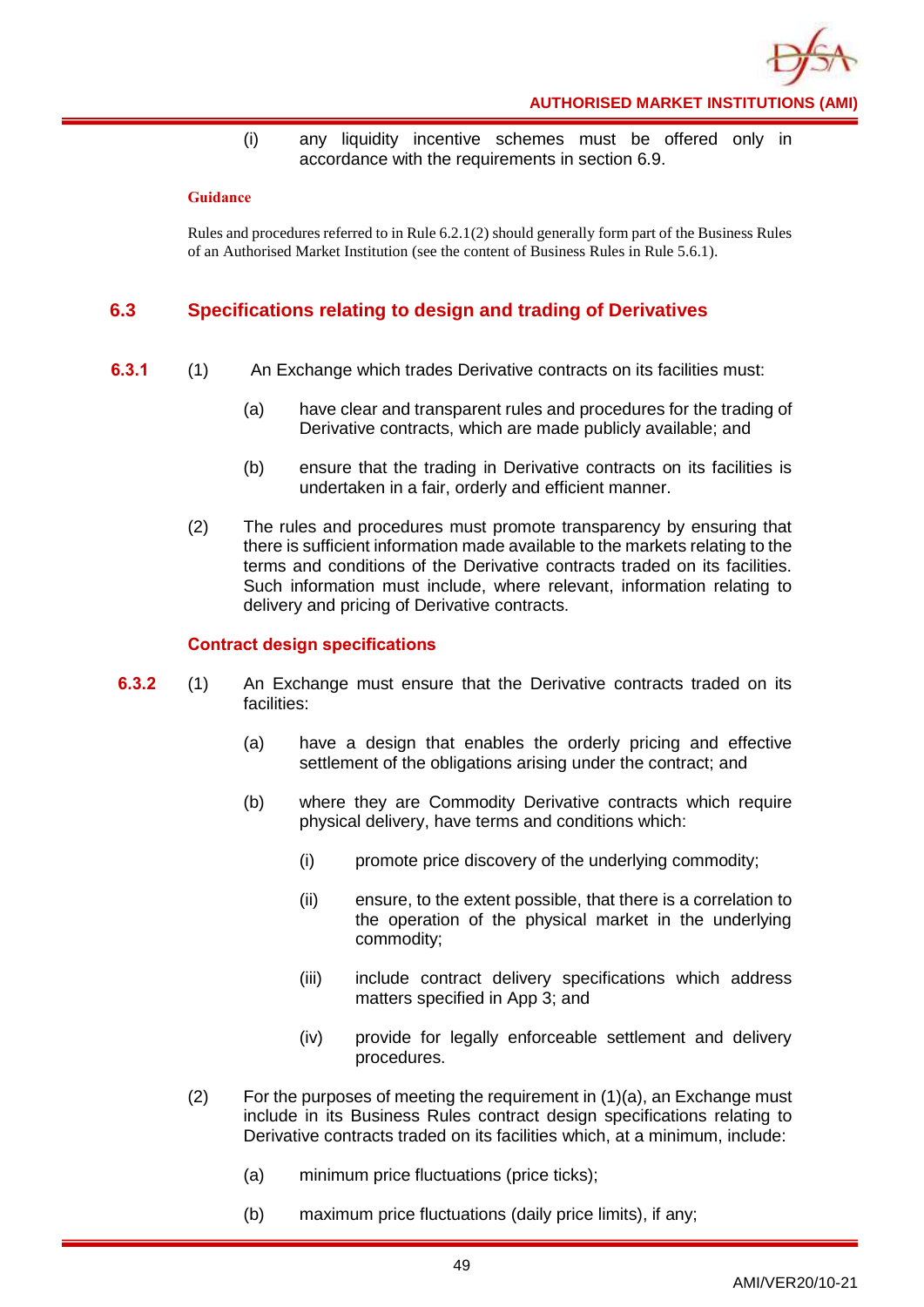(i) any liquidity incentive schemes must be offered only in accordance with the requirements in section 6.9.

**Guidance**

Rules and procedures referred to in Rule 6.2.1(2) should generally form part of the Business Rules of an Authorised Market Institution (see the content of Business Rules in Rule 5.6.1).

## 6.3 Specifications relating to design and trading of Derivatives

**6.3.1** (1) An Exchange which trades Derivative contracts on its facilities must:

(a) have clear and transparent rules and procedures for the trading of Derivative contracts, which are made publicly available; and

(b) ensure that the trading in Derivative contracts on its facilities is undertaken in a fair, orderly and efficient manner.

(2) The rules and procedures must promote transparency by ensuring that there is sufficient information made available to the markets relating to the terms and conditions of the Derivative contracts traded on its facilities. Such information must include, where relevant, information relating to delivery and pricing of Derivative contracts.

### Contract design specifications

**6.3.2** (1) An Exchange must ensure that the Derivative contracts traded on its facilities:

(a) have a design that enables the orderly pricing and effective settlement of the obligations arising under the contract; and

(b) where they are Commodity Derivative contracts which require physical delivery, have terms and conditions which:

(i) promote price discovery of the underlying commodity;

(ii) ensure, to the extent possible, that there is a correlation to the operation of the physical market in the underlying commodity;

(iii) include contract delivery specifications which address matters specified in App 3; and

(iv) provide for legally enforceable settlement and delivery procedures.

(2) For the purposes of meeting the requirement in (1)(a), an Exchange must include in its Business Rules contract design specifications relating to Derivative contracts traded on its facilities which, at a minimum, include:

(a) minimum price fluctuations (price ticks);

(b) maximum price fluctuations (daily price limits), if any;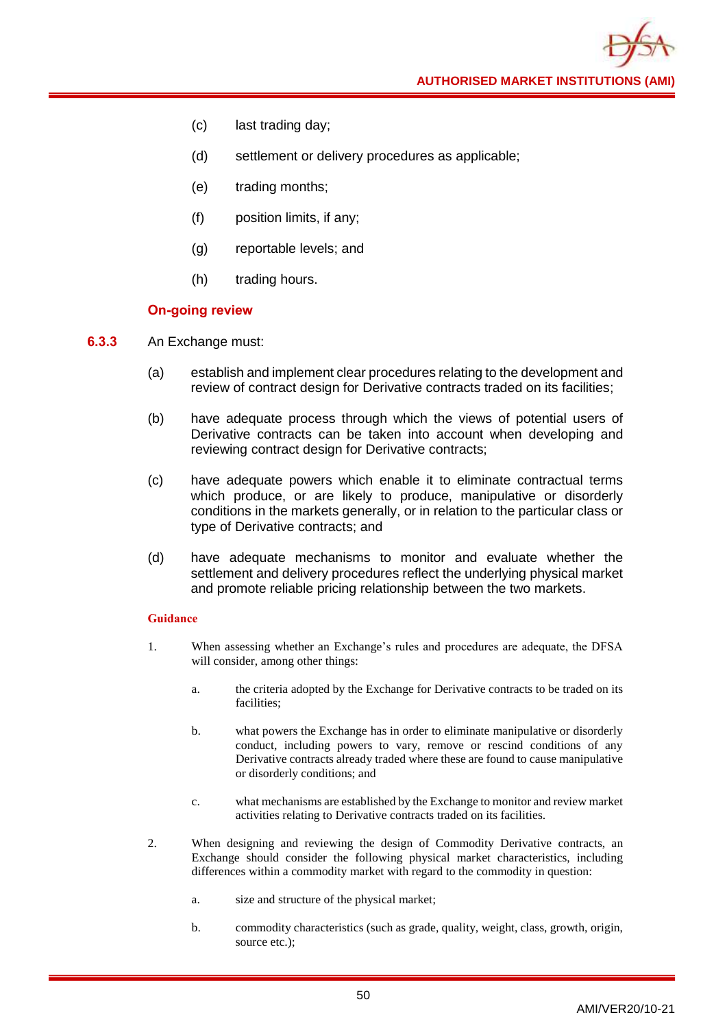(c) last trading day;

(d) settlement or delivery procedures as applicable;

(e) trading months;

(f) position limits, if any;

(g) reportable levels; and

(h) trading hours.

**On-going review**

**6.3.3** An Exchange must:

(a) establish and implement clear procedures relating to the development and review of contract design for Derivative contracts traded on its facilities;

(b) have adequate process through which the views of potential users of Derivative contracts can be taken into account when developing and reviewing contract design for Derivative contracts;

(c) have adequate powers which enable it to eliminate contractual terms which produce, or are likely to produce, manipulative or disorderly conditions in the markets generally, or in relation to the particular class or type of Derivative contracts; and

(d) have adequate mechanisms to monitor and evaluate whether the settlement and delivery procedures reflect the underlying physical market and promote reliable pricing relationship between the two markets.

**Guidance**

1. When assessing whether an Exchange's rules and procedures are adequate, the DFSA will consider, among other things:

   a. the criteria adopted by the Exchange for Derivative contracts to be traded on its facilities;

   b. what powers the Exchange has in order to eliminate manipulative or disorderly conduct, including powers to vary, remove or rescind conditions of any Derivative contracts already traded where these are found to cause manipulative or disorderly conditions; and

   c. what mechanisms are established by the Exchange to monitor and review market activities relating to Derivative contracts traded on its facilities.

2. When designing and reviewing the design of Commodity Derivative contracts, an Exchange should consider the following physical market characteristics, including differences within a commodity market with regard to the commodity in question:

   a. size and structure of the physical market;

   b. commodity characteristics (such as grade, quality, weight, class, growth, origin, source etc.);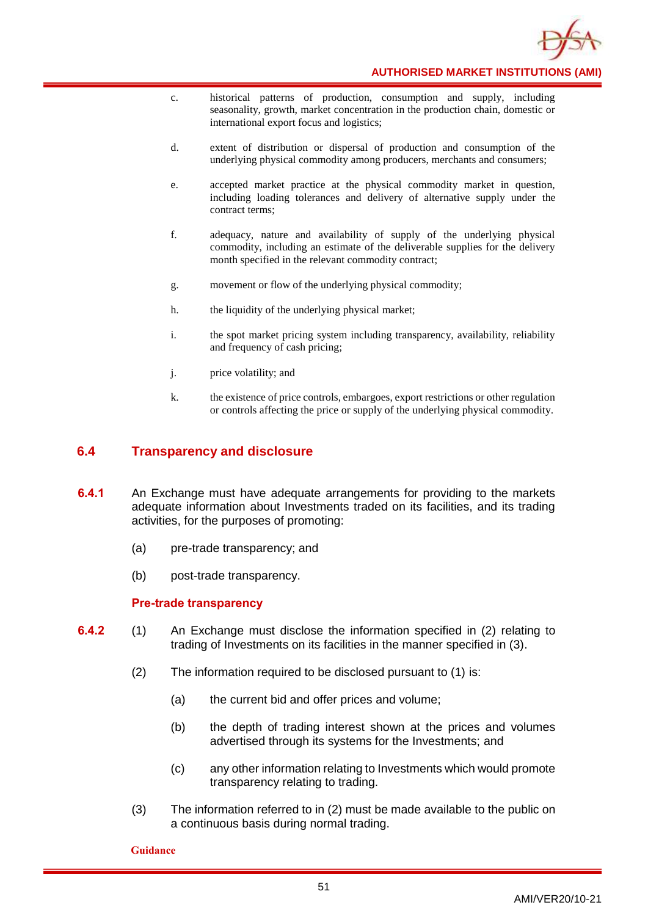c. historical patterns of production, consumption and supply, including seasonality, growth, market concentration in the production chain, domestic or international export focus and logistics;

d. extent of distribution or dispersal of production and consumption of the underlying physical commodity among producers, merchants and consumers;

e. accepted market practice at the physical commodity market in question, including loading tolerances and delivery of alternative supply under the contract terms;

f. adequacy, nature and availability of supply of the underlying physical commodity, including an estimate of the deliverable supplies for the delivery month specified in the relevant commodity contract;

g. movement or flow of the underlying physical commodity;

h. the liquidity of the underlying physical market;

i. the spot market pricing system including transparency, availability, reliability and frequency of cash pricing;

j. price volatility; and

k. the existence of price controls, embargoes, export restrictions or other regulation or controls affecting the price or supply of the underlying physical commodity.

## 6.4 Transparency and disclosure

**6.4.1** An Exchange must have adequate arrangements for providing to the markets adequate information about Investments traded on its facilities, and its trading activities, for the purposes of promoting:

(a) pre-trade transparency; and

(b) post-trade transparency.

### Pre-trade transparency

**6.4.2** (1) An Exchange must disclose the information specified in (2) relating to trading of Investments on its facilities in the manner specified in (3).

(2) The information required to be disclosed pursuant to (1) is:

(a) the current bid and offer prices and volume;

(b) the depth of trading interest shown at the prices and volumes advertised through its systems for the Investments; and

(c) any other information relating to Investments which would promote transparency relating to trading.

(3) The information referred to in (2) must be made available to the public on a continuous basis during normal trading.

**Guidance**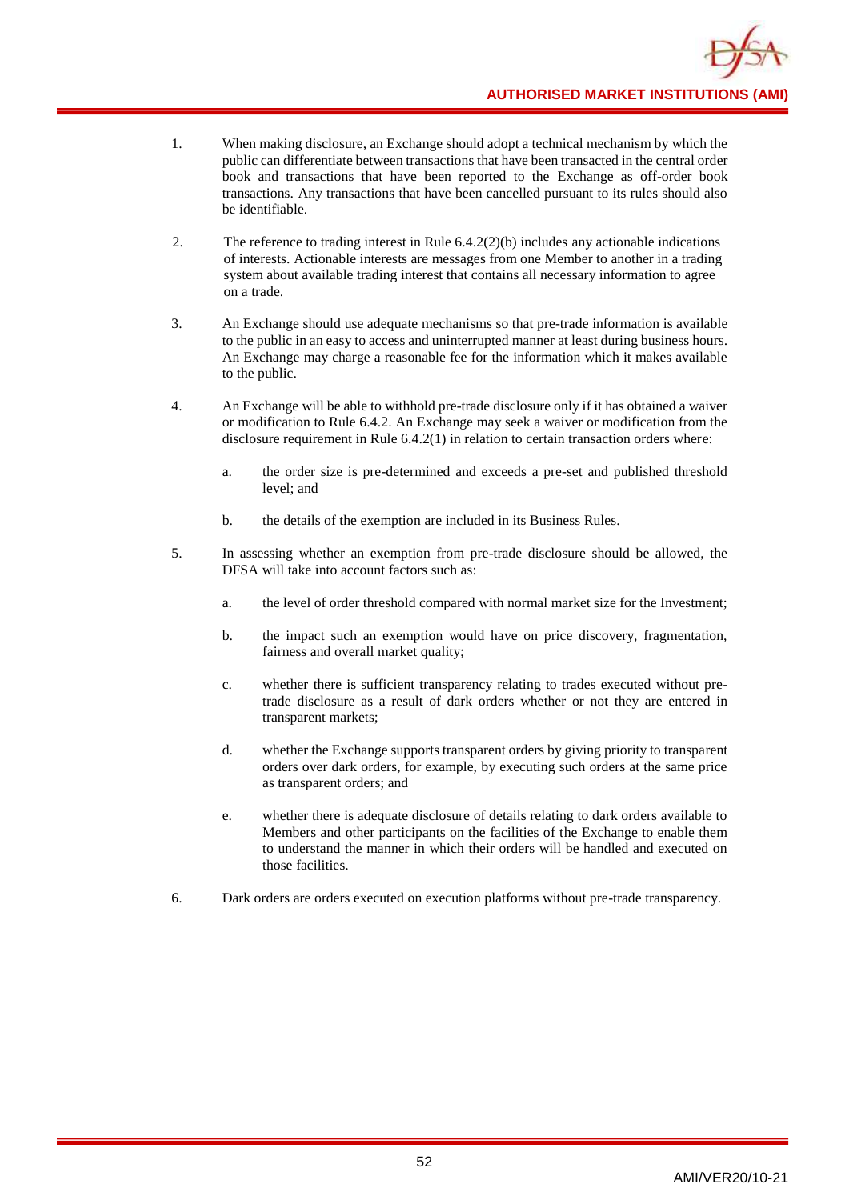1. When making disclosure, an Exchange should adopt a technical mechanism by which the public can differentiate between transactions that have been transacted in the central order book and transactions that have been reported to the Exchange as off-order book transactions. Any transactions that have been cancelled pursuant to its rules should also be identifiable.

2. The reference to trading interest in Rule 6.4.2(2)(b) includes any actionable indications of interests. Actionable interests are messages from one Member to another in a trading system about available trading interest that contains all necessary information to agree on a trade.

3. An Exchange should use adequate mechanisms so that pre-trade information is available to the public in an easy to access and uninterrupted manner at least during business hours. An Exchange may charge a reasonable fee for the information which it makes available to the public.

4. An Exchange will be able to withhold pre-trade disclosure only if it has obtained a waiver or modification to Rule 6.4.2. An Exchange may seek a waiver or modification from the disclosure requirement in Rule 6.4.2(1) in relation to certain transaction orders where:

   a. the order size is pre-determined and exceeds a pre-set and published threshold level; and

   b. the details of the exemption are included in its Business Rules.

5. In assessing whether an exemption from pre-trade disclosure should be allowed, the DFSA will take into account factors such as:

   a. the level of order threshold compared with normal market size for the Investment;

   b. the impact such an exemption would have on price discovery, fragmentation, fairness and overall market quality;

   c. whether there is sufficient transparency relating to trades executed without pre-trade disclosure as a result of dark orders whether or not they are entered in transparent markets;

   d. whether the Exchange supports transparent orders by giving priority to transparent orders over dark orders, for example, by executing such orders at the same price as transparent orders; and

   e. whether there is adequate disclosure of details relating to dark orders available to Members and other participants on the facilities of the Exchange to enable them to understand the manner in which their orders will be handled and executed on those facilities.

6. Dark orders are orders executed on execution platforms without pre-trade transparency.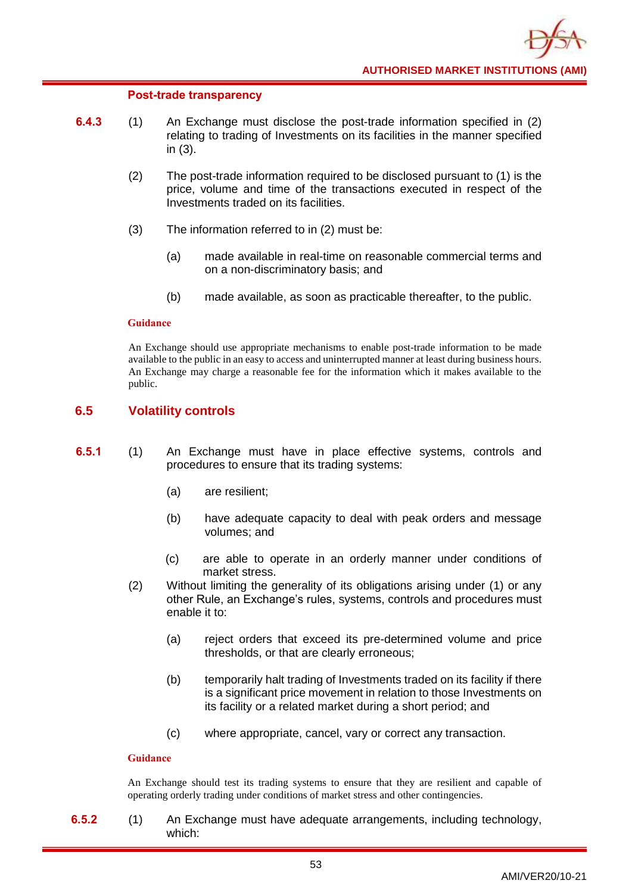#### Post-trade transparency

**6.4.3** (1) An Exchange must disclose the post-trade information specified in (2) relating to trading of Investments on its facilities in the manner specified in (3).

(2) The post-trade information required to be disclosed pursuant to (1) is the price, volume and time of the transactions executed in respect of the Investments traded on its facilities.

(3) The information referred to in (2) must be:

(a) made available in real-time on reasonable commercial terms and on a non-discriminatory basis; and

(b) made available, as soon as practicable thereafter, to the public.

**Guidance**

An Exchange should use appropriate mechanisms to enable post-trade information to be made available to the public in an easy to access and uninterrupted manner at least during business hours. An Exchange may charge a reasonable fee for the information which it makes available to the public.

## 6.5 Volatility controls

**6.5.1** (1) An Exchange must have in place effective systems, controls and procedures to ensure that its trading systems:

(a) are resilient;

(b) have adequate capacity to deal with peak orders and message volumes; and

(c) are able to operate in an orderly manner under conditions of market stress.

(2) Without limiting the generality of its obligations arising under (1) or any other Rule, an Exchange's rules, systems, controls and procedures must enable it to:

(a) reject orders that exceed its pre-determined volume and price thresholds, or that are clearly erroneous;

(b) temporarily halt trading of Investments traded on its facility if there is a significant price movement in relation to those Investments on its facility or a related market during a short period; and

(c) where appropriate, cancel, vary or correct any transaction.

**Guidance**

An Exchange should test its trading systems to ensure that they are resilient and capable of operating orderly trading under conditions of market stress and other contingencies.

**6.5.2** (1) An Exchange must have adequate arrangements, including technology, which: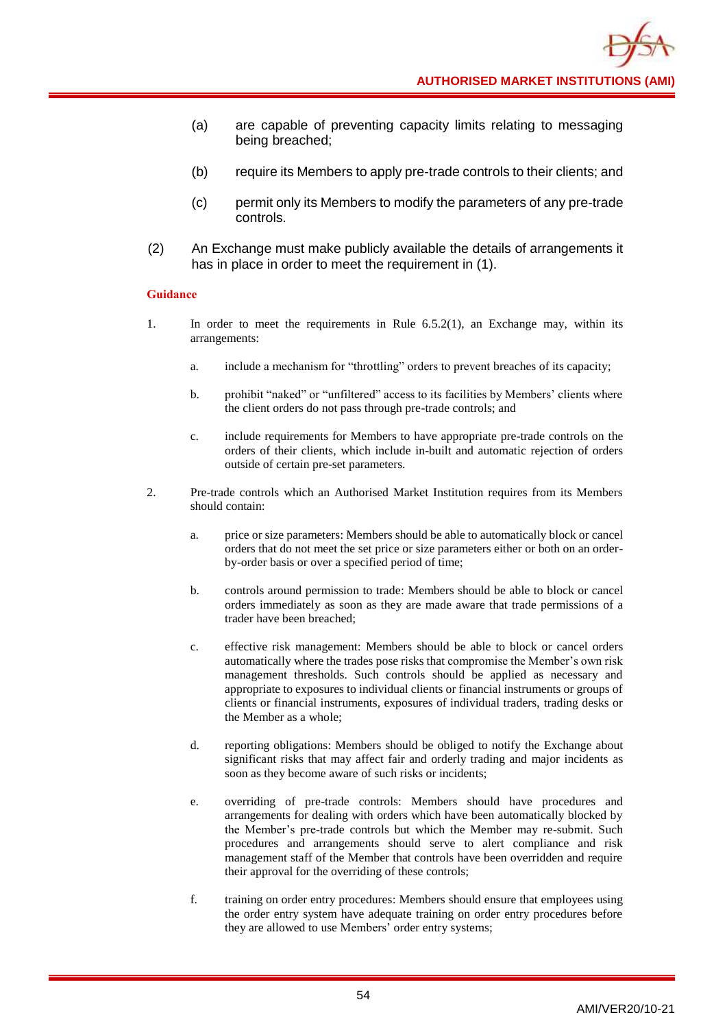(a) are capable of preventing capacity limits relating to messaging being breached;

(b) require its Members to apply pre-trade controls to their clients; and

(c) permit only its Members to modify the parameters of any pre-trade controls.

(2) An Exchange must make publicly available the details of arrangements it has in place in order to meet the requirement in (1).

**Guidance**

1. In order to meet the requirements in Rule 6.5.2(1), an Exchange may, within its arrangements:

   a. include a mechanism for "throttling" orders to prevent breaches of its capacity;

   b. prohibit "naked" or "unfiltered" access to its facilities by Members' clients where the client orders do not pass through pre-trade controls; and

   c. include requirements for Members to have appropriate pre-trade controls on the orders of their clients, which include in-built and automatic rejection of orders outside of certain pre-set parameters.

2. Pre-trade controls which an Authorised Market Institution requires from its Members should contain:

   a. price or size parameters: Members should be able to automatically block or cancel orders that do not meet the set price or size parameters either or both on an order-by-order basis or over a specified period of time;

   b. controls around permission to trade: Members should be able to block or cancel orders immediately as soon as they are made aware that trade permissions of a trader have been breached;

   c. effective risk management: Members should be able to block or cancel orders automatically where the trades pose risks that compromise the Member's own risk management thresholds. Such controls should be applied as necessary and appropriate to exposures to individual clients or financial instruments or groups of clients or financial instruments, exposures of individual traders, trading desks or the Member as a whole;

   d. reporting obligations: Members should be obliged to notify the Exchange about significant risks that may affect fair and orderly trading and major incidents as soon as they become aware of such risks or incidents;

   e. overriding of pre-trade controls: Members should have procedures and arrangements for dealing with orders which have been automatically blocked by the Member's pre-trade controls but which the Member may re-submit. Such procedures and arrangements should serve to alert compliance and risk management staff of the Member that controls have been overridden and require their approval for the overriding of these controls;

   f. training on order entry procedures: Members should ensure that employees using the order entry system have adequate training on order entry procedures before they are allowed to use Members' order entry systems;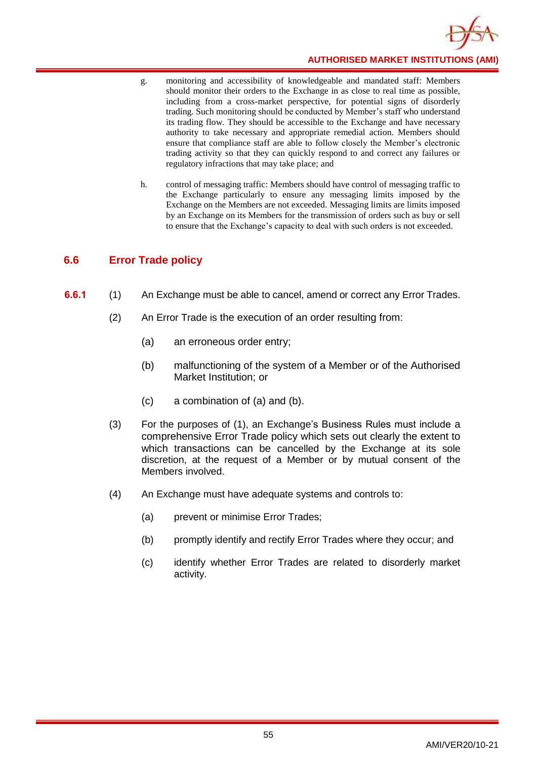g. monitoring and accessibility of knowledgeable and mandated staff: Members should monitor their orders to the Exchange in as close to real time as possible, including from a cross-market perspective, for potential signs of disorderly trading. Such monitoring should be conducted by Member's staff who understand its trading flow. They should be accessible to the Exchange and have necessary authority to take necessary and appropriate remedial action. Members should ensure that compliance staff are able to follow closely the Member's electronic trading activity so that they can quickly respond to and correct any failures or regulatory infractions that may take place; and

h. control of messaging traffic: Members should have control of messaging traffic to the Exchange particularly to ensure any messaging limits imposed by the Exchange on the Members are not exceeded. Messaging limits are limits imposed by an Exchange on its Members for the transmission of orders such as buy or sell to ensure that the Exchange's capacity to deal with such orders is not exceeded.

## 6.6 Error Trade policy

**6.6.1** (1) An Exchange must be able to cancel, amend or correct any Error Trades.

(2) An Error Trade is the execution of an order resulting from:

(a) an erroneous order entry;

(b) malfunctioning of the system of a Member or of the Authorised Market Institution; or

(c) a combination of (a) and (b).

(3) For the purposes of (1), an Exchange's Business Rules must include a comprehensive Error Trade policy which sets out clearly the extent to which transactions can be cancelled by the Exchange at its sole discretion, at the request of a Member or by mutual consent of the Members involved.

(4) An Exchange must have adequate systems and controls to:

(a) prevent or minimise Error Trades;

(b) promptly identify and rectify Error Trades where they occur; and

(c) identify whether Error Trades are related to disorderly market activity.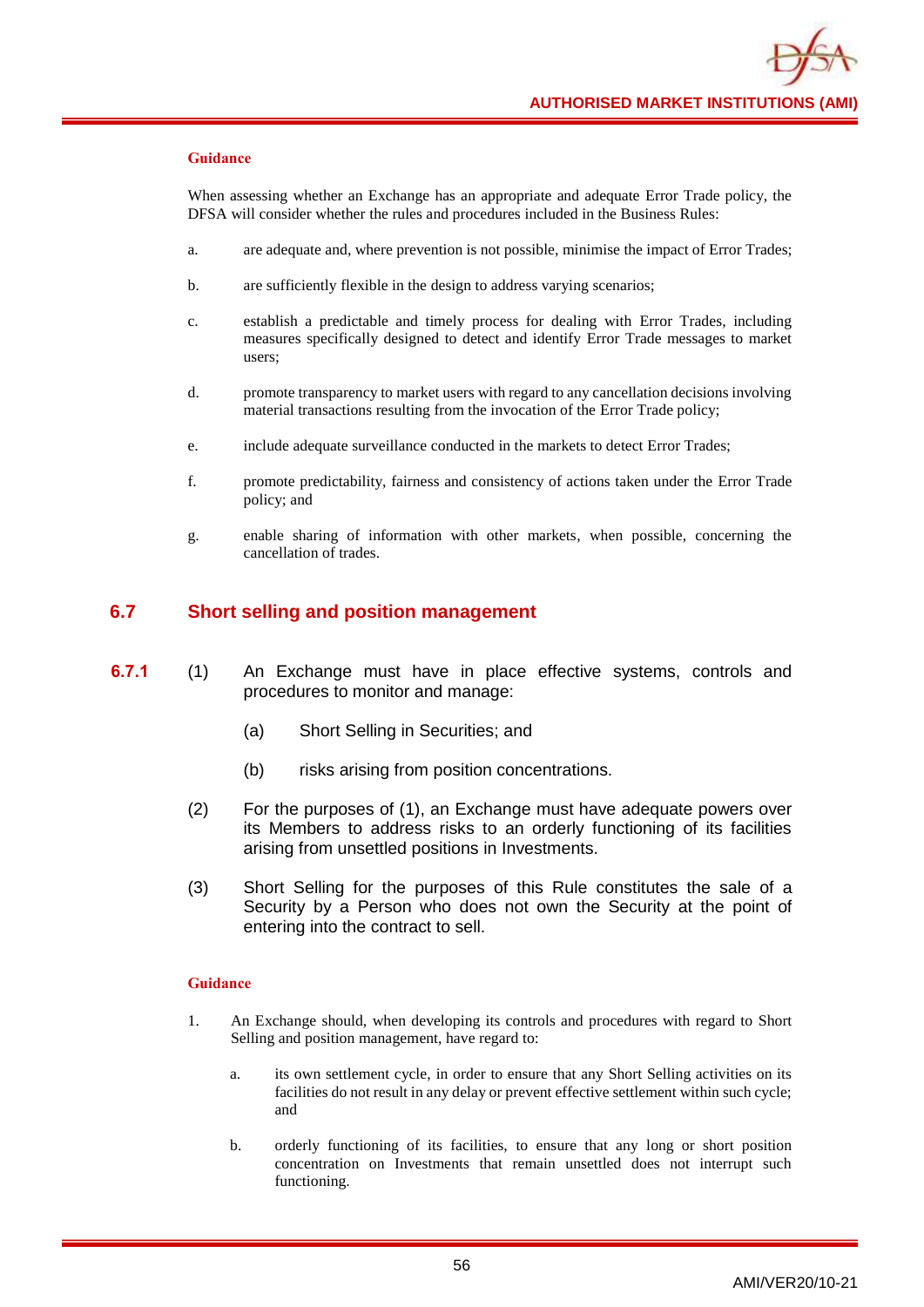**Guidance**

When assessing whether an Exchange has an appropriate and adequate Error Trade policy, the DFSA will consider whether the rules and procedures included in the Business Rules:

a. are adequate and, where prevention is not possible, minimise the impact of Error Trades;

b. are sufficiently flexible in the design to address varying scenarios;

c. establish a predictable and timely process for dealing with Error Trades, including measures specifically designed to detect and identify Error Trade messages to market users;

d. promote transparency to market users with regard to any cancellation decisions involving material transactions resulting from the invocation of the Error Trade policy;

e. include adequate surveillance conducted in the markets to detect Error Trades;

f. promote predictability, fairness and consistency of actions taken under the Error Trade policy; and

g. enable sharing of information with other markets, when possible, concerning the cancellation of trades.

## 6.7 Short selling and position management

**6.7.1** (1) An Exchange must have in place effective systems, controls and procedures to monitor and manage:

(a) Short Selling in Securities; and

(b) risks arising from position concentrations.

(2) For the purposes of (1), an Exchange must have adequate powers over its Members to address risks to an orderly functioning of its facilities arising from unsettled positions in Investments.

(3) Short Selling for the purposes of this Rule constitutes the sale of a Security by a Person who does not own the Security at the point of entering into the contract to sell.

**Guidance**

1. An Exchange should, when developing its controls and procedures with regard to Short Selling and position management, have regard to:

   a. its own settlement cycle, in order to ensure that any Short Selling activities on its facilities do not result in any delay or prevent effective settlement within such cycle; and

   b. orderly functioning of its facilities, to ensure that any long or short position concentration on Investments that remain unsettled does not interrupt such functioning.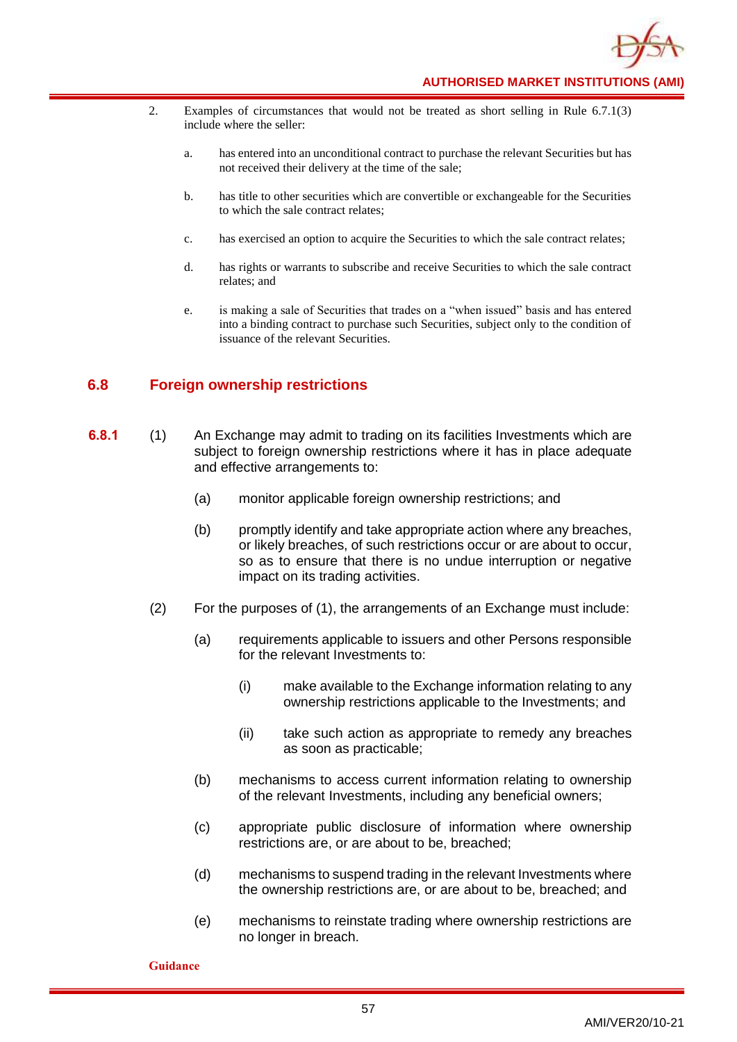2. Examples of circumstances that would not be treated as short selling in Rule 6.7.1(3) include where the seller:

   a. has entered into an unconditional contract to purchase the relevant Securities but has not received their delivery at the time of the sale;

   b. has title to other securities which are convertible or exchangeable for the Securities to which the sale contract relates;

   c. has exercised an option to acquire the Securities to which the sale contract relates;

   d. has rights or warrants to subscribe and receive Securities to which the sale contract relates; and

   e. is making a sale of Securities that trades on a "when issued" basis and has entered into a binding contract to purchase such Securities, subject only to the condition of issuance of the relevant Securities.

## 6.8 Foreign ownership restrictions

**6.8.1** (1) An Exchange may admit to trading on its facilities Investments which are subject to foreign ownership restrictions where it has in place adequate and effective arrangements to:

(a) monitor applicable foreign ownership restrictions; and

(b) promptly identify and take appropriate action where any breaches, or likely breaches, of such restrictions occur or are about to occur, so as to ensure that there is no undue interruption or negative impact on its trading activities.

(2) For the purposes of (1), the arrangements of an Exchange must include:

(a) requirements applicable to issuers and other Persons responsible for the relevant Investments to:

(i) make available to the Exchange information relating to any ownership restrictions applicable to the Investments; and

(ii) take such action as appropriate to remedy any breaches as soon as practicable;

(b) mechanisms to access current information relating to ownership of the relevant Investments, including any beneficial owners;

(c) appropriate public disclosure of information where ownership restrictions are, or are about to be, breached;

(d) mechanisms to suspend trading in the relevant Investments where the ownership restrictions are, or are about to be, breached; and

(e) mechanisms to reinstate trading where ownership restrictions are no longer in breach.

**Guidance**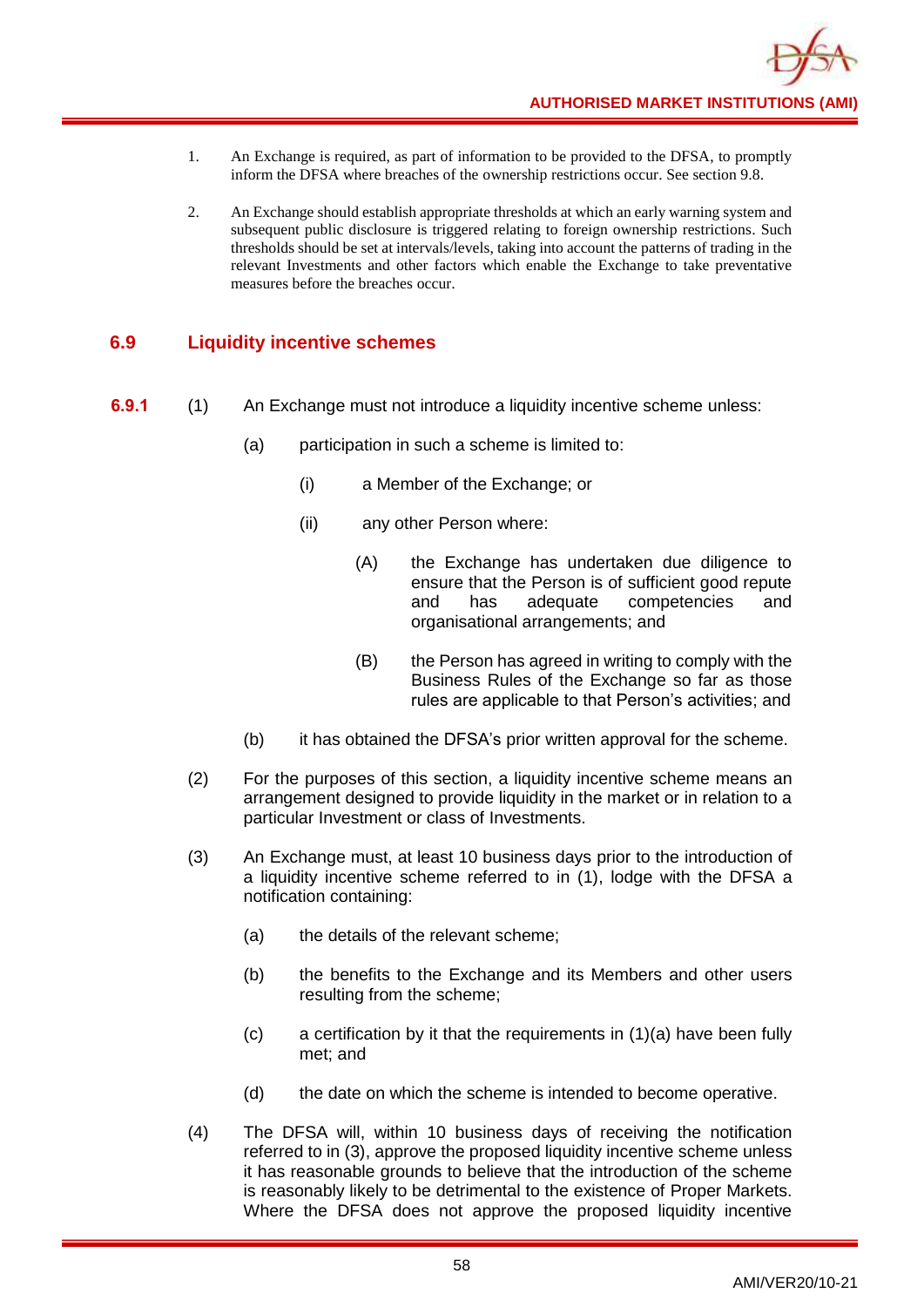1. An Exchange is required, as part of information to be provided to the DFSA, to promptly inform the DFSA where breaches of the ownership restrictions occur. See section 9.8.

2. An Exchange should establish appropriate thresholds at which an early warning system and subsequent public disclosure is triggered relating to foreign ownership restrictions. Such thresholds should be set at intervals/levels, taking into account the patterns of trading in the relevant Investments and other factors which enable the Exchange to take preventative measures before the breaches occur.

## 6.9 Liquidity incentive schemes

**6.9.1** (1) An Exchange must not introduce a liquidity incentive scheme unless:

(a) participation in such a scheme is limited to:

(i) a Member of the Exchange; or

(ii) any other Person where:

(A) the Exchange has undertaken due diligence to ensure that the Person is of sufficient good repute and has adequate competencies and organisational arrangements; and

(B) the Person has agreed in writing to comply with the Business Rules of the Exchange so far as those rules are applicable to that Person's activities; and

(b) it has obtained the DFSA's prior written approval for the scheme.

(2) For the purposes of this section, a liquidity incentive scheme means an arrangement designed to provide liquidity in the market or in relation to a particular Investment or class of Investments.

(3) An Exchange must, at least 10 business days prior to the introduction of a liquidity incentive scheme referred to in (1), lodge with the DFSA a notification containing:

(a) the details of the relevant scheme;

(b) the benefits to the Exchange and its Members and other users resulting from the scheme;

(c) a certification by it that the requirements in (1)(a) have been fully met; and

(d) the date on which the scheme is intended to become operative.

(4) The DFSA will, within 10 business days of receiving the notification referred to in (3), approve the proposed liquidity incentive scheme unless it has reasonable grounds to believe that the introduction of the scheme is reasonably likely to be detrimental to the existence of Proper Markets. Where the DFSA does not approve the proposed liquidity incentive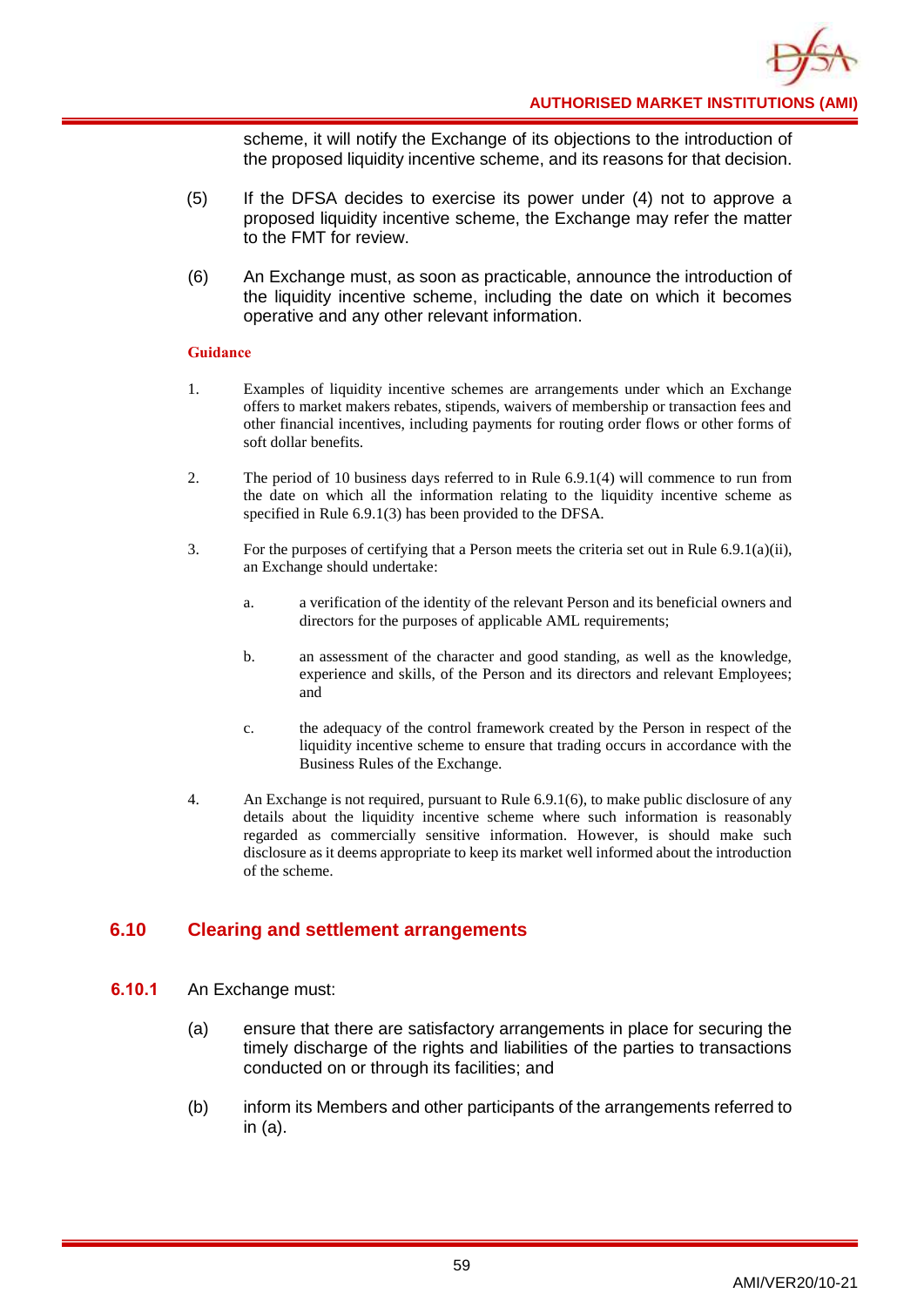scheme, it will notify the Exchange of its objections to the introduction of the proposed liquidity incentive scheme, and its reasons for that decision.

(5) If the DFSA decides to exercise its power under (4) not to approve a proposed liquidity incentive scheme, the Exchange may refer the matter to the FMT for review.

(6) An Exchange must, as soon as practicable, announce the introduction of the liquidity incentive scheme, including the date on which it becomes operative and any other relevant information.

**Guidance**

1. Examples of liquidity incentive schemes are arrangements under which an Exchange offers to market makers rebates, stipends, waivers of membership or transaction fees and other financial incentives, including payments for routing order flows or other forms of soft dollar benefits.

2. The period of 10 business days referred to in Rule 6.9.1(4) will commence to run from the date on which all the information relating to the liquidity incentive scheme as specified in Rule 6.9.1(3) has been provided to the DFSA.

3. For the purposes of certifying that a Person meets the criteria set out in Rule 6.9.1(a)(ii), an Exchange should undertake:

   a. a verification of the identity of the relevant Person and its beneficial owners and directors for the purposes of applicable AML requirements;

   b. an assessment of the character and good standing, as well as the knowledge, experience and skills, of the Person and its directors and relevant Employees; and

   c. the adequacy of the control framework created by the Person in respect of the liquidity incentive scheme to ensure that trading occurs in accordance with the Business Rules of the Exchange.

4. An Exchange is not required, pursuant to Rule 6.9.1(6), to make public disclosure of any details about the liquidity incentive scheme where such information is reasonably regarded as commercially sensitive information. However, is should make such disclosure as it deems appropriate to keep its market well informed about the introduction of the scheme.

## 6.10 Clearing and settlement arrangements

**6.10.1** An Exchange must:

(a) ensure that there are satisfactory arrangements in place for securing the timely discharge of the rights and liabilities of the parties to transactions conducted on or through its facilities; and

(b) inform its Members and other participants of the arrangements referred to in (a).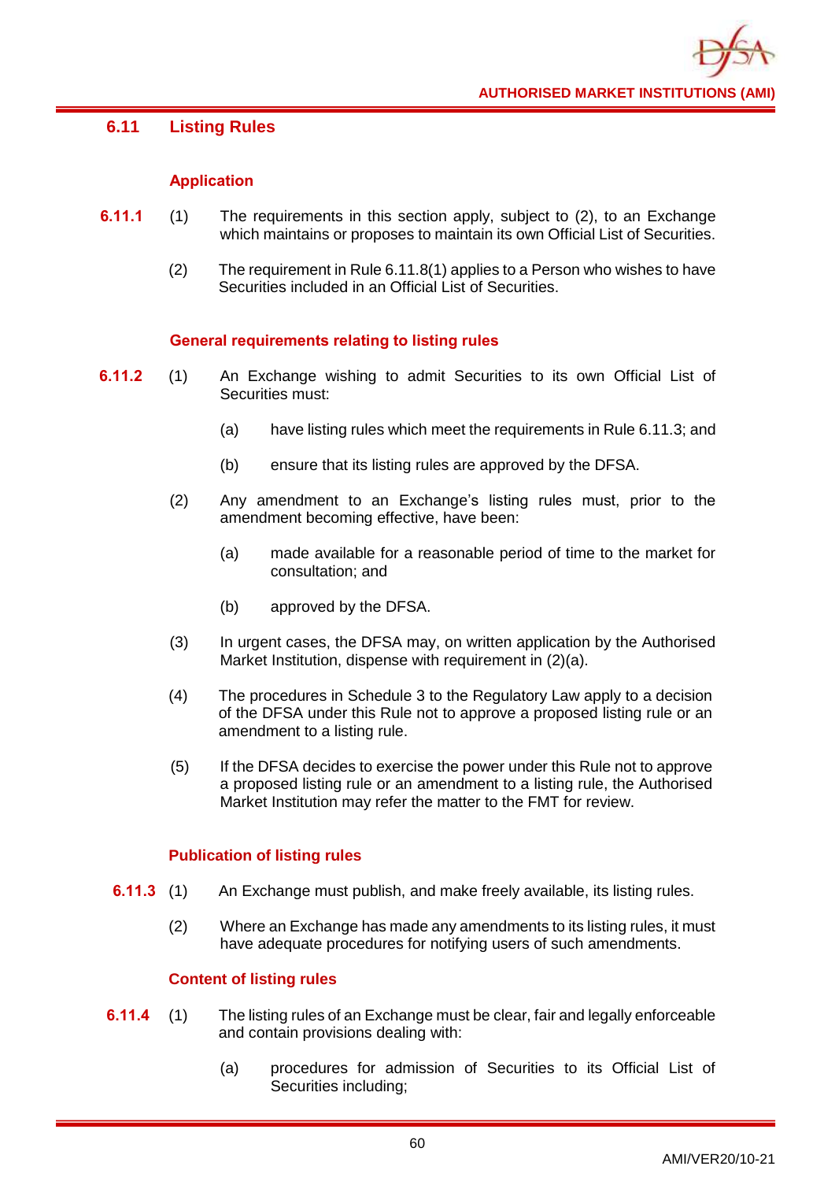## 6.11 Listing Rules

### Application

**6.11.1** (1) The requirements in this section apply, subject to (2), to an Exchange which maintains or proposes to maintain its own Official List of Securities.

(2) The requirement in Rule 6.11.8(1) applies to a Person who wishes to have Securities included in an Official List of Securities.

### General requirements relating to listing rules

**6.11.2** (1) An Exchange wishing to admit Securities to its own Official List of Securities must:

(a) have listing rules which meet the requirements in Rule 6.11.3; and

(b) ensure that its listing rules are approved by the DFSA.

(2) Any amendment to an Exchange's listing rules must, prior to the amendment becoming effective, have been:

(a) made available for a reasonable period of time to the market for consultation; and

(b) approved by the DFSA.

(3) In urgent cases, the DFSA may, on written application by the Authorised Market Institution, dispense with requirement in (2)(a).

(4) The procedures in Schedule 3 to the Regulatory Law apply to a decision of the DFSA under this Rule not to approve a proposed listing rule or an amendment to a listing rule.

(5) If the DFSA decides to exercise the power under this Rule not to approve a proposed listing rule or an amendment to a listing rule, the Authorised Market Institution may refer the matter to the FMT for review.

### Publication of listing rules

**6.11.3** (1) An Exchange must publish, and make freely available, its listing rules.

(2) Where an Exchange has made any amendments to its listing rules, it must have adequate procedures for notifying users of such amendments.

### Content of listing rules

**6.11.4** (1) The listing rules of an Exchange must be clear, fair and legally enforceable and contain provisions dealing with:

(a) procedures for admission of Securities to its Official List of Securities including;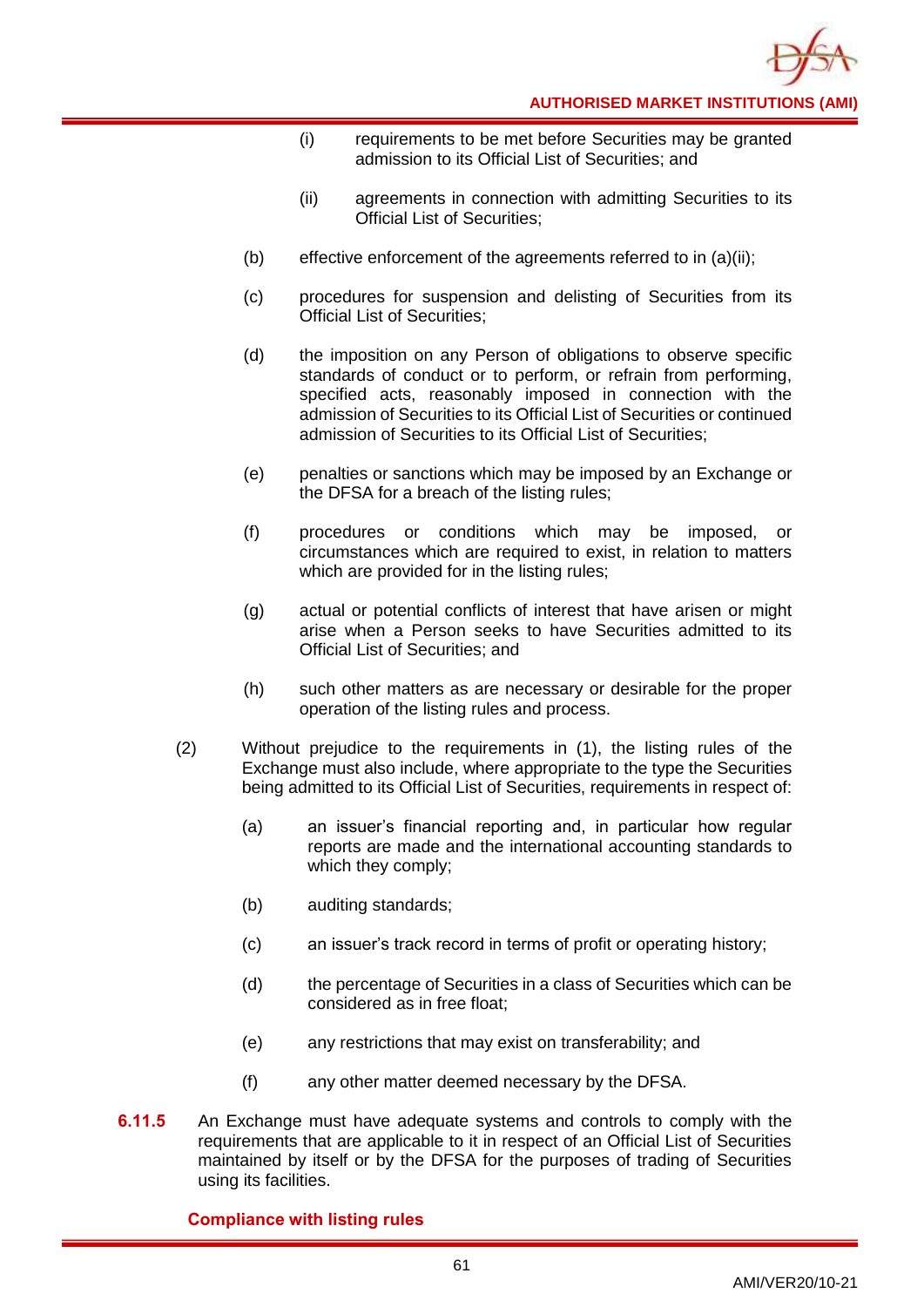(i) requirements to be met before Securities may be granted admission to its Official List of Securities; and

(ii) agreements in connection with admitting Securities to its Official List of Securities;

(b) effective enforcement of the agreements referred to in (a)(ii);

(c) procedures for suspension and delisting of Securities from its Official List of Securities;

(d) the imposition on any Person of obligations to observe specific standards of conduct or to perform, or refrain from performing, specified acts, reasonably imposed in connection with the admission of Securities to its Official List of Securities or continued admission of Securities to its Official List of Securities;

(e) penalties or sanctions which may be imposed by an Exchange or the DFSA for a breach of the listing rules;

(f) procedures or conditions which may be imposed, or circumstances which are required to exist, in relation to matters which are provided for in the listing rules;

(g) actual or potential conflicts of interest that have arisen or might arise when a Person seeks to have Securities admitted to its Official List of Securities; and

(h) such other matters as are necessary or desirable for the proper operation of the listing rules and process.

(2) Without prejudice to the requirements in (1), the listing rules of the Exchange must also include, where appropriate to the type the Securities being admitted to its Official List of Securities, requirements in respect of:

(a) an issuer's financial reporting and, in particular how regular reports are made and the international accounting standards to which they comply;

(b) auditing standards;

(c) an issuer's track record in terms of profit or operating history;

(d) the percentage of Securities in a class of Securities which can be considered as in free float;

(e) any restrictions that may exist on transferability; and

(f) any other matter deemed necessary by the DFSA.

**6.11.5** An Exchange must have adequate systems and controls to comply with the requirements that are applicable to it in respect of an Official List of Securities maintained by itself or by the DFSA for the purposes of trading of Securities using its facilities.

### Compliance with listing rules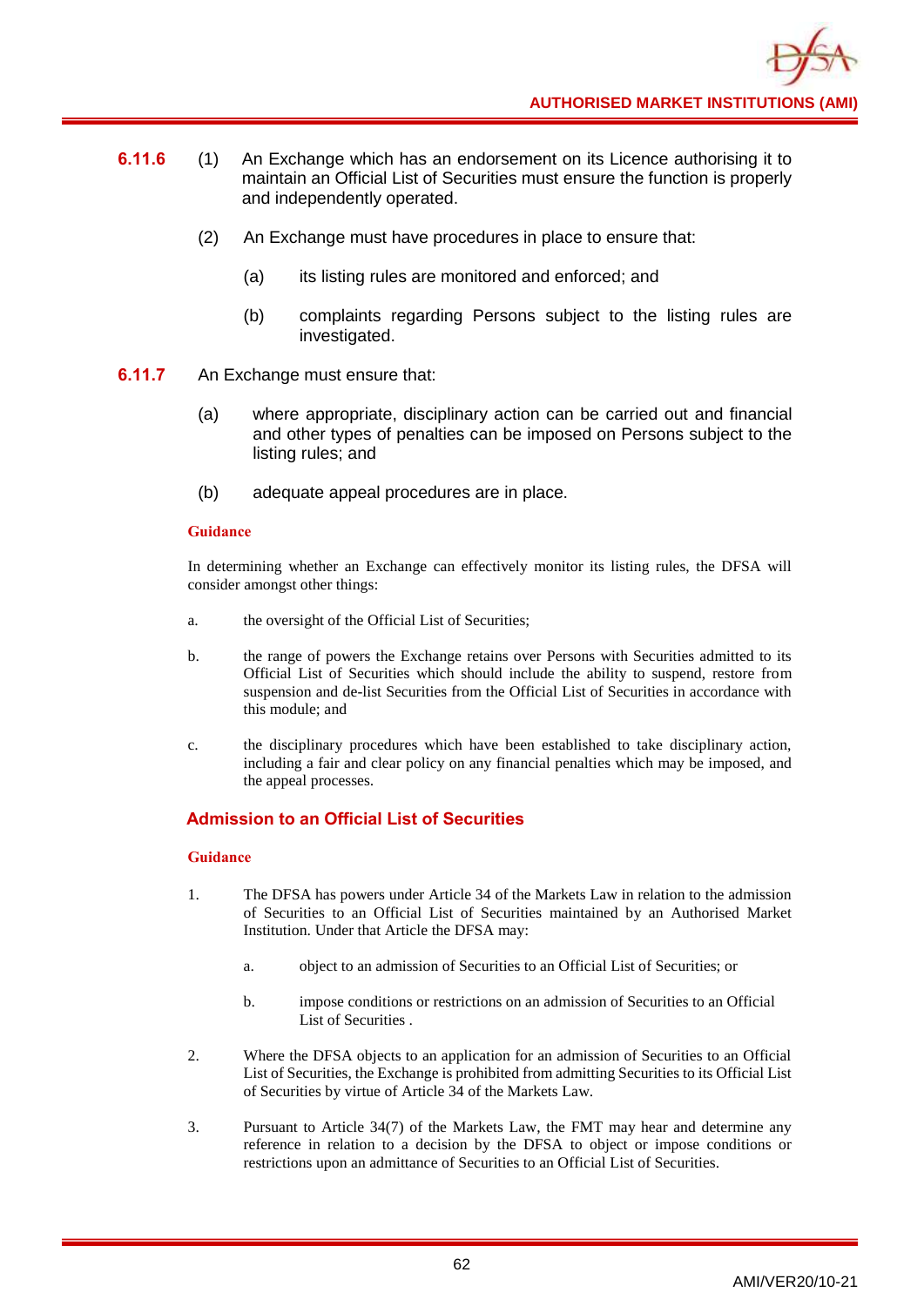**6.11.6** (1) An Exchange which has an endorsement on its Licence authorising it to maintain an Official List of Securities must ensure the function is properly and independently operated.

(2) An Exchange must have procedures in place to ensure that:

(a) its listing rules are monitored and enforced; and

(b) complaints regarding Persons subject to the listing rules are investigated.

**6.11.7** An Exchange must ensure that:

(a) where appropriate, disciplinary action can be carried out and financial and other types of penalties can be imposed on Persons subject to the listing rules; and

(b) adequate appeal procedures are in place.

**Guidance**

In determining whether an Exchange can effectively monitor its listing rules, the DFSA will consider amongst other things:

a. the oversight of the Official List of Securities;

b. the range of powers the Exchange retains over Persons with Securities admitted to its Official List of Securities which should include the ability to suspend, restore from suspension and de-list Securities from the Official List of Securities in accordance with this module; and

c. the disciplinary procedures which have been established to take disciplinary action, including a fair and clear policy on any financial penalties which may be imposed, and the appeal processes.

### Admission to an Official List of Securities

**Guidance**

1. The DFSA has powers under Article 34 of the Markets Law in relation to the admission of Securities to an Official List of Securities maintained by an Authorised Market Institution. Under that Article the DFSA may:

   a. object to an admission of Securities to an Official List of Securities; or

   b. impose conditions or restrictions on an admission of Securities to an Official List of Securities .

2. Where the DFSA objects to an application for an admission of Securities to an Official List of Securities, the Exchange is prohibited from admitting Securities to its Official List of Securities by virtue of Article 34 of the Markets Law.

3. Pursuant to Article 34(7) of the Markets Law, the FMT may hear and determine any reference in relation to a decision by the DFSA to object or impose conditions or restrictions upon an admittance of Securities to an Official List of Securities.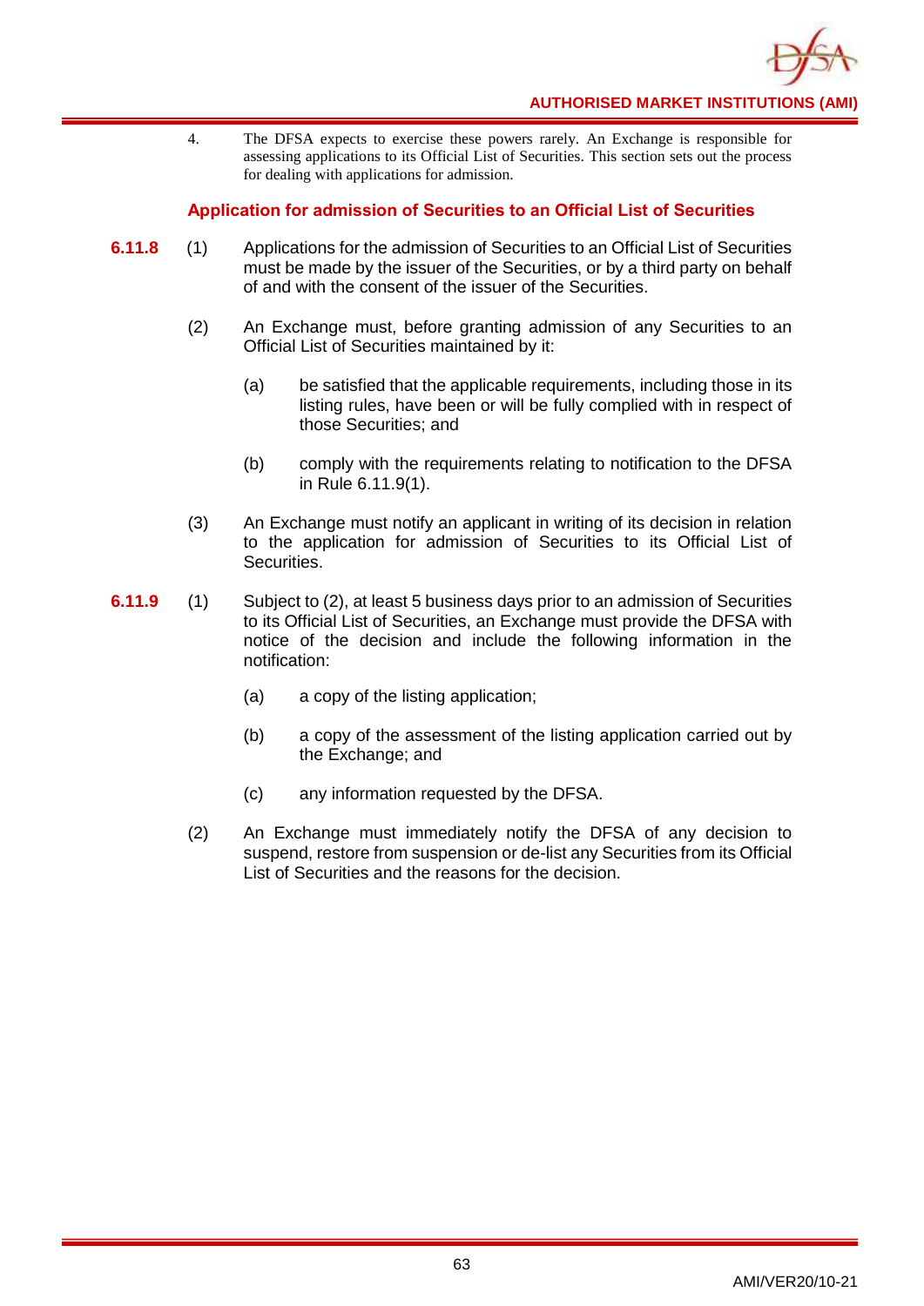4. The DFSA expects to exercise these powers rarely. An Exchange is responsible for assessing applications to its Official List of Securities. This section sets out the process for dealing with applications for admission.

### Application for admission of Securities to an Official List of Securities

**6.11.8** (1) Applications for the admission of Securities to an Official List of Securities must be made by the issuer of the Securities, or by a third party on behalf of and with the consent of the issuer of the Securities.

(2) An Exchange must, before granting admission of any Securities to an Official List of Securities maintained by it:

(a) be satisfied that the applicable requirements, including those in its listing rules, have been or will be fully complied with in respect of those Securities; and

(b) comply with the requirements relating to notification to the DFSA in Rule 6.11.9(1).

(3) An Exchange must notify an applicant in writing of its decision in relation to the application for admission of Securities to its Official List of Securities.

**6.11.9** (1) Subject to (2), at least 5 business days prior to an admission of Securities to its Official List of Securities, an Exchange must provide the DFSA with notice of the decision and include the following information in the notification:

(a) a copy of the listing application;

(b) a copy of the assessment of the listing application carried out by the Exchange; and

(c) any information requested by the DFSA.

(2) An Exchange must immediately notify the DFSA of any decision to suspend, restore from suspension or de-list any Securities from its Official List of Securities and the reasons for the decision.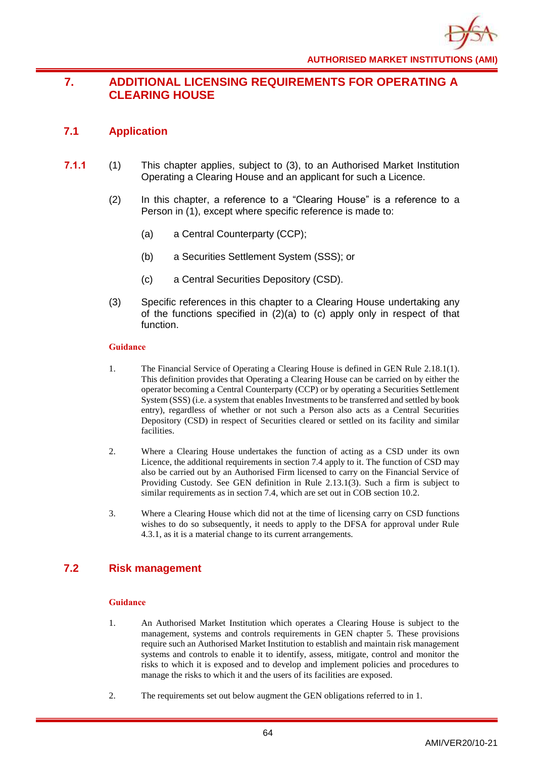# 7. ADDITIONAL LICENSING REQUIREMENTS FOR OPERATING A CLEARING HOUSE

## 7.1 Application

**7.1.1** (1) This chapter applies, subject to (3), to an Authorised Market Institution Operating a Clearing House and an applicant for such a Licence.

(2) In this chapter, a reference to a "Clearing House" is a reference to a Person in (1), except where specific reference is made to:

(a) a Central Counterparty (CCP);

(b) a Securities Settlement System (SSS); or

(c) a Central Securities Depository (CSD).

(3) Specific references in this chapter to a Clearing House undertaking any of the functions specified in (2)(a) to (c) apply only in respect of that function.

**Guidance**

1. The Financial Service of Operating a Clearing House is defined in GEN Rule 2.18.1(1). This definition provides that Operating a Clearing House can be carried on by either the operator becoming a Central Counterparty (CCP) or by operating a Securities Settlement System (SSS) (i.e. a system that enables Investments to be transferred and settled by book entry), regardless of whether or not such a Person also acts as a Central Securities Depository (CSD) in respect of Securities cleared or settled on its facility and similar facilities.

2. Where a Clearing House undertakes the function of acting as a CSD under its own Licence, the additional requirements in section 7.4 apply to it. The function of CSD may also be carried out by an Authorised Firm licensed to carry on the Financial Service of Providing Custody. See GEN definition in Rule 2.13.1(3). Such a firm is subject to similar requirements as in section 7.4, which are set out in COB section 10.2.

3. Where a Clearing House which did not at the time of licensing carry on CSD functions wishes to do so subsequently, it needs to apply to the DFSA for approval under Rule 4.3.1, as it is a material change to its current arrangements.

## 7.2 Risk management

**Guidance**

1. An Authorised Market Institution which operates a Clearing House is subject to the management, systems and controls requirements in GEN chapter 5. These provisions require such an Authorised Market Institution to establish and maintain risk management systems and controls to enable it to identify, assess, mitigate, control and monitor the risks to which it is exposed and to develop and implement policies and procedures to manage the risks to which it and the users of its facilities are exposed.

2. The requirements set out below augment the GEN obligations referred to in 1.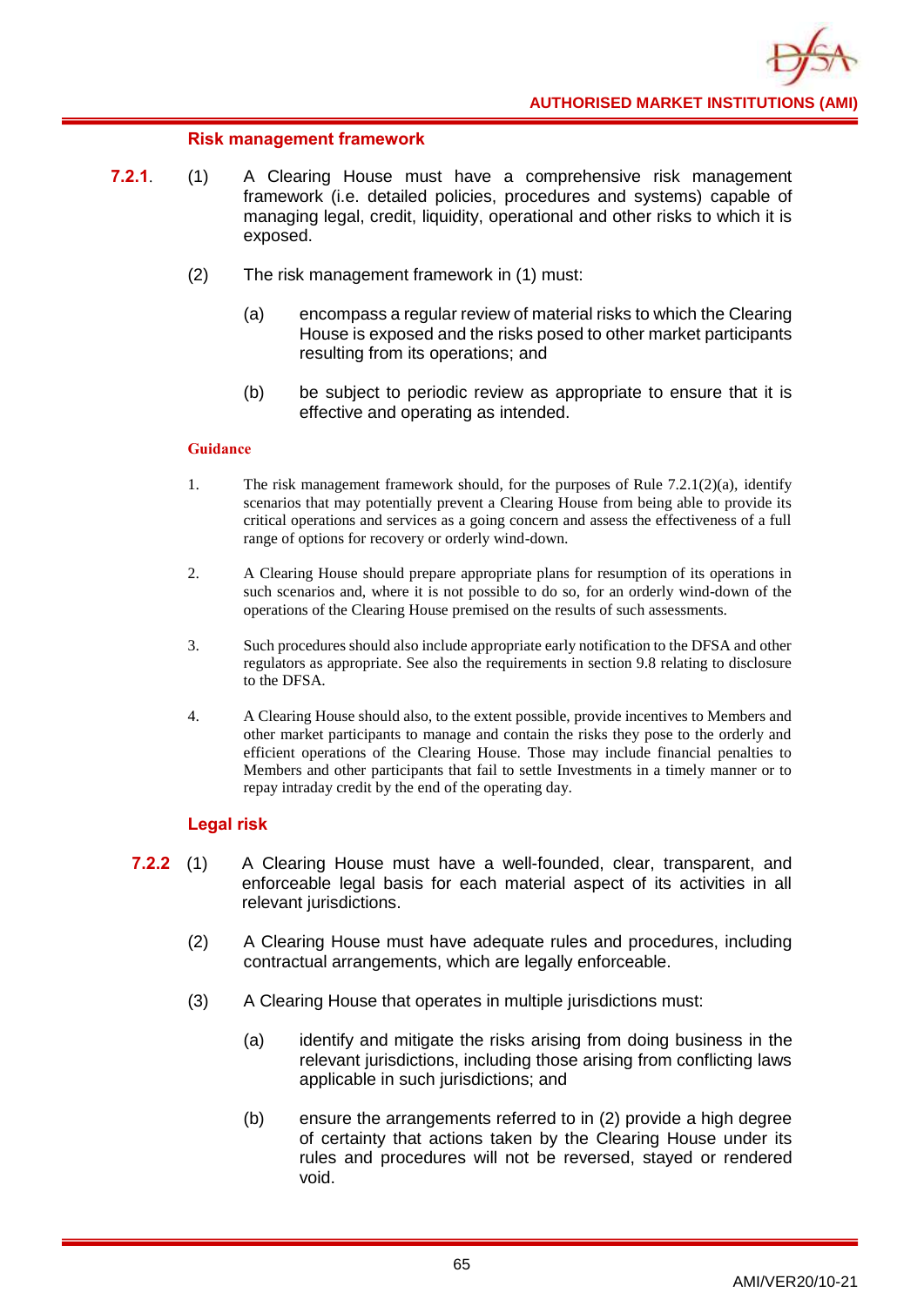#### Risk management framework

**7.2.1.** (1) A Clearing House must have a comprehensive risk management framework (i.e. detailed policies, procedures and systems) capable of managing legal, credit, liquidity, operational and other risks to which it is exposed.

(2) The risk management framework in (1) must:

(a) encompass a regular review of material risks to which the Clearing House is exposed and the risks posed to other market participants resulting from its operations; and

(b) be subject to periodic review as appropriate to ensure that it is effective and operating as intended.

**Guidance**

1. The risk management framework should, for the purposes of Rule 7.2.1(2)(a), identify scenarios that may potentially prevent a Clearing House from being able to provide its critical operations and services as a going concern and assess the effectiveness of a full range of options for recovery or orderly wind-down.

2. A Clearing House should prepare appropriate plans for resumption of its operations in such scenarios and, where it is not possible to do so, for an orderly wind-down of the operations of the Clearing House premised on the results of such assessments.

3. Such procedures should also include appropriate early notification to the DFSA and other regulators as appropriate. See also the requirements in section 9.8 relating to disclosure to the DFSA.

4. A Clearing House should also, to the extent possible, provide incentives to Members and other market participants to manage and contain the risks they pose to the orderly and efficient operations of the Clearing House. Those may include financial penalties to Members and other participants that fail to settle Investments in a timely manner or to repay intraday credit by the end of the operating day.

#### Legal risk

**7.2.2** (1) A Clearing House must have a well-founded, clear, transparent, and enforceable legal basis for each material aspect of its activities in all relevant jurisdictions.

(2) A Clearing House must have adequate rules and procedures, including contractual arrangements, which are legally enforceable.

(3) A Clearing House that operates in multiple jurisdictions must:

(a) identify and mitigate the risks arising from doing business in the relevant jurisdictions, including those arising from conflicting laws applicable in such jurisdictions; and

(b) ensure the arrangements referred to in (2) provide a high degree of certainty that actions taken by the Clearing House under its rules and procedures will not be reversed, stayed or rendered void.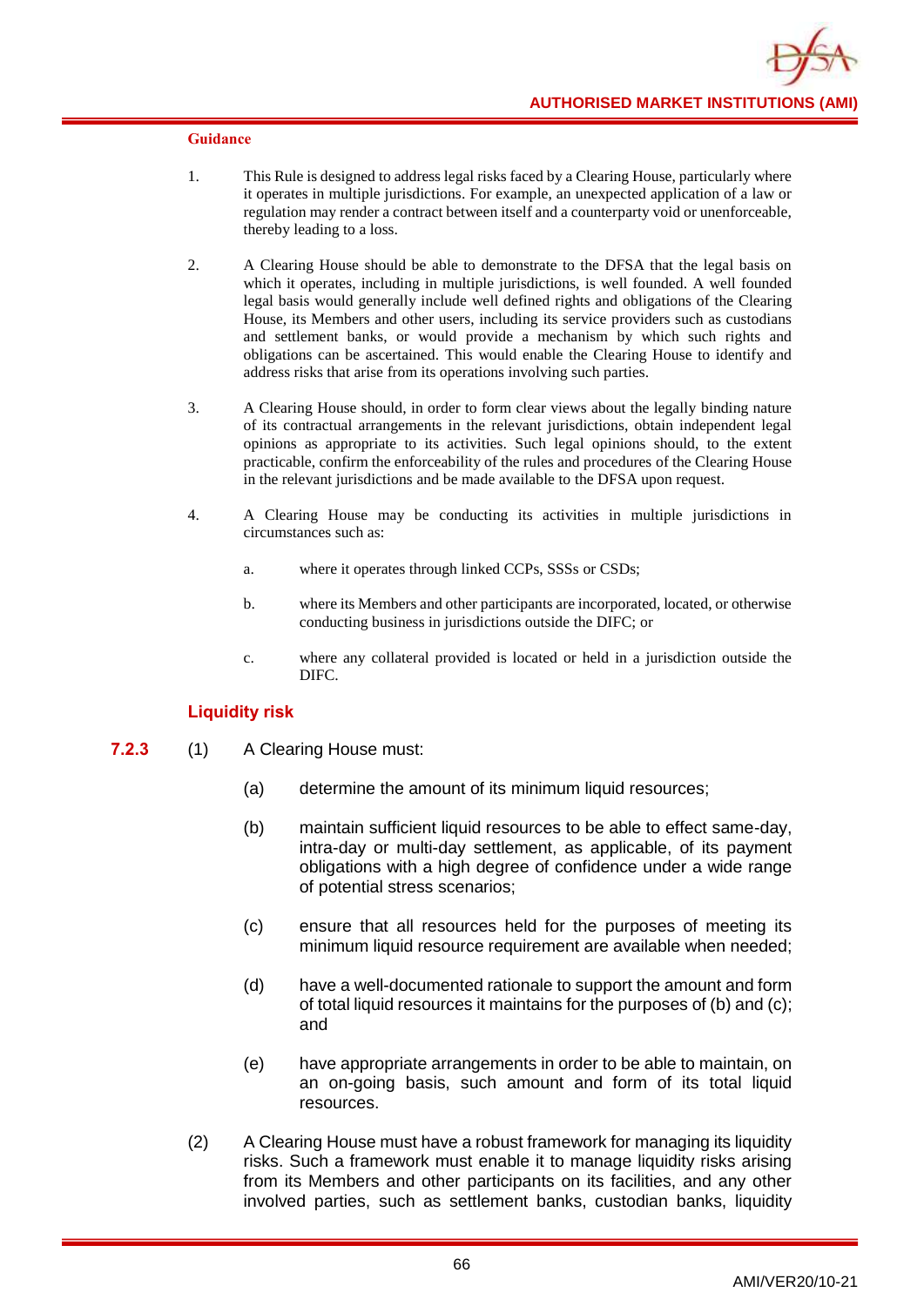#### Guidance

1. This Rule is designed to address legal risks faced by a Clearing House, particularly where it operates in multiple jurisdictions. For example, an unexpected application of a law or regulation may render a contract between itself and a counterparty void or unenforceable, thereby leading to a loss.

2. A Clearing House should be able to demonstrate to the DFSA that the legal basis on which it operates, including in multiple jurisdictions, is well founded. A well founded legal basis would generally include well defined rights and obligations of the Clearing House, its Members and other users, including its service providers such as custodians and settlement banks, or would provide a mechanism by which such rights and obligations can be ascertained. This would enable the Clearing House to identify and address risks that arise from its operations involving such parties.

3. A Clearing House should, in order to form clear views about the legally binding nature of its contractual arrangements in the relevant jurisdictions, obtain independent legal opinions as appropriate to its activities. Such legal opinions should, to the extent practicable, confirm the enforceability of the rules and procedures of the Clearing House in the relevant jurisdictions and be made available to the DFSA upon request.

4. A Clearing House may be conducting its activities in multiple jurisdictions in circumstances such as:

   a. where it operates through linked CCPs, SSSs or CSDs;

   b. where its Members and other participants are incorporated, located, or otherwise conducting business in jurisdictions outside the DIFC; or

   c. where any collateral provided is located or held in a jurisdiction outside the DIFC.

### Liquidity risk

**7.2.3** (1) A Clearing House must:

(a) determine the amount of its minimum liquid resources;

(b) maintain sufficient liquid resources to be able to effect same-day, intra-day or multi-day settlement, as applicable, of its payment obligations with a high degree of confidence under a wide range of potential stress scenarios;

(c) ensure that all resources held for the purposes of meeting its minimum liquid resource requirement are available when needed;

(d) have a well-documented rationale to support the amount and form of total liquid resources it maintains for the purposes of (b) and (c); and

(e) have appropriate arrangements in order to be able to maintain, on an on-going basis, such amount and form of its total liquid resources.

(2) A Clearing House must have a robust framework for managing its liquidity risks. Such a framework must enable it to manage liquidity risks arising from its Members and other participants on its facilities, and any other involved parties, such as settlement banks, custodian banks, liquidity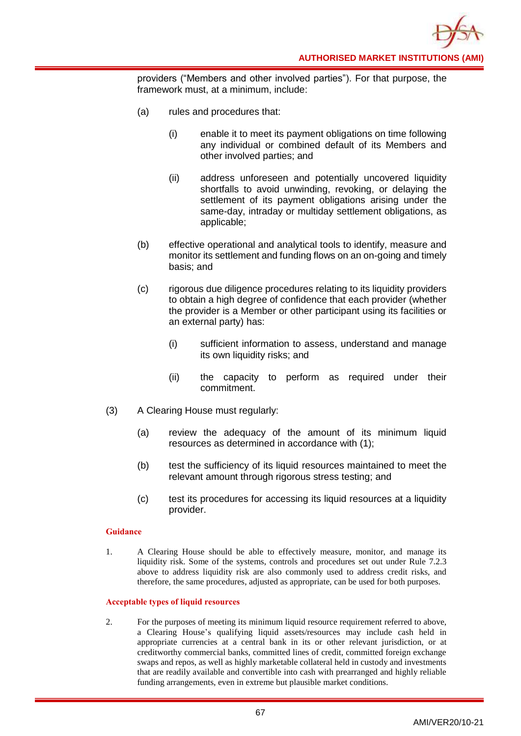providers ("Members and other involved parties"). For that purpose, the framework must, at a minimum, include:

(a) rules and procedures that:

(i) enable it to meet its payment obligations on time following any individual or combined default of its Members and other involved parties; and

(ii) address unforeseen and potentially uncovered liquidity shortfalls to avoid unwinding, revoking, or delaying the settlement of its payment obligations arising under the same-day, intraday or multiday settlement obligations, as applicable;

(b) effective operational and analytical tools to identify, measure and monitor its settlement and funding flows on an on-going and timely basis; and

(c) rigorous due diligence procedures relating to its liquidity providers to obtain a high degree of confidence that each provider (whether the provider is a Member or other participant using its facilities or an external party) has:

(i) sufficient information to assess, understand and manage its own liquidity risks; and

(ii) the capacity to perform as required under their commitment.

(3) A Clearing House must regularly:

(a) review the adequacy of the amount of its minimum liquid resources as determined in accordance with (1);

(b) test the sufficiency of its liquid resources maintained to meet the relevant amount through rigorous stress testing; and

(c) test its procedures for accessing its liquid resources at a liquidity provider.

**Guidance**

1. A Clearing House should be able to effectively measure, monitor, and manage its liquidity risk. Some of the systems, controls and procedures set out under Rule 7.2.3 above to address liquidity risk are also commonly used to address credit risks, and therefore, the same procedures, adjusted as appropriate, can be used for both purposes.

**Acceptable types of liquid resources**

2. For the purposes of meeting its minimum liquid resource requirement referred to above, a Clearing House's qualifying liquid assets/resources may include cash held in appropriate currencies at a central bank in its or other relevant jurisdiction, or at creditworthy commercial banks, committed lines of credit, committed foreign exchange swaps and repos, as well as highly marketable collateral held in custody and investments that are readily available and convertible into cash with prearranged and highly reliable funding arrangements, even in extreme but plausible market conditions.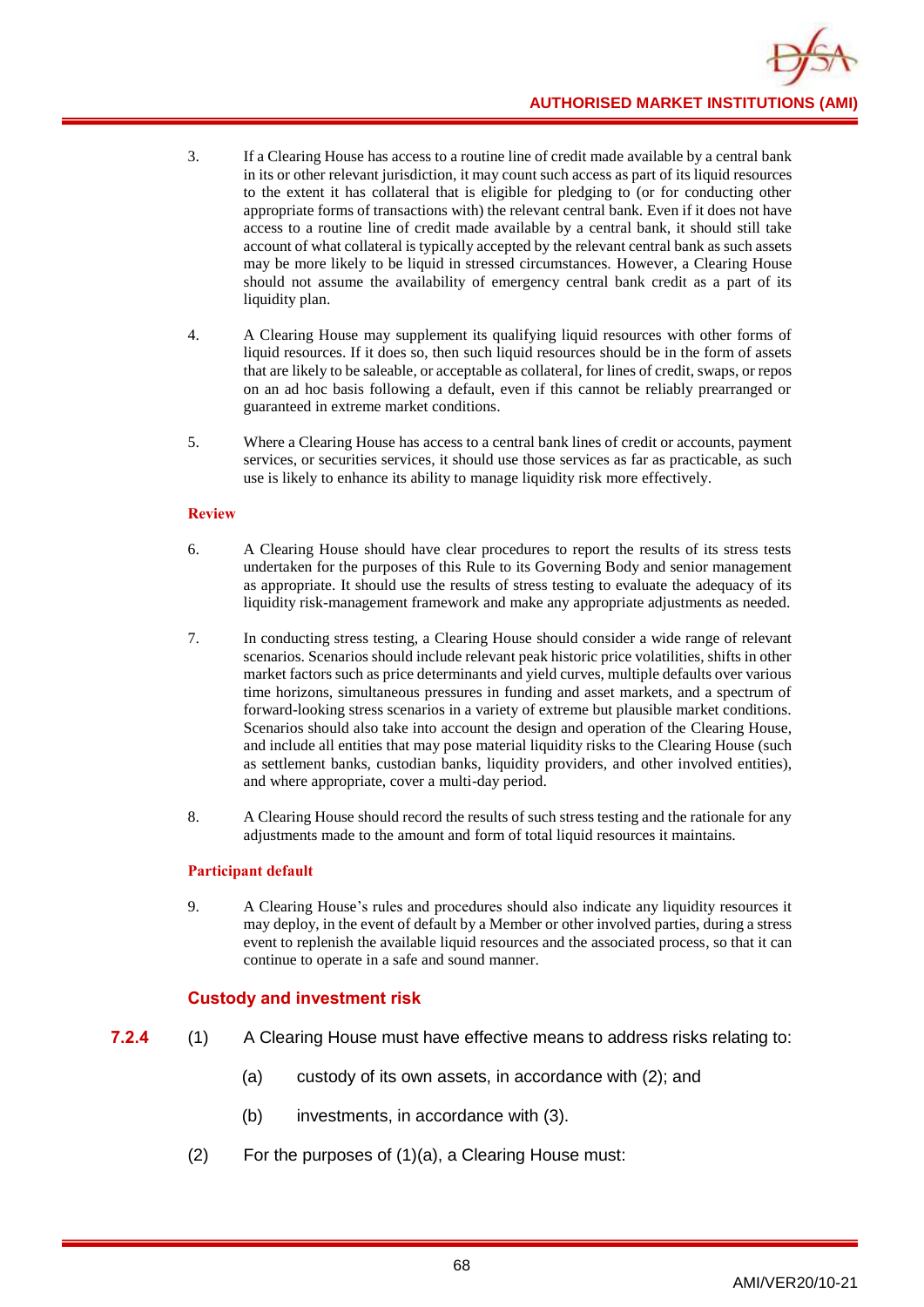3. If a Clearing House has access to a routine line of credit made available by a central bank in its or other relevant jurisdiction, it may count such access as part of its liquid resources to the extent it has collateral that is eligible for pledging to (or for conducting other appropriate forms of transactions with) the relevant central bank. Even if it does not have access to a routine line of credit made available by a central bank, it should still take account of what collateral is typically accepted by the relevant central bank as such assets may be more likely to be liquid in stressed circumstances. However, a Clearing House should not assume the availability of emergency central bank credit as a part of its liquidity plan.

4. A Clearing House may supplement its qualifying liquid resources with other forms of liquid resources. If it does so, then such liquid resources should be in the form of assets that are likely to be saleable, or acceptable as collateral, for lines of credit, swaps, or repos on an ad hoc basis following a default, even if this cannot be reliably prearranged or guaranteed in extreme market conditions.

5. Where a Clearing House has access to a central bank lines of credit or accounts, payment services, or securities services, it should use those services as far as practicable, as such use is likely to enhance its ability to manage liquidity risk more effectively.

**Review**

6. A Clearing House should have clear procedures to report the results of its stress tests undertaken for the purposes of this Rule to its Governing Body and senior management as appropriate. It should use the results of stress testing to evaluate the adequacy of its liquidity risk-management framework and make any appropriate adjustments as needed.

7. In conducting stress testing, a Clearing House should consider a wide range of relevant scenarios. Scenarios should include relevant peak historic price volatilities, shifts in other market factors such as price determinants and yield curves, multiple defaults over various time horizons, simultaneous pressures in funding and asset markets, and a spectrum of forward-looking stress scenarios in a variety of extreme but plausible market conditions. Scenarios should also take into account the design and operation of the Clearing House, and include all entities that may pose material liquidity risks to the Clearing House (such as settlement banks, custodian banks, liquidity providers, and other involved entities), and where appropriate, cover a multi-day period.

8. A Clearing House should record the results of such stress testing and the rationale for any adjustments made to the amount and form of total liquid resources it maintains.

**Participant default**

9. A Clearing House's rules and procedures should also indicate any liquidity resources it may deploy, in the event of default by a Member or other involved parties, during a stress event to replenish the available liquid resources and the associated process, so that it can continue to operate in a safe and sound manner.

### Custody and investment risk

**7.2.4** (1) A Clearing House must have effective means to address risks relating to:

(a) custody of its own assets, in accordance with (2); and

(b) investments, in accordance with (3).

(2) For the purposes of (1)(a), a Clearing House must: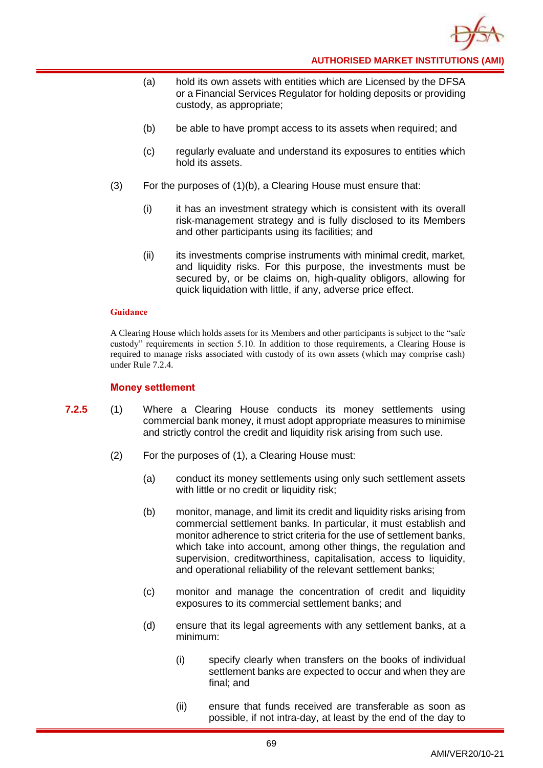(a) hold its own assets with entities which are Licensed by the DFSA or a Financial Services Regulator for holding deposits or providing custody, as appropriate;

(b) be able to have prompt access to its assets when required; and

(c) regularly evaluate and understand its exposures to entities which hold its assets.

(3) For the purposes of (1)(b), a Clearing House must ensure that:

(i) it has an investment strategy which is consistent with its overall risk-management strategy and is fully disclosed to its Members and other participants using its facilities; and

(ii) its investments comprise instruments with minimal credit, market, and liquidity risks. For this purpose, the investments must be secured by, or be claims on, high-quality obligors, allowing for quick liquidation with little, if any, adverse price effect.

**Guidance**

A Clearing House which holds assets for its Members and other participants is subject to the "safe custody" requirements in section 5.10. In addition to those requirements, a Clearing House is required to manage risks associated with custody of its own assets (which may comprise cash) under Rule 7.2.4.

### Money settlement

**7.2.5** (1) Where a Clearing House conducts its money settlements using commercial bank money, it must adopt appropriate measures to minimise and strictly control the credit and liquidity risk arising from such use.

(2) For the purposes of (1), a Clearing House must:

(a) conduct its money settlements using only such settlement assets with little or no credit or liquidity risk;

(b) monitor, manage, and limit its credit and liquidity risks arising from commercial settlement banks. In particular, it must establish and monitor adherence to strict criteria for the use of settlement banks, which take into account, among other things, the regulation and supervision, creditworthiness, capitalisation, access to liquidity, and operational reliability of the relevant settlement banks;

(c) monitor and manage the concentration of credit and liquidity exposures to its commercial settlement banks; and

(d) ensure that its legal agreements with any settlement banks, at a minimum:

(i) specify clearly when transfers on the books of individual settlement banks are expected to occur and when they are final; and

(ii) ensure that funds received are transferable as soon as possible, if not intra-day, at least by the end of the day to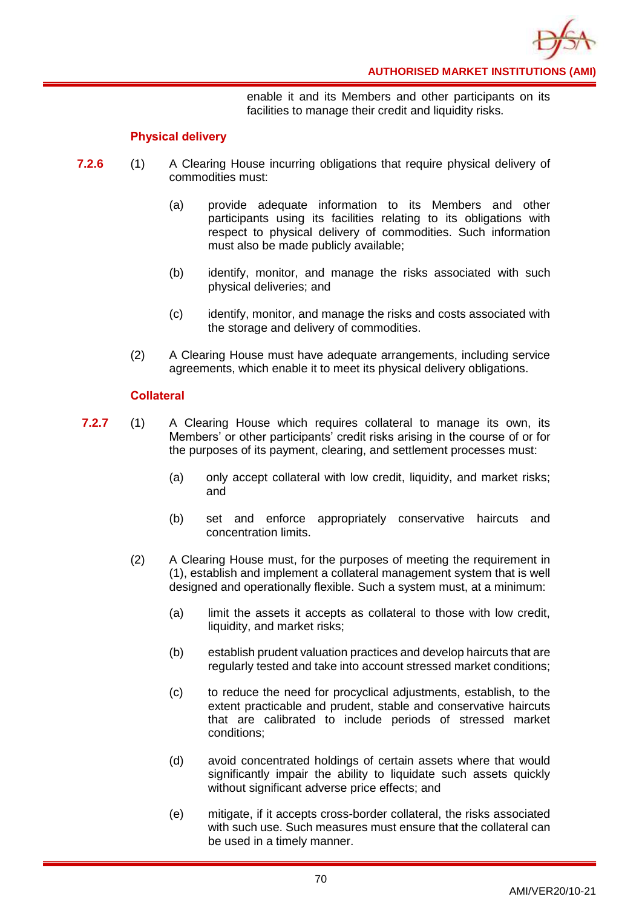enable it and its Members and other participants on its facilities to manage their credit and liquidity risks.

### Physical delivery

**7.2.6** (1) A Clearing House incurring obligations that require physical delivery of commodities must:

(a) provide adequate information to its Members and other participants using its facilities relating to its obligations with respect to physical delivery of commodities. Such information must also be made publicly available;

(b) identify, monitor, and manage the risks associated with such physical deliveries; and

(c) identify, monitor, and manage the risks and costs associated with the storage and delivery of commodities.

(2) A Clearing House must have adequate arrangements, including service agreements, which enable it to meet its physical delivery obligations.

### Collateral

**7.2.7** (1) A Clearing House which requires collateral to manage its own, its Members' or other participants' credit risks arising in the course of or for the purposes of its payment, clearing, and settlement processes must:

(a) only accept collateral with low credit, liquidity, and market risks; and

(b) set and enforce appropriately conservative haircuts and concentration limits.

(2) A Clearing House must, for the purposes of meeting the requirement in (1), establish and implement a collateral management system that is well designed and operationally flexible. Such a system must, at a minimum:

(a) limit the assets it accepts as collateral to those with low credit, liquidity, and market risks;

(b) establish prudent valuation practices and develop haircuts that are regularly tested and take into account stressed market conditions;

(c) to reduce the need for procyclical adjustments, establish, to the extent practicable and prudent, stable and conservative haircuts that are calibrated to include periods of stressed market conditions;

(d) avoid concentrated holdings of certain assets where that would significantly impair the ability to liquidate such assets quickly without significant adverse price effects; and

(e) mitigate, if it accepts cross-border collateral, the risks associated with such use. Such measures must ensure that the collateral can be used in a timely manner.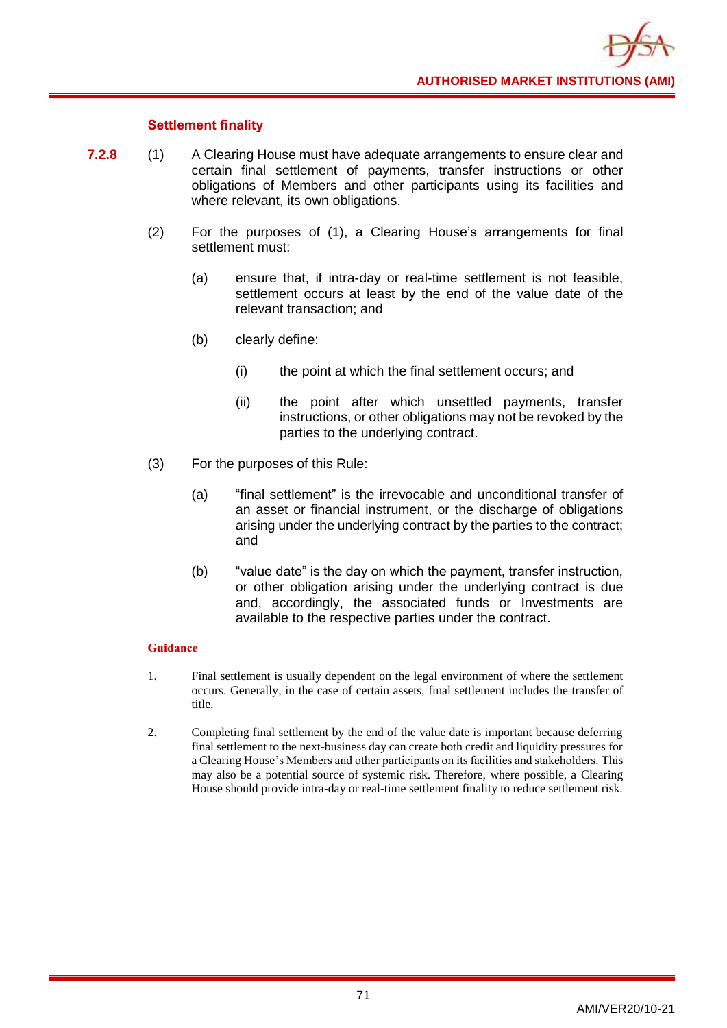### Settlement finality

**7.2.8** (1) A Clearing House must have adequate arrangements to ensure clear and certain final settlement of payments, transfer instructions or other obligations of Members and other participants using its facilities and where relevant, its own obligations.

(2) For the purposes of (1), a Clearing House's arrangements for final settlement must:

(a) ensure that, if intra-day or real-time settlement is not feasible, settlement occurs at least by the end of the value date of the relevant transaction; and

(b) clearly define:

(i) the point at which the final settlement occurs; and

(ii) the point after which unsettled payments, transfer instructions, or other obligations may not be revoked by the parties to the underlying contract.

(3) For the purposes of this Rule:

(a) "final settlement" is the irrevocable and unconditional transfer of an asset or financial instrument, or the discharge of obligations arising under the underlying contract by the parties to the contract; and

(b) "value date" is the day on which the payment, transfer instruction, or other obligation arising under the underlying contract is due and, accordingly, the associated funds or Investments are available to the respective parties under the contract.

#### Guidance

1. Final settlement is usually dependent on the legal environment of where the settlement occurs. Generally, in the case of certain assets, final settlement includes the transfer of title.

2. Completing final settlement by the end of the value date is important because deferring final settlement to the next-business day can create both credit and liquidity pressures for a Clearing House's Members and other participants on its facilities and stakeholders. This may also be a potential source of systemic risk. Therefore, where possible, a Clearing House should provide intra-day or real-time settlement finality to reduce settlement risk.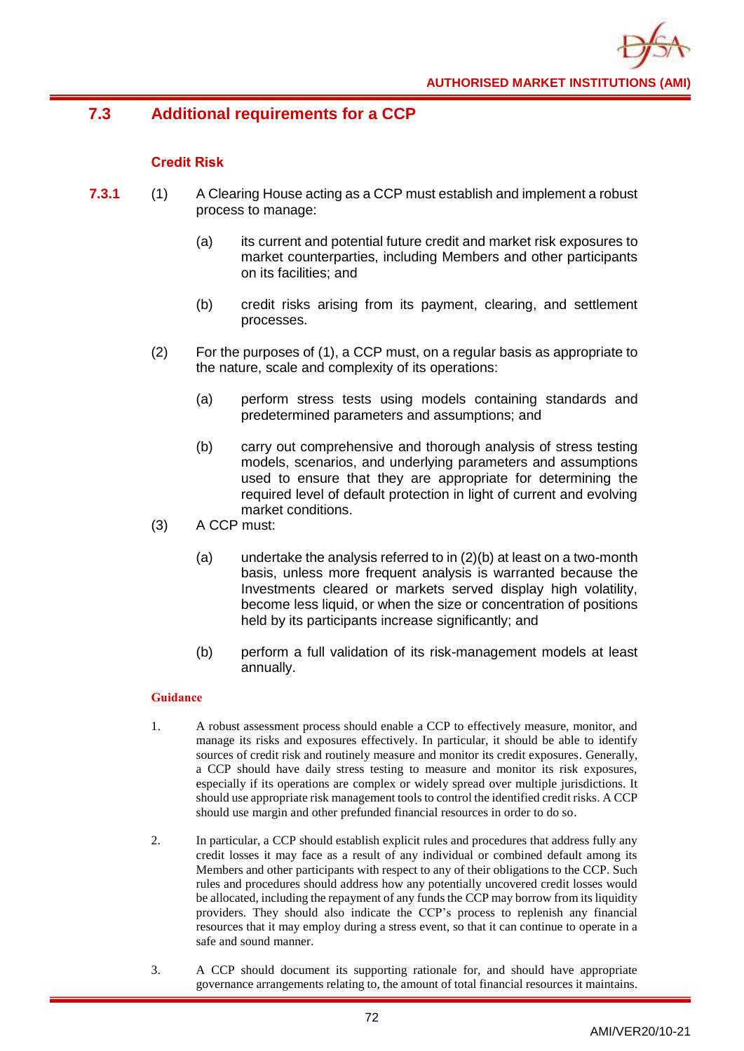## 7.3 Additional requirements for a CCP

### Credit Risk

**7.3.1** (1) A Clearing House acting as a CCP must establish and implement a robust process to manage:

(a) its current and potential future credit and market risk exposures to market counterparties, including Members and other participants on its facilities; and

(b) credit risks arising from its payment, clearing, and settlement processes.

(2) For the purposes of (1), a CCP must, on a regular basis as appropriate to the nature, scale and complexity of its operations:

(a) perform stress tests using models containing standards and predetermined parameters and assumptions; and

(b) carry out comprehensive and thorough analysis of stress testing models, scenarios, and underlying parameters and assumptions used to ensure that they are appropriate for determining the required level of default protection in light of current and evolving market conditions.

(3) A CCP must:

(a) undertake the analysis referred to in (2)(b) at least on a two-month basis, unless more frequent analysis is warranted because the Investments cleared or markets served display high volatility, become less liquid, or when the size or concentration of positions held by its participants increase significantly; and

(b) perform a full validation of its risk-management models at least annually.

**Guidance**

1. A robust assessment process should enable a CCP to effectively measure, monitor, and manage its risks and exposures effectively. In particular, it should be able to identify sources of credit risk and routinely measure and monitor its credit exposures. Generally, a CCP should have daily stress testing to measure and monitor its risk exposures, especially if its operations are complex or widely spread over multiple jurisdictions. It should use appropriate risk management tools to control the identified credit risks. A CCP should use margin and other prefunded financial resources in order to do so.

2. In particular, a CCP should establish explicit rules and procedures that address fully any credit losses it may face as a result of any individual or combined default among its Members and other participants with respect to any of their obligations to the CCP. Such rules and procedures should address how any potentially uncovered credit losses would be allocated, including the repayment of any funds the CCP may borrow from its liquidity providers. They should also indicate the CCP's process to replenish any financial resources that it may employ during a stress event, so that it can continue to operate in a safe and sound manner.

3. A CCP should document its supporting rationale for, and should have appropriate governance arrangements relating to, the amount of total financial resources it maintains.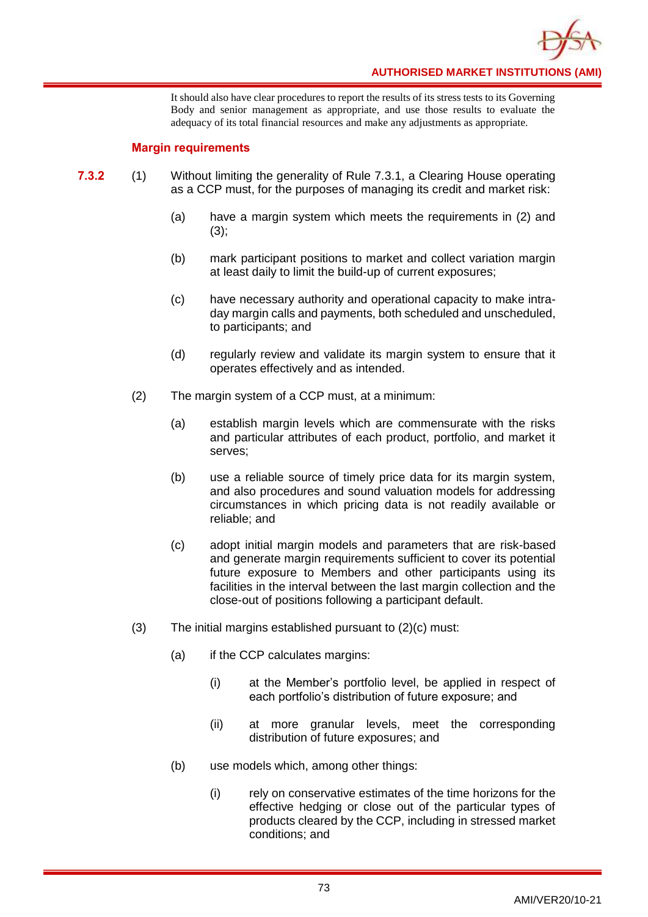It should also have clear procedures to report the results of its stress tests to its Governing Body and senior management as appropriate, and use those results to evaluate the adequacy of its total financial resources and make any adjustments as appropriate.

### Margin requirements

**7.3.2** (1) Without limiting the generality of Rule 7.3.1, a Clearing House operating as a CCP must, for the purposes of managing its credit and market risk:

(a) have a margin system which meets the requirements in (2) and (3);

(b) mark participant positions to market and collect variation margin at least daily to limit the build-up of current exposures;

(c) have necessary authority and operational capacity to make intra-day margin calls and payments, both scheduled and unscheduled, to participants; and

(d) regularly review and validate its margin system to ensure that it operates effectively and as intended.

(2) The margin system of a CCP must, at a minimum:

(a) establish margin levels which are commensurate with the risks and particular attributes of each product, portfolio, and market it serves;

(b) use a reliable source of timely price data for its margin system, and also procedures and sound valuation models for addressing circumstances in which pricing data is not readily available or reliable; and

(c) adopt initial margin models and parameters that are risk-based and generate margin requirements sufficient to cover its potential future exposure to Members and other participants using its facilities in the interval between the last margin collection and the close-out of positions following a participant default.

(3) The initial margins established pursuant to (2)(c) must:

(a) if the CCP calculates margins:

(i) at the Member's portfolio level, be applied in respect of each portfolio's distribution of future exposure; and

(ii) at more granular levels, meet the corresponding distribution of future exposures; and

(b) use models which, among other things:

(i) rely on conservative estimates of the time horizons for the effective hedging or close out of the particular types of products cleared by the CCP, including in stressed market conditions; and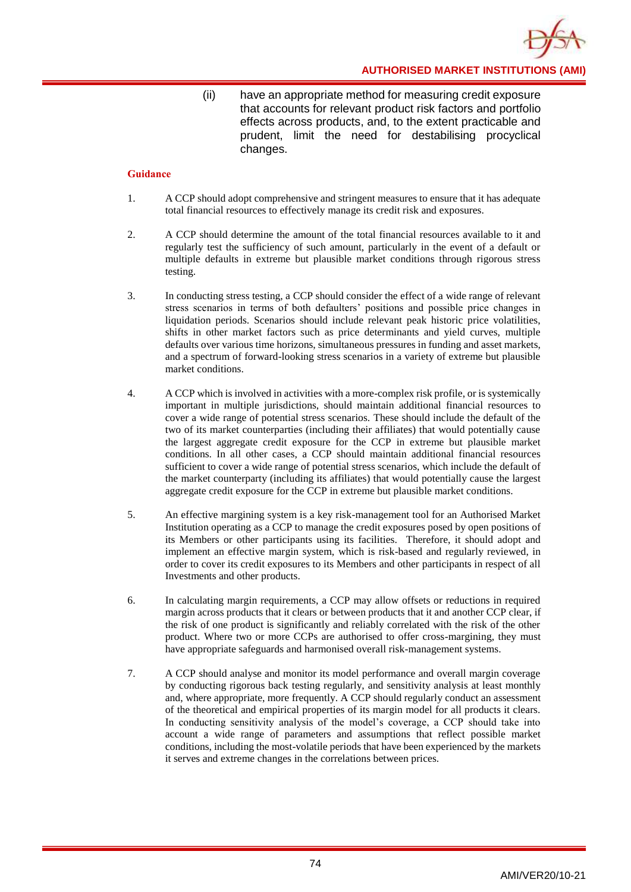(ii) have an appropriate method for measuring credit exposure that accounts for relevant product risk factors and portfolio effects across products, and, to the extent practicable and prudent, limit the need for destabilising procyclical changes.

**Guidance**

1. A CCP should adopt comprehensive and stringent measures to ensure that it has adequate total financial resources to effectively manage its credit risk and exposures.

2. A CCP should determine the amount of the total financial resources available to it and regularly test the sufficiency of such amount, particularly in the event of a default or multiple defaults in extreme but plausible market conditions through rigorous stress testing.

3. In conducting stress testing, a CCP should consider the effect of a wide range of relevant stress scenarios in terms of both defaulters' positions and possible price changes in liquidation periods. Scenarios should include relevant peak historic price volatilities, shifts in other market factors such as price determinants and yield curves, multiple defaults over various time horizons, simultaneous pressures in funding and asset markets, and a spectrum of forward-looking stress scenarios in a variety of extreme but plausible market conditions.

4. A CCP which is involved in activities with a more-complex risk profile, or is systemically important in multiple jurisdictions, should maintain additional financial resources to cover a wide range of potential stress scenarios. These should include the default of the two of its market counterparties (including their affiliates) that would potentially cause the largest aggregate credit exposure for the CCP in extreme but plausible market conditions. In all other cases, a CCP should maintain additional financial resources sufficient to cover a wide range of potential stress scenarios, which include the default of the market counterparty (including its affiliates) that would potentially cause the largest aggregate credit exposure for the CCP in extreme but plausible market conditions.

5. An effective margining system is a key risk-management tool for an Authorised Market Institution operating as a CCP to manage the credit exposures posed by open positions of its Members or other participants using its facilities. Therefore, it should adopt and implement an effective margin system, which is risk-based and regularly reviewed, in order to cover its credit exposures to its Members and other participants in respect of all Investments and other products.

6. In calculating margin requirements, a CCP may allow offsets or reductions in required margin across products that it clears or between products that it and another CCP clear, if the risk of one product is significantly and reliably correlated with the risk of the other product. Where two or more CCPs are authorised to offer cross-margining, they must have appropriate safeguards and harmonised overall risk-management systems.

7. A CCP should analyse and monitor its model performance and overall margin coverage by conducting rigorous back testing regularly, and sensitivity analysis at least monthly and, where appropriate, more frequently. A CCP should regularly conduct an assessment of the theoretical and empirical properties of its margin model for all products it clears. In conducting sensitivity analysis of the model's coverage, a CCP should take into account a wide range of parameters and assumptions that reflect possible market conditions, including the most-volatile periods that have been experienced by the markets it serves and extreme changes in the correlations between prices.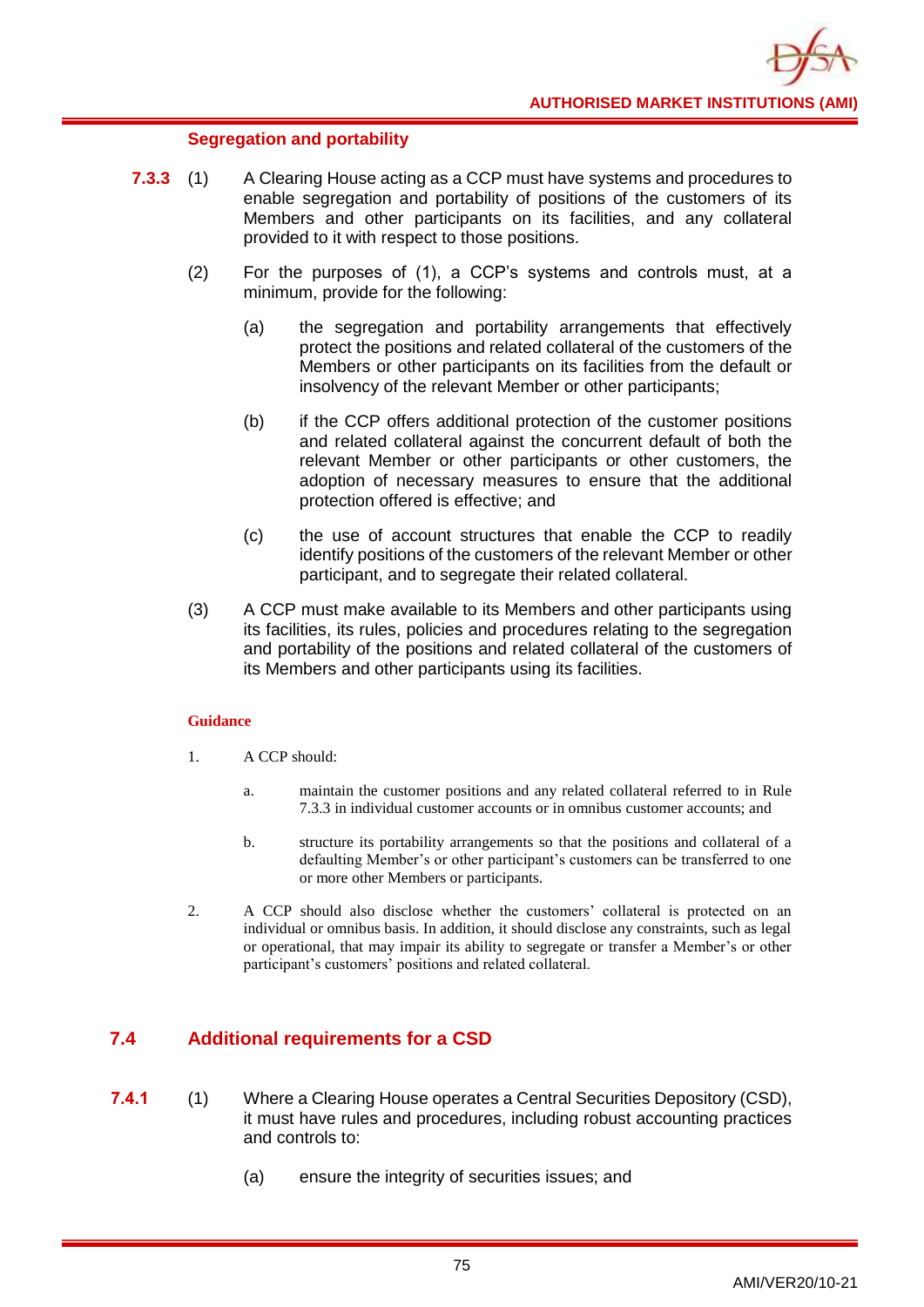#### Segregation and portability

**7.3.3** (1) A Clearing House acting as a CCP must have systems and procedures to enable segregation and portability of positions of the customers of its Members and other participants on its facilities, and any collateral provided to it with respect to those positions.

(2) For the purposes of (1), a CCP's systems and controls must, at a minimum, provide for the following:

(a) the segregation and portability arrangements that effectively protect the positions and related collateral of the customers of the Members or other participants on its facilities from the default or insolvency of the relevant Member or other participants;

(b) if the CCP offers additional protection of the customer positions and related collateral against the concurrent default of both the relevant Member or other participants or other customers, the adoption of necessary measures to ensure that the additional protection offered is effective; and

(c) the use of account structures that enable the CCP to readily identify positions of the customers of the relevant Member or other participant, and to segregate their related collateral.

(3) A CCP must make available to its Members and other participants using its facilities, its rules, policies and procedures relating to the segregation and portability of the positions and related collateral of the customers of its Members and other participants using its facilities.

**Guidance**

1. A CCP should:

   a. maintain the customer positions and any related collateral referred to in Rule 7.3.3 in individual customer accounts or in omnibus customer accounts; and

   b. structure its portability arrangements so that the positions and collateral of a defaulting Member's or other participant's customers can be transferred to one or more other Members or participants.

2. A CCP should also disclose whether the customers' collateral is protected on an individual or omnibus basis. In addition, it should disclose any constraints, such as legal or operational, that may impair its ability to segregate or transfer a Member's or other participant's customers' positions and related collateral.

## 7.4 Additional requirements for a CSD

**7.4.1** (1) Where a Clearing House operates a Central Securities Depository (CSD), it must have rules and procedures, including robust accounting practices and controls to:

(a) ensure the integrity of securities issues; and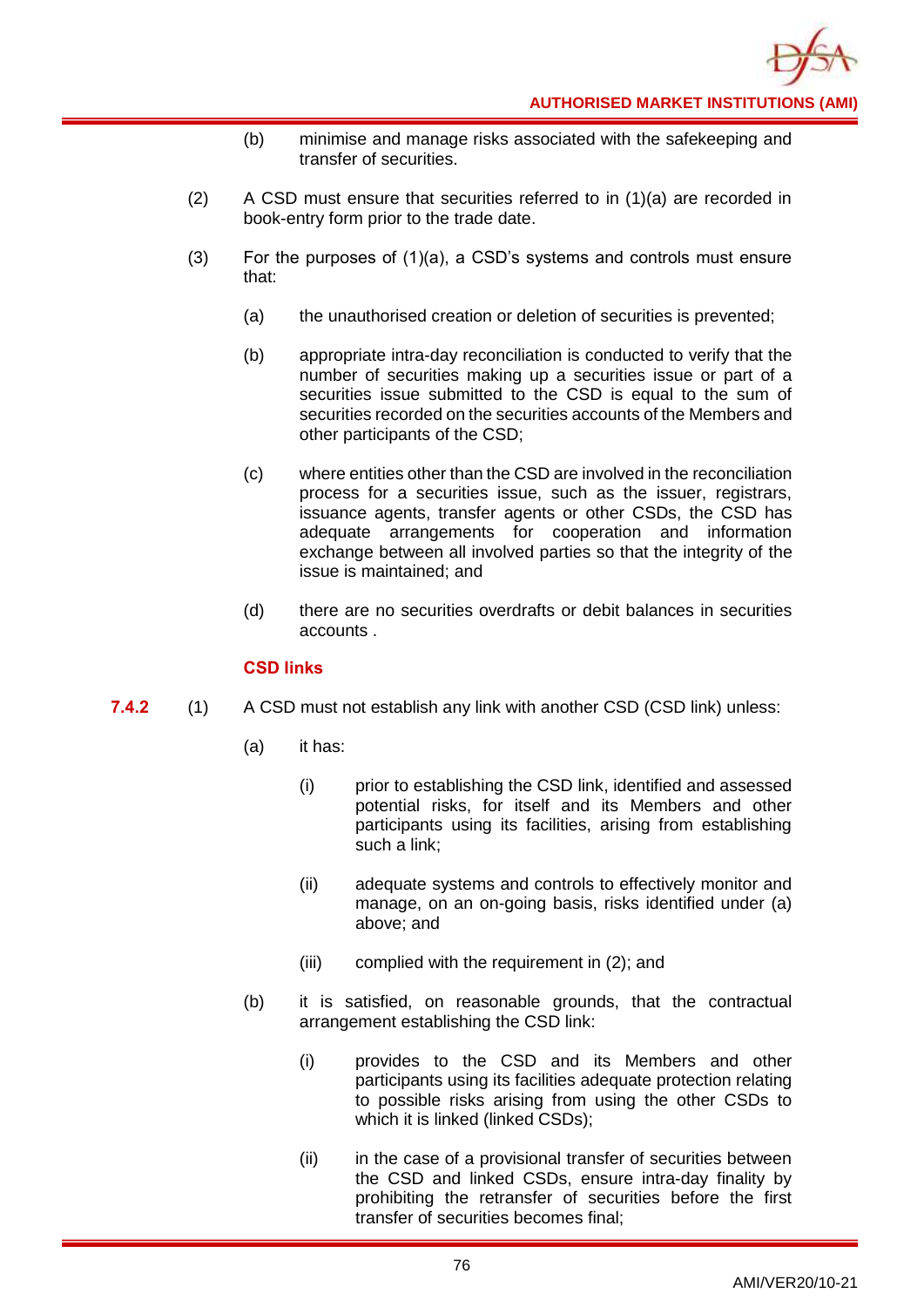(b) minimise and manage risks associated with the safekeeping and transfer of securities.

(2) A CSD must ensure that securities referred to in (1)(a) are recorded in book-entry form prior to the trade date.

(3) For the purposes of (1)(a), a CSD's systems and controls must ensure that:

(a) the unauthorised creation or deletion of securities is prevented;

(b) appropriate intra-day reconciliation is conducted to verify that the number of securities making up a securities issue or part of a securities issue submitted to the CSD is equal to the sum of securities recorded on the securities accounts of the Members and other participants of the CSD;

(c) where entities other than the CSD are involved in the reconciliation process for a securities issue, such as the issuer, registrars, issuance agents, transfer agents or other CSDs, the CSD has adequate arrangements for cooperation and information exchange between all involved parties so that the integrity of the issue is maintained; and

(d) there are no securities overdrafts or debit balances in securities accounts .

**CSD links**

**7.4.2** (1) A CSD must not establish any link with another CSD (CSD link) unless:

(a) it has:

(i) prior to establishing the CSD link, identified and assessed potential risks, for itself and its Members and other participants using its facilities, arising from establishing such a link;

(ii) adequate systems and controls to effectively monitor and manage, on an on-going basis, risks identified under (a) above; and

(iii) complied with the requirement in (2); and

(b) it is satisfied, on reasonable grounds, that the contractual arrangement establishing the CSD link:

(i) provides to the CSD and its Members and other participants using its facilities adequate protection relating to possible risks arising from using the other CSDs to which it is linked (linked CSDs);

(ii) in the case of a provisional transfer of securities between the CSD and linked CSDs, ensure intra-day finality by prohibiting the retransfer of securities before the first transfer of securities becomes final;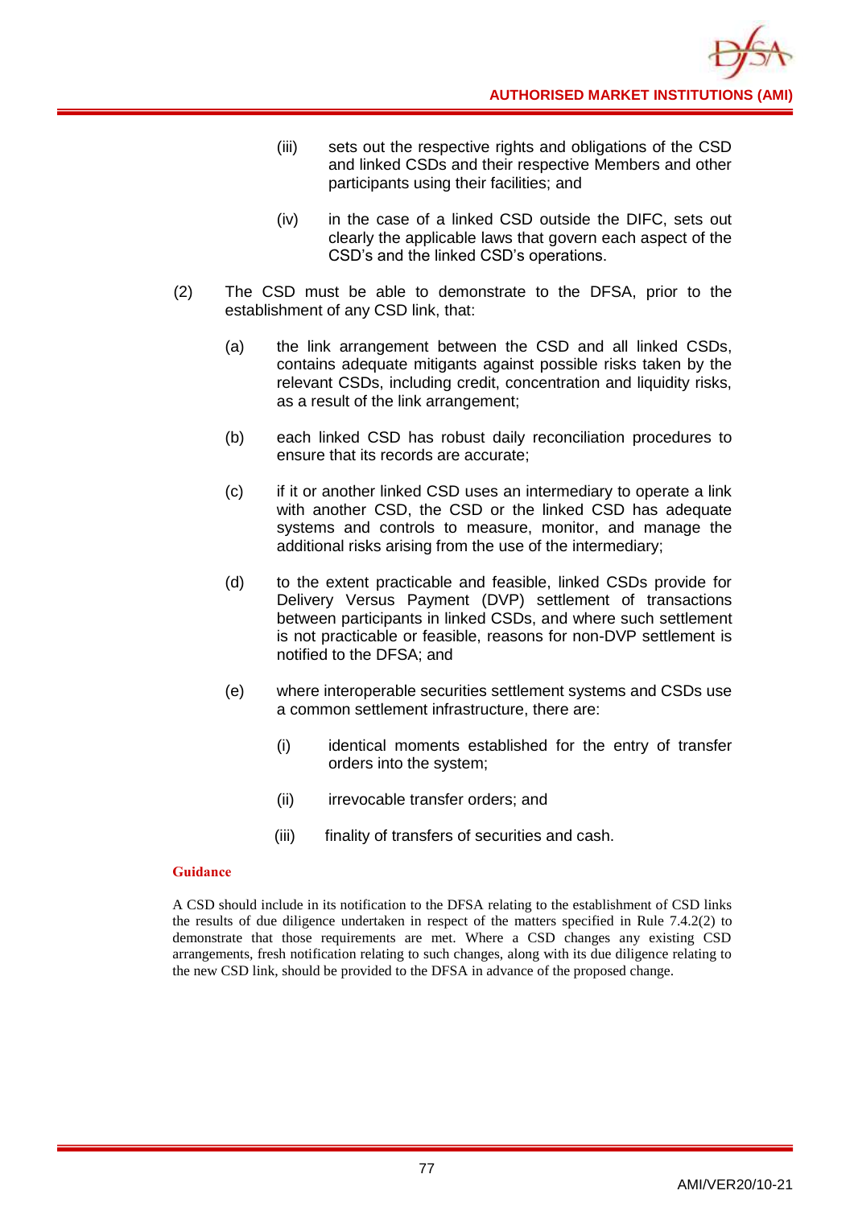(iii) sets out the respective rights and obligations of the CSD and linked CSDs and their respective Members and other participants using their facilities; and

(iv) in the case of a linked CSD outside the DIFC, sets out clearly the applicable laws that govern each aspect of the CSD's and the linked CSD's operations.

(2) The CSD must be able to demonstrate to the DFSA, prior to the establishment of any CSD link, that:

(a) the link arrangement between the CSD and all linked CSDs, contains adequate mitigants against possible risks taken by the relevant CSDs, including credit, concentration and liquidity risks, as a result of the link arrangement;

(b) each linked CSD has robust daily reconciliation procedures to ensure that its records are accurate;

(c) if it or another linked CSD uses an intermediary to operate a link with another CSD, the CSD or the linked CSD has adequate systems and controls to measure, monitor, and manage the additional risks arising from the use of the intermediary;

(d) to the extent practicable and feasible, linked CSDs provide for Delivery Versus Payment (DVP) settlement of transactions between participants in linked CSDs, and where such settlement is not practicable or feasible, reasons for non-DVP settlement is notified to the DFSA; and

(e) where interoperable securities settlement systems and CSDs use a common settlement infrastructure, there are:

(i) identical moments established for the entry of transfer orders into the system;

(ii) irrevocable transfer orders; and

(iii) finality of transfers of securities and cash.

**Guidance**

A CSD should include in its notification to the DFSA relating to the establishment of CSD links the results of due diligence undertaken in respect of the matters specified in Rule 7.4.2(2) to demonstrate that those requirements are met. Where a CSD changes any existing CSD arrangements, fresh notification relating to such changes, along with its due diligence relating to the new CSD link, should be provided to the DFSA in advance of the proposed change.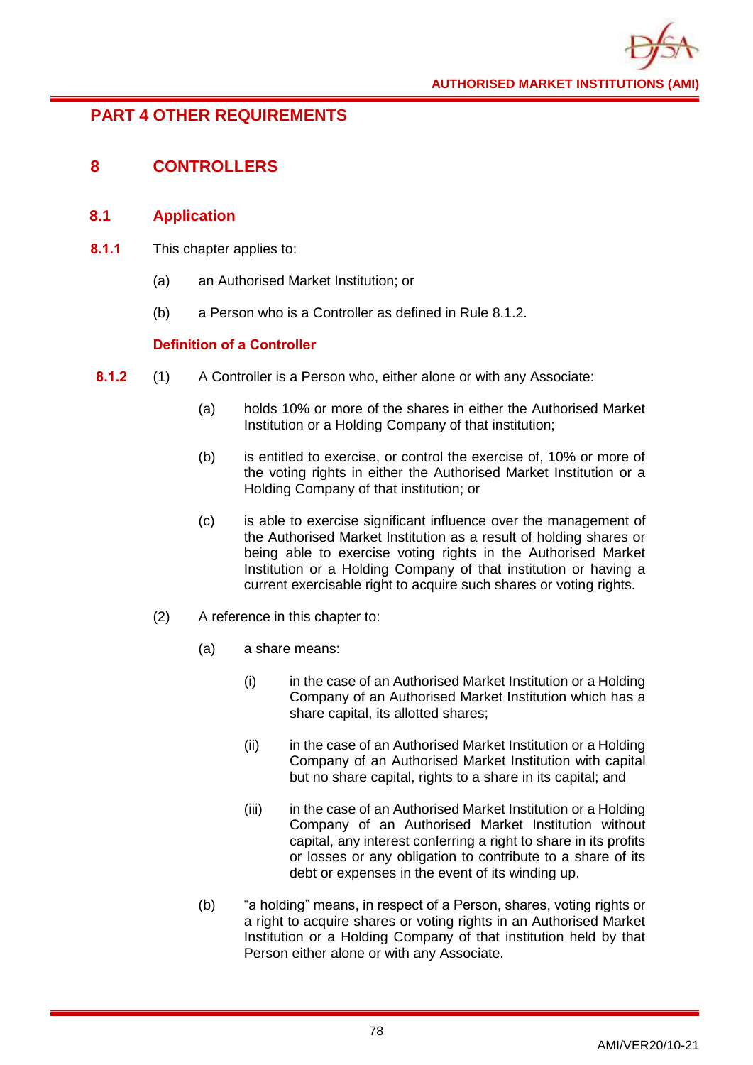# PART 4 OTHER REQUIREMENTS

## 8 CONTROLLERS

### 8.1 Application

**8.1.1** This chapter applies to:

(a) an Authorised Market Institution; or

(b) a Person who is a Controller as defined in Rule 8.1.2.

#### Definition of a Controller

**8.1.2** (1) A Controller is a Person who, either alone or with any Associate:

(a) holds 10% or more of the shares in either the Authorised Market Institution or a Holding Company of that institution;

(b) is entitled to exercise, or control the exercise of, 10% or more of the voting rights in either the Authorised Market Institution or a Holding Company of that institution; or

(c) is able to exercise significant influence over the management of the Authorised Market Institution as a result of holding shares or being able to exercise voting rights in the Authorised Market Institution or a Holding Company of that institution or having a current exercisable right to acquire such shares or voting rights.

(2) A reference in this chapter to:

(a) a share means:

(i) in the case of an Authorised Market Institution or a Holding Company of an Authorised Market Institution which has a share capital, its allotted shares;

(ii) in the case of an Authorised Market Institution or a Holding Company of an Authorised Market Institution with capital but no share capital, rights to a share in its capital; and

(iii) in the case of an Authorised Market Institution or a Holding Company of an Authorised Market Institution without capital, any interest conferring a right to share in its profits or losses or any obligation to contribute to a share of its debt or expenses in the event of its winding up.

(b) "a holding" means, in respect of a Person, shares, voting rights or a right to acquire shares or voting rights in an Authorised Market Institution or a Holding Company of that institution held by that Person either alone or with any Associate.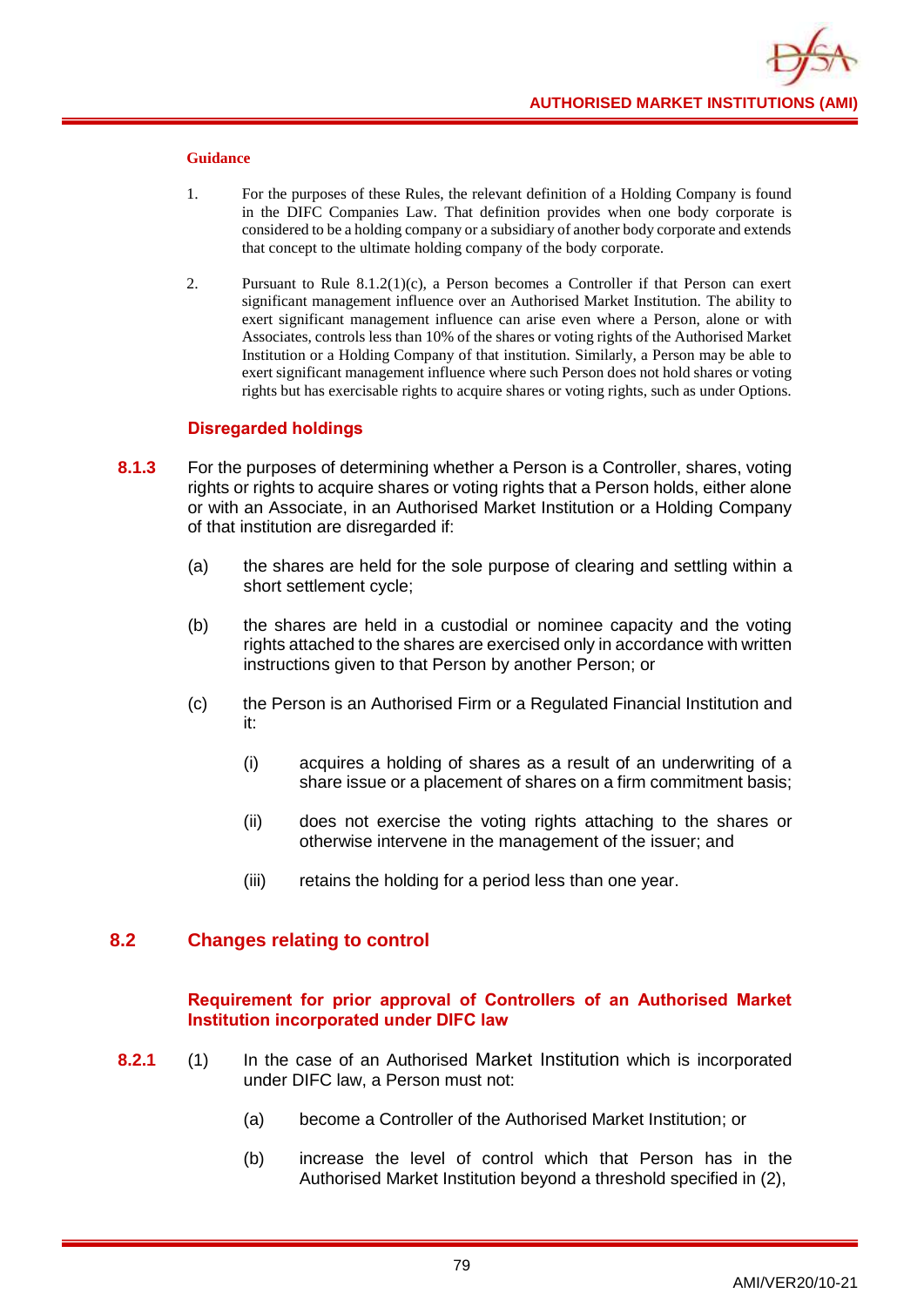#### Guidance

1. For the purposes of these Rules, the relevant definition of a Holding Company is found in the DIFC Companies Law. That definition provides when one body corporate is considered to be a holding company or a subsidiary of another body corporate and extends that concept to the ultimate holding company of the body corporate.

2. Pursuant to Rule 8.1.2(1)(c), a Person becomes a Controller if that Person can exert significant management influence over an Authorised Market Institution. The ability to exert significant management influence can arise even where a Person, alone or with Associates, controls less than 10% of the shares or voting rights of the Authorised Market Institution or a Holding Company of that institution. Similarly, a Person may be able to exert significant management influence where such Person does not hold shares or voting rights but has exercisable rights to acquire shares or voting rights, such as under Options.

### Disregarded holdings

**8.1.3** For the purposes of determining whether a Person is a Controller, shares, voting rights or rights to acquire shares or voting rights that a Person holds, either alone or with an Associate, in an Authorised Market Institution or a Holding Company of that institution are disregarded if:

(a) the shares are held for the sole purpose of clearing and settling within a short settlement cycle;

(b) the shares are held in a custodial or nominee capacity and the voting rights attached to the shares are exercised only in accordance with written instructions given to that Person by another Person; or

(c) the Person is an Authorised Firm or a Regulated Financial Institution and it:

   (i) acquires a holding of shares as a result of an underwriting of a share issue or a placement of shares on a firm commitment basis;

   (ii) does not exercise the voting rights attaching to the shares or otherwise intervene in the management of the issuer; and

   (iii) retains the holding for a period less than one year.

## 8.2 Changes relating to control

### Requirement for prior approval of Controllers of an Authorised Market Institution incorporated under DIFC law

**8.2.1** (1) In the case of an Authorised Market Institution which is incorporated under DIFC law, a Person must not:

   (a) become a Controller of the Authorised Market Institution; or

   (b) increase the level of control which that Person has in the Authorised Market Institution beyond a threshold specified in (2),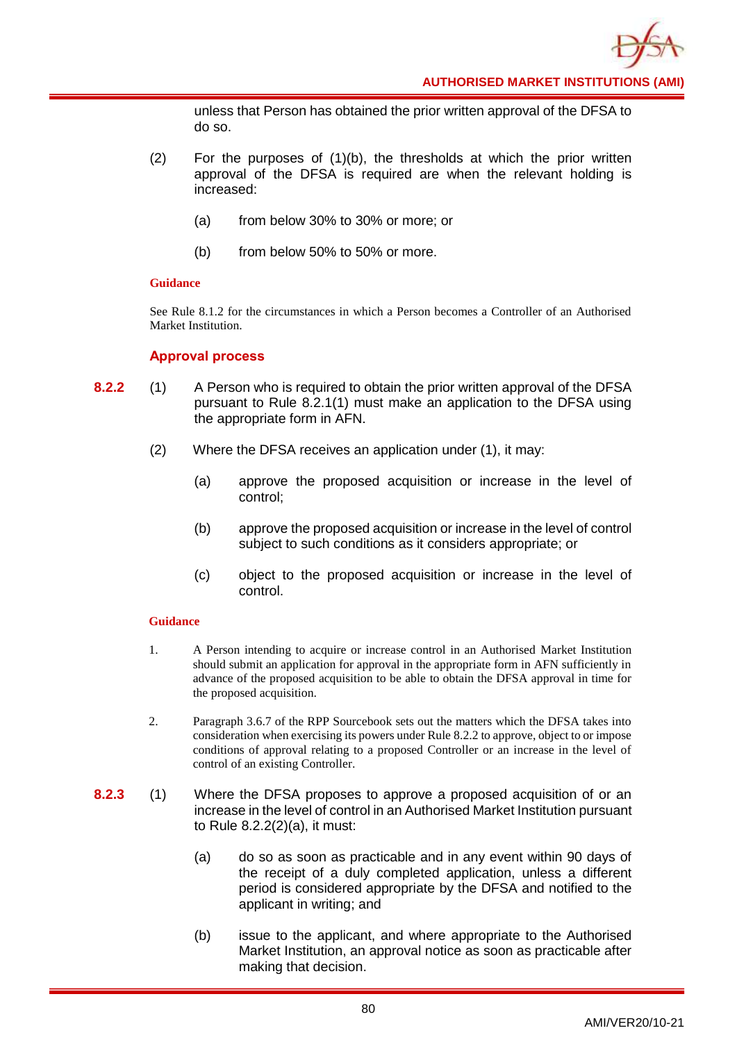unless that Person has obtained the prior written approval of the DFSA to do so.

(2) For the purposes of (1)(b), the thresholds at which the prior written approval of the DFSA is required are when the relevant holding is increased:

(a) from below 30% to 30% or more; or

(b) from below 50% to 50% or more.

**Guidance**

See Rule 8.1.2 for the circumstances in which a Person becomes a Controller of an Authorised Market Institution.

### Approval process

**8.2.2** (1) A Person who is required to obtain the prior written approval of the DFSA pursuant to Rule 8.2.1(1) must make an application to the DFSA using the appropriate form in AFN.

(2) Where the DFSA receives an application under (1), it may:

(a) approve the proposed acquisition or increase in the level of control;

(b) approve the proposed acquisition or increase in the level of control subject to such conditions as it considers appropriate; or

(c) object to the proposed acquisition or increase in the level of control.

**Guidance**

1. A Person intending to acquire or increase control in an Authorised Market Institution should submit an application for approval in the appropriate form in AFN sufficiently in advance of the proposed acquisition to be able to obtain the DFSA approval in time for the proposed acquisition.

2. Paragraph 3.6.7 of the RPP Sourcebook sets out the matters which the DFSA takes into consideration when exercising its powers under Rule 8.2.2 to approve, object to or impose conditions of approval relating to a proposed Controller or an increase in the level of control of an existing Controller.

**8.2.3** (1) Where the DFSA proposes to approve a proposed acquisition of or an increase in the level of control in an Authorised Market Institution pursuant to Rule 8.2.2(2)(a), it must:

(a) do so as soon as practicable and in any event within 90 days of the receipt of a duly completed application, unless a different period is considered appropriate by the DFSA and notified to the applicant in writing; and

(b) issue to the applicant, and where appropriate to the Authorised Market Institution, an approval notice as soon as practicable after making that decision.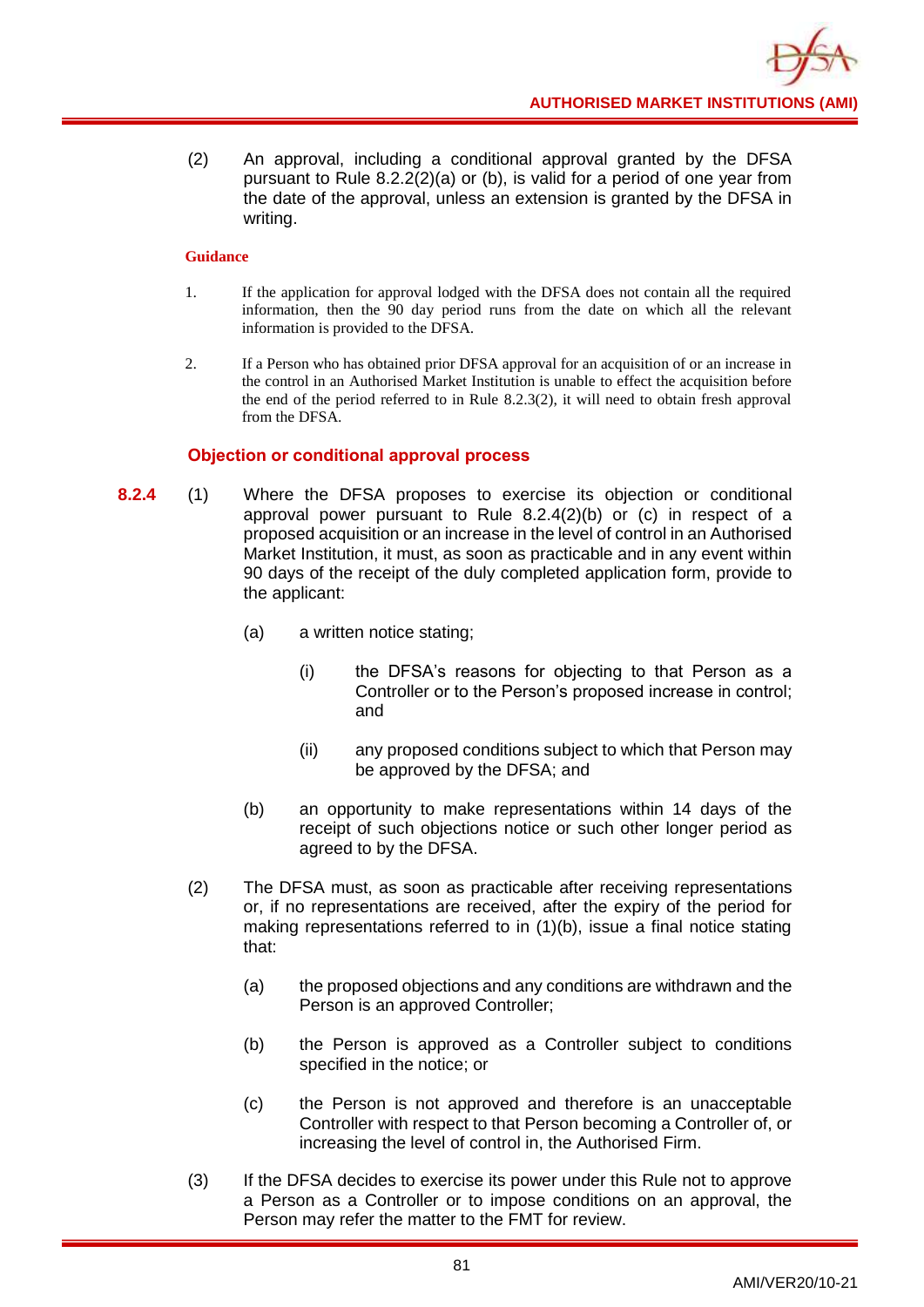(2) An approval, including a conditional approval granted by the DFSA pursuant to Rule 8.2.2(2)(a) or (b), is valid for a period of one year from the date of the approval, unless an extension is granted by the DFSA in writing.

**Guidance**

1. If the application for approval lodged with the DFSA does not contain all the required information, then the 90 day period runs from the date on which all the relevant information is provided to the DFSA.

2. If a Person who has obtained prior DFSA approval for an acquisition of or an increase in the control in an Authorised Market Institution is unable to effect the acquisition before the end of the period referred to in Rule 8.2.3(2), it will need to obtain fresh approval from the DFSA.

### Objection or conditional approval process

**8.2.4** (1) Where the DFSA proposes to exercise its objection or conditional approval power pursuant to Rule 8.2.4(2)(b) or (c) in respect of a proposed acquisition or an increase in the level of control in an Authorised Market Institution, it must, as soon as practicable and in any event within 90 days of the receipt of the duly completed application form, provide to the applicant:

(a) a written notice stating;

(i) the DFSA's reasons for objecting to that Person as a Controller or to the Person's proposed increase in control; and

(ii) any proposed conditions subject to which that Person may be approved by the DFSA; and

(b) an opportunity to make representations within 14 days of the receipt of such objections notice or such other longer period as agreed to by the DFSA.

(2) The DFSA must, as soon as practicable after receiving representations or, if no representations are received, after the expiry of the period for making representations referred to in (1)(b), issue a final notice stating that:

(a) the proposed objections and any conditions are withdrawn and the Person is an approved Controller;

(b) the Person is approved as a Controller subject to conditions specified in the notice; or

(c) the Person is not approved and therefore is an unacceptable Controller with respect to that Person becoming a Controller of, or increasing the level of control in, the Authorised Firm.

(3) If the DFSA decides to exercise its power under this Rule not to approve a Person as a Controller or to impose conditions on an approval, the Person may refer the matter to the FMT for review.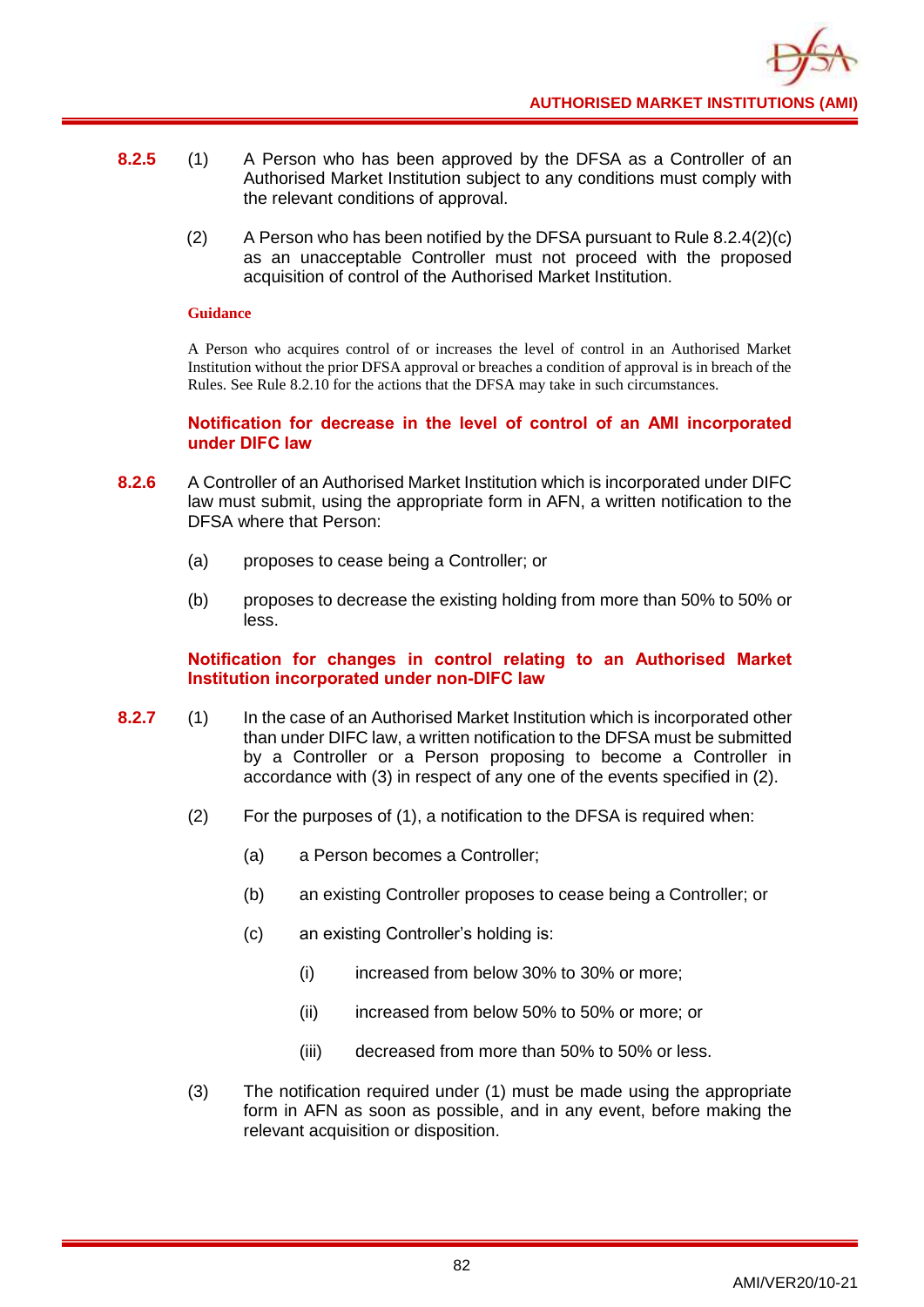**8.2.5** (1) A Person who has been approved by the DFSA as a Controller of an Authorised Market Institution subject to any conditions must comply with the relevant conditions of approval.

(2) A Person who has been notified by the DFSA pursuant to Rule 8.2.4(2)(c) as an unacceptable Controller must not proceed with the proposed acquisition of control of the Authorised Market Institution.

**Guidance**

A Person who acquires control of or increases the level of control in an Authorised Market Institution without the prior DFSA approval or breaches a condition of approval is in breach of the Rules. See Rule 8.2.10 for the actions that the DFSA may take in such circumstances.

### Notification for decrease in the level of control of an AMI incorporated under DIFC law

**8.2.6** A Controller of an Authorised Market Institution which is incorporated under DIFC law must submit, using the appropriate form in AFN, a written notification to the DFSA where that Person:

(a) proposes to cease being a Controller; or

(b) proposes to decrease the existing holding from more than 50% to 50% or less.

### Notification for changes in control relating to an Authorised Market Institution incorporated under non-DIFC law

**8.2.7** (1) In the case of an Authorised Market Institution which is incorporated other than under DIFC law, a written notification to the DFSA must be submitted by a Controller or a Person proposing to become a Controller in accordance with (3) in respect of any one of the events specified in (2).

(2) For the purposes of (1), a notification to the DFSA is required when:

(a) a Person becomes a Controller;

(b) an existing Controller proposes to cease being a Controller; or

(c) an existing Controller's holding is:

(i) increased from below 30% to 30% or more;

(ii) increased from below 50% to 50% or more; or

(iii) decreased from more than 50% to 50% or less.

(3) The notification required under (1) must be made using the appropriate form in AFN as soon as possible, and in any event, before making the relevant acquisition or disposition.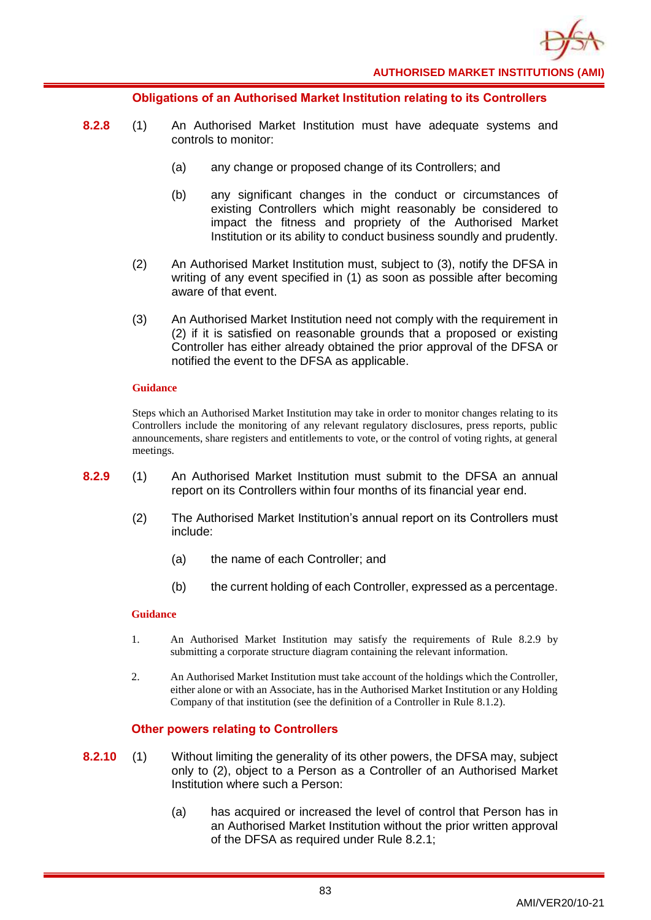### Obligations of an Authorised Market Institution relating to its Controllers

**8.2.8** (1) An Authorised Market Institution must have adequate systems and controls to monitor:

(a) any change or proposed change of its Controllers; and

(b) any significant changes in the conduct or circumstances of existing Controllers which might reasonably be considered to impact the fitness and propriety of the Authorised Market Institution or its ability to conduct business soundly and prudently.

(2) An Authorised Market Institution must, subject to (3), notify the DFSA in writing of any event specified in (1) as soon as possible after becoming aware of that event.

(3) An Authorised Market Institution need not comply with the requirement in (2) if it is satisfied on reasonable grounds that a proposed or existing Controller has either already obtained the prior approval of the DFSA or notified the event to the DFSA as applicable.

**Guidance**

Steps which an Authorised Market Institution may take in order to monitor changes relating to its Controllers include the monitoring of any relevant regulatory disclosures, press reports, public announcements, share registers and entitlements to vote, or the control of voting rights, at general meetings.

**8.2.9** (1) An Authorised Market Institution must submit to the DFSA an annual report on its Controllers within four months of its financial year end.

(2) The Authorised Market Institution's annual report on its Controllers must include:

(a) the name of each Controller; and

(b) the current holding of each Controller, expressed as a percentage.

**Guidance**

1. An Authorised Market Institution may satisfy the requirements of Rule 8.2.9 by submitting a corporate structure diagram containing the relevant information.

2. An Authorised Market Institution must take account of the holdings which the Controller, either alone or with an Associate, has in the Authorised Market Institution or any Holding Company of that institution (see the definition of a Controller in Rule 8.1.2).

### Other powers relating to Controllers

**8.2.10** (1) Without limiting the generality of its other powers, the DFSA may, subject only to (2), object to a Person as a Controller of an Authorised Market Institution where such a Person:

(a) has acquired or increased the level of control that Person has in an Authorised Market Institution without the prior written approval of the DFSA as required under Rule 8.2.1;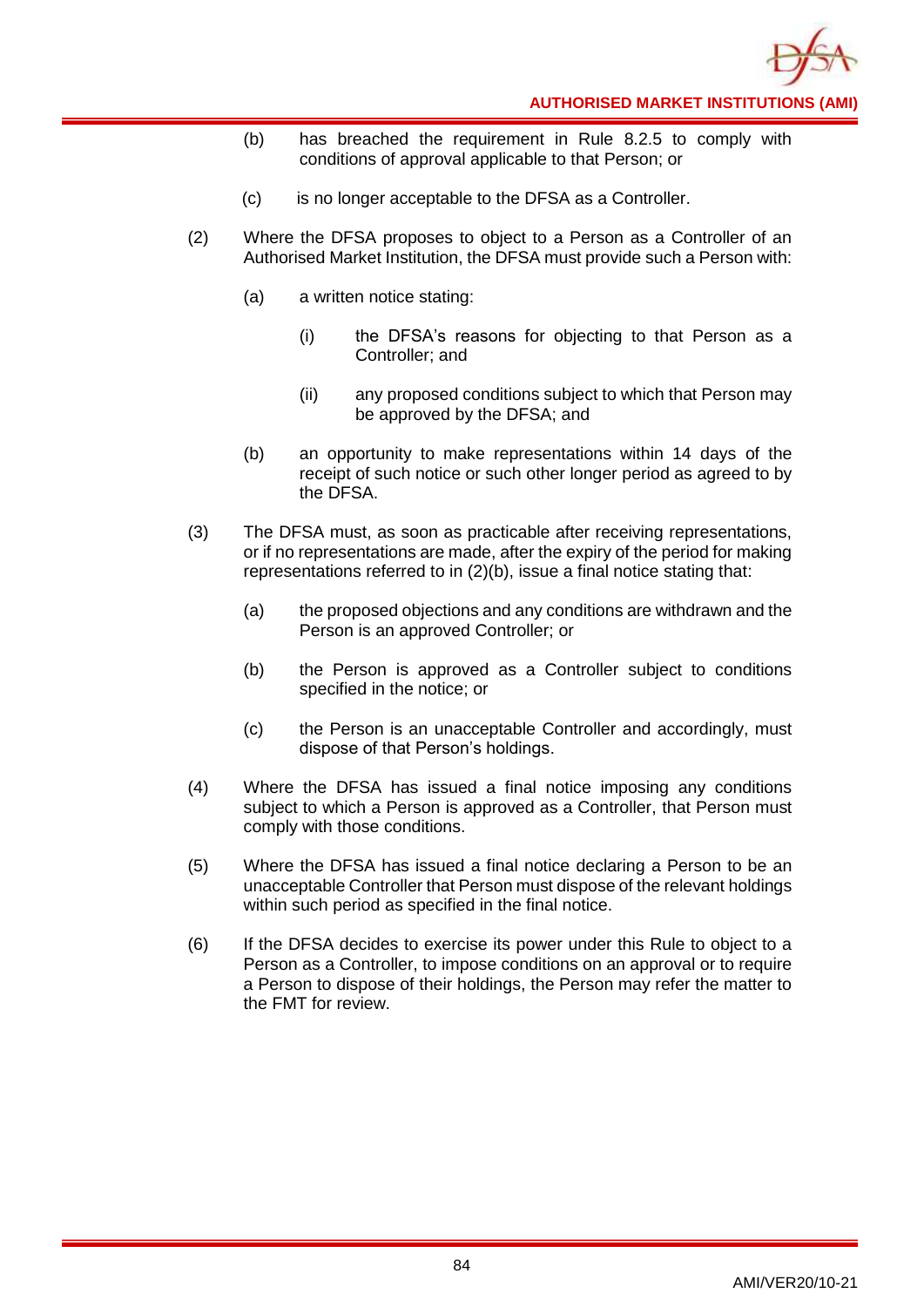(b) has breached the requirement in Rule 8.2.5 to comply with conditions of approval applicable to that Person; or

(c) is no longer acceptable to the DFSA as a Controller.

(2) Where the DFSA proposes to object to a Person as a Controller of an Authorised Market Institution, the DFSA must provide such a Person with:

(a) a written notice stating:

(i) the DFSA's reasons for objecting to that Person as a Controller; and

(ii) any proposed conditions subject to which that Person may be approved by the DFSA; and

(b) an opportunity to make representations within 14 days of the receipt of such notice or such other longer period as agreed to by the DFSA.

(3) The DFSA must, as soon as practicable after receiving representations, or if no representations are made, after the expiry of the period for making representations referred to in (2)(b), issue a final notice stating that:

(a) the proposed objections and any conditions are withdrawn and the Person is an approved Controller; or

(b) the Person is approved as a Controller subject to conditions specified in the notice; or

(c) the Person is an unacceptable Controller and accordingly, must dispose of that Person's holdings.

(4) Where the DFSA has issued a final notice imposing any conditions subject to which a Person is approved as a Controller, that Person must comply with those conditions.

(5) Where the DFSA has issued a final notice declaring a Person to be an unacceptable Controller that Person must dispose of the relevant holdings within such period as specified in the final notice.

(6) If the DFSA decides to exercise its power under this Rule to object to a Person as a Controller, to impose conditions on an approval or to require a Person to dispose of their holdings, the Person may refer the matter to the FMT for review.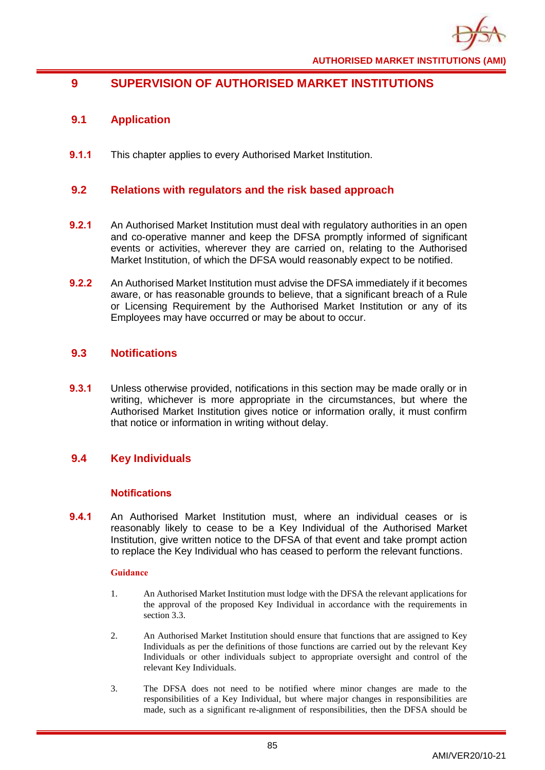# 9 SUPERVISION OF AUTHORISED MARKET INSTITUTIONS

## 9.1 Application

**9.1.1** This chapter applies to every Authorised Market Institution.

## 9.2 Relations with regulators and the risk based approach

**9.2.1** An Authorised Market Institution must deal with regulatory authorities in an open and co-operative manner and keep the DFSA promptly informed of significant events or activities, wherever they are carried on, relating to the Authorised Market Institution, of which the DFSA would reasonably expect to be notified.

**9.2.2** An Authorised Market Institution must advise the DFSA immediately if it becomes aware, or has reasonable grounds to believe, that a significant breach of a Rule or Licensing Requirement by the Authorised Market Institution or any of its Employees may have occurred or may be about to occur.

## 9.3 Notifications

**9.3.1** Unless otherwise provided, notifications in this section may be made orally or in writing, whichever is more appropriate in the circumstances, but where the Authorised Market Institution gives notice or information orally, it must confirm that notice or information in writing without delay.

## 9.4 Key Individuals

### Notifications

**9.4.1** An Authorised Market Institution must, where an individual ceases or is reasonably likely to cease to be a Key Individual of the Authorised Market Institution, give written notice to the DFSA of that event and take prompt action to replace the Key Individual who has ceased to perform the relevant functions.

**Guidance**

1. An Authorised Market Institution must lodge with the DFSA the relevant applications for the approval of the proposed Key Individual in accordance with the requirements in section 3.3.

2. An Authorised Market Institution should ensure that functions that are assigned to Key Individuals as per the definitions of those functions are carried out by the relevant Key Individuals or other individuals subject to appropriate oversight and control of the relevant Key Individuals.

3. The DFSA does not need to be notified where minor changes are made to the responsibilities of a Key Individual, but where major changes in responsibilities are made, such as a significant re-alignment of responsibilities, then the DFSA should be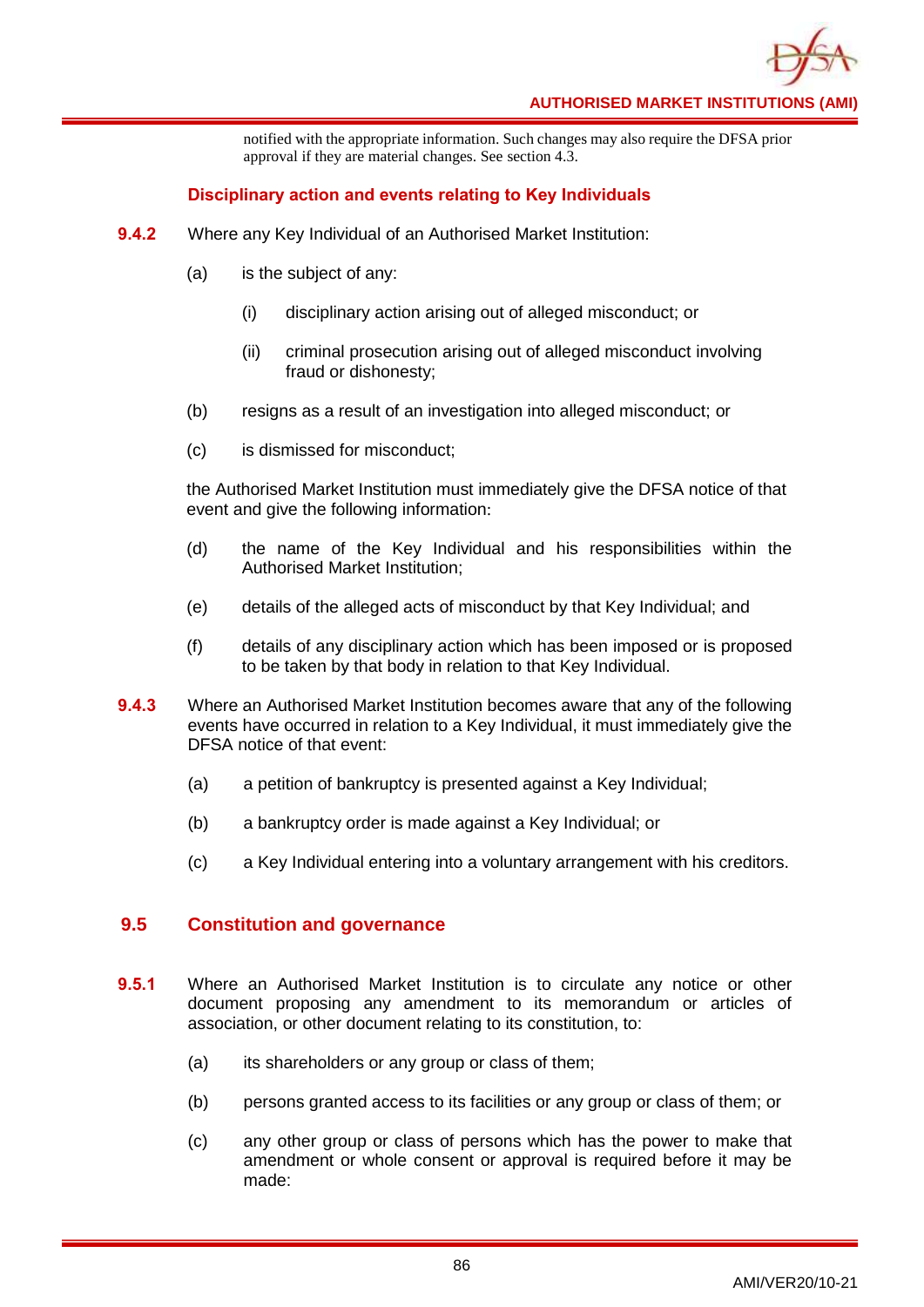notified with the appropriate information. Such changes may also require the DFSA prior approval if they are material changes. See section 4.3.

### Disciplinary action and events relating to Key Individuals

**9.4.2** Where any Key Individual of an Authorised Market Institution:

(a) is the subject of any:

(i) disciplinary action arising out of alleged misconduct; or

(ii) criminal prosecution arising out of alleged misconduct involving fraud or dishonesty;

(b) resigns as a result of an investigation into alleged misconduct; or

(c) is dismissed for misconduct;

the Authorised Market Institution must immediately give the DFSA notice of that event and give the following information:

(d) the name of the Key Individual and his responsibilities within the Authorised Market Institution;

(e) details of the alleged acts of misconduct by that Key Individual; and

(f) details of any disciplinary action which has been imposed or is proposed to be taken by that body in relation to that Key Individual.

**9.4.3** Where an Authorised Market Institution becomes aware that any of the following events have occurred in relation to a Key Individual, it must immediately give the DFSA notice of that event:

(a) a petition of bankruptcy is presented against a Key Individual;

(b) a bankruptcy order is made against a Key Individual; or

(c) a Key Individual entering into a voluntary arrangement with his creditors.

## 9.5 Constitution and governance

**9.5.1** Where an Authorised Market Institution is to circulate any notice or other document proposing any amendment to its memorandum or articles of association, or other document relating to its constitution, to:

(a) its shareholders or any group or class of them;

(b) persons granted access to its facilities or any group or class of them; or

(c) any other group or class of persons which has the power to make that amendment or whole consent or approval is required before it may be made: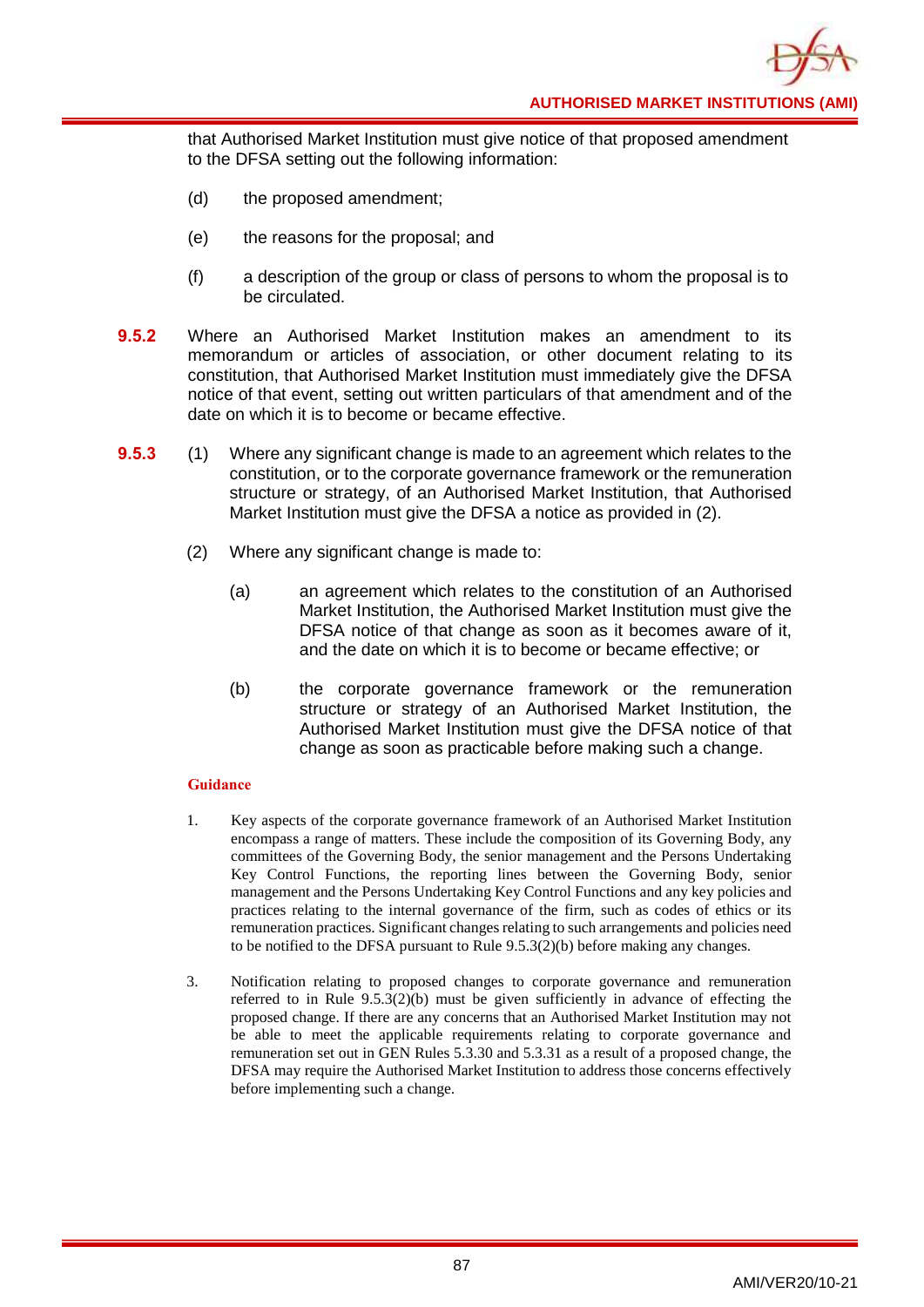that Authorised Market Institution must give notice of that proposed amendment to the DFSA setting out the following information:

(d) the proposed amendment;

(e) the reasons for the proposal; and

(f) a description of the group or class of persons to whom the proposal is to be circulated.

**9.5.2** Where an Authorised Market Institution makes an amendment to its memorandum or articles of association, or other document relating to its constitution, that Authorised Market Institution must immediately give the DFSA notice of that event, setting out written particulars of that amendment and of the date on which it is to become or became effective.

**9.5.3** (1) Where any significant change is made to an agreement which relates to the constitution, or to the corporate governance framework or the remuneration structure or strategy, of an Authorised Market Institution, that Authorised Market Institution must give the DFSA a notice as provided in (2).

(2) Where any significant change is made to:

(a) an agreement which relates to the constitution of an Authorised Market Institution, the Authorised Market Institution must give the DFSA notice of that change as soon as it becomes aware of it, and the date on which it is to become or became effective; or

(b) the corporate governance framework or the remuneration structure or strategy of an Authorised Market Institution, the Authorised Market Institution must give the DFSA notice of that change as soon as practicable before making such a change.

**Guidance**

1. Key aspects of the corporate governance framework of an Authorised Market Institution encompass a range of matters. These include the composition of its Governing Body, any committees of the Governing Body, the senior management and the Persons Undertaking Key Control Functions, the reporting lines between the Governing Body, senior management and the Persons Undertaking Key Control Functions and any key policies and practices relating to the internal governance of the firm, such as codes of ethics or its remuneration practices. Significant changes relating to such arrangements and policies need to be notified to the DFSA pursuant to Rule 9.5.3(2)(b) before making any changes.

3. Notification relating to proposed changes to corporate governance and remuneration referred to in Rule 9.5.3(2)(b) must be given sufficiently in advance of effecting the proposed change. If there are any concerns that an Authorised Market Institution may not be able to meet the applicable requirements relating to corporate governance and remuneration set out in GEN Rules 5.3.30 and 5.3.31 as a result of a proposed change, the DFSA may require the Authorised Market Institution to address those concerns effectively before implementing such a change.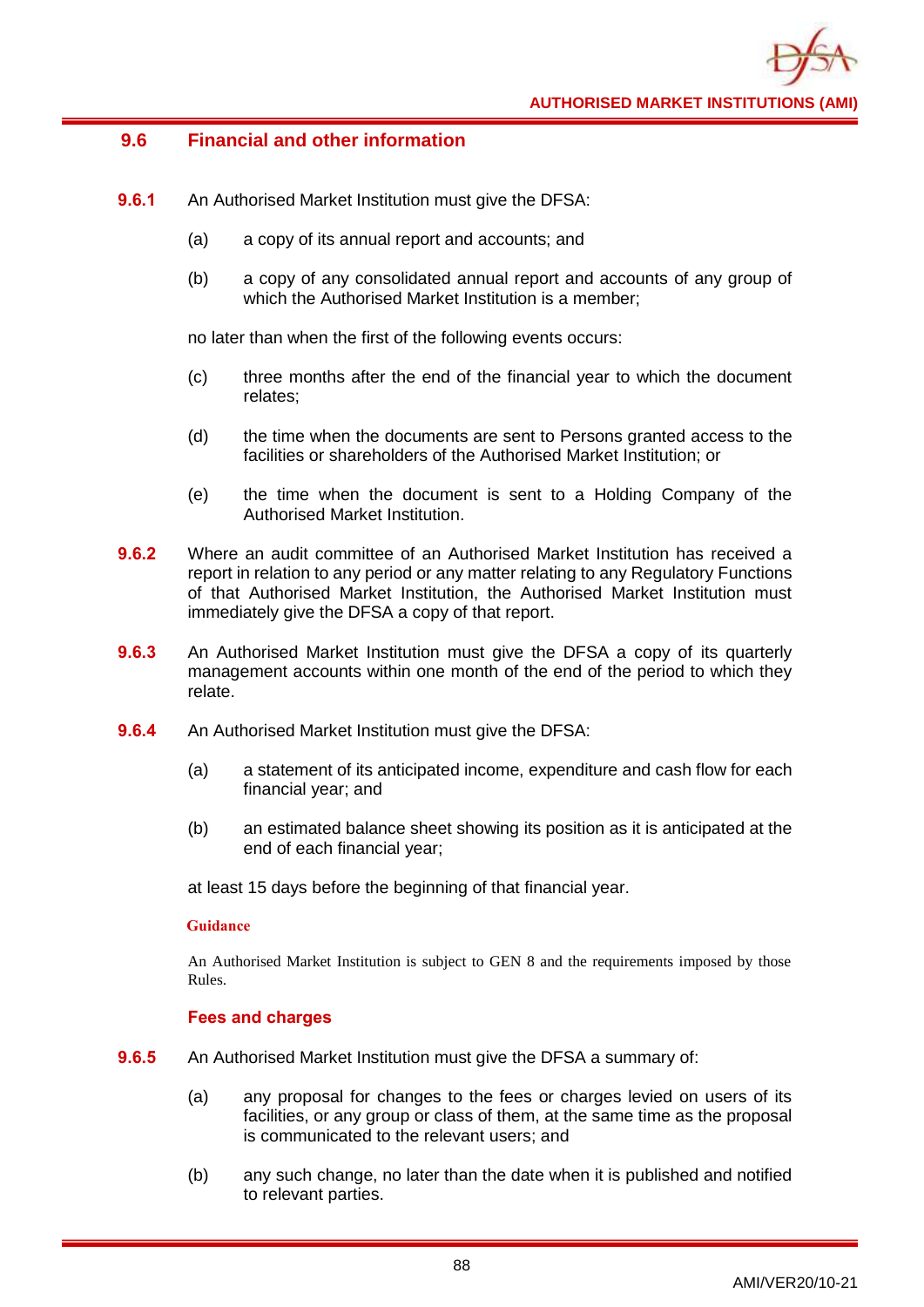## 9.6 Financial and other information

**9.6.1** An Authorised Market Institution must give the DFSA:

(a) a copy of its annual report and accounts; and

(b) a copy of any consolidated annual report and accounts of any group of which the Authorised Market Institution is a member;

no later than when the first of the following events occurs:

(c) three months after the end of the financial year to which the document relates;

(d) the time when the documents are sent to Persons granted access to the facilities or shareholders of the Authorised Market Institution; or

(e) the time when the document is sent to a Holding Company of the Authorised Market Institution.

**9.6.2** Where an audit committee of an Authorised Market Institution has received a report in relation to any period or any matter relating to any Regulatory Functions of that Authorised Market Institution, the Authorised Market Institution must immediately give the DFSA a copy of that report.

**9.6.3** An Authorised Market Institution must give the DFSA a copy of its quarterly management accounts within one month of the end of the period to which they relate.

**9.6.4** An Authorised Market Institution must give the DFSA:

(a) a statement of its anticipated income, expenditure and cash flow for each financial year; and

(b) an estimated balance sheet showing its position as it is anticipated at the end of each financial year;

at least 15 days before the beginning of that financial year.

**Guidance**

An Authorised Market Institution is subject to GEN 8 and the requirements imposed by those Rules.

### Fees and charges

**9.6.5** An Authorised Market Institution must give the DFSA a summary of:

(a) any proposal for changes to the fees or charges levied on users of its facilities, or any group or class of them, at the same time as the proposal is communicated to the relevant users; and

(b) any such change, no later than the date when it is published and notified to relevant parties.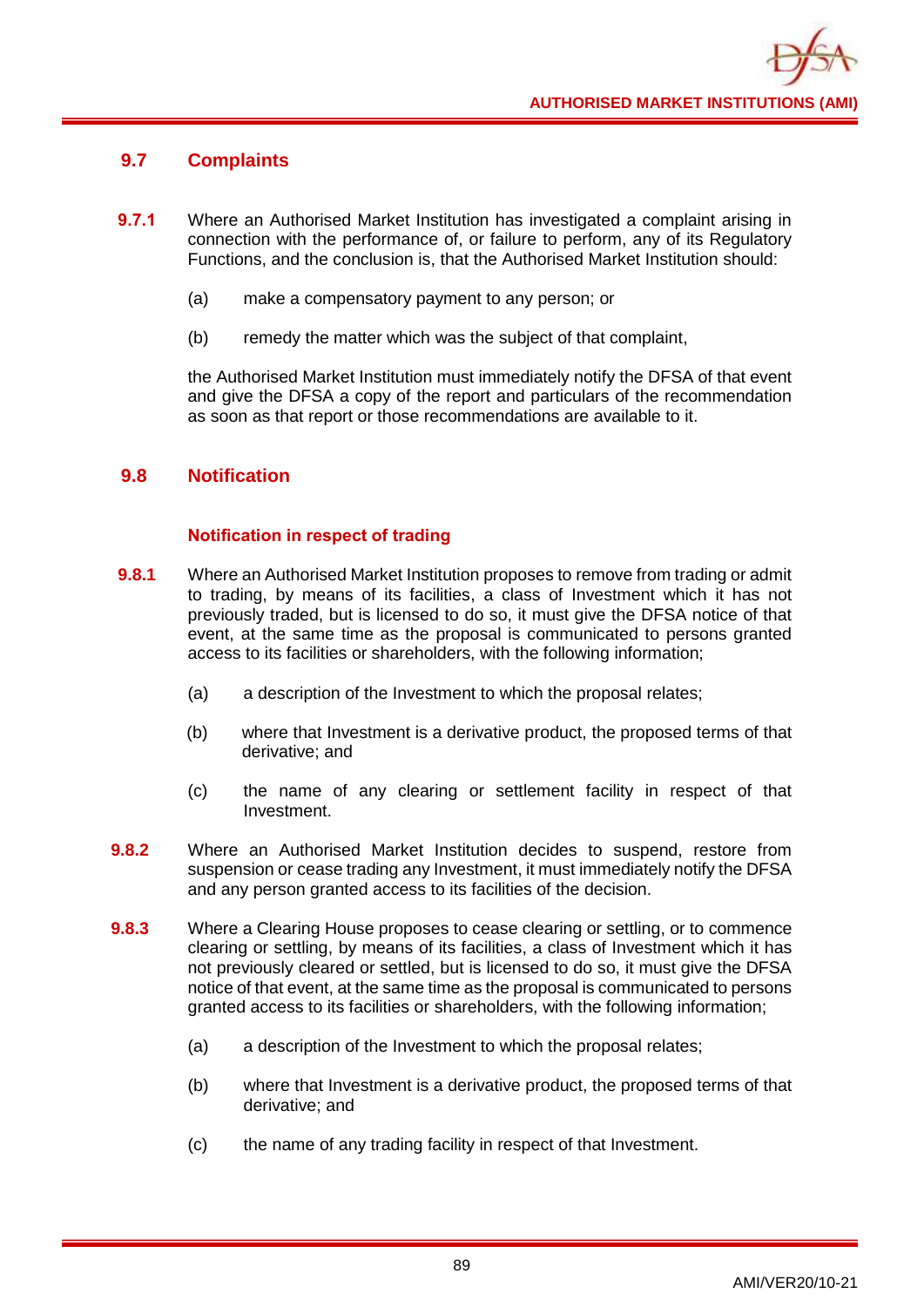## 9.7 Complaints

**9.7.1** Where an Authorised Market Institution has investigated a complaint arising in connection with the performance of, or failure to perform, any of its Regulatory Functions, and the conclusion is, that the Authorised Market Institution should:

(a) make a compensatory payment to any person; or

(b) remedy the matter which was the subject of that complaint,

the Authorised Market Institution must immediately notify the DFSA of that event and give the DFSA a copy of the report and particulars of the recommendation as soon as that report or those recommendations are available to it.

## 9.8 Notification

### Notification in respect of trading

**9.8.1** Where an Authorised Market Institution proposes to remove from trading or admit to trading, by means of its facilities, a class of Investment which it has not previously traded, but is licensed to do so, it must give the DFSA notice of that event, at the same time as the proposal is communicated to persons granted access to its facilities or shareholders, with the following information;

(a) a description of the Investment to which the proposal relates;

(b) where that Investment is a derivative product, the proposed terms of that derivative; and

(c) the name of any clearing or settlement facility in respect of that Investment.

**9.8.2** Where an Authorised Market Institution decides to suspend, restore from suspension or cease trading any Investment, it must immediately notify the DFSA and any person granted access to its facilities of the decision.

**9.8.3** Where a Clearing House proposes to cease clearing or settling, or to commence clearing or settling, by means of its facilities, a class of Investment which it has not previously cleared or settled, but is licensed to do so, it must give the DFSA notice of that event, at the same time as the proposal is communicated to persons granted access to its facilities or shareholders, with the following information;

(a) a description of the Investment to which the proposal relates;

(b) where that Investment is a derivative product, the proposed terms of that derivative; and

(c) the name of any trading facility in respect of that Investment.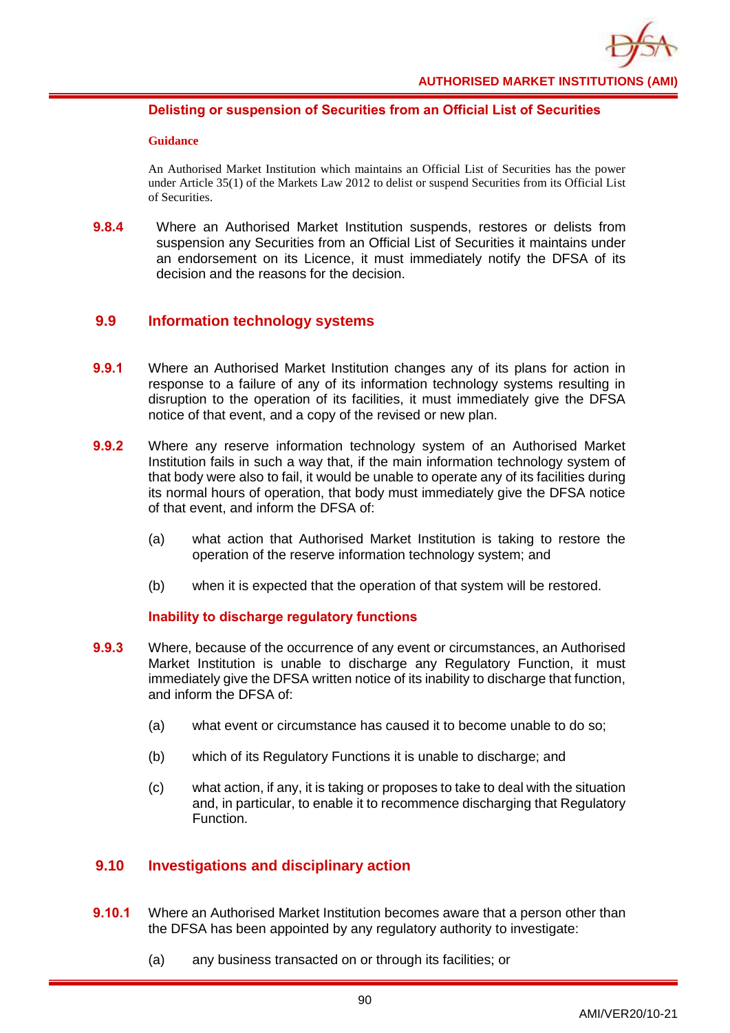#### Delisting or suspension of Securities from an Official List of Securities

**Guidance**

An Authorised Market Institution which maintains an Official List of Securities has the power under Article 35(1) of the Markets Law 2012 to delist or suspend Securities from its Official List of Securities.

**9.8.4** Where an Authorised Market Institution suspends, restores or delists from suspension any Securities from an Official List of Securities it maintains under an endorsement on its Licence, it must immediately notify the DFSA of its decision and the reasons for the decision.

## 9.9 Information technology systems

**9.9.1** Where an Authorised Market Institution changes any of its plans for action in response to a failure of any of its information technology systems resulting in disruption to the operation of its facilities, it must immediately give the DFSA notice of that event, and a copy of the revised or new plan.

**9.9.2** Where any reserve information technology system of an Authorised Market Institution fails in such a way that, if the main information technology system of that body were also to fail, it would be unable to operate any of its facilities during its normal hours of operation, that body must immediately give the DFSA notice of that event, and inform the DFSA of:

(a) what action that Authorised Market Institution is taking to restore the operation of the reserve information technology system; and

(b) when it is expected that the operation of that system will be restored.

#### Inability to discharge regulatory functions

**9.9.3** Where, because of the occurrence of any event or circumstances, an Authorised Market Institution is unable to discharge any Regulatory Function, it must immediately give the DFSA written notice of its inability to discharge that function, and inform the DFSA of:

(a) what event or circumstance has caused it to become unable to do so;

(b) which of its Regulatory Functions it is unable to discharge; and

(c) what action, if any, it is taking or proposes to take to deal with the situation and, in particular, to enable it to recommence discharging that Regulatory Function.

## 9.10 Investigations and disciplinary action

**9.10.1** Where an Authorised Market Institution becomes aware that a person other than the DFSA has been appointed by any regulatory authority to investigate:

(a) any business transacted on or through its facilities; or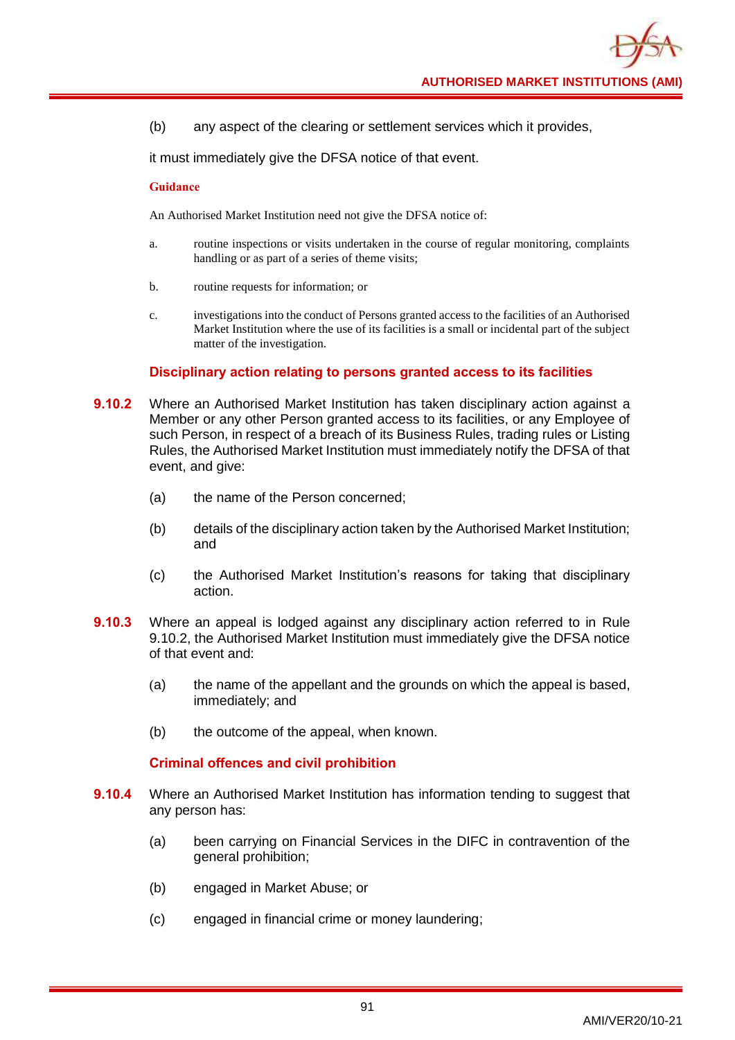(b) any aspect of the clearing or settlement services which it provides,

it must immediately give the DFSA notice of that event.

**Guidance**

An Authorised Market Institution need not give the DFSA notice of:

a. routine inspections or visits undertaken in the course of regular monitoring, complaints handling or as part of a series of theme visits;

b. routine requests for information; or

c. investigations into the conduct of Persons granted access to the facilities of an Authorised Market Institution where the use of its facilities is a small or incidental part of the subject matter of the investigation.

### Disciplinary action relating to persons granted access to its facilities

**9.10.2** Where an Authorised Market Institution has taken disciplinary action against a Member or any other Person granted access to its facilities, or any Employee of such Person, in respect of a breach of its Business Rules, trading rules or Listing Rules, the Authorised Market Institution must immediately notify the DFSA of that event, and give:

(a) the name of the Person concerned;

(b) details of the disciplinary action taken by the Authorised Market Institution; and

(c) the Authorised Market Institution's reasons for taking that disciplinary action.

**9.10.3** Where an appeal is lodged against any disciplinary action referred to in Rule 9.10.2, the Authorised Market Institution must immediately give the DFSA notice of that event and:

(a) the name of the appellant and the grounds on which the appeal is based, immediately; and

(b) the outcome of the appeal, when known.

### Criminal offences and civil prohibition

**9.10.4** Where an Authorised Market Institution has information tending to suggest that any person has:

(a) been carrying on Financial Services in the DIFC in contravention of the general prohibition;

(b) engaged in Market Abuse; or

(c) engaged in financial crime or money laundering;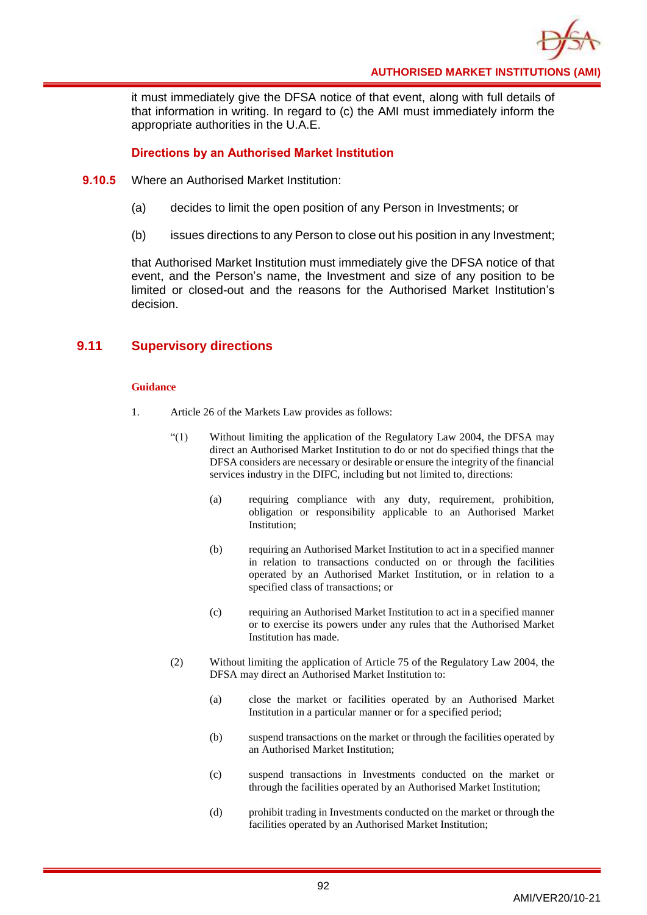it must immediately give the DFSA notice of that event, along with full details of that information in writing. In regard to (c) the AMI must immediately inform the appropriate authorities in the U.A.E.

### Directions by an Authorised Market Institution

**9.10.5** Where an Authorised Market Institution:

(a) decides to limit the open position of any Person in Investments; or

(b) issues directions to any Person to close out his position in any Investment;

that Authorised Market Institution must immediately give the DFSA notice of that event, and the Person's name, the Investment and size of any position to be limited or closed-out and the reasons for the Authorised Market Institution's decision.

## 9.11 Supervisory directions

**Guidance**

1. Article 26 of the Markets Law provides as follows:

"(1) Without limiting the application of the Regulatory Law 2004, the DFSA may direct an Authorised Market Institution to do or not do specified things that the DFSA considers are necessary or desirable or ensure the integrity of the financial services industry in the DIFC, including but not limited to, directions:

(a) requiring compliance with any duty, requirement, prohibition, obligation or responsibility applicable to an Authorised Market Institution;

(b) requiring an Authorised Market Institution to act in a specified manner in relation to transactions conducted on or through the facilities operated by an Authorised Market Institution, or in relation to a specified class of transactions; or

(c) requiring an Authorised Market Institution to act in a specified manner or to exercise its powers under any rules that the Authorised Market Institution has made.

(2) Without limiting the application of Article 75 of the Regulatory Law 2004, the DFSA may direct an Authorised Market Institution to:

(a) close the market or facilities operated by an Authorised Market Institution in a particular manner or for a specified period;

(b) suspend transactions on the market or through the facilities operated by an Authorised Market Institution;

(c) suspend transactions in Investments conducted on the market or through the facilities operated by an Authorised Market Institution;

(d) prohibit trading in Investments conducted on the market or through the facilities operated by an Authorised Market Institution;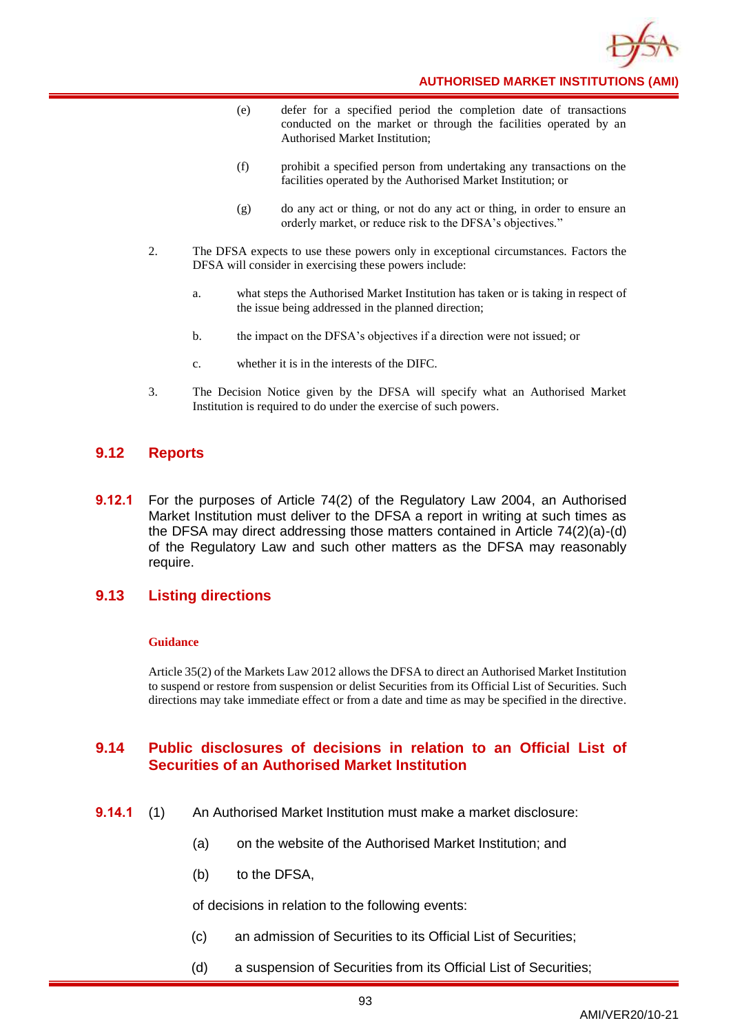(e) defer for a specified period the completion date of transactions conducted on the market or through the facilities operated by an Authorised Market Institution;

(f) prohibit a specified person from undertaking any transactions on the facilities operated by the Authorised Market Institution; or

(g) do any act or thing, or not do any act or thing, in order to ensure an orderly market, or reduce risk to the DFSA's objectives."

2. The DFSA expects to use these powers only in exceptional circumstances. Factors the DFSA will consider in exercising these powers include:

   a. what steps the Authorised Market Institution has taken or is taking in respect of the issue being addressed in the planned direction;

   b. the impact on the DFSA's objectives if a direction were not issued; or

   c. whether it is in the interests of the DIFC.

3. The Decision Notice given by the DFSA will specify what an Authorised Market Institution is required to do under the exercise of such powers.

## 9.12 Reports

**9.12.1** For the purposes of Article 74(2) of the Regulatory Law 2004, an Authorised Market Institution must deliver to the DFSA a report in writing at such times as the DFSA may direct addressing those matters contained in Article 74(2)(a)-(d) of the Regulatory Law and such other matters as the DFSA may reasonably require.

## 9.13 Listing directions

**Guidance**

Article 35(2) of the Markets Law 2012 allows the DFSA to direct an Authorised Market Institution to suspend or restore from suspension or delist Securities from its Official List of Securities. Such directions may take immediate effect or from a date and time as may be specified in the directive.

## 9.14 Public disclosures of decisions in relation to an Official List of Securities of an Authorised Market Institution

**9.14.1** (1) An Authorised Market Institution must make a market disclosure:

   (a) on the website of the Authorised Market Institution; and

   (b) to the DFSA,

   of decisions in relation to the following events:

   (c) an admission of Securities to its Official List of Securities;

   (d) a suspension of Securities from its Official List of Securities;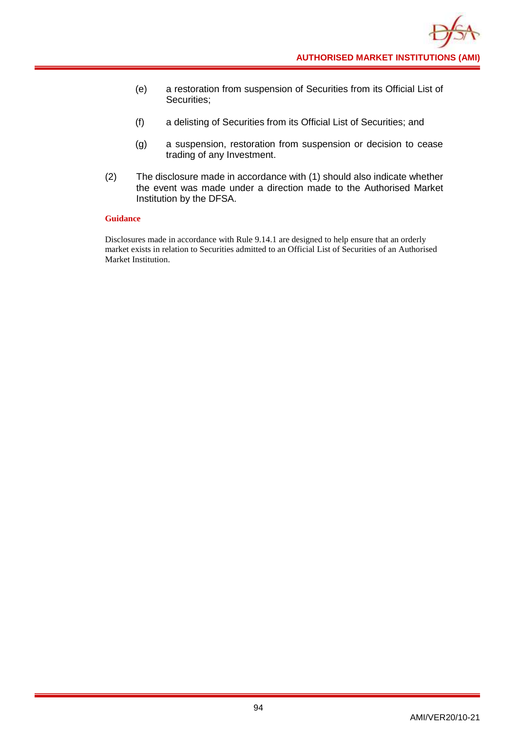(e) a restoration from suspension of Securities from its Official List of Securities;

(f) a delisting of Securities from its Official List of Securities; and

(g) a suspension, restoration from suspension or decision to cease trading of any Investment.

(2) The disclosure made in accordance with (1) should also indicate whether the event was made under a direction made to the Authorised Market Institution by the DFSA.

**Guidance**

Disclosures made in accordance with Rule 9.14.1 are designed to help ensure that an orderly market exists in relation to Securities admitted to an Official List of Securities of an Authorised Market Institution.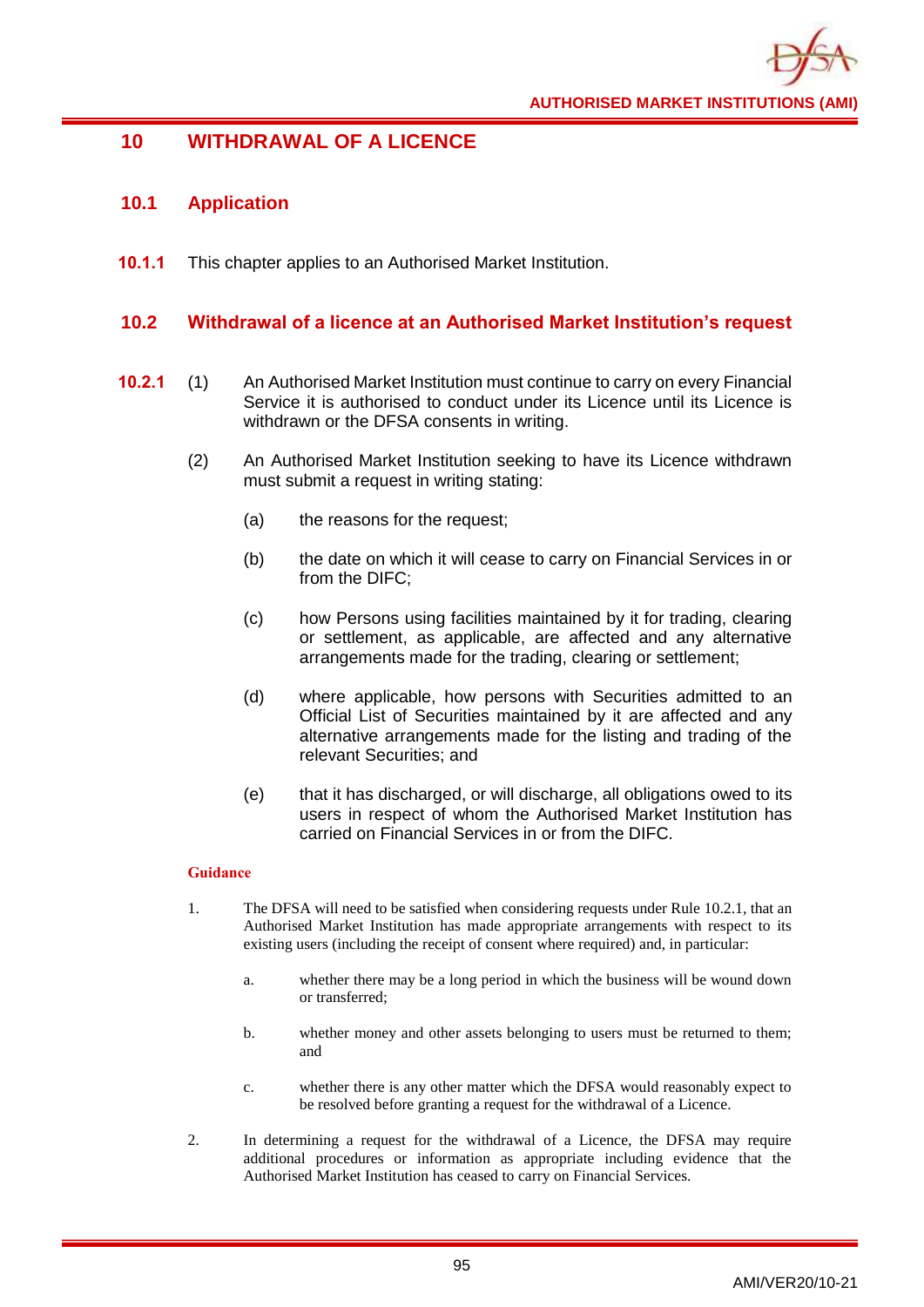# 10 WITHDRAWAL OF A LICENCE

## 10.1 Application

**10.1.1** This chapter applies to an Authorised Market Institution.

## 10.2 Withdrawal of a licence at an Authorised Market Institution's request

**10.2.1** (1) An Authorised Market Institution must continue to carry on every Financial Service it is authorised to conduct under its Licence until its Licence is withdrawn or the DFSA consents in writing.

(2) An Authorised Market Institution seeking to have its Licence withdrawn must submit a request in writing stating:

(a) the reasons for the request;

(b) the date on which it will cease to carry on Financial Services in or from the DIFC;

(c) how Persons using facilities maintained by it for trading, clearing or settlement, as applicable, are affected and any alternative arrangements made for the trading, clearing or settlement;

(d) where applicable, how persons with Securities admitted to an Official List of Securities maintained by it are affected and any alternative arrangements made for the listing and trading of the relevant Securities; and

(e) that it has discharged, or will discharge, all obligations owed to its users in respect of whom the Authorised Market Institution has carried on Financial Services in or from the DIFC.

**Guidance**

1. The DFSA will need to be satisfied when considering requests under Rule 10.2.1, that an Authorised Market Institution has made appropriate arrangements with respect to its existing users (including the receipt of consent where required) and, in particular:

   a. whether there may be a long period in which the business will be wound down or transferred;

   b. whether money and other assets belonging to users must be returned to them; and

   c. whether there is any other matter which the DFSA would reasonably expect to be resolved before granting a request for the withdrawal of a Licence.

2. In determining a request for the withdrawal of a Licence, the DFSA may require additional procedures or information as appropriate including evidence that the Authorised Market Institution has ceased to carry on Financial Services.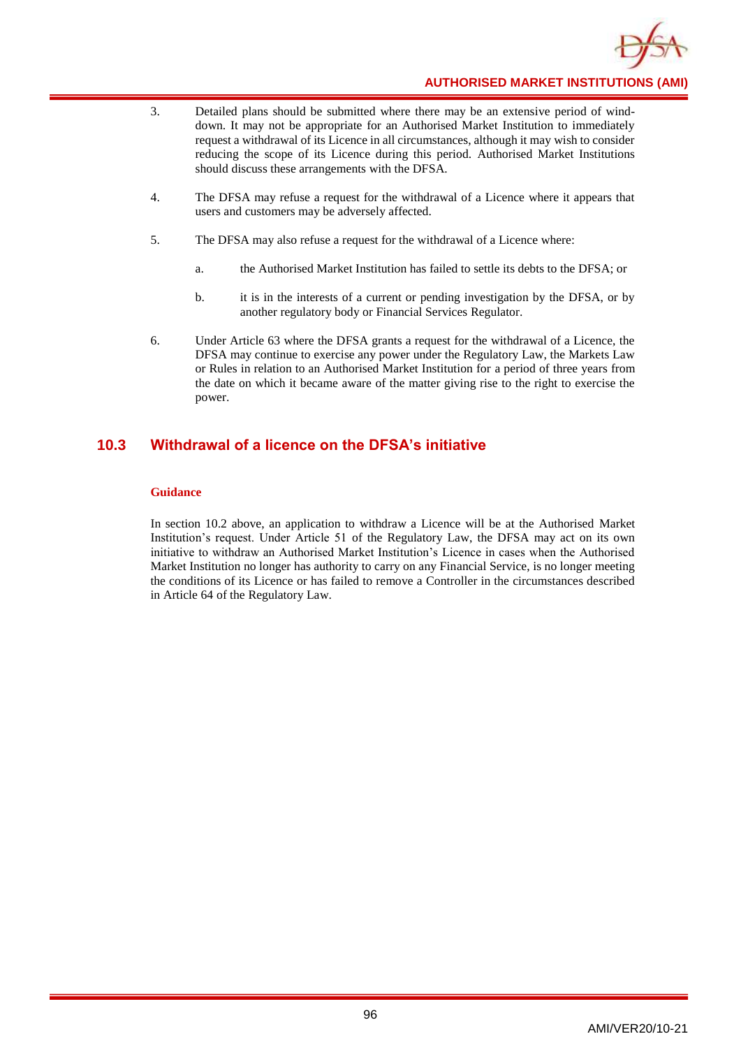3. Detailed plans should be submitted where there may be an extensive period of wind-down. It may not be appropriate for an Authorised Market Institution to immediately request a withdrawal of its Licence in all circumstances, although it may wish to consider reducing the scope of its Licence during this period. Authorised Market Institutions should discuss these arrangements with the DFSA.

4. The DFSA may refuse a request for the withdrawal of a Licence where it appears that users and customers may be adversely affected.

5. The DFSA may also refuse a request for the withdrawal of a Licence where:

   a. the Authorised Market Institution has failed to settle its debts to the DFSA; or

   b. it is in the interests of a current or pending investigation by the DFSA, or by another regulatory body or Financial Services Regulator.

6. Under Article 63 where the DFSA grants a request for the withdrawal of a Licence, the DFSA may continue to exercise any power under the Regulatory Law, the Markets Law or Rules in relation to an Authorised Market Institution for a period of three years from the date on which it became aware of the matter giving rise to the right to exercise the power.

## 10.3 Withdrawal of a licence on the DFSA's initiative

**Guidance**

In section 10.2 above, an application to withdraw a Licence will be at the Authorised Market Institution's request. Under Article 51 of the Regulatory Law, the DFSA may act on its own initiative to withdraw an Authorised Market Institution's Licence in cases when the Authorised Market Institution no longer has authority to carry on any Financial Service, is no longer meeting the conditions of its Licence or has failed to remove a Controller in the circumstances described in Article 64 of the Regulatory Law.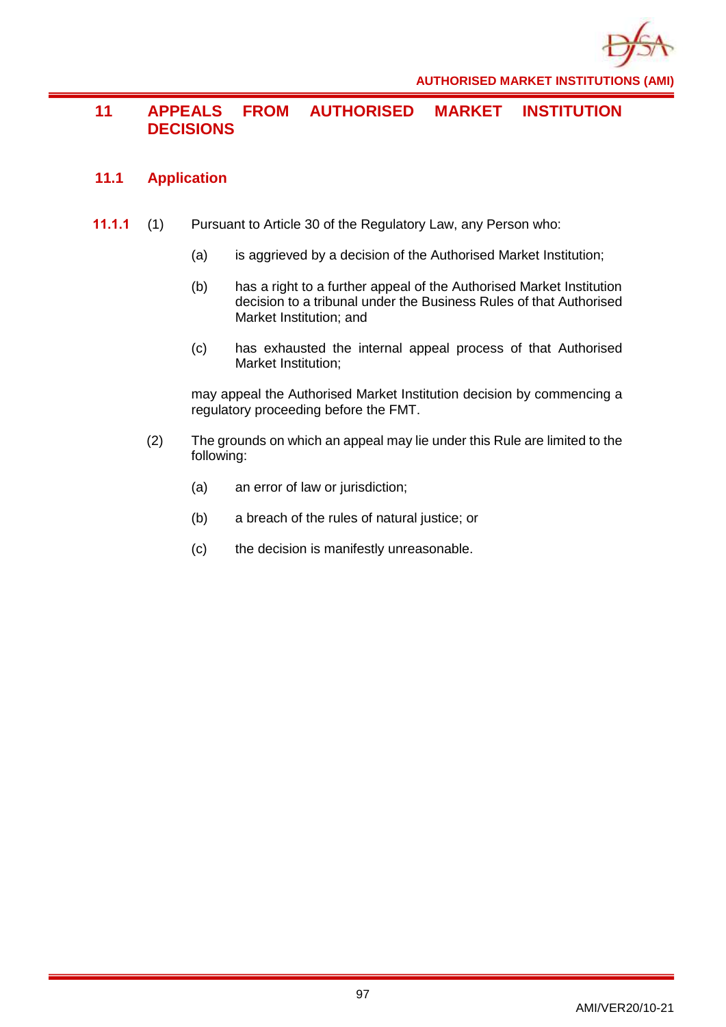## 11 APPEALS FROM AUTHORISED MARKET INSTITUTION DECISIONS

### 11.1 Application

**11.1.1** (1) Pursuant to Article 30 of the Regulatory Law, any Person who:

(a) is aggrieved by a decision of the Authorised Market Institution;

(b) has a right to a further appeal of the Authorised Market Institution decision to a tribunal under the Business Rules of that Authorised Market Institution; and

(c) has exhausted the internal appeal process of that Authorised Market Institution;

may appeal the Authorised Market Institution decision by commencing a regulatory proceeding before the FMT.

(2) The grounds on which an appeal may lie under this Rule are limited to the following:

(a) an error of law or jurisdiction;

(b) a breach of the rules of natural justice; or

(c) the decision is manifestly unreasonable.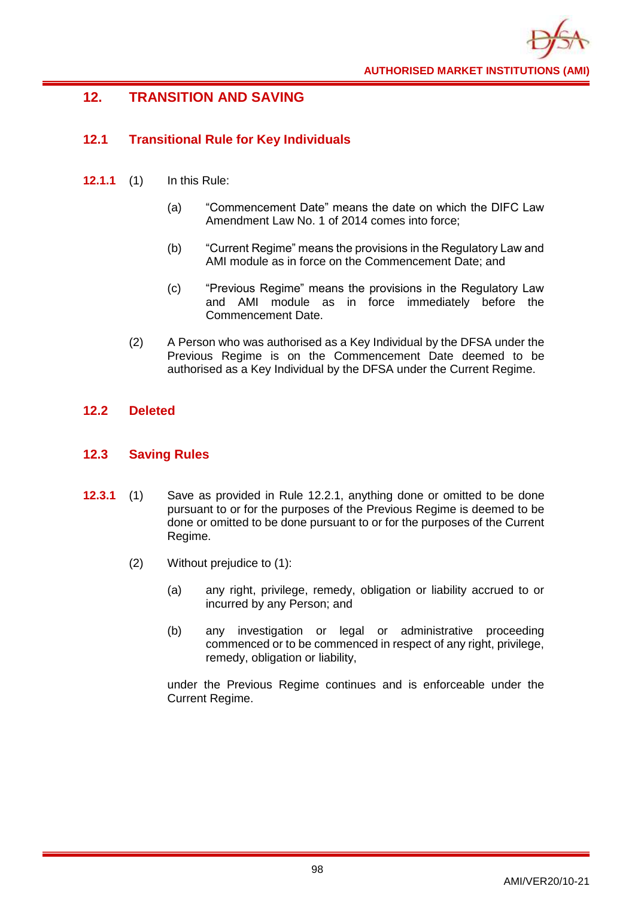## 12. TRANSITION AND SAVING

### 12.1 Transitional Rule for Key Individuals

**12.1.1** (1) In this Rule:

(a) "Commencement Date" means the date on which the DIFC Law Amendment Law No. 1 of 2014 comes into force;

(b) "Current Regime" means the provisions in the Regulatory Law and AMI module as in force on the Commencement Date; and

(c) "Previous Regime" means the provisions in the Regulatory Law and AMI module as in force immediately before the Commencement Date.

(2) A Person who was authorised as a Key Individual by the DFSA under the Previous Regime is on the Commencement Date deemed to be authorised as a Key Individual by the DFSA under the Current Regime.

### 12.2 Deleted

### 12.3 Saving Rules

**12.3.1** (1) Save as provided in Rule 12.2.1, anything done or omitted to be done pursuant to or for the purposes of the Previous Regime is deemed to be done or omitted to be done pursuant to or for the purposes of the Current Regime.

(2) Without prejudice to (1):

(a) any right, privilege, remedy, obligation or liability accrued to or incurred by any Person; and

(b) any investigation or legal or administrative proceeding commenced or to be commenced in respect of any right, privilege, remedy, obligation or liability,

under the Previous Regime continues and is enforceable under the Current Regime.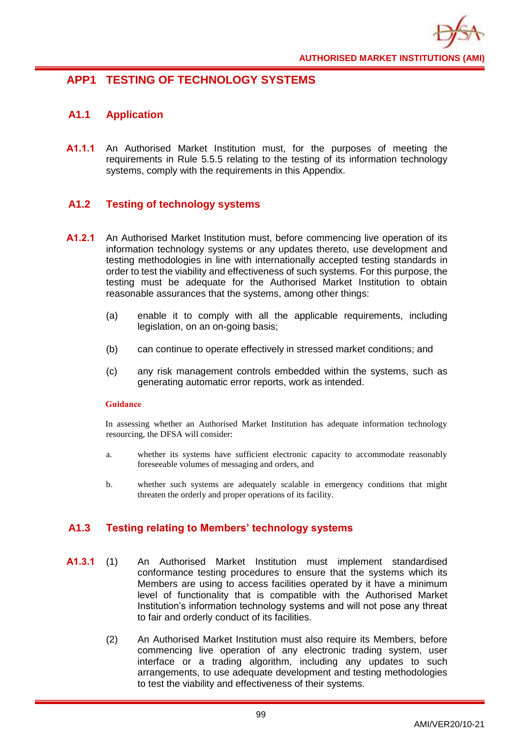## APP1 TESTING OF TECHNOLOGY SYSTEMS

### A1.1 Application

**A1.1.1** An Authorised Market Institution must, for the purposes of meeting the requirements in Rule 5.5.5 relating to the testing of its information technology systems, comply with the requirements in this Appendix.

### A1.2 Testing of technology systems

**A1.2.1** An Authorised Market Institution must, before commencing live operation of its information technology systems or any updates thereto, use development and testing methodologies in line with internationally accepted testing standards in order to test the viability and effectiveness of such systems. For this purpose, the testing must be adequate for the Authorised Market Institution to obtain reasonable assurances that the systems, among other things:

(a) enable it to comply with all the applicable requirements, including legislation, on an on-going basis;

(b) can continue to operate effectively in stressed market conditions; and

(c) any risk management controls embedded within the systems, such as generating automatic error reports, work as intended.

**Guidance**

In assessing whether an Authorised Market Institution has adequate information technology resourcing, the DFSA will consider:

a. whether its systems have sufficient electronic capacity to accommodate reasonably foreseeable volumes of messaging and orders, and

b. whether such systems are adequately scalable in emergency conditions that might threaten the orderly and proper operations of its facility.

### A1.3 Testing relating to Members' technology systems

**A1.3.1** (1) An Authorised Market Institution must implement standardised conformance testing procedures to ensure that the systems which its Members are using to access facilities operated by it have a minimum level of functionality that is compatible with the Authorised Market Institution's information technology systems and will not pose any threat to fair and orderly conduct of its facilities.

(2) An Authorised Market Institution must also require its Members, before commencing live operation of any electronic trading system, user interface or a trading algorithm, including any updates to such arrangements, to use adequate development and testing methodologies to test the viability and effectiveness of their systems.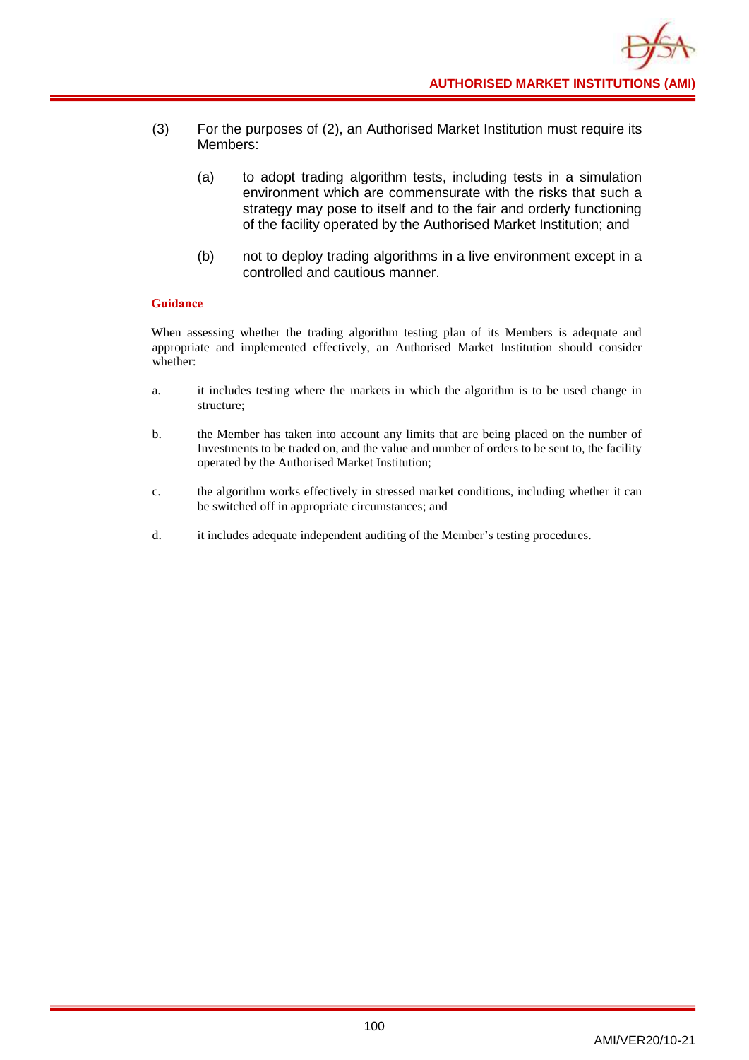(3) For the purposes of (2), an Authorised Market Institution must require its Members:

   (a) to adopt trading algorithm tests, including tests in a simulation environment which are commensurate with the risks that such a strategy may pose to itself and to the fair and orderly functioning of the facility operated by the Authorised Market Institution; and

   (b) not to deploy trading algorithms in a live environment except in a controlled and cautious manner.

**Guidance**

When assessing whether the trading algorithm testing plan of its Members is adequate and appropriate and implemented effectively, an Authorised Market Institution should consider whether:

a. it includes testing where the markets in which the algorithm is to be used change in structure;

b. the Member has taken into account any limits that are being placed on the number of Investments to be traded on, and the value and number of orders to be sent to, the facility operated by the Authorised Market Institution;

c. the algorithm works effectively in stressed market conditions, including whether it can be switched off in appropriate circumstances; and

d. it includes adequate independent auditing of the Member's testing procedures.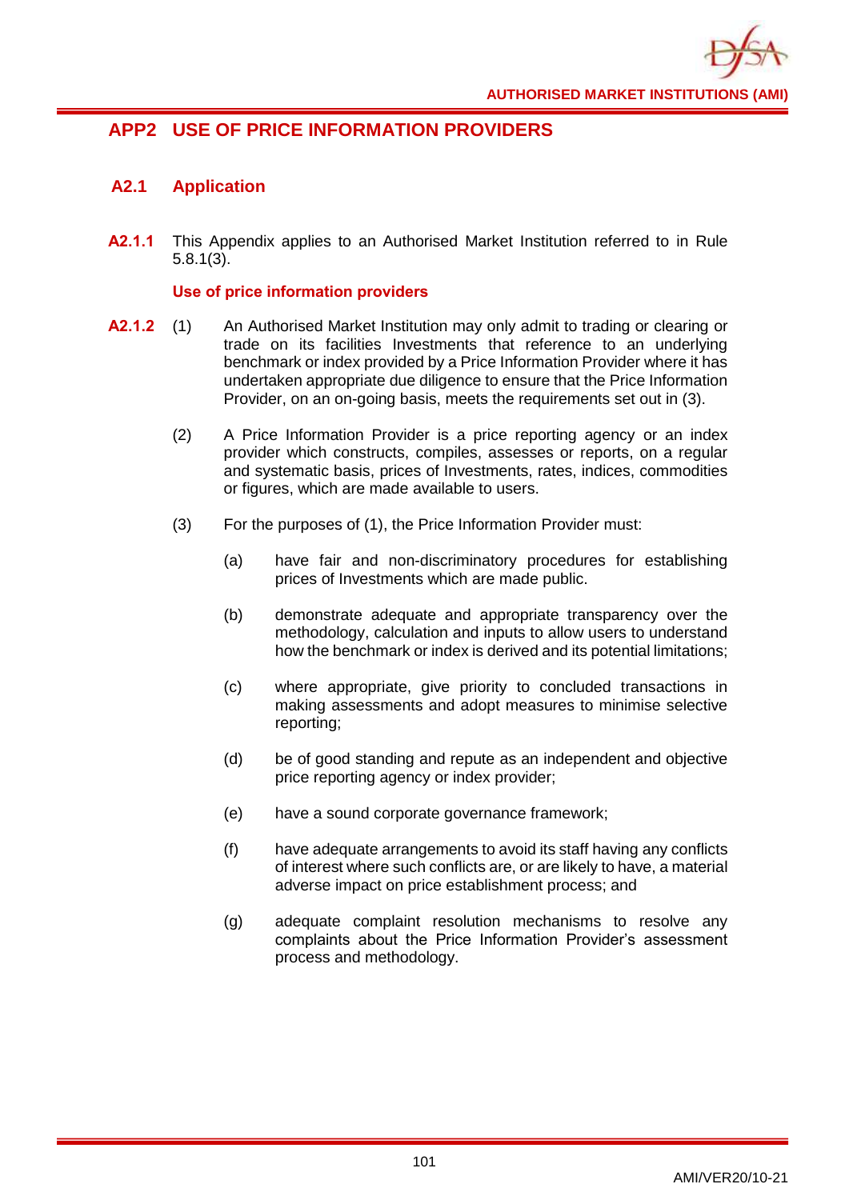## APP2 USE OF PRICE INFORMATION PROVIDERS

### A2.1 Application

**A2.1.1** This Appendix applies to an Authorised Market Institution referred to in Rule 5.8.1(3).

**Use of price information providers**

**A2.1.2** (1) An Authorised Market Institution may only admit to trading or clearing or trade on its facilities Investments that reference to an underlying benchmark or index provided by a Price Information Provider where it has undertaken appropriate due diligence to ensure that the Price Information Provider, on an on-going basis, meets the requirements set out in (3).

(2) A Price Information Provider is a price reporting agency or an index provider which constructs, compiles, assesses or reports, on a regular and systematic basis, prices of Investments, rates, indices, commodities or figures, which are made available to users.

(3) For the purposes of (1), the Price Information Provider must:

(a) have fair and non-discriminatory procedures for establishing prices of Investments which are made public.

(b) demonstrate adequate and appropriate transparency over the methodology, calculation and inputs to allow users to understand how the benchmark or index is derived and its potential limitations;

(c) where appropriate, give priority to concluded transactions in making assessments and adopt measures to minimise selective reporting;

(d) be of good standing and repute as an independent and objective price reporting agency or index provider;

(e) have a sound corporate governance framework;

(f) have adequate arrangements to avoid its staff having any conflicts of interest where such conflicts are, or are likely to have, a material adverse impact on price establishment process; and

(g) adequate complaint resolution mechanisms to resolve any complaints about the Price Information Provider's assessment process and methodology.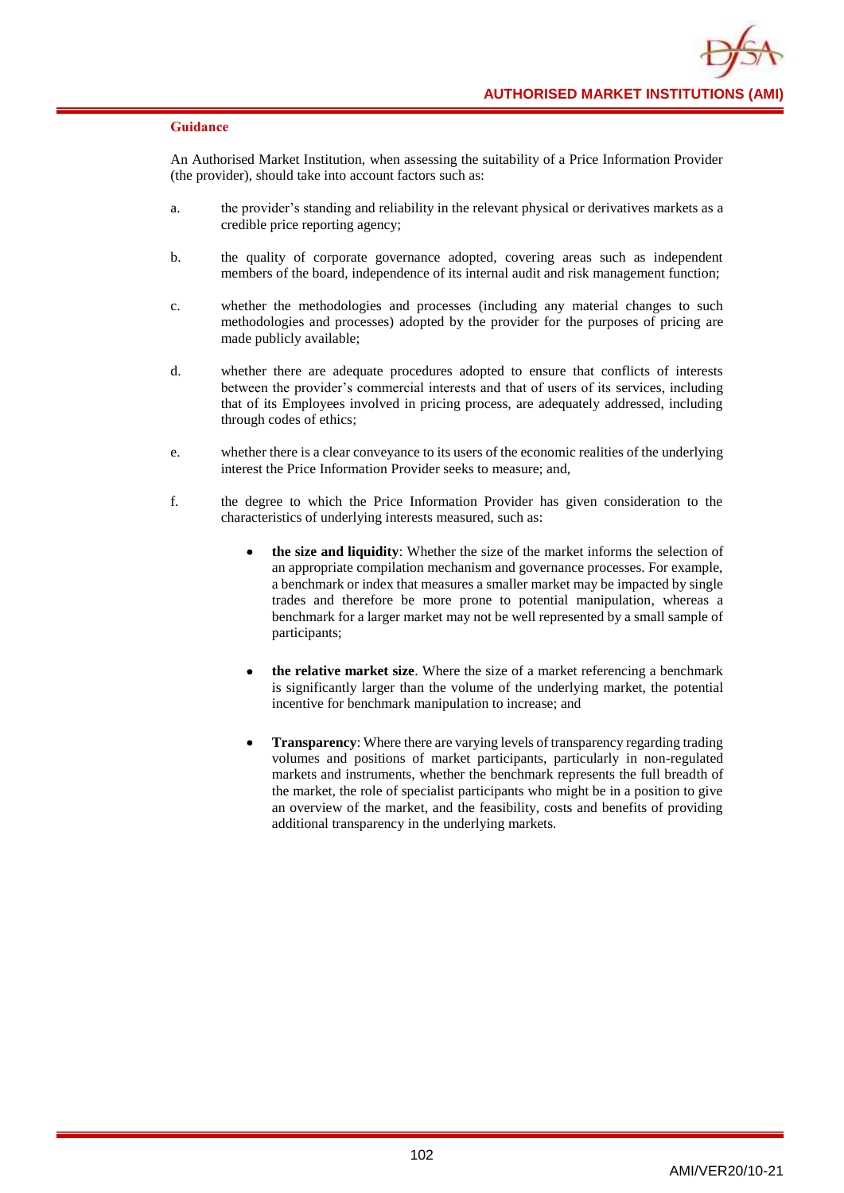**Guidance**

An Authorised Market Institution, when assessing the suitability of a Price Information Provider (the provider), should take into account factors such as:

a. the provider's standing and reliability in the relevant physical or derivatives markets as a credible price reporting agency;

b. the quality of corporate governance adopted, covering areas such as independent members of the board, independence of its internal audit and risk management function;

c. whether the methodologies and processes (including any material changes to such methodologies and processes) adopted by the provider for the purposes of pricing are made publicly available;

d. whether there are adequate procedures adopted to ensure that conflicts of interests between the provider's commercial interests and that of users of its services, including that of its Employees involved in pricing process, are adequately addressed, including through codes of ethics;

e. whether there is a clear conveyance to its users of the economic realities of the underlying interest the Price Information Provider seeks to measure; and,

f. the degree to which the Price Information Provider has given consideration to the characteristics of underlying interests measured, such as:

- **the size and liquidity**: Whether the size of the market informs the selection of an appropriate compilation mechanism and governance processes. For example, a benchmark or index that measures a smaller market may be impacted by single trades and therefore be more prone to potential manipulation, whereas a benchmark for a larger market may not be well represented by a small sample of participants;

- **the relative market size**. Where the size of a market referencing a benchmark is significantly larger than the volume of the underlying market, the potential incentive for benchmark manipulation to increase; and

- **Transparency**: Where there are varying levels of transparency regarding trading volumes and positions of market participants, particularly in non-regulated markets and instruments, whether the benchmark represents the full breadth of the market, the role of specialist participants who might be in a position to give an overview of the market, and the feasibility, costs and benefits of providing additional transparency in the underlying markets.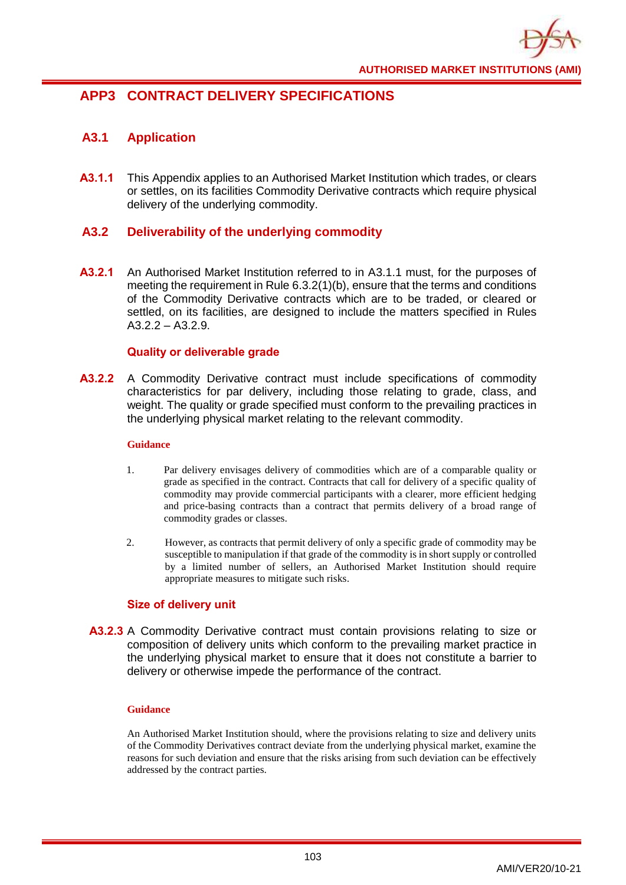# APP3 CONTRACT DELIVERY SPECIFICATIONS

## A3.1 Application

**A3.1.1** This Appendix applies to an Authorised Market Institution which trades, or clears or settles, on its facilities Commodity Derivative contracts which require physical delivery of the underlying commodity.

## A3.2 Deliverability of the underlying commodity

**A3.2.1** An Authorised Market Institution referred to in A3.1.1 must, for the purposes of meeting the requirement in Rule 6.3.2(1)(b), ensure that the terms and conditions of the Commodity Derivative contracts which are to be traded, or cleared or settled, on its facilities, are designed to include the matters specified in Rules A3.2.2 – A3.2.9.

### Quality or deliverable grade

**A3.2.2** A Commodity Derivative contract must include specifications of commodity characteristics for par delivery, including those relating to grade, class, and weight. The quality or grade specified must conform to the prevailing practices in the underlying physical market relating to the relevant commodity.

**Guidance**

1. Par delivery envisages delivery of commodities which are of a comparable quality or grade as specified in the contract. Contracts that call for delivery of a specific quality of commodity may provide commercial participants with a clearer, more efficient hedging and price-basing contracts than a contract that permits delivery of a broad range of commodity grades or classes.

2. However, as contracts that permit delivery of only a specific grade of commodity may be susceptible to manipulation if that grade of the commodity is in short supply or controlled by a limited number of sellers, an Authorised Market Institution should require appropriate measures to mitigate such risks.

### Size of delivery unit

**A3.2.3** A Commodity Derivative contract must contain provisions relating to size or composition of delivery units which conform to the prevailing market practice in the underlying physical market to ensure that it does not constitute a barrier to delivery or otherwise impede the performance of the contract.

**Guidance**

An Authorised Market Institution should, where the provisions relating to size and delivery units of the Commodity Derivatives contract deviate from the underlying physical market, examine the reasons for such deviation and ensure that the risks arising from such deviation can be effectively addressed by the contract parties.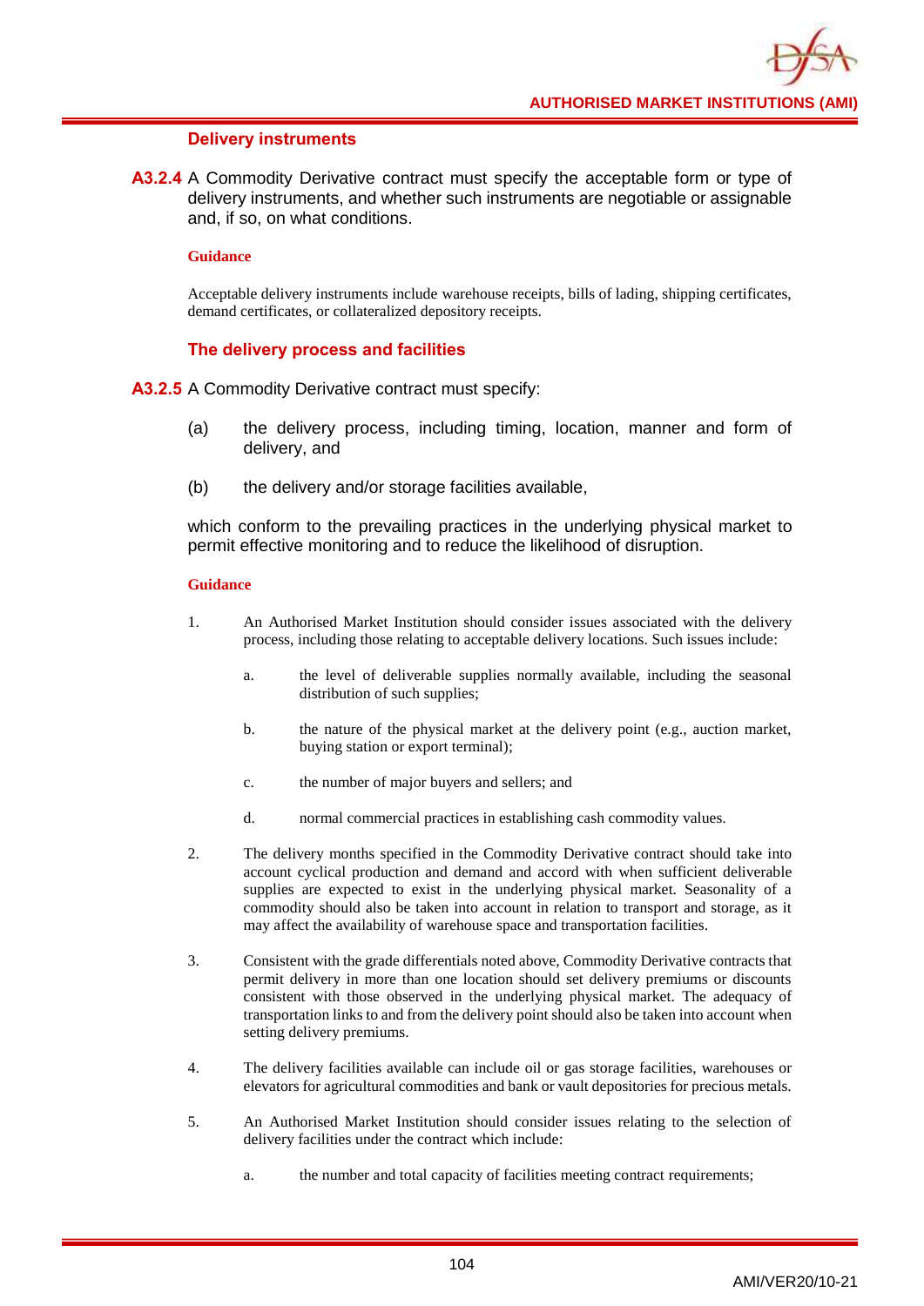### Delivery instruments

**A3.2.4** A Commodity Derivative contract must specify the acceptable form or type of delivery instruments, and whether such instruments are negotiable or assignable and, if so, on what conditions.

**Guidance**

Acceptable delivery instruments include warehouse receipts, bills of lading, shipping certificates, demand certificates, or collateralized depository receipts.

### The delivery process and facilities

**A3.2.5** A Commodity Derivative contract must specify:

(a) the delivery process, including timing, location, manner and form of delivery, and

(b) the delivery and/or storage facilities available,

which conform to the prevailing practices in the underlying physical market to permit effective monitoring and to reduce the likelihood of disruption.

**Guidance**

1. An Authorised Market Institution should consider issues associated with the delivery process, including those relating to acceptable delivery locations. Such issues include:

   a. the level of deliverable supplies normally available, including the seasonal distribution of such supplies;

   b. the nature of the physical market at the delivery point (e.g., auction market, buying station or export terminal);

   c. the number of major buyers and sellers; and

   d. normal commercial practices in establishing cash commodity values.

2. The delivery months specified in the Commodity Derivative contract should take into account cyclical production and demand and accord with when sufficient deliverable supplies are expected to exist in the underlying physical market. Seasonality of a commodity should also be taken into account in relation to transport and storage, as it may affect the availability of warehouse space and transportation facilities.

3. Consistent with the grade differentials noted above, Commodity Derivative contracts that permit delivery in more than one location should set delivery premiums or discounts consistent with those observed in the underlying physical market. The adequacy of transportation links to and from the delivery point should also be taken into account when setting delivery premiums.

4. The delivery facilities available can include oil or gas storage facilities, warehouses or elevators for agricultural commodities and bank or vault depositories for precious metals.

5. An Authorised Market Institution should consider issues relating to the selection of delivery facilities under the contract which include:

   a. the number and total capacity of facilities meeting contract requirements;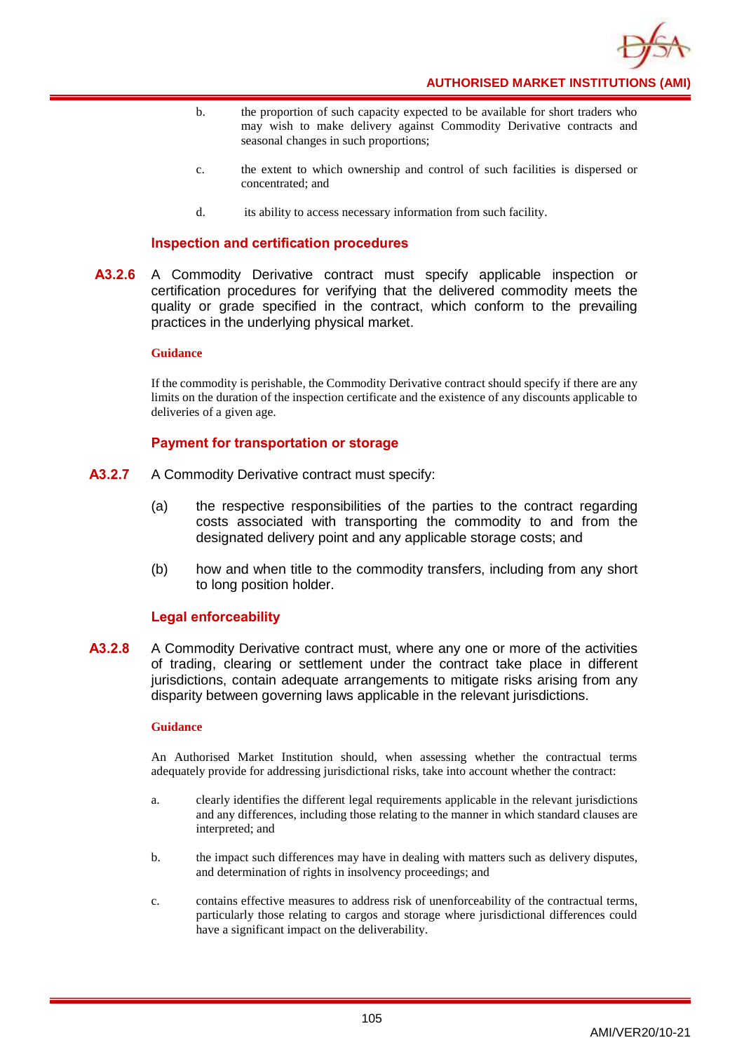b. the proportion of such capacity expected to be available for short traders who may wish to make delivery against Commodity Derivative contracts and seasonal changes in such proportions;

c. the extent to which ownership and control of such facilities is dispersed or concentrated; and

d. its ability to access necessary information from such facility.

### Inspection and certification procedures

**A3.2.6** A Commodity Derivative contract must specify applicable inspection or certification procedures for verifying that the delivered commodity meets the quality or grade specified in the contract, which conform to the prevailing practices in the underlying physical market.

**Guidance**

If the commodity is perishable, the Commodity Derivative contract should specify if there are any limits on the duration of the inspection certificate and the existence of any discounts applicable to deliveries of a given age.

### Payment for transportation or storage

**A3.2.7** A Commodity Derivative contract must specify:

(a) the respective responsibilities of the parties to the contract regarding costs associated with transporting the commodity to and from the designated delivery point and any applicable storage costs; and

(b) how and when title to the commodity transfers, including from any short to long position holder.

### Legal enforceability

**A3.2.8** A Commodity Derivative contract must, where any one or more of the activities of trading, clearing or settlement under the contract take place in different jurisdictions, contain adequate arrangements to mitigate risks arising from any disparity between governing laws applicable in the relevant jurisdictions.

**Guidance**

An Authorised Market Institution should, when assessing whether the contractual terms adequately provide for addressing jurisdictional risks, take into account whether the contract:

a. clearly identifies the different legal requirements applicable in the relevant jurisdictions and any differences, including those relating to the manner in which standard clauses are interpreted; and

b. the impact such differences may have in dealing with matters such as delivery disputes, and determination of rights in insolvency proceedings; and

c. contains effective measures to address risk of unenforceability of the contractual terms, particularly those relating to cargos and storage where jurisdictional differences could have a significant impact on the deliverability.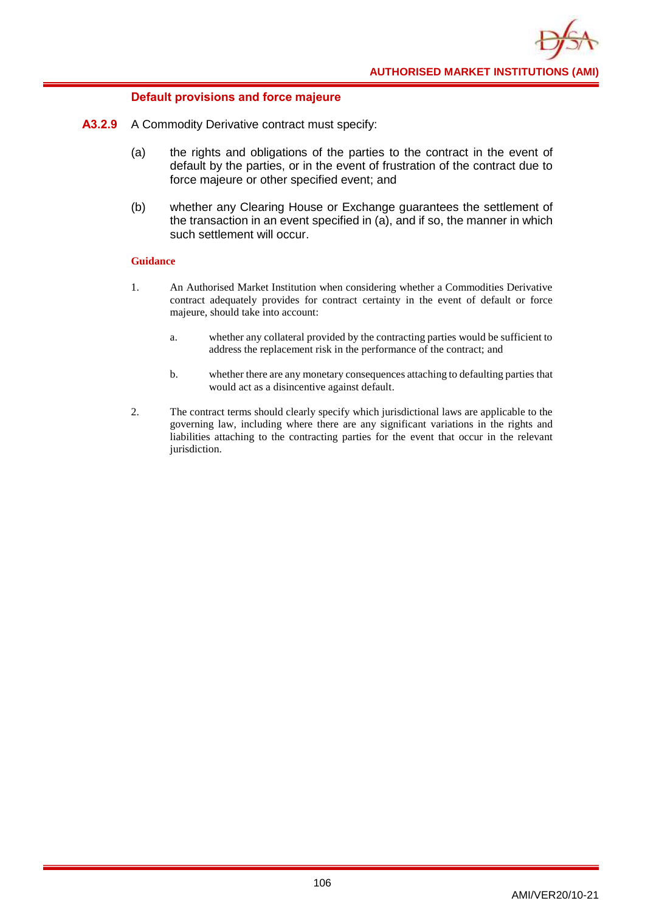### Default provisions and force majeure

**A3.2.9** A Commodity Derivative contract must specify:

(a) the rights and obligations of the parties to the contract in the event of default by the parties, or in the event of frustration of the contract due to force majeure or other specified event; and

(b) whether any Clearing House or Exchange guarantees the settlement of the transaction in an event specified in (a), and if so, the manner in which such settlement will occur.

**Guidance**

1. An Authorised Market Institution when considering whether a Commodities Derivative contract adequately provides for contract certainty in the event of default or force majeure, should take into account:

   a. whether any collateral provided by the contracting parties would be sufficient to address the replacement risk in the performance of the contract; and

   b. whether there are any monetary consequences attaching to defaulting parties that would act as a disincentive against default.

2. The contract terms should clearly specify which jurisdictional laws are applicable to the governing law, including where there are any significant variations in the rights and liabilities attaching to the contracting parties for the event that occur in the relevant jurisdiction.